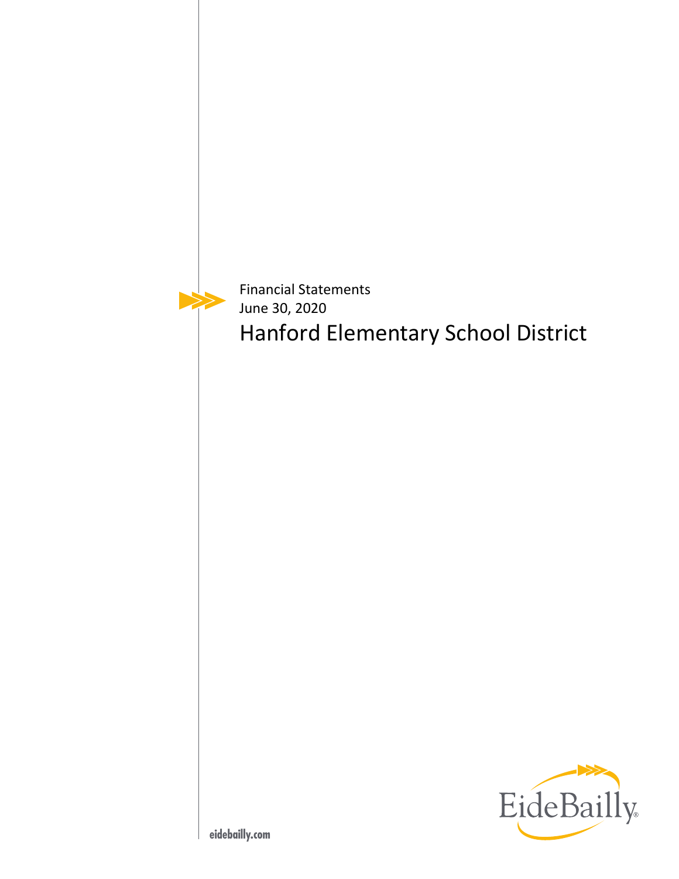Financial Statements

June 30, 2020

# Hanford Elementary School District

EideBailly

eidebailly.com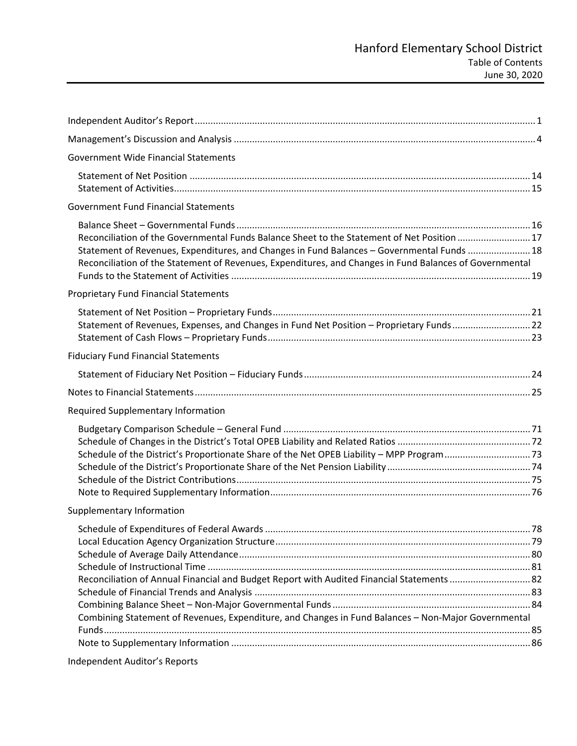# Hanford Elementary School District

Table of Contents

June 30, 2020

| | |
|---|---|
| Independent Auditor's Report | 1 |
| Management's Discussion and Analysis | 4 |
| **Government Wide Financial Statements** | |
| Statement of Net Position | 14 |
| Statement of Activities | 15 |
| **Government Fund Financial Statements** | |
| Balance Sheet – Governmental Funds | 16 |
| Reconciliation of the Governmental Funds Balance Sheet to the Statement of Net Position | 17 |
| Statement of Revenues, Expenditures, and Changes in Fund Balances – Governmental Funds | 18 |
| Reconciliation of the Statement of Revenues, Expenditures, and Changes in Fund Balances of Governmental Funds to the Statement of Activities | 19 |
| **Proprietary Fund Financial Statements** | |
| Statement of Net Position – Proprietary Funds | 21 |
| Statement of Revenues, Expenses, and Changes in Fund Net Position – Proprietary Funds | 22 |
| Statement of Cash Flows – Proprietary Funds | 23 |
| **Fiduciary Fund Financial Statements** | |
| Statement of Fiduciary Net Position – Fiduciary Funds | 24 |
| Notes to Financial Statements | 25 |
| **Required Supplementary Information** | |
| Budgetary Comparison Schedule – General Fund | 71 |
| Schedule of Changes in the District's Total OPEB Liability and Related Ratios | 72 |
| Schedule of the District's Proportionate Share of the Net OPEB Liability – MPP Program | 73 |
| Schedule of the District's Proportionate Share of the Net Pension Liability | 74 |
| Schedule of the District Contributions | 75 |
| Note to Required Supplementary Information | 76 |
| **Supplementary Information** | |
| Schedule of Expenditures of Federal Awards | 78 |
| Local Education Agency Organization Structure | 79 |
| Schedule of Average Daily Attendance | 80 |
| Schedule of Instructional Time | 81 |
| Reconciliation of Annual Financial and Budget Report with Audited Financial Statements | 82 |
| Schedule of Financial Trends and Analysis | 83 |
| Combining Balance Sheet – Non-Major Governmental Funds | 84 |
| Combining Statement of Revenues, Expenditure, and Changes in Fund Balances – Non-Major Governmental Funds | 85 |
| Note to Supplementary Information | 86 |
| **Independent Auditor's Reports** | |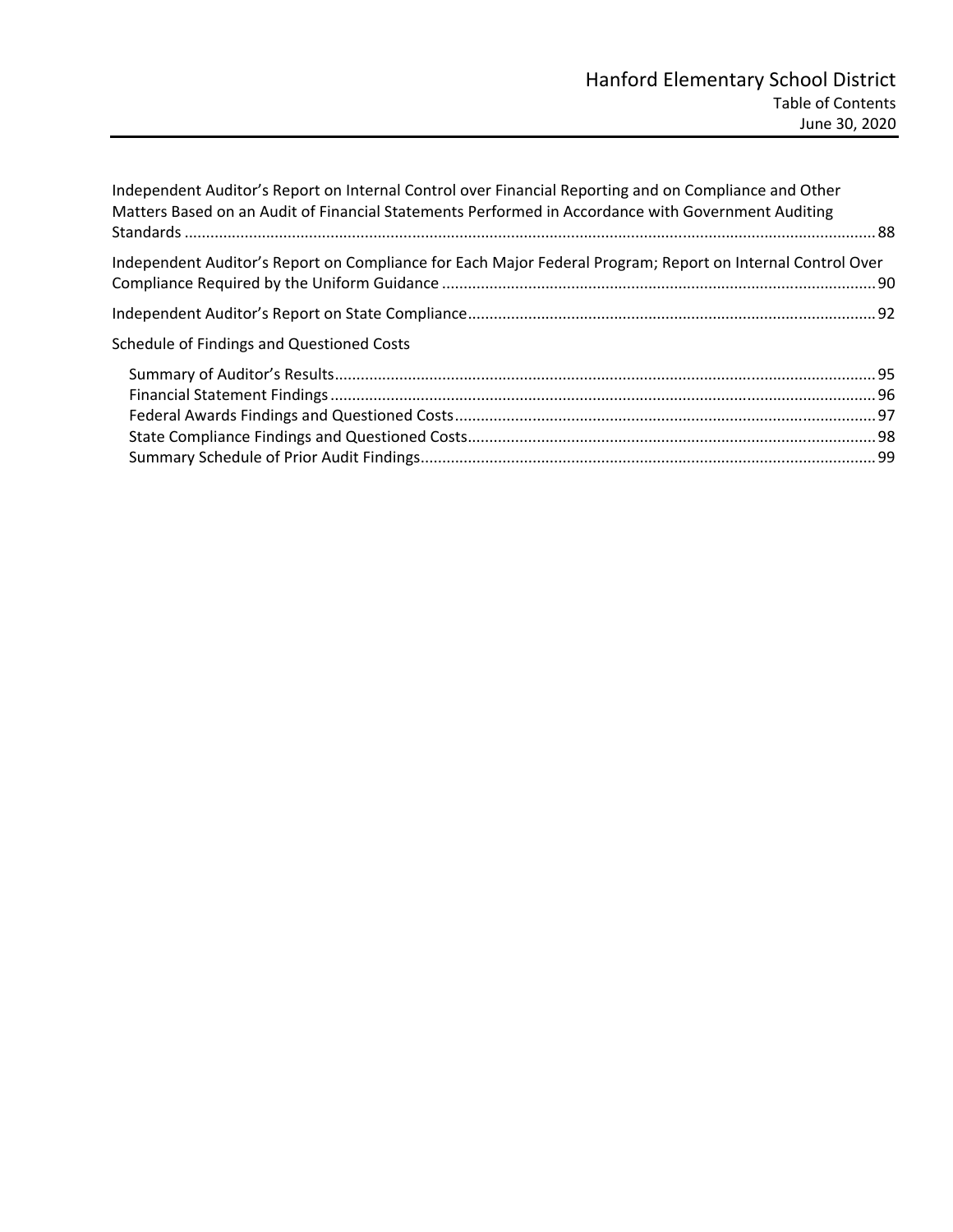Independent Auditor's Report on Internal Control over Financial Reporting and on Compliance and Other Matters Based on an Audit of Financial Statements Performed in Accordance with Government Auditing Standards ............ 88

Independent Auditor's Report on Compliance for Each Major Federal Program; Report on Internal Control Over Compliance Required by the Uniform Guidance ............ 90

Independent Auditor's Report on State Compliance ............ 92

Schedule of Findings and Questioned Costs

- Summary of Auditor's Results ............ 95
- Financial Statement Findings ............ 96
- Federal Awards Findings and Questioned Costs ............ 97
- State Compliance Findings and Questioned Costs ............ 98
- Summary Schedule of Prior Audit Findings ............ 99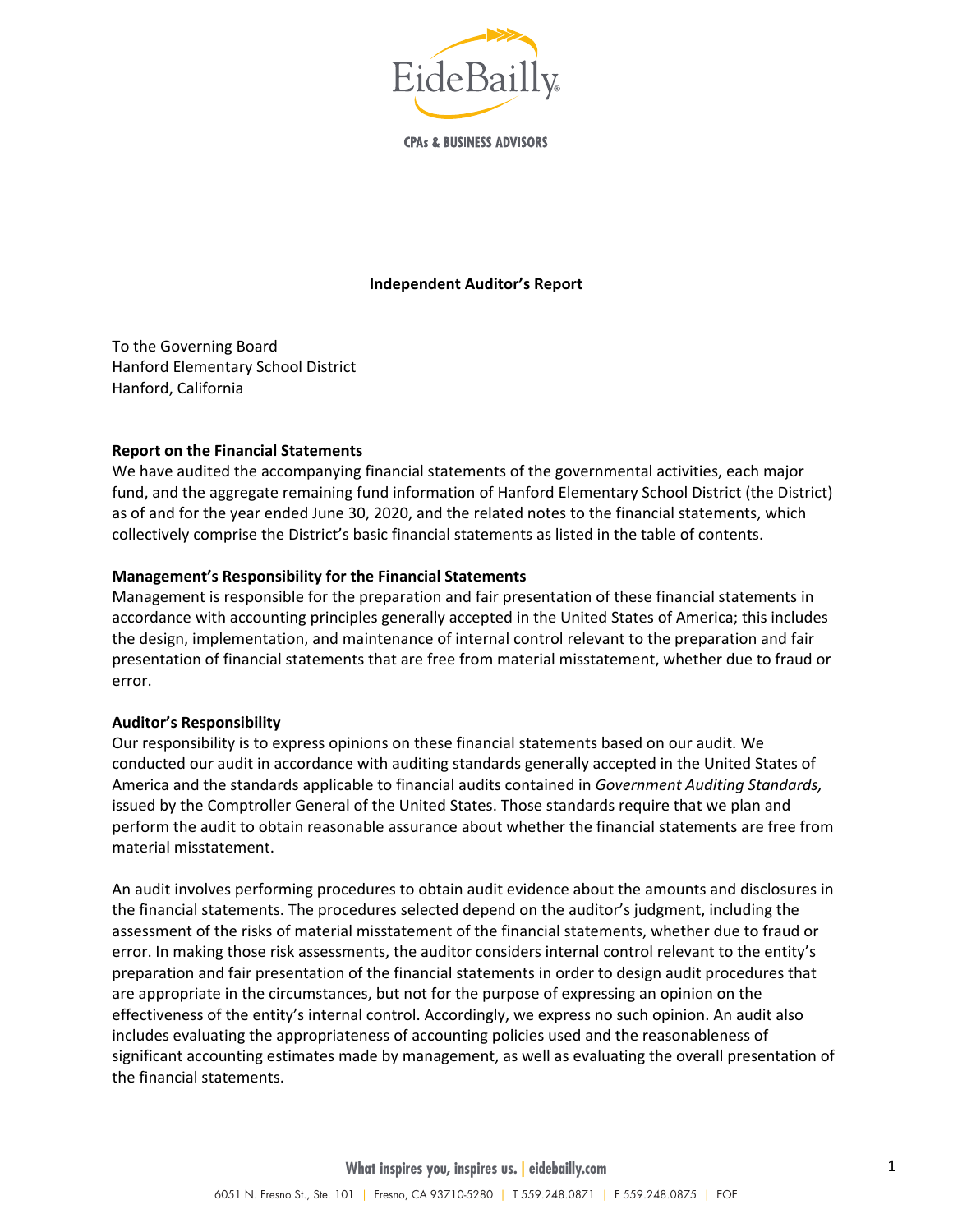EideBailly

CPAs & BUSINESS ADVISORS

**Independent Auditor's Report**

To the Governing Board
Hanford Elementary School District
Hanford, California

**Report on the Financial Statements**

We have audited the accompanying financial statements of the governmental activities, each major fund, and the aggregate remaining fund information of Hanford Elementary School District (the District) as of and for the year ended June 30, 2020, and the related notes to the financial statements, which collectively comprise the District's basic financial statements as listed in the table of contents.

**Management's Responsibility for the Financial Statements**

Management is responsible for the preparation and fair presentation of these financial statements in accordance with accounting principles generally accepted in the United States of America; this includes the design, implementation, and maintenance of internal control relevant to the preparation and fair presentation of financial statements that are free from material misstatement, whether due to fraud or error.

**Auditor's Responsibility**

Our responsibility is to express opinions on these financial statements based on our audit. We conducted our audit in accordance with auditing standards generally accepted in the United States of America and the standards applicable to financial audits contained in *Government Auditing Standards,* issued by the Comptroller General of the United States. Those standards require that we plan and perform the audit to obtain reasonable assurance about whether the financial statements are free from material misstatement.

An audit involves performing procedures to obtain audit evidence about the amounts and disclosures in the financial statements. The procedures selected depend on the auditor's judgment, including the assessment of the risks of material misstatement of the financial statements, whether due to fraud or error. In making those risk assessments, the auditor considers internal control relevant to the entity's preparation and fair presentation of the financial statements in order to design audit procedures that are appropriate in the circumstances, but not for the purpose of expressing an opinion on the effectiveness of the entity's internal control. Accordingly, we express no such opinion. An audit also includes evaluating the appropriateness of accounting policies used and the reasonableness of significant accounting estimates made by management, as well as evaluating the overall presentation of the financial statements.

What inspires you, inspires us. | eidebailly.com

6051 N. Fresno St., Ste. 101 | Fresno, CA 93710-5280 | T 559.248.0871 | F 559.248.0875 | EOE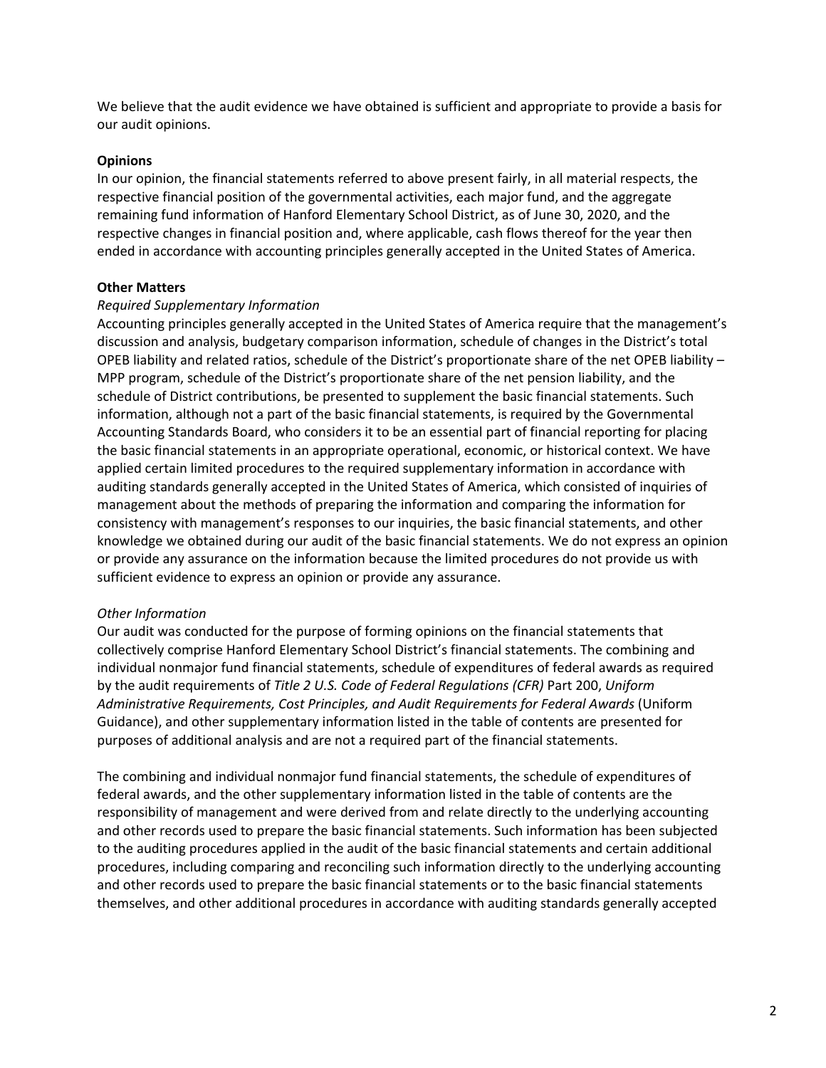We believe that the audit evidence we have obtained is sufficient and appropriate to provide a basis for our audit opinions.

**Opinions**

In our opinion, the financial statements referred to above present fairly, in all material respects, the respective financial position of the governmental activities, each major fund, and the aggregate remaining fund information of Hanford Elementary School District, as of June 30, 2020, and the respective changes in financial position and, where applicable, cash flows thereof for the year then ended in accordance with accounting principles generally accepted in the United States of America.

**Other Matters**

*Required Supplementary Information*

Accounting principles generally accepted in the United States of America require that the management's discussion and analysis, budgetary comparison information, schedule of changes in the District's total OPEB liability and related ratios, schedule of the District's proportionate share of the net OPEB liability – MPP program, schedule of the District's proportionate share of the net pension liability, and the schedule of District contributions, be presented to supplement the basic financial statements. Such information, although not a part of the basic financial statements, is required by the Governmental Accounting Standards Board, who considers it to be an essential part of financial reporting for placing the basic financial statements in an appropriate operational, economic, or historical context. We have applied certain limited procedures to the required supplementary information in accordance with auditing standards generally accepted in the United States of America, which consisted of inquiries of management about the methods of preparing the information and comparing the information for consistency with management's responses to our inquiries, the basic financial statements, and other knowledge we obtained during our audit of the basic financial statements. We do not express an opinion or provide any assurance on the information because the limited procedures do not provide us with sufficient evidence to express an opinion or provide any assurance.

*Other Information*

Our audit was conducted for the purpose of forming opinions on the financial statements that collectively comprise Hanford Elementary School District's financial statements. The combining and individual nonmajor fund financial statements, schedule of expenditures of federal awards as required by the audit requirements of *Title 2 U.S. Code of Federal Regulations (CFR)* Part 200, *Uniform Administrative Requirements, Cost Principles, and Audit Requirements for Federal Awards* (Uniform Guidance), and other supplementary information listed in the table of contents are presented for purposes of additional analysis and are not a required part of the financial statements.

The combining and individual nonmajor fund financial statements, the schedule of expenditures of federal awards, and the other supplementary information listed in the table of contents are the responsibility of management and were derived from and relate directly to the underlying accounting and other records used to prepare the basic financial statements. Such information has been subjected to the auditing procedures applied in the audit of the basic financial statements and certain additional procedures, including comparing and reconciling such information directly to the underlying accounting and other records used to prepare the basic financial statements or to the basic financial statements themselves, and other additional procedures in accordance with auditing standards generally accepted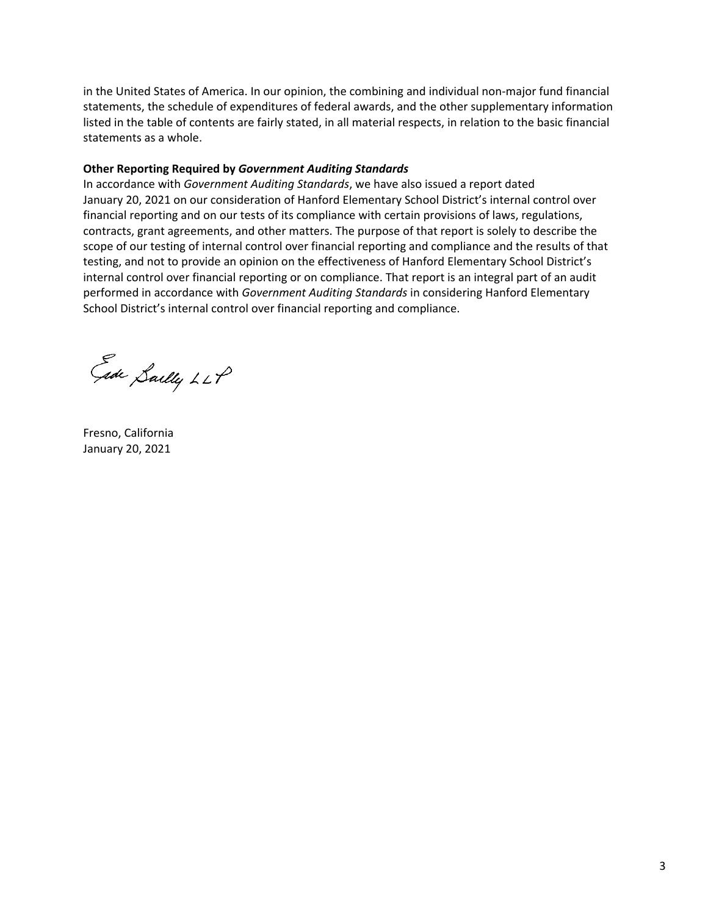in the United States of America. In our opinion, the combining and individual non-major fund financial statements, the schedule of expenditures of federal awards, and the other supplementary information listed in the table of contents are fairly stated, in all material respects, in relation to the basic financial statements as a whole.

**Other Reporting Required by *Government Auditing Standards***

In accordance with *Government Auditing Standards*, we have also issued a report dated January 20, 2021 on our consideration of Hanford Elementary School District's internal control over financial reporting and on our tests of its compliance with certain provisions of laws, regulations, contracts, grant agreements, and other matters. The purpose of that report is solely to describe the scope of our testing of internal control over financial reporting and compliance and the results of that testing, and not to provide an opinion on the effectiveness of Hanford Elementary School District's internal control over financial reporting or on compliance. That report is an integral part of an audit performed in accordance with *Government Auditing Standards* in considering Hanford Elementary School District's internal control over financial reporting and compliance.

Eide Bailly LLP

Fresno, California
January 20, 2021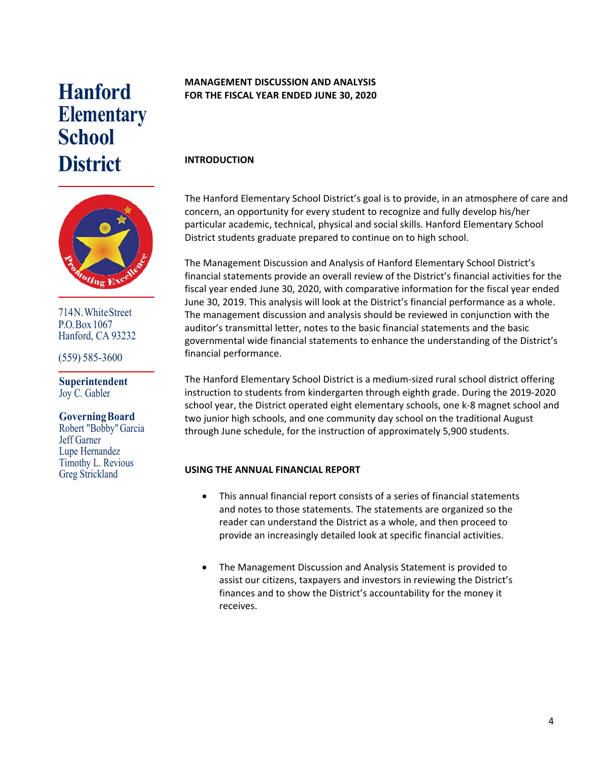# Hanford Elementary School District

714 N. White Street
P.O. Box 1067
Hanford, CA 93232

(559) 585-3600

**Superintendent**
Joy C. Gabler

**Governing Board**
Robert "Bobby" Garcia
Jeff Garner
Lupe Hernandez
Timothy L. Revious
Greg Strickland

## MANAGEMENT DISCUSSION AND ANALYSIS
## FOR THE FISCAL YEAR ENDED JUNE 30, 2020

### INTRODUCTION

The Hanford Elementary School District's goal is to provide, in an atmosphere of care and concern, an opportunity for every student to recognize and fully develop his/her particular academic, technical, physical and social skills. Hanford Elementary School District students graduate prepared to continue on to high school.

The Management Discussion and Analysis of Hanford Elementary School District's financial statements provide an overall review of the District's financial activities for the fiscal year ended June 30, 2020, with comparative information for the fiscal year ended June 30, 2019. This analysis will look at the District's financial performance as a whole. The management discussion and analysis should be reviewed in conjunction with the auditor's transmittal letter, notes to the basic financial statements and the basic governmental wide financial statements to enhance the understanding of the District's financial performance.

The Hanford Elementary School District is a medium-sized rural school district offering instruction to students from kindergarten through eighth grade. During the 2019-2020 school year, the District operated eight elementary schools, one k-8 magnet school and two junior high schools, and one community day school on the traditional August through June schedule, for the instruction of approximately 5,900 students.

### USING THE ANNUAL FINANCIAL REPORT

- This annual financial report consists of a series of financial statements and notes to those statements. The statements are organized so the reader can understand the District as a whole, and then proceed to provide an increasingly detailed look at specific financial activities.

- The Management Discussion and Analysis Statement is provided to assist our citizens, taxpayers and investors in reviewing the District's finances and to show the District's accountability for the money it receives.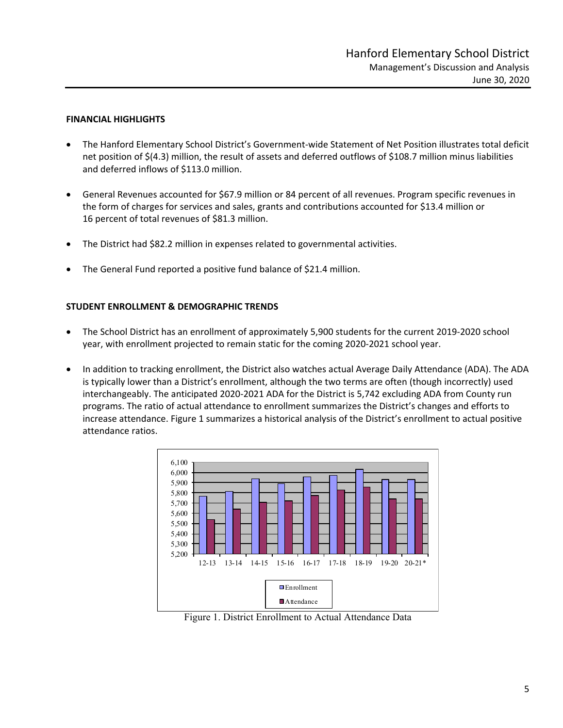## FINANCIAL HIGHLIGHTS

- The Hanford Elementary School District's Government-wide Statement of Net Position illustrates total deficit net position of $(4.3) million, the result of assets and deferred outflows of $108.7 million minus liabilities and deferred inflows of $113.0 million.

- General Revenues accounted for $67.9 million or 84 percent of all revenues. Program specific revenues in the form of charges for services and sales, grants and contributions accounted for $13.4 million or 16 percent of total revenues of $81.3 million.

- The District had $82.2 million in expenses related to governmental activities.

- The General Fund reported a positive fund balance of $21.4 million.

## STUDENT ENROLLMENT & DEMOGRAPHIC TRENDS

- The School District has an enrollment of approximately 5,900 students for the current 2019-2020 school year, with enrollment projected to remain static for the coming 2020-2021 school year.

- In addition to tracking enrollment, the District also watches actual Average Daily Attendance (ADA). The ADA is typically lower than a District's enrollment, although the two terms are often (though incorrectly) used interchangeably. The anticipated 2020-2021 ADA for the District is 5,742 excluding ADA from County run programs. The ratio of actual attendance to enrollment summarizes the District's changes and efforts to increase attendance. Figure 1 summarizes a historical analysis of the District's enrollment to actual positive attendance ratios.

6,100
6,000
5,900
5,800
5,700
5,600
5,500
5,400
5,300
5,200

12-13 13-14 14-15 15-16 16-17 17-18 18-19 19-20 20-21*

Enrollment
Attendance

Figure 1. District Enrollment to Actual Attendance Data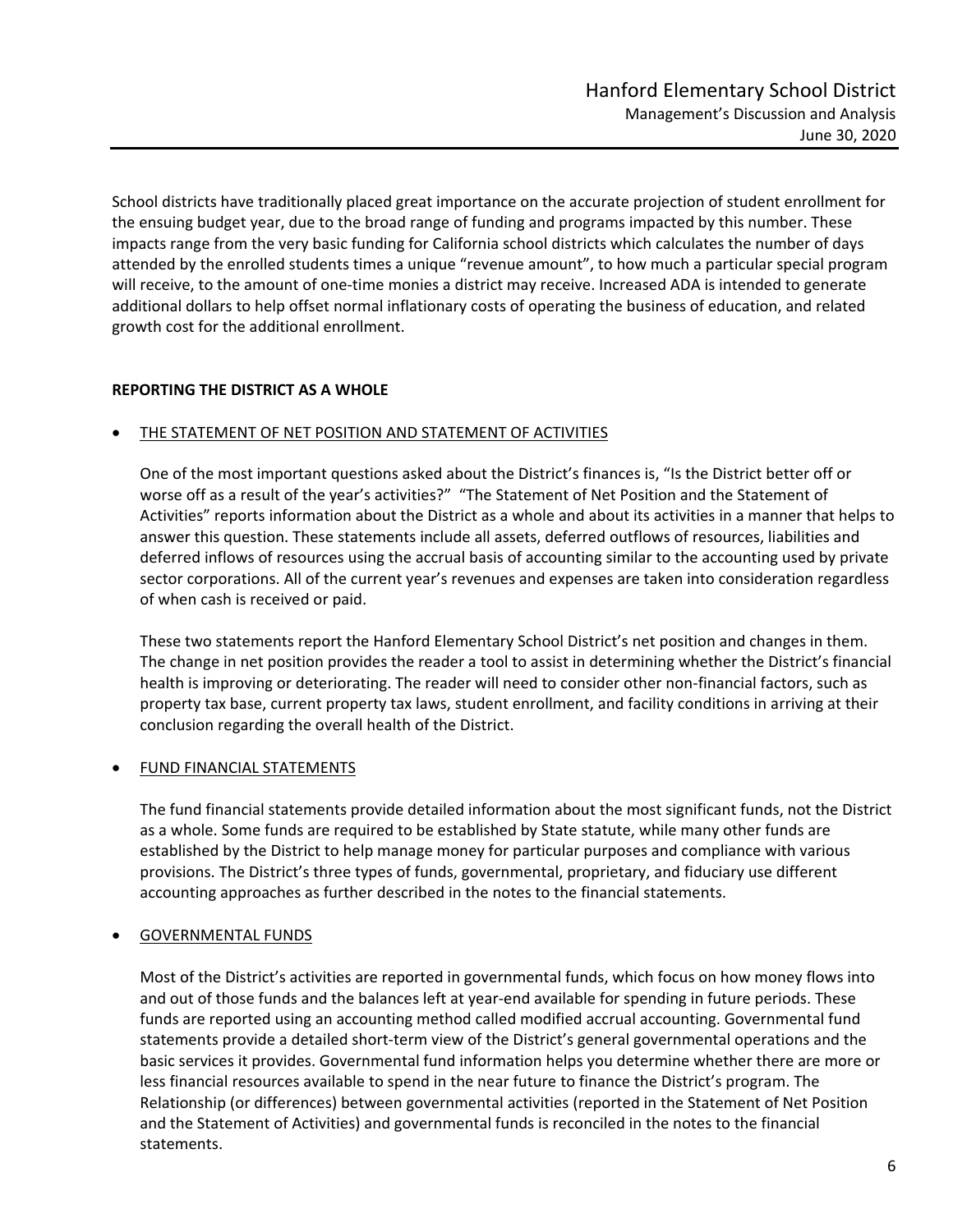School districts have traditionally placed great importance on the accurate projection of student enrollment for the ensuing budget year, due to the broad range of funding and programs impacted by this number. These impacts range from the very basic funding for California school districts which calculates the number of days attended by the enrolled students times a unique "revenue amount", to how much a particular special program will receive, to the amount of one-time monies a district may receive. Increased ADA is intended to generate additional dollars to help offset normal inflationary costs of operating the business of education, and related growth cost for the additional enrollment.

**REPORTING THE DISTRICT AS A WHOLE**

- THE STATEMENT OF NET POSITION AND STATEMENT OF ACTIVITIES

  One of the most important questions asked about the District's finances is, "Is the District better off or worse off as a result of the year's activities?" "The Statement of Net Position and the Statement of Activities" reports information about the District as a whole and about its activities in a manner that helps to answer this question. These statements include all assets, deferred outflows of resources, liabilities and deferred inflows of resources using the accrual basis of accounting similar to the accounting used by private sector corporations. All of the current year's revenues and expenses are taken into consideration regardless of when cash is received or paid.

  These two statements report the Hanford Elementary School District's net position and changes in them. The change in net position provides the reader a tool to assist in determining whether the District's financial health is improving or deteriorating. The reader will need to consider other non-financial factors, such as property tax base, current property tax laws, student enrollment, and facility conditions in arriving at their conclusion regarding the overall health of the District.

- FUND FINANCIAL STATEMENTS

  The fund financial statements provide detailed information about the most significant funds, not the District as a whole. Some funds are required to be established by State statute, while many other funds are established by the District to help manage money for particular purposes and compliance with various provisions. The District's three types of funds, governmental, proprietary, and fiduciary use different accounting approaches as further described in the notes to the financial statements.

- GOVERNMENTAL FUNDS

  Most of the District's activities are reported in governmental funds, which focus on how money flows into and out of those funds and the balances left at year-end available for spending in future periods. These funds are reported using an accounting method called modified accrual accounting. Governmental fund statements provide a detailed short-term view of the District's general governmental operations and the basic services it provides. Governmental fund information helps you determine whether there are more or less financial resources available to spend in the near future to finance the District's program. The Relationship (or differences) between governmental activities (reported in the Statement of Net Position and the Statement of Activities) and governmental funds is reconciled in the notes to the financial statements.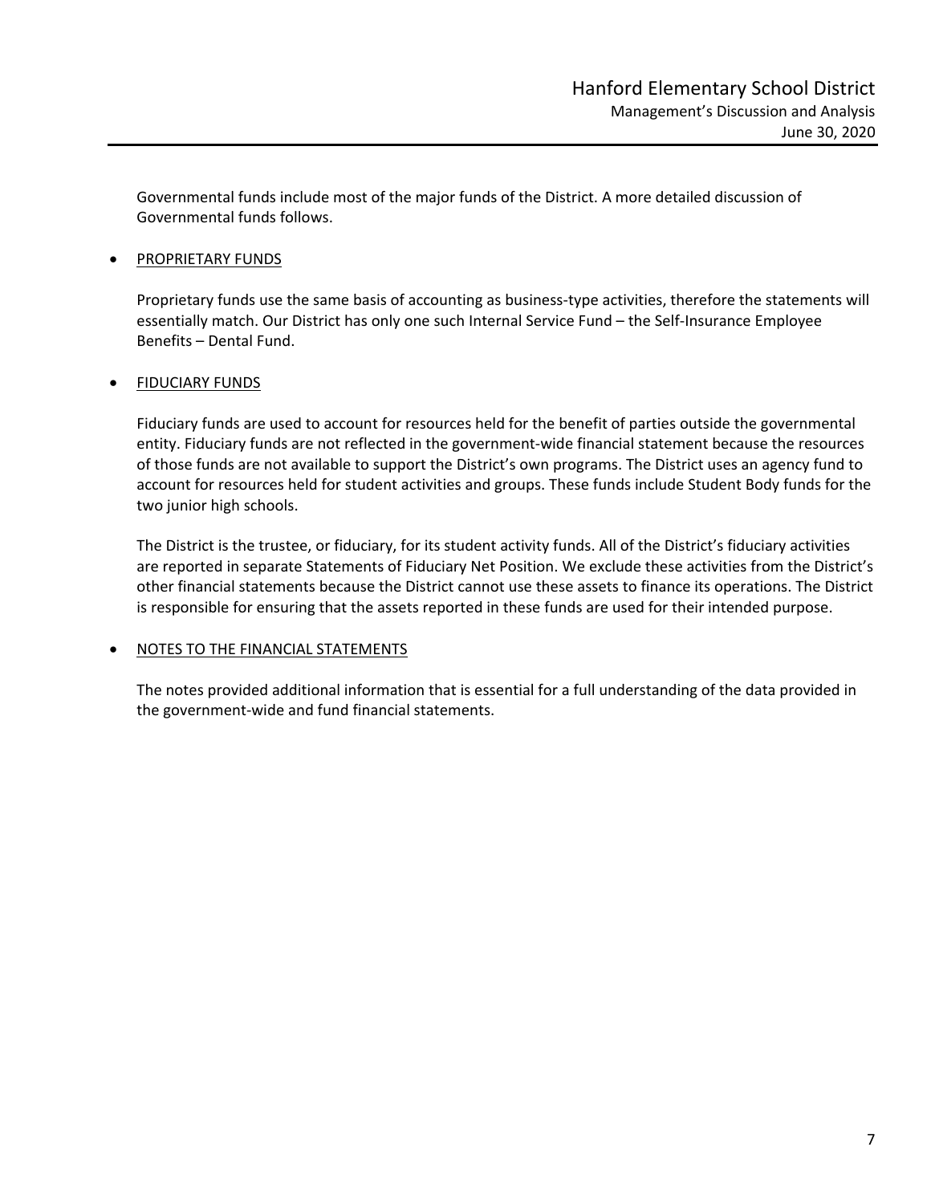Governmental funds include most of the major funds of the District. A more detailed discussion of Governmental funds follows.

- PROPRIETARY FUNDS

  Proprietary funds use the same basis of accounting as business-type activities, therefore the statements will essentially match. Our District has only one such Internal Service Fund – the Self-Insurance Employee Benefits – Dental Fund.

- FIDUCIARY FUNDS

  Fiduciary funds are used to account for resources held for the benefit of parties outside the governmental entity. Fiduciary funds are not reflected in the government-wide financial statement because the resources of those funds are not available to support the District's own programs. The District uses an agency fund to account for resources held for student activities and groups. These funds include Student Body funds for the two junior high schools.

  The District is the trustee, or fiduciary, for its student activity funds. All of the District's fiduciary activities are reported in separate Statements of Fiduciary Net Position. We exclude these activities from the District's other financial statements because the District cannot use these assets to finance its operations. The District is responsible for ensuring that the assets reported in these funds are used for their intended purpose.

- NOTES TO THE FINANCIAL STATEMENTS

  The notes provided additional information that is essential for a full understanding of the data provided in the government-wide and fund financial statements.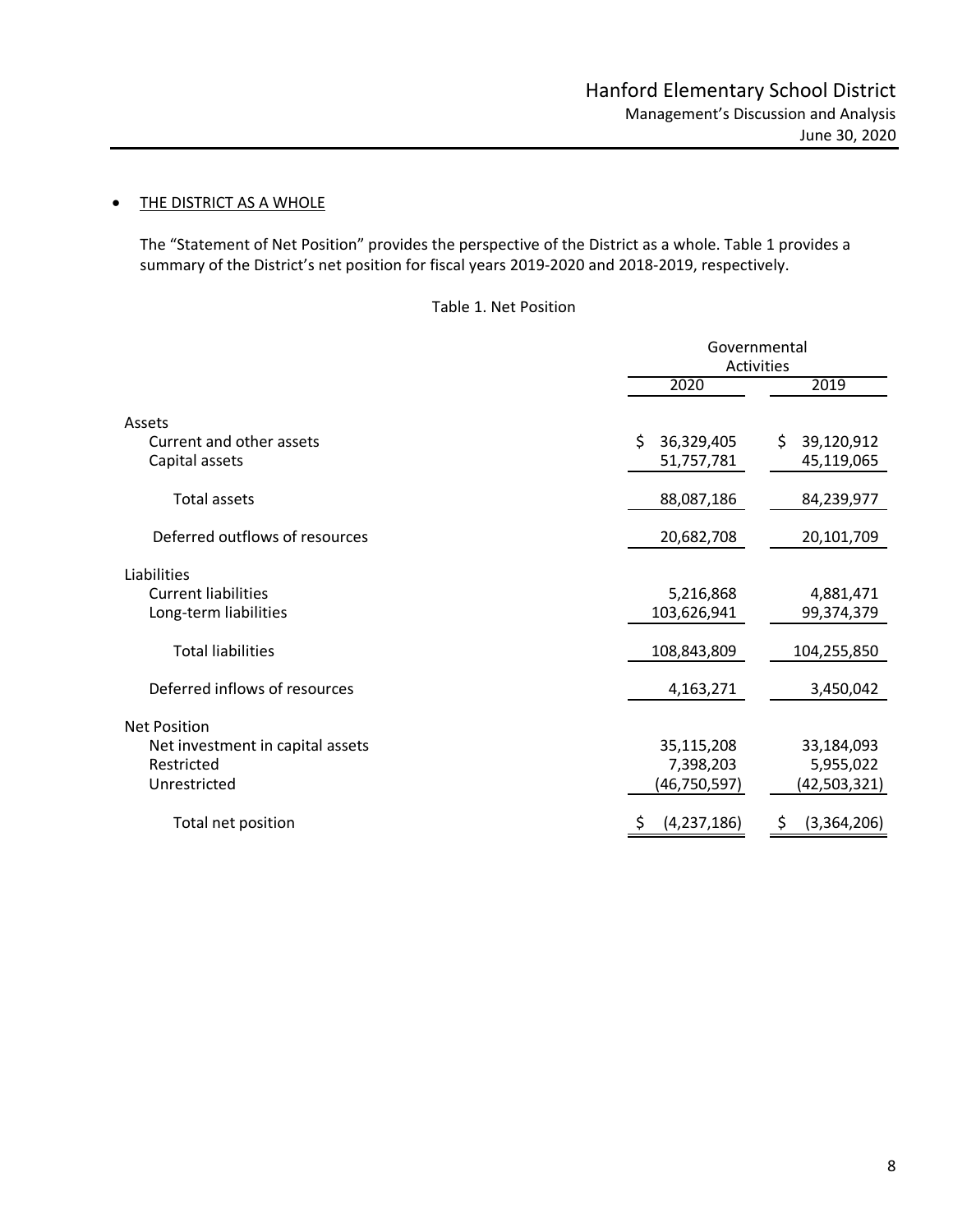- THE DISTRICT AS A WHOLE

The "Statement of Net Position" provides the perspective of the District as a whole. Table 1 provides a summary of the District's net position for fiscal years 2019-2020 and 2018-2019, respectively.

Table 1. Net Position

| | Governmental Activities | |
|---|---|---|
| | 2020 | 2019 |
| Assets | | |
| Current and other assets | $ 36,329,405 | $ 39,120,912 |
| Capital assets | 51,757,781 | 45,119,065 |
| Total assets | 88,087,186 | 84,239,977 |
| Deferred outflows of resources | 20,682,708 | 20,101,709 |
| Liabilities | | |
| Current liabilities | 5,216,868 | 4,881,471 |
| Long-term liabilities | 103,626,941 | 99,374,379 |
| Total liabilities | 108,843,809 | 104,255,850 |
| Deferred inflows of resources | 4,163,271 | 3,450,042 |
| Net Position | | |
| Net investment in capital assets | 35,115,208 | 33,184,093 |
| Restricted | 7,398,203 | 5,955,022 |
| Unrestricted | (46,750,597) | (42,503,321) |
| Total net position | $ (4,237,186) | $ (3,364,206) |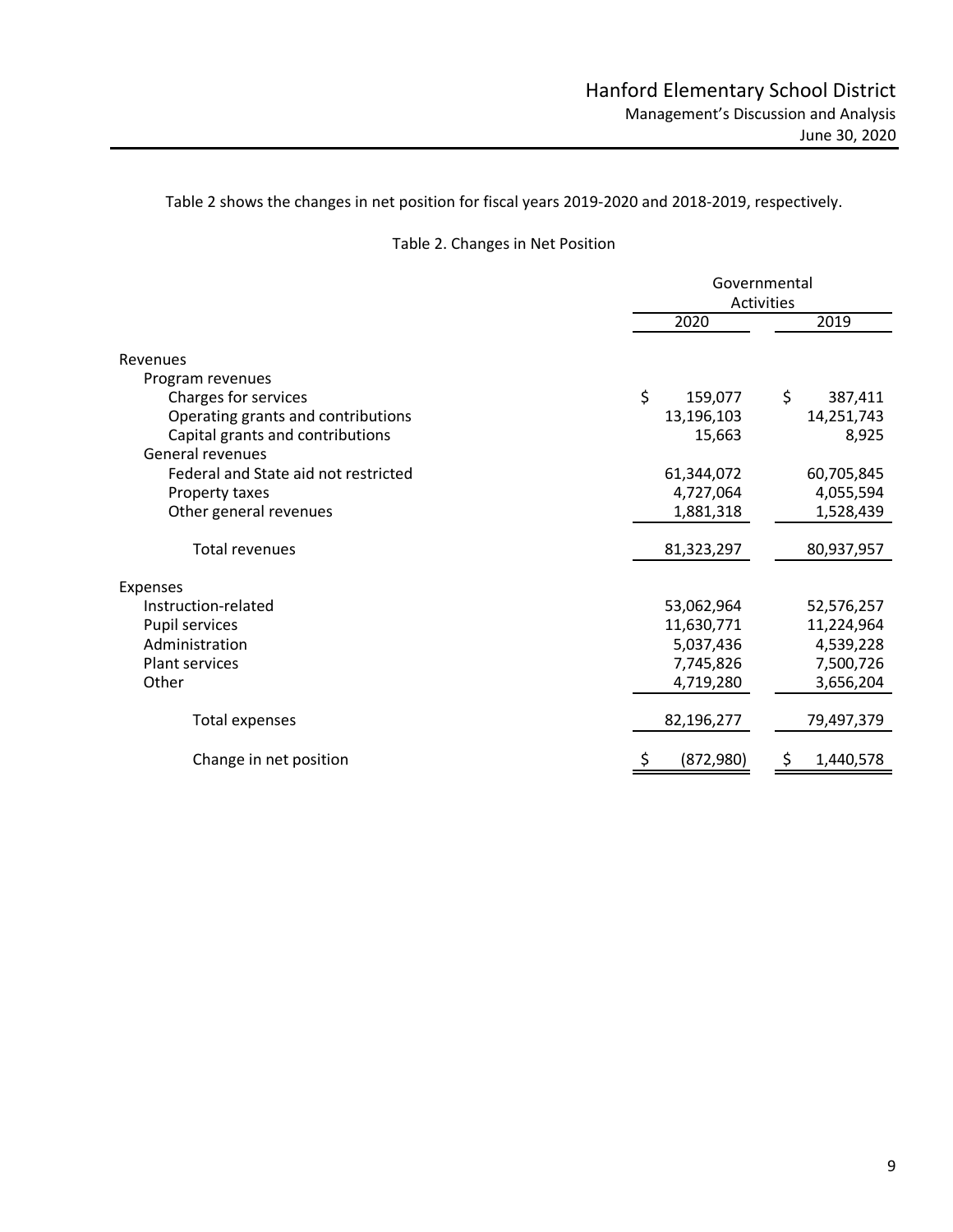Table 2 shows the changes in net position for fiscal years 2019-2020 and 2018-2019, respectively.

Table 2. Changes in Net Position

| | Governmental Activities | |
|---|---|---|
| | 2020 | 2019 |
| **Revenues** | | |
| Program revenues | | |
| Charges for services | $ 159,077 | $ 387,411 |
| Operating grants and contributions | 13,196,103 | 14,251,743 |
| Capital grants and contributions | 15,663 | 8,925 |
| General revenues | | |
| Federal and State aid not restricted | 61,344,072 | 60,705,845 |
| Property taxes | 4,727,064 | 4,055,594 |
| Other general revenues | 1,881,318 | 1,528,439 |
| Total revenues | 81,323,297 | 80,937,957 |
| **Expenses** | | |
| Instruction-related | 53,062,964 | 52,576,257 |
| Pupil services | 11,630,771 | 11,224,964 |
| Administration | 5,037,436 | 4,539,228 |
| Plant services | 7,745,826 | 7,500,726 |
| Other | 4,719,280 | 3,656,204 |
| Total expenses | 82,196,277 | 79,497,379 |
| Change in net position | $ (872,980) | $ 1,440,578 |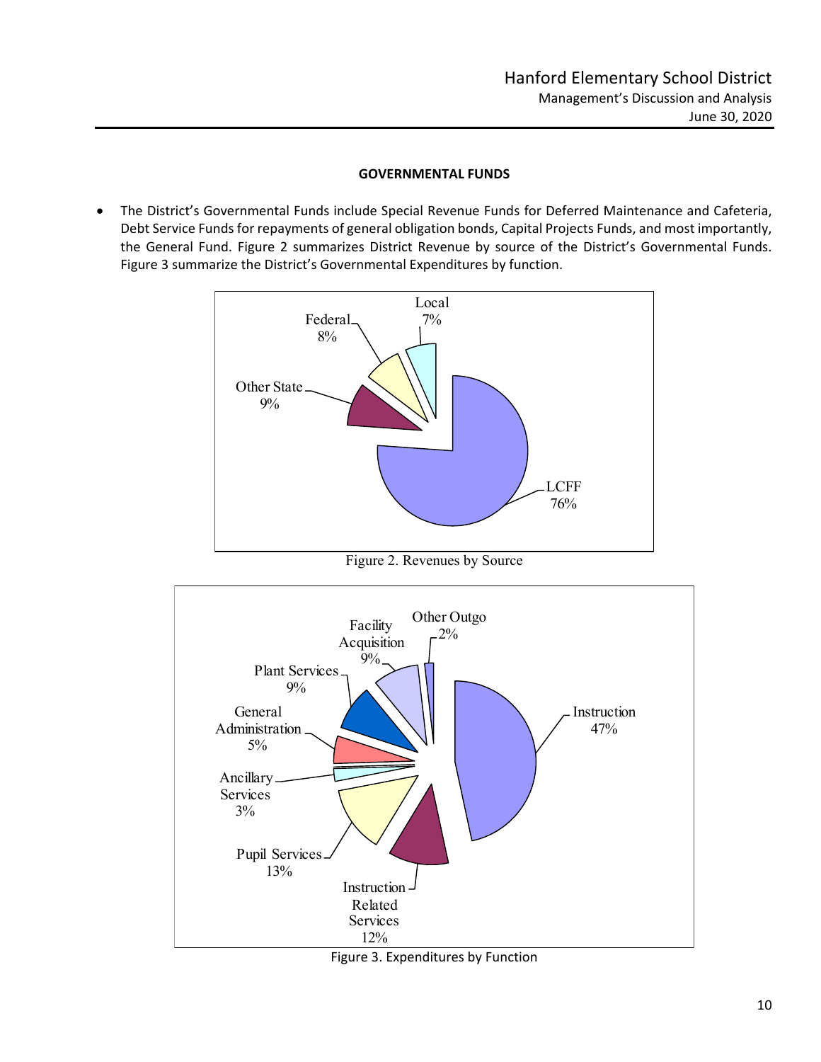**GOVERNMENTAL FUNDS**

- The District's Governmental Funds include Special Revenue Funds for Deferred Maintenance and Cafeteria, Debt Service Funds for repayments of general obligation bonds, Capital Projects Funds, and most importantly, the General Fund. Figure 2 summarizes District Revenue by source of the District's Governmental Funds. Figure 3 summarize the District's Governmental Expenditures by function.

Local 7%
Federal 8%
Other State 9%
LCFF 76%

Figure 2. Revenues by Source

Other Outgo 2%
Facility Acquisition 9%
Plant Services 9%
General Administration 5%
Ancillary Services 3%
Pupil Services 13%
Instruction Related Services 12%
Instruction 47%

Figure 3. Expenditures by Function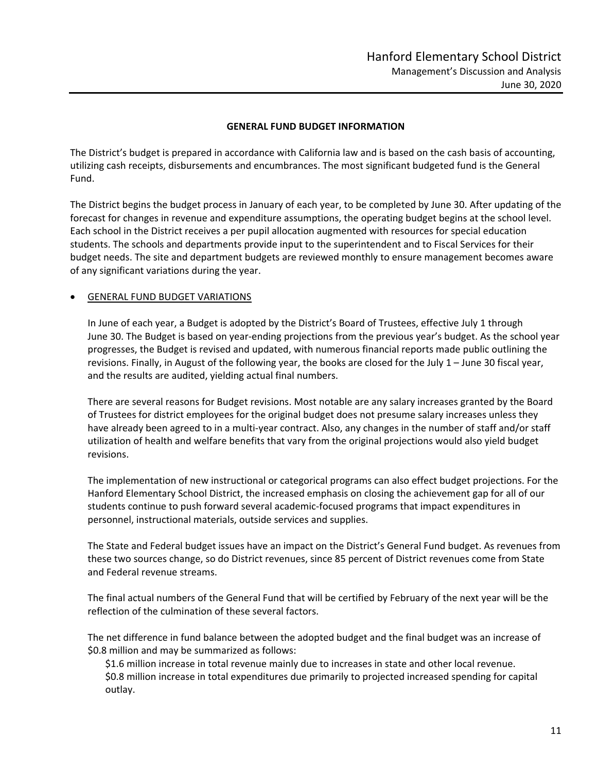## GENERAL FUND BUDGET INFORMATION

The District's budget is prepared in accordance with California law and is based on the cash basis of accounting, utilizing cash receipts, disbursements and encumbrances. The most significant budgeted fund is the General Fund.

The District begins the budget process in January of each year, to be completed by June 30. After updating of the forecast for changes in revenue and expenditure assumptions, the operating budget begins at the school level. Each school in the District receives a per pupil allocation augmented with resources for special education students. The schools and departments provide input to the superintendent and to Fiscal Services for their budget needs. The site and department budgets are reviewed monthly to ensure management becomes aware of any significant variations during the year.

- GENERAL FUND BUDGET VARIATIONS

  In June of each year, a Budget is adopted by the District's Board of Trustees, effective July 1 through June 30. The Budget is based on year-ending projections from the previous year's budget. As the school year progresses, the Budget is revised and updated, with numerous financial reports made public outlining the revisions. Finally, in August of the following year, the books are closed for the July 1 – June 30 fiscal year, and the results are audited, yielding actual final numbers.

  There are several reasons for Budget revisions. Most notable are any salary increases granted by the Board of Trustees for district employees for the original budget does not presume salary increases unless they have already been agreed to in a multi-year contract. Also, any changes in the number of staff and/or staff utilization of health and welfare benefits that vary from the original projections would also yield budget revisions.

  The implementation of new instructional or categorical programs can also effect budget projections. For the Hanford Elementary School District, the increased emphasis on closing the achievement gap for all of our students continue to push forward several academic-focused programs that impact expenditures in personnel, instructional materials, outside services and supplies.

  The State and Federal budget issues have an impact on the District's General Fund budget. As revenues from these two sources change, so do District revenues, since 85 percent of District revenues come from State and Federal revenue streams.

  The final actual numbers of the General Fund that will be certified by February of the next year will be the reflection of the culmination of these several factors.

  The net difference in fund balance between the adopted budget and the final budget was an increase of $0.8 million and may be summarized as follows:

  $1.6 million increase in total revenue mainly due to increases in state and other local revenue.
  $0.8 million increase in total expenditures due primarily to projected increased spending for capital outlay.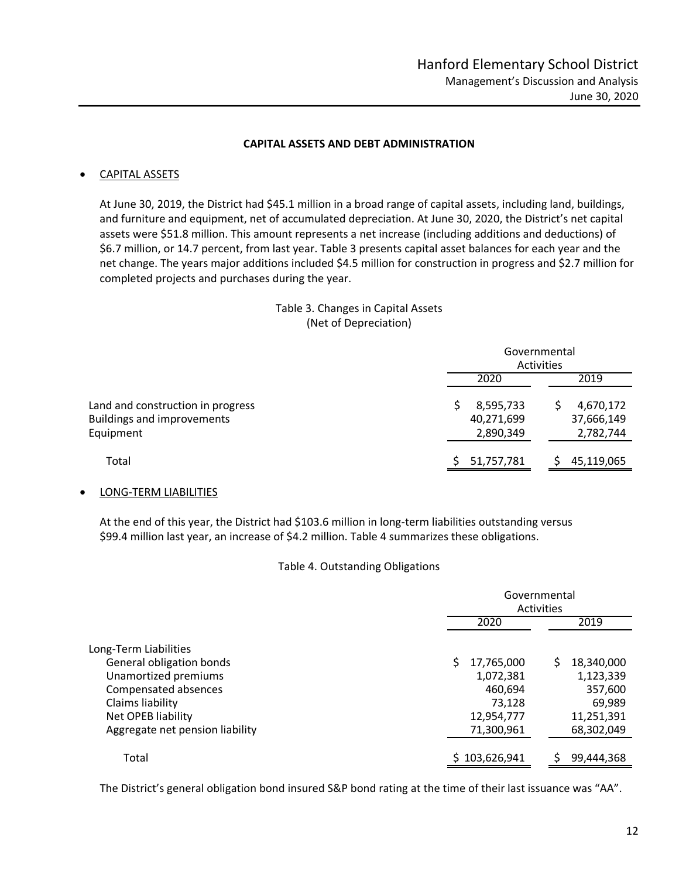## CAPITAL ASSETS AND DEBT ADMINISTRATION

- <u>CAPITAL ASSETS</u>

At June 30, 2019, the District had $45.1 million in a broad range of capital assets, including land, buildings, and furniture and equipment, net of accumulated depreciation. At June 30, 2020, the District's net capital assets were $51.8 million. This amount represents a net increase (including additions and deductions) of $6.7 million, or 14.7 percent, from last year. Table 3 presents capital asset balances for each year and the net change. The years major additions included $4.5 million for construction in progress and $2.7 million for completed projects and purchases during the year.

Table 3. Changes in Capital Assets
(Net of Depreciation)

| | Governmental Activities | |
|---|---|---|
| | 2020 | 2019 |
| Land and construction in progress | $ 8,595,733 | $ 4,670,172 |
| Buildings and improvements | 40,271,699 | 37,666,149 |
| Equipment | 2,890,349 | 2,782,744 |
| Total | $ 51,757,781 | $ 45,119,065 |

- <u>LONG-TERM LIABILITIES</u>

At the end of this year, the District had $103.6 million in long-term liabilities outstanding versus $99.4 million last year, an increase of $4.2 million. Table 4 summarizes these obligations.

Table 4. Outstanding Obligations

| | Governmental Activities | |
|---|---|---|
| | 2020 | 2019 |
| Long-Term Liabilities | | |
| General obligation bonds | $ 17,765,000 | $ 18,340,000 |
| Unamortized premiums | 1,072,381 | 1,123,339 |
| Compensated absences | 460,694 | 357,600 |
| Claims liability | 73,128 | 69,989 |
| Net OPEB liability | 12,954,777 | 11,251,391 |
| Aggregate net pension liability | 71,300,961 | 68,302,049 |
| Total | $ 103,626,941 | $ 99,444,368 |

The District's general obligation bond insured S&P bond rating at the time of their last issuance was "AA".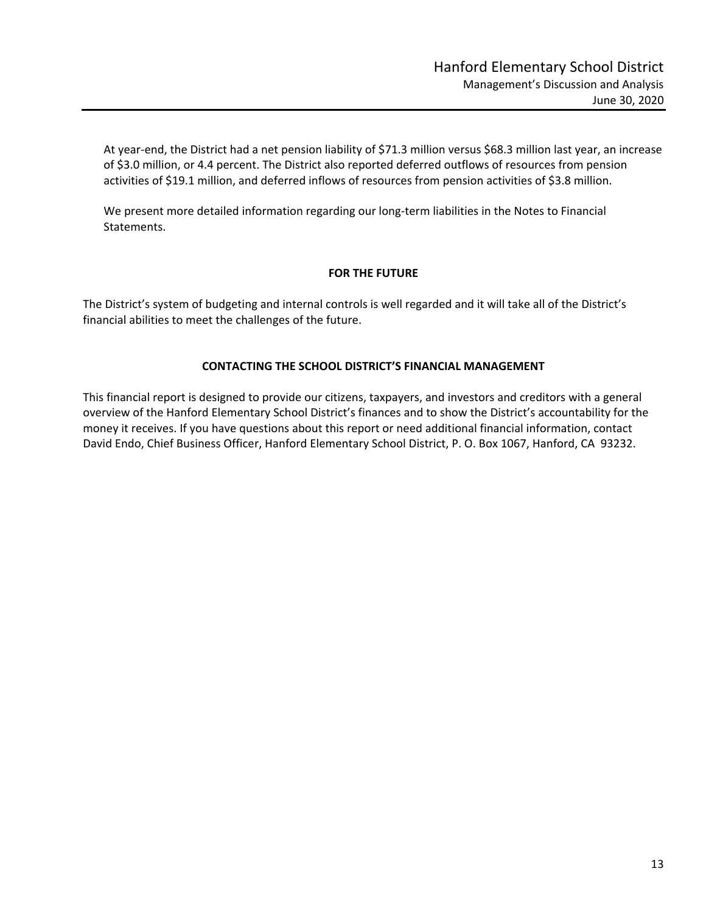At year-end, the District had a net pension liability of $71.3 million versus $68.3 million last year, an increase of $3.0 million, or 4.4 percent. The District also reported deferred outflows of resources from pension activities of $19.1 million, and deferred inflows of resources from pension activities of $3.8 million.

We present more detailed information regarding our long-term liabilities in the Notes to Financial Statements.

## FOR THE FUTURE

The District's system of budgeting and internal controls is well regarded and it will take all of the District's financial abilities to meet the challenges of the future.

## CONTACTING THE SCHOOL DISTRICT'S FINANCIAL MANAGEMENT

This financial report is designed to provide our citizens, taxpayers, and investors and creditors with a general overview of the Hanford Elementary School District's finances and to show the District's accountability for the money it receives. If you have questions about this report or need additional financial information, contact David Endo, Chief Business Officer, Hanford Elementary School District, P. O. Box 1067, Hanford, CA 93232.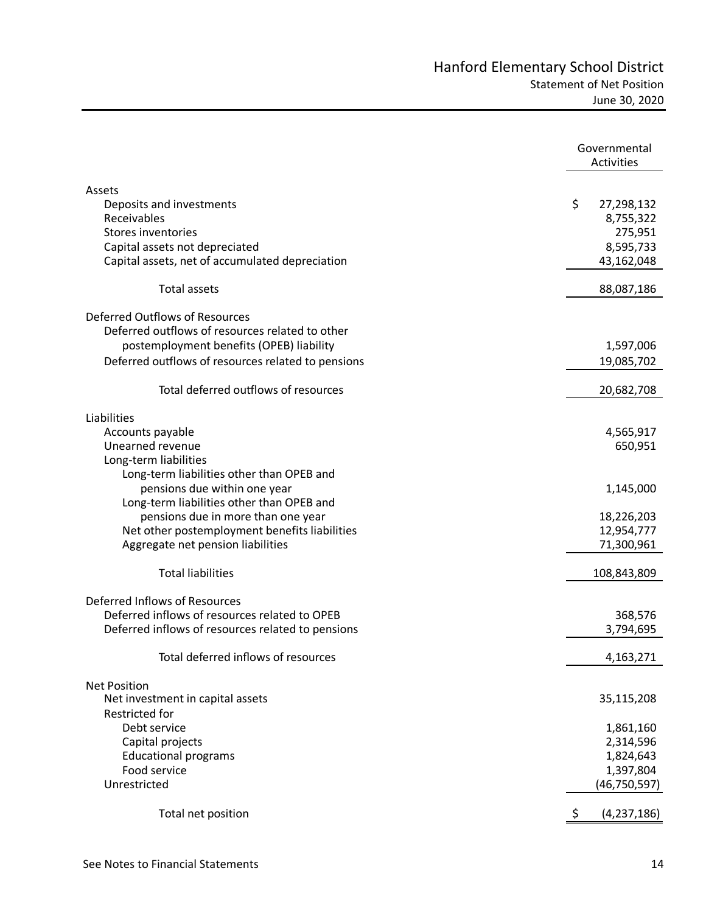# Hanford Elementary School District

## Statement of Net Position

June 30, 2020

| | Governmental Activities |
|---|---|
| **Assets** | |
| Deposits and investments | $ 27,298,132 |
| Receivables | 8,755,322 |
| Stores inventories | 275,951 |
| Capital assets not depreciated | 8,595,733 |
| Capital assets, net of accumulated depreciation | 43,162,048 |
| Total assets | 88,087,186 |
| **Deferred Outflows of Resources** | |
| Deferred outflows of resources related to other postemployment benefits (OPEB) liability | 1,597,006 |
| Deferred outflows of resources related to pensions | 19,085,702 |
| Total deferred outflows of resources | 20,682,708 |
| **Liabilities** | |
| Accounts payable | 4,565,917 |
| Unearned revenue | 650,951 |
| Long-term liabilities | |
| Long-term liabilities other than OPEB and pensions due within one year | 1,145,000 |
| Long-term liabilities other than OPEB and pensions due in more than one year | 18,226,203 |
| Net other postemployment benefits liabilities | 12,954,777 |
| Aggregate net pension liabilities | 71,300,961 |
| Total liabilities | 108,843,809 |
| **Deferred Inflows of Resources** | |
| Deferred inflows of resources related to OPEB | 368,576 |
| Deferred inflows of resources related to pensions | 3,794,695 |
| Total deferred inflows of resources | 4,163,271 |
| **Net Position** | |
| Net investment in capital assets | 35,115,208 |
| Restricted for | |
| Debt service | 1,861,160 |
| Capital projects | 2,314,596 |
| Educational programs | 1,824,643 |
| Food service | 1,397,804 |
| Unrestricted | (46,750,597) |
| Total net position | $ (4,237,186) |

See Notes to Financial Statements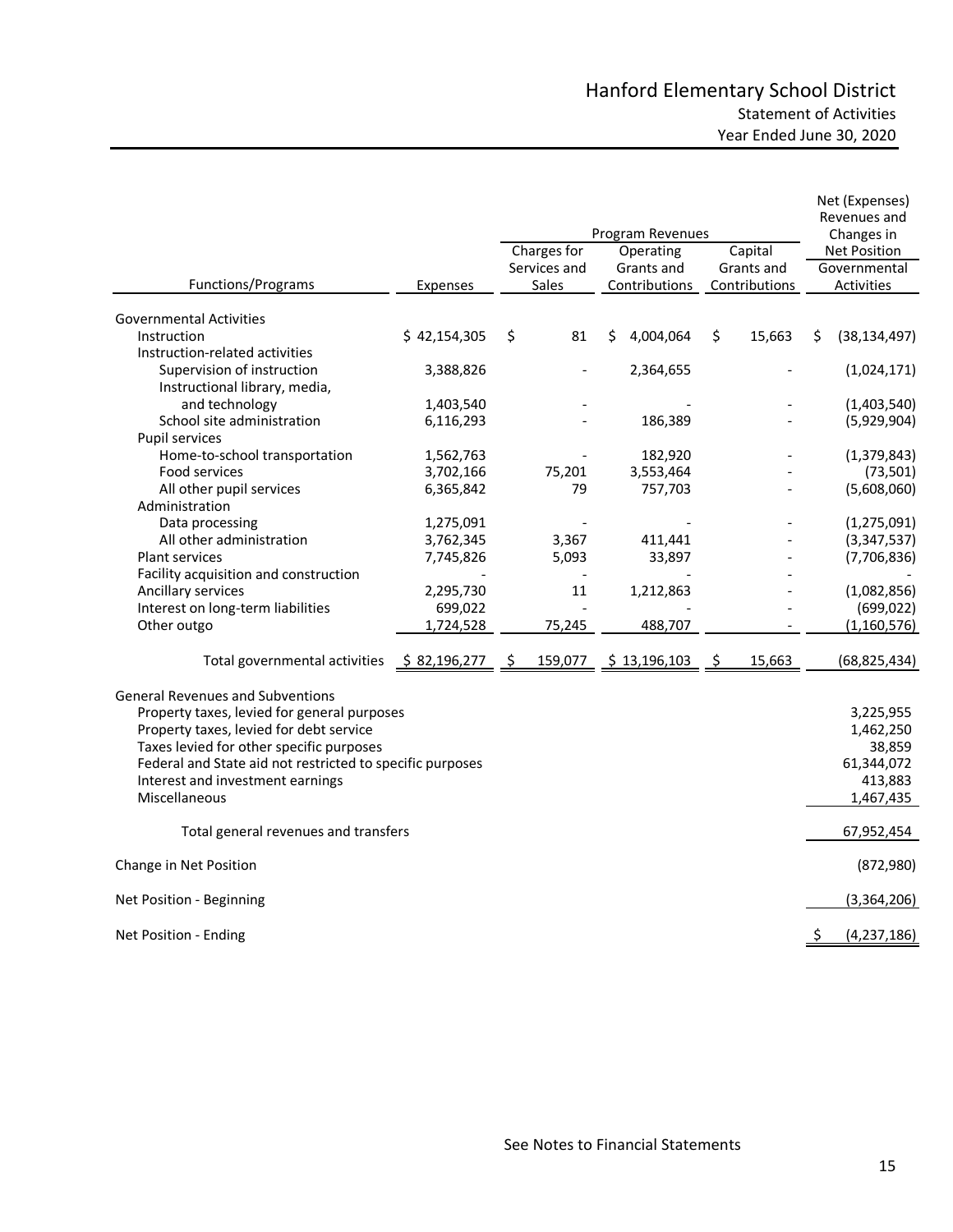# Hanford Elementary School District

## Statement of Activities

## Year Ended June 30, 2020

| Functions/Programs | Expenses | Program Revenues: Charges for Services and Sales | Program Revenues: Operating Grants and Contributions | Program Revenues: Capital Grants and Contributions | Net (Expenses) Revenues and Changes in Net Position: Governmental Activities |
|---|---|---|---|---|---|
| Governmental Activities | | | | | |
| Instruction | $ 42,154,305 | $ 81 | $ 4,004,064 | $ 15,663 | $ (38,134,497) |
| Instruction-related activities | | | | | |
| Supervision of instruction | 3,388,826 | - | 2,364,655 | - | (1,024,171) |
| Instructional library, media, and technology | 1,403,540 | - | - | - | (1,403,540) |
| School site administration | 6,116,293 | - | 186,389 | - | (5,929,904) |
| Pupil services | | | | | |
| Home-to-school transportation | 1,562,763 | - | 182,920 | - | (1,379,843) |
| Food services | 3,702,166 | 75,201 | 3,553,464 | - | (73,501) |
| All other pupil services | 6,365,842 | 79 | 757,703 | - | (5,608,060) |
| Administration | | | | | |
| Data processing | 1,275,091 | - | - | - | (1,275,091) |
| All other administration | 3,762,345 | 3,367 | 411,441 | - | (3,347,537) |
| Plant services | 7,745,826 | 5,093 | 33,897 | - | (7,706,836) |
| Facility acquisition and construction | - | - | - | - | - |
| Ancillary services | 2,295,730 | 11 | 1,212,863 | - | (1,082,856) |
| Interest on long-term liabilities | 699,022 | - | - | - | (699,022) |
| Other outgo | 1,724,528 | 75,245 | 488,707 | - | (1,160,576) |
| Total governmental activities | $ 82,196,277 | $ 159,077 | $ 13,196,103 | $ 15,663 | (68,825,434) |
| General Revenues and Subventions | | | | | |
| Property taxes, levied for general purposes | | | | | 3,225,955 |
| Property taxes, levied for debt service | | | | | 1,462,250 |
| Taxes levied for other specific purposes | | | | | 38,859 |
| Federal and State aid not restricted to specific purposes | | | | | 61,344,072 |
| Interest and investment earnings | | | | | 413,883 |
| Miscellaneous | | | | | 1,467,435 |
| Total general revenues and transfers | | | | | 67,952,454 |
| Change in Net Position | | | | | (872,980) |
| Net Position - Beginning | | | | | (3,364,206) |
| Net Position - Ending | | | | | $ (4,237,186) |

See Notes to Financial Statements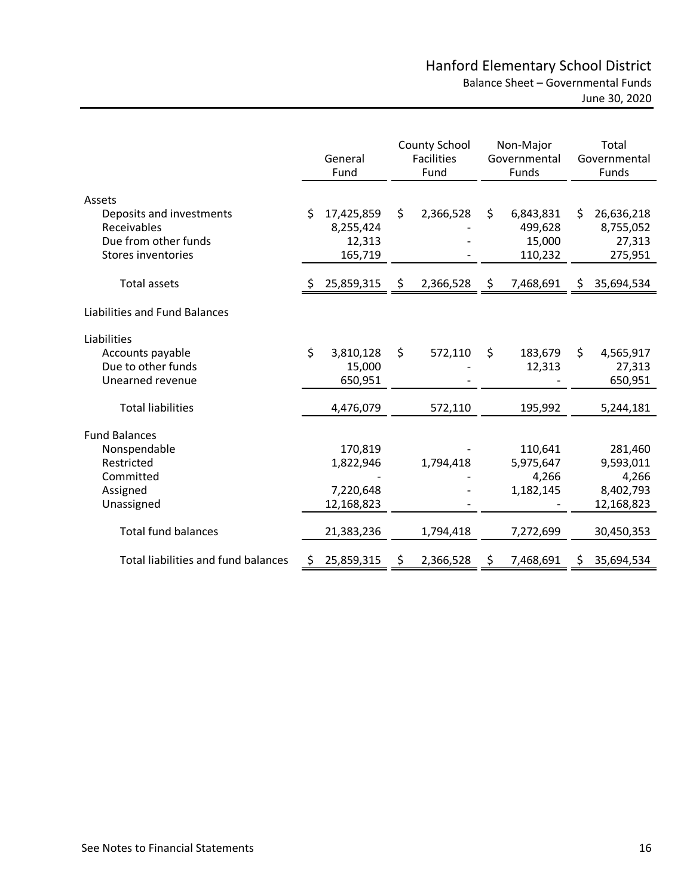# Hanford Elementary School District

## Balance Sheet – Governmental Funds

June 30, 2020

| | General Fund | County School Facilities Fund | Non-Major Governmental Funds | Total Governmental Funds |
|---|---|---|---|---|
| **Assets** | | | | |
| Deposits and investments | $ 17,425,859 | $ 2,366,528 | $ 6,843,831 | $ 26,636,218 |
| Receivables | 8,255,424 | - | 499,628 | 8,755,052 |
| Due from other funds | 12,313 | - | 15,000 | 27,313 |
| Stores inventories | 165,719 | - | 110,232 | 275,951 |
| Total assets | $ 25,859,315 | $ 2,366,528 | $ 7,468,691 | $ 35,694,534 |
| **Liabilities and Fund Balances** | | | | |
| **Liabilities** | | | | |
| Accounts payable | $ 3,810,128 | $ 572,110 | $ 183,679 | $ 4,565,917 |
| Due to other funds | 15,000 | - | 12,313 | 27,313 |
| Unearned revenue | 650,951 | - | - | 650,951 |
| Total liabilities | 4,476,079 | 572,110 | 195,992 | 5,244,181 |
| **Fund Balances** | | | | |
| Nonspendable | 170,819 | - | 110,641 | 281,460 |
| Restricted | 1,822,946 | 1,794,418 | 5,975,647 | 9,593,011 |
| Committed | - | - | 4,266 | 4,266 |
| Assigned | 7,220,648 | - | 1,182,145 | 8,402,793 |
| Unassigned | 12,168,823 | - | - | 12,168,823 |
| Total fund balances | 21,383,236 | 1,794,418 | 7,272,699 | 30,450,353 |
| Total liabilities and fund balances | $ 25,859,315 | $ 2,366,528 | $ 7,468,691 | $ 35,694,534 |

See Notes to Financial Statements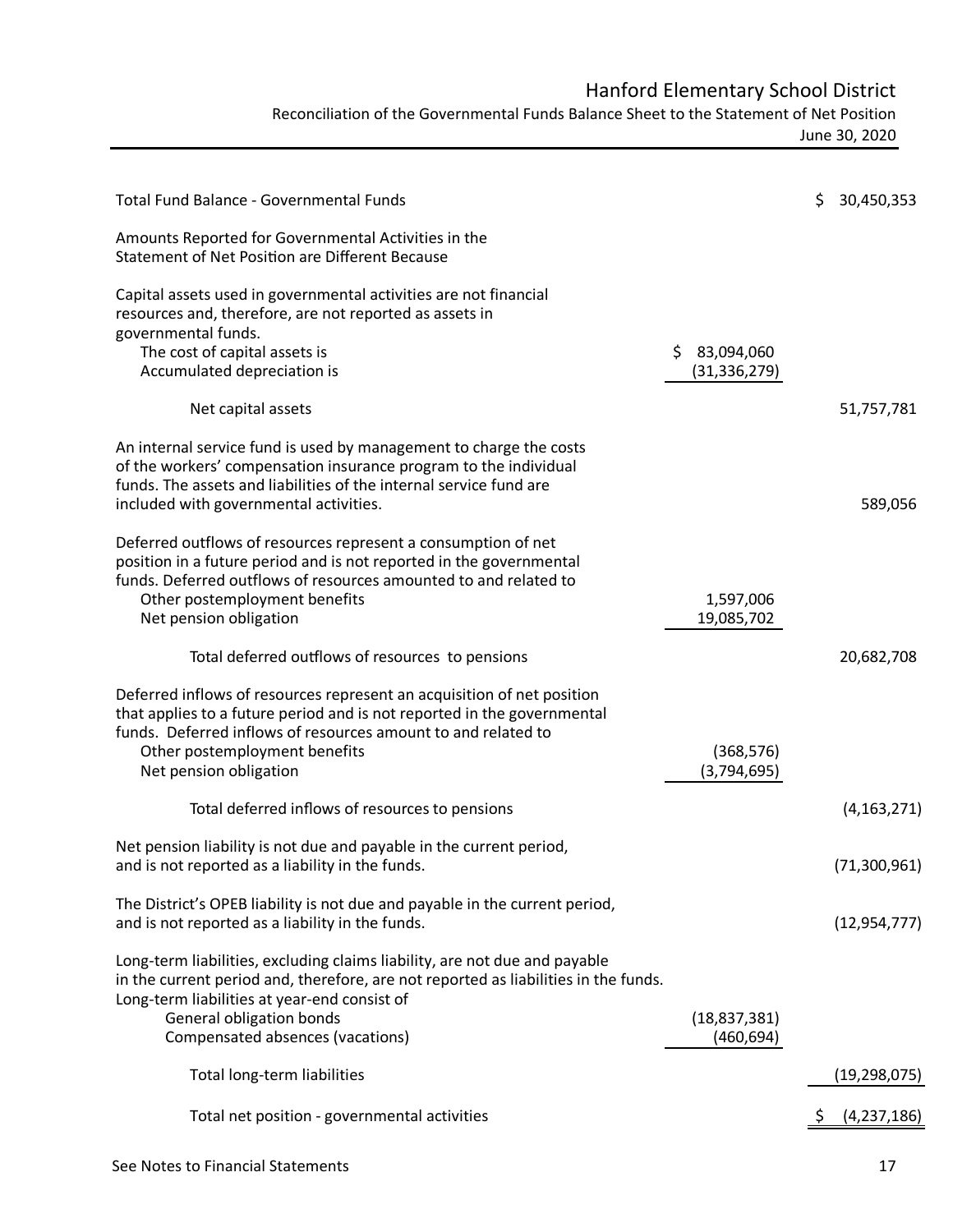# Hanford Elementary School District

## Reconciliation of the Governmental Funds Balance Sheet to the Statement of Net Position

June 30, 2020

| | | |
|---|---|---|
| Total Fund Balance - Governmental Funds | | $ 30,450,353 |
| Amounts Reported for Governmental Activities in the Statement of Net Position are Different Because | | |
| Capital assets used in governmental activities are not financial resources and, therefore, are not reported as assets in governmental funds. | | |
| The cost of capital assets is | $ 83,094,060 | |
| Accumulated depreciation is | (31,336,279) | |
| Net capital assets | | 51,757,781 |
| An internal service fund is used by management to charge the costs of the workers' compensation insurance program to the individual funds. The assets and liabilities of the internal service fund are included with governmental activities. | | 589,056 |
| Deferred outflows of resources represent a consumption of net position in a future period and is not reported in the governmental funds. Deferred outflows of resources amounted to and related to | | |
| Other postemployment benefits | 1,597,006 | |
| Net pension obligation | 19,085,702 | |
| Total deferred outflows of resources to pensions | | 20,682,708 |
| Deferred inflows of resources represent an acquisition of net position that applies to a future period and is not reported in the governmental funds. Deferred inflows of resources amount to and related to | | |
| Other postemployment benefits | (368,576) | |
| Net pension obligation | (3,794,695) | |
| Total deferred inflows of resources to pensions | | (4,163,271) |
| Net pension liability is not due and payable in the current period, and is not reported as a liability in the funds. | | (71,300,961) |
| The District's OPEB liability is not due and payable in the current period, and is not reported as a liability in the funds. | | (12,954,777) |
| Long-term liabilities, excluding claims liability, are not due and payable in the current period and, therefore, are not reported as liabilities in the funds. Long-term liabilities at year-end consist of | | |
| General obligation bonds | (18,837,381) | |
| Compensated absences (vacations) | (460,694) | |
| Total long-term liabilities | | (19,298,075) |
| Total net position - governmental activities | | $ (4,237,186) |

See Notes to Financial Statements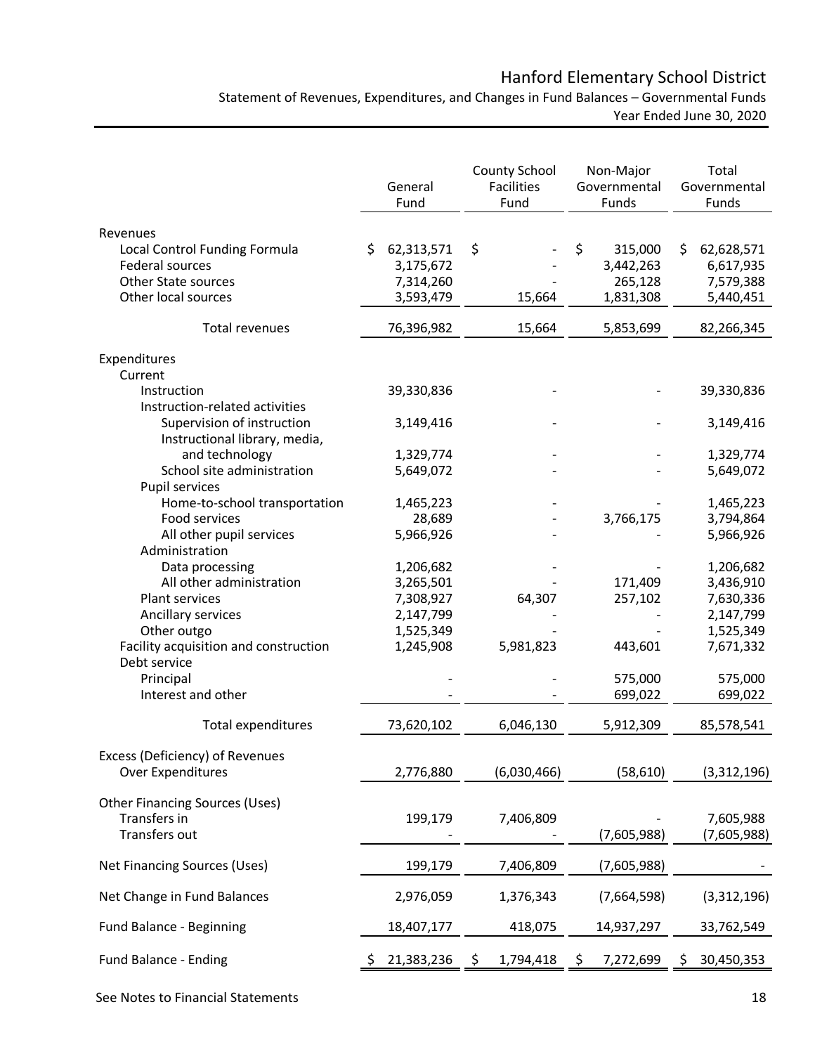# Hanford Elementary School District

Statement of Revenues, Expenditures, and Changes in Fund Balances – Governmental Funds
Year Ended June 30, 2020

| | General Fund | County School Facilities Fund | Non-Major Governmental Funds | Total Governmental Funds |
|---|---|---|---|---|
| **Revenues** | | | | |
| Local Control Funding Formula | $ 62,313,571 | $ - | $ 315,000 | $ 62,628,571 |
| Federal sources | 3,175,672 | - | 3,442,263 | 6,617,935 |
| Other State sources | 7,314,260 | - | 265,128 | 7,579,388 |
| Other local sources | 3,593,479 | 15,664 | 1,831,308 | 5,440,451 |
| Total revenues | 76,396,982 | 15,664 | 5,853,699 | 82,266,345 |
| **Expenditures** | | | | |
| Current | | | | |
| Instruction | 39,330,836 | - | - | 39,330,836 |
| Instruction-related activities | | | | |
| Supervision of instruction | 3,149,416 | - | - | 3,149,416 |
| Instructional library, media, and technology | 1,329,774 | - | - | 1,329,774 |
| School site administration | 5,649,072 | - | - | 5,649,072 |
| Pupil services | | | | |
| Home-to-school transportation | 1,465,223 | - | - | 1,465,223 |
| Food services | 28,689 | - | 3,766,175 | 3,794,864 |
| All other pupil services | 5,966,926 | - | - | 5,966,926 |
| Administration | | | | |
| Data processing | 1,206,682 | - | - | 1,206,682 |
| All other administration | 3,265,501 | - | 171,409 | 3,436,910 |
| Plant services | 7,308,927 | 64,307 | 257,102 | 7,630,336 |
| Ancillary services | 2,147,799 | - | - | 2,147,799 |
| Other outgo | 1,525,349 | - | - | 1,525,349 |
| Facility acquisition and construction | 1,245,908 | 5,981,823 | 443,601 | 7,671,332 |
| Debt service | | | | |
| Principal | - | - | 575,000 | 575,000 |
| Interest and other | - | - | 699,022 | 699,022 |
| Total expenditures | 73,620,102 | 6,046,130 | 5,912,309 | 85,578,541 |
| **Excess (Deficiency) of Revenues Over Expenditures** | 2,776,880 | (6,030,466) | (58,610) | (3,312,196) |
| **Other Financing Sources (Uses)** | | | | |
| Transfers in | 199,179 | 7,406,809 | - | 7,605,988 |
| Transfers out | - | - | (7,605,988) | (7,605,988) |
| **Net Financing Sources (Uses)** | 199,179 | 7,406,809 | (7,605,988) | - |
| **Net Change in Fund Balances** | 2,976,059 | 1,376,343 | (7,664,598) | (3,312,196) |
| **Fund Balance - Beginning** | 18,407,177 | 418,075 | 14,937,297 | 33,762,549 |
| **Fund Balance - Ending** | $ 21,383,236 | $ 1,794,418 | $ 7,272,699 | $ 30,450,353 |

See Notes to Financial Statements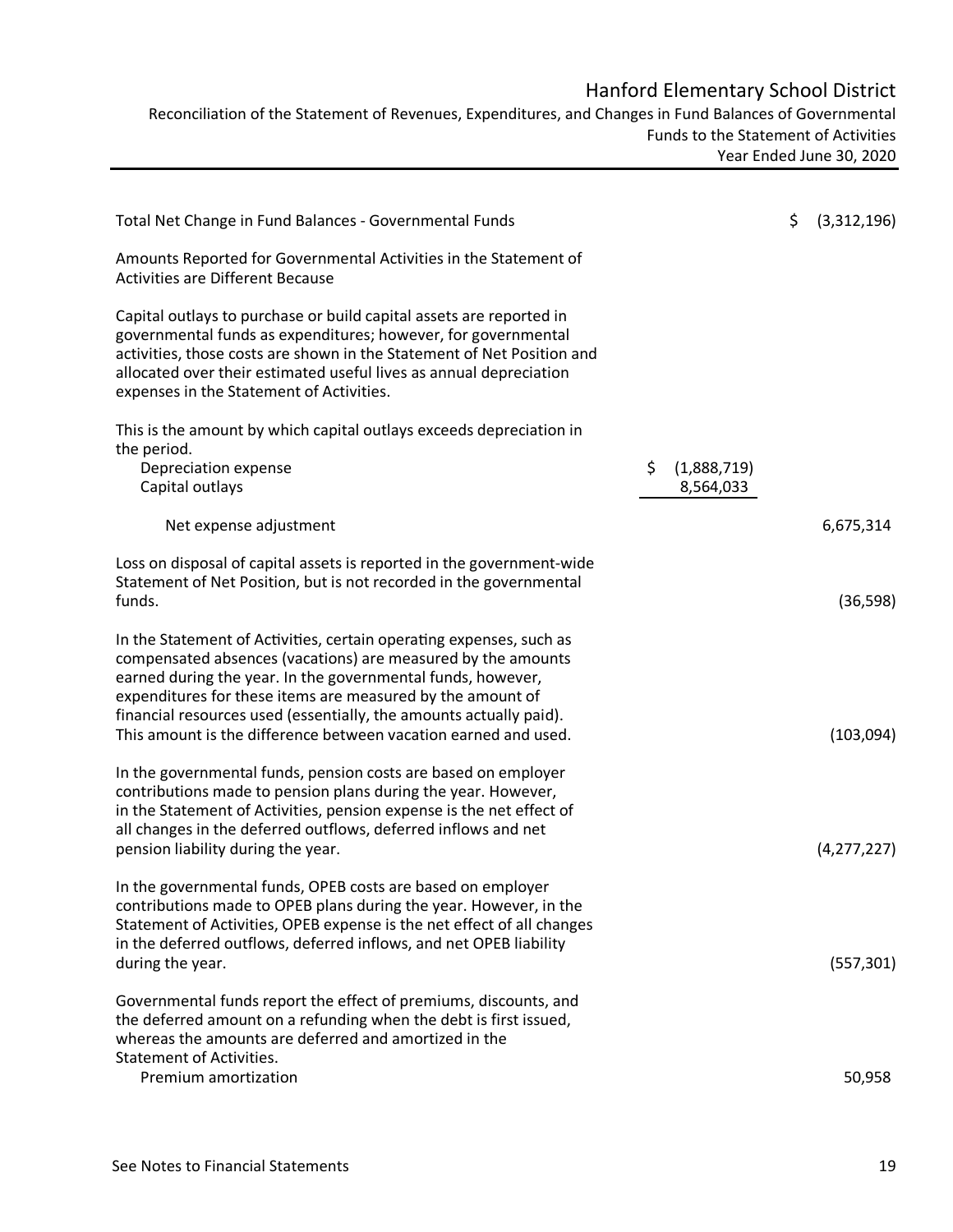# Hanford Elementary School District

Reconciliation of the Statement of Revenues, Expenditures, and Changes in Fund Balances of Governmental Funds to the Statement of Activities

Year Ended June 30, 2020

| | | |
|---|---|---|
| Total Net Change in Fund Balances - Governmental Funds | | $ (3,312,196) |
| Amounts Reported for Governmental Activities in the Statement of Activities are Different Because | | |
| Capital outlays to purchase or build capital assets are reported in governmental funds as expenditures; however, for governmental activities, those costs are shown in the Statement of Net Position and allocated over their estimated useful lives as annual depreciation expenses in the Statement of Activities. | | |
| This is the amount by which capital outlays exceeds depreciation in the period. | | |
| Depreciation expense | $ (1,888,719) | |
| Capital outlays | 8,564,033 | |
| Net expense adjustment | | 6,675,314 |
| Loss on disposal of capital assets is reported in the government-wide Statement of Net Position, but is not recorded in the governmental funds. | | (36,598) |
| In the Statement of Activities, certain operating expenses, such as compensated absences (vacations) are measured by the amounts earned during the year. In the governmental funds, however, expenditures for these items are measured by the amount of financial resources used (essentially, the amounts actually paid). This amount is the difference between vacation earned and used. | | (103,094) |
| In the governmental funds, pension costs are based on employer contributions made to pension plans during the year. However, in the Statement of Activities, pension expense is the net effect of all changes in the deferred outflows, deferred inflows and net pension liability during the year. | | (4,277,227) |
| In the governmental funds, OPEB costs are based on employer contributions made to OPEB plans during the year. However, in the Statement of Activities, OPEB expense is the net effect of all changes in the deferred outflows, deferred inflows, and net OPEB liability during the year. | | (557,301) |
| Governmental funds report the effect of premiums, discounts, and the deferred amount on a refunding when the debt is first issued, whereas the amounts are deferred and amortized in the Statement of Activities. | | |
| Premium amortization | | 50,958 |

See Notes to Financial Statements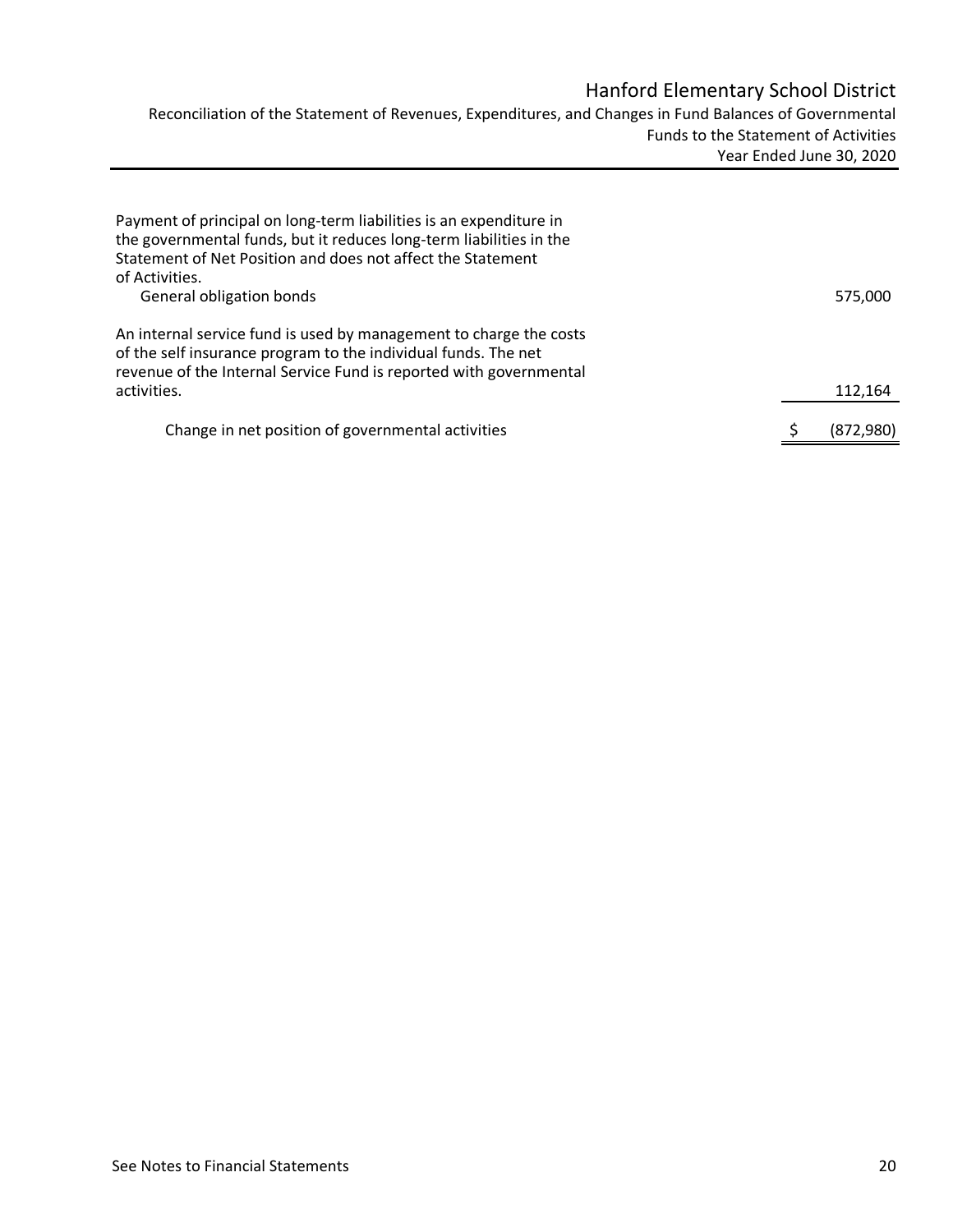# Hanford Elementary School District

Reconciliation of the Statement of Revenues, Expenditures, and Changes in Fund Balances of Governmental Funds to the Statement of Activities

Year Ended June 30, 2020

| | |
|---|---|
| Payment of principal on long-term liabilities is an expenditure in the governmental funds, but it reduces long-term liabilities in the Statement of Net Position and does not affect the Statement of Activities. | |
| General obligation bonds | 575,000 |
| An internal service fund is used by management to charge the costs of the self insurance program to the individual funds. The net revenue of the Internal Service Fund is reported with governmental activities. | 112,164 |
| Change in net position of governmental activities | $ (872,980) |

See Notes to Financial Statements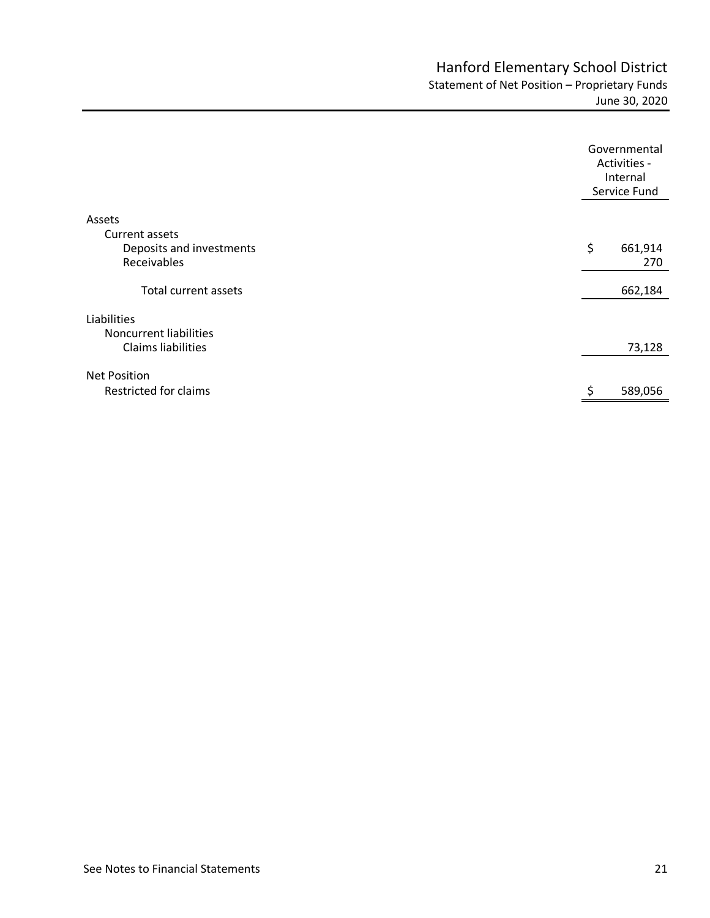# Hanford Elementary School District

## Statement of Net Position – Proprietary Funds

June 30, 2020

| | Governmental Activities - Internal Service Fund |
|---|---|
| **Assets** | |
| Current assets | |
| Deposits and investments | $ 661,914 |
| Receivables | 270 |
| Total current assets | 662,184 |
| **Liabilities** | |
| Noncurrent liabilities | |
| Claims liabilities | 73,128 |
| **Net Position** | |
| Restricted for claims | $ 589,056 |

See Notes to Financial Statements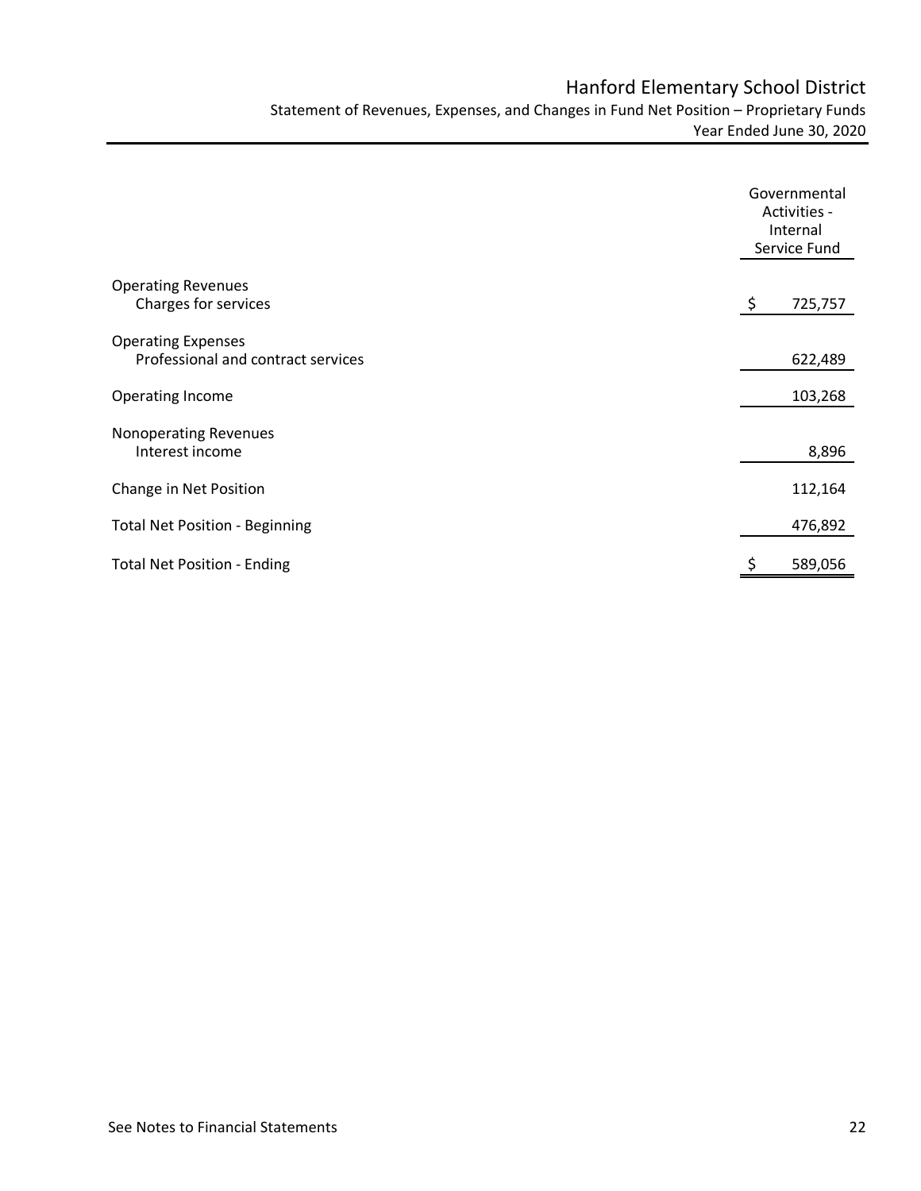# Hanford Elementary School District

## Statement of Revenues, Expenses, and Changes in Fund Net Position – Proprietary Funds

### Year Ended June 30, 2020

| | Governmental Activities - Internal Service Fund |
|---|---|
| **Operating Revenues** | |
| Charges for services | $ 725,757 |
| **Operating Expenses** | |
| Professional and contract services | 622,489 |
| Operating Income | 103,268 |
| **Nonoperating Revenues** | |
| Interest income | 8,896 |
| Change in Net Position | 112,164 |
| Total Net Position - Beginning | 476,892 |
| Total Net Position - Ending | $ 589,056 |

See Notes to Financial Statements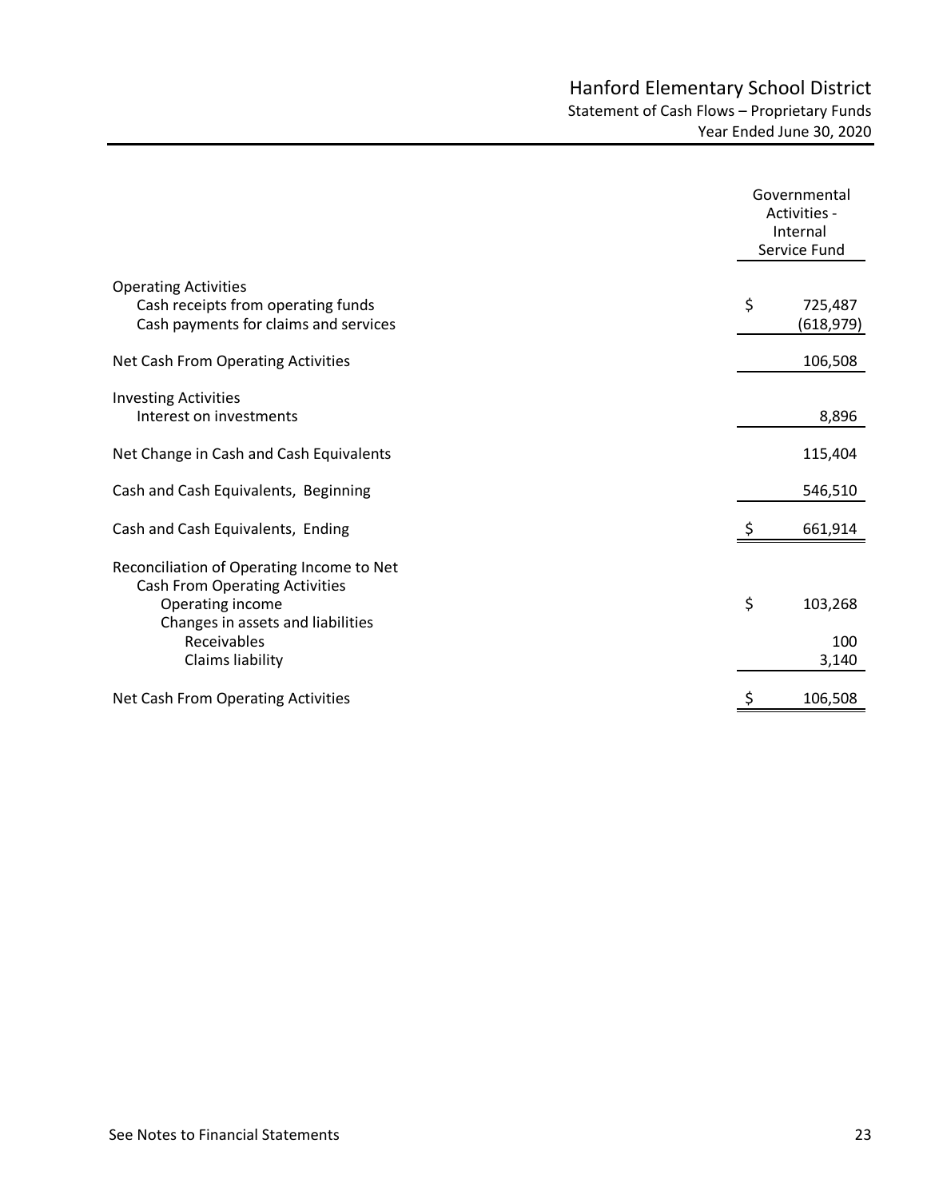# Hanford Elementary School District

## Statement of Cash Flows – Proprietary Funds

### Year Ended June 30, 2020

| | Governmental Activities - Internal Service Fund |
|---|---|
| **Operating Activities** | |
| Cash receipts from operating funds | $ 725,487 |
| Cash payments for claims and services | (618,979) |
| Net Cash From Operating Activities | 106,508 |
| **Investing Activities** | |
| Interest on investments | 8,896 |
| Net Change in Cash and Cash Equivalents | 115,404 |
| Cash and Cash Equivalents, Beginning | 546,510 |
| Cash and Cash Equivalents, Ending | $ 661,914 |
| **Reconciliation of Operating Income to Net Cash From Operating Activities** | |
| Operating income | $ 103,268 |
| Changes in assets and liabilities | |
| Receivables | 100 |
| Claims liability | 3,140 |
| Net Cash From Operating Activities | $ 106,508 |

See Notes to Financial Statements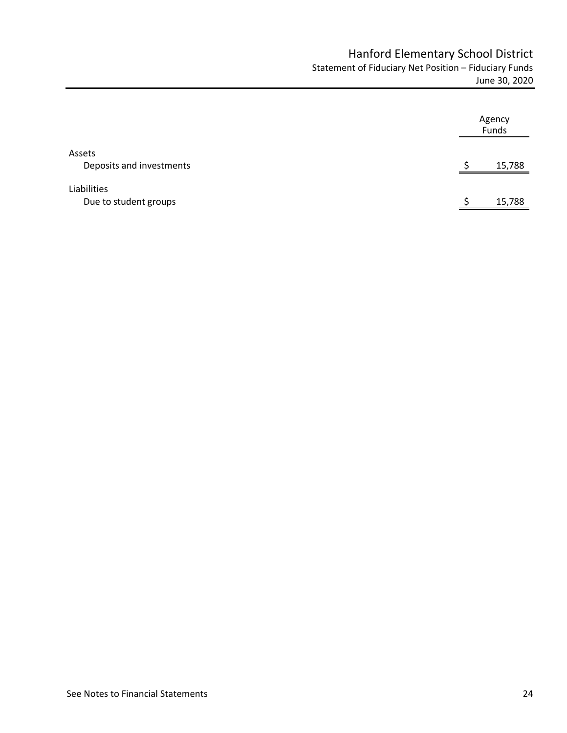# Hanford Elementary School District

## Statement of Fiduciary Net Position – Fiduciary Funds

June 30, 2020

| | Agency Funds |
|---|---|
| Assets | |
| Deposits and investments | $ 15,788 |
| Liabilities | |
| Due to student groups | $ 15,788 |

See Notes to Financial Statements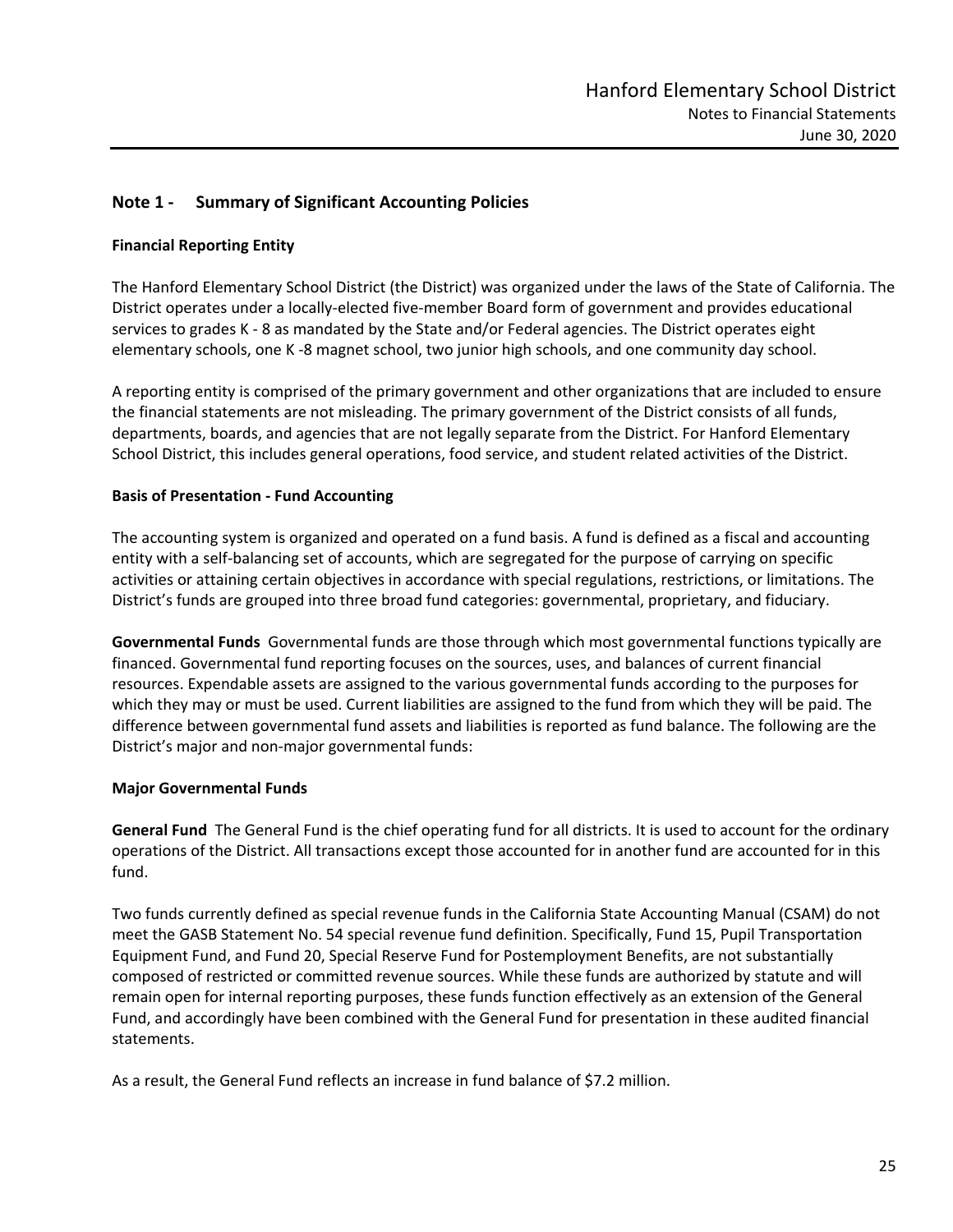## Note 1 - Summary of Significant Accounting Policies

### Financial Reporting Entity

The Hanford Elementary School District (the District) was organized under the laws of the State of California. The District operates under a locally-elected five-member Board form of government and provides educational services to grades K - 8 as mandated by the State and/or Federal agencies. The District operates eight elementary schools, one K -8 magnet school, two junior high schools, and one community day school.

A reporting entity is comprised of the primary government and other organizations that are included to ensure the financial statements are not misleading. The primary government of the District consists of all funds, departments, boards, and agencies that are not legally separate from the District. For Hanford Elementary School District, this includes general operations, food service, and student related activities of the District.

### Basis of Presentation - Fund Accounting

The accounting system is organized and operated on a fund basis. A fund is defined as a fiscal and accounting entity with a self-balancing set of accounts, which are segregated for the purpose of carrying on specific activities or attaining certain objectives in accordance with special regulations, restrictions, or limitations. The District's funds are grouped into three broad fund categories: governmental, proprietary, and fiduciary.

**Governmental Funds** Governmental funds are those through which most governmental functions typically are financed. Governmental fund reporting focuses on the sources, uses, and balances of current financial resources. Expendable assets are assigned to the various governmental funds according to the purposes for which they may or must be used. Current liabilities are assigned to the fund from which they will be paid. The difference between governmental fund assets and liabilities is reported as fund balance. The following are the District's major and non-major governmental funds:

### Major Governmental Funds

**General Fund** The General Fund is the chief operating fund for all districts. It is used to account for the ordinary operations of the District. All transactions except those accounted for in another fund are accounted for in this fund.

Two funds currently defined as special revenue funds in the California State Accounting Manual (CSAM) do not meet the GASB Statement No. 54 special revenue fund definition. Specifically, Fund 15, Pupil Transportation Equipment Fund, and Fund 20, Special Reserve Fund for Postemployment Benefits, are not substantially composed of restricted or committed revenue sources. While these funds are authorized by statute and will remain open for internal reporting purposes, these funds function effectively as an extension of the General Fund, and accordingly have been combined with the General Fund for presentation in these audited financial statements.

As a result, the General Fund reflects an increase in fund balance of $7.2 million.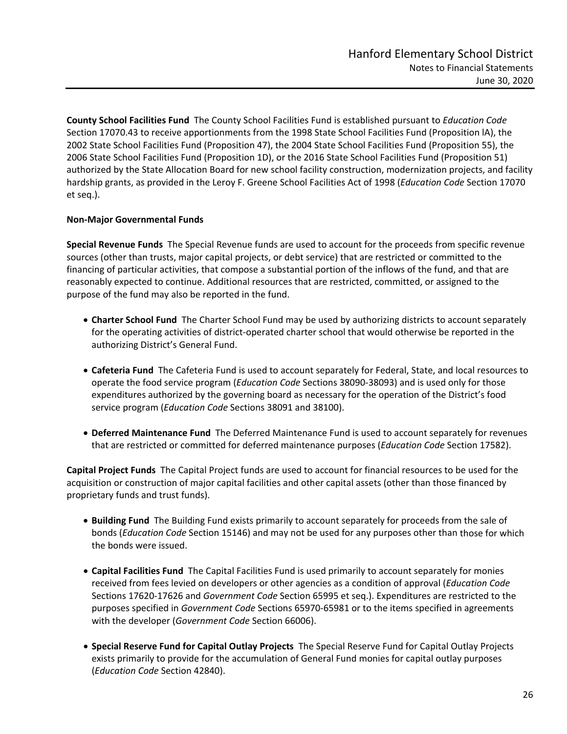**County School Facilities Fund** The County School Facilities Fund is established pursuant to *Education Code* Section 17070.43 to receive apportionments from the 1998 State School Facilities Fund (Proposition lA), the 2002 State School Facilities Fund (Proposition 47), the 2004 State School Facilities Fund (Proposition 55), the 2006 State School Facilities Fund (Proposition 1D), or the 2016 State School Facilities Fund (Proposition 51) authorized by the State Allocation Board for new school facility construction, modernization projects, and facility hardship grants, as provided in the Leroy F. Greene School Facilities Act of 1998 (*Education Code* Section 17070 et seq.).

**Non-Major Governmental Funds**

**Special Revenue Funds** The Special Revenue funds are used to account for the proceeds from specific revenue sources (other than trusts, major capital projects, or debt service) that are restricted or committed to the financing of particular activities, that compose a substantial portion of the inflows of the fund, and that are reasonably expected to continue. Additional resources that are restricted, committed, or assigned to the purpose of the fund may also be reported in the fund.

- **Charter School Fund** The Charter School Fund may be used by authorizing districts to account separately for the operating activities of district-operated charter school that would otherwise be reported in the authorizing District's General Fund.
- **Cafeteria Fund** The Cafeteria Fund is used to account separately for Federal, State, and local resources to operate the food service program (*Education Code* Sections 38090-38093) and is used only for those expenditures authorized by the governing board as necessary for the operation of the District's food service program (*Education Code* Sections 38091 and 38100).
- **Deferred Maintenance Fund** The Deferred Maintenance Fund is used to account separately for revenues that are restricted or committed for deferred maintenance purposes (*Education Code* Section 17582).

**Capital Project Funds** The Capital Project funds are used to account for financial resources to be used for the acquisition or construction of major capital facilities and other capital assets (other than those financed by proprietary funds and trust funds).

- **Building Fund** The Building Fund exists primarily to account separately for proceeds from the sale of bonds (*Education Code* Section 15146) and may not be used for any purposes other than those for which the bonds were issued.
- **Capital Facilities Fund** The Capital Facilities Fund is used primarily to account separately for monies received from fees levied on developers or other agencies as a condition of approval (*Education Code* Sections 17620-17626 and *Government Code* Section 65995 et seq.). Expenditures are restricted to the purposes specified in *Government Code* Sections 65970-65981 or to the items specified in agreements with the developer (*Government Code* Section 66006).
- **Special Reserve Fund for Capital Outlay Projects** The Special Reserve Fund for Capital Outlay Projects exists primarily to provide for the accumulation of General Fund monies for capital outlay purposes (*Education Code* Section 42840).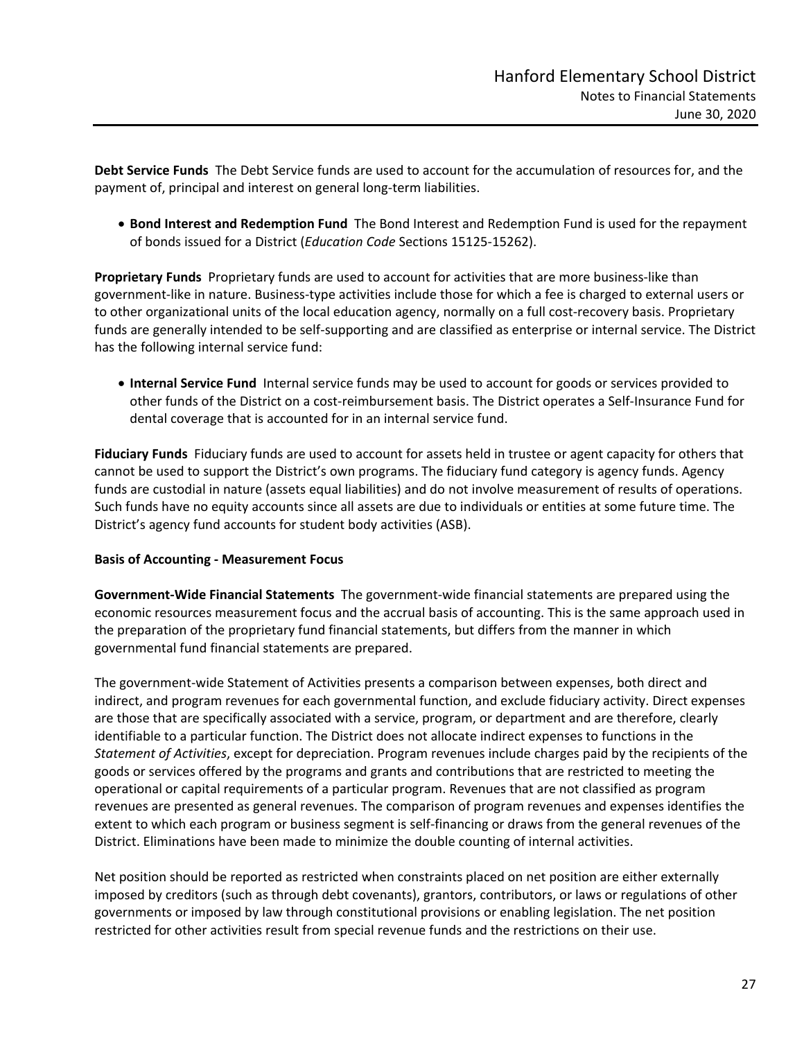**Debt Service Funds** The Debt Service funds are used to account for the accumulation of resources for, and the payment of, principal and interest on general long-term liabilities.

- **Bond Interest and Redemption Fund** The Bond Interest and Redemption Fund is used for the repayment of bonds issued for a District (*Education Code* Sections 15125-15262).

**Proprietary Funds** Proprietary funds are used to account for activities that are more business-like than government-like in nature. Business-type activities include those for which a fee is charged to external users or to other organizational units of the local education agency, normally on a full cost-recovery basis. Proprietary funds are generally intended to be self-supporting and are classified as enterprise or internal service. The District has the following internal service fund:

- **Internal Service Fund** Internal service funds may be used to account for goods or services provided to other funds of the District on a cost-reimbursement basis. The District operates a Self-Insurance Fund for dental coverage that is accounted for in an internal service fund.

**Fiduciary Funds** Fiduciary funds are used to account for assets held in trustee or agent capacity for others that cannot be used to support the District's own programs. The fiduciary fund category is agency funds. Agency funds are custodial in nature (assets equal liabilities) and do not involve measurement of results of operations. Such funds have no equity accounts since all assets are due to individuals or entities at some future time. The District's agency fund accounts for student body activities (ASB).

**Basis of Accounting - Measurement Focus**

**Government-Wide Financial Statements** The government-wide financial statements are prepared using the economic resources measurement focus and the accrual basis of accounting. This is the same approach used in the preparation of the proprietary fund financial statements, but differs from the manner in which governmental fund financial statements are prepared.

The government-wide Statement of Activities presents a comparison between expenses, both direct and indirect, and program revenues for each governmental function, and exclude fiduciary activity. Direct expenses are those that are specifically associated with a service, program, or department and are therefore, clearly identifiable to a particular function. The District does not allocate indirect expenses to functions in the *Statement of Activities*, except for depreciation. Program revenues include charges paid by the recipients of the goods or services offered by the programs and grants and contributions that are restricted to meeting the operational or capital requirements of a particular program. Revenues that are not classified as program revenues are presented as general revenues. The comparison of program revenues and expenses identifies the extent to which each program or business segment is self-financing or draws from the general revenues of the District. Eliminations have been made to minimize the double counting of internal activities.

Net position should be reported as restricted when constraints placed on net position are either externally imposed by creditors (such as through debt covenants), grantors, contributors, or laws or regulations of other governments or imposed by law through constitutional provisions or enabling legislation. The net position restricted for other activities result from special revenue funds and the restrictions on their use.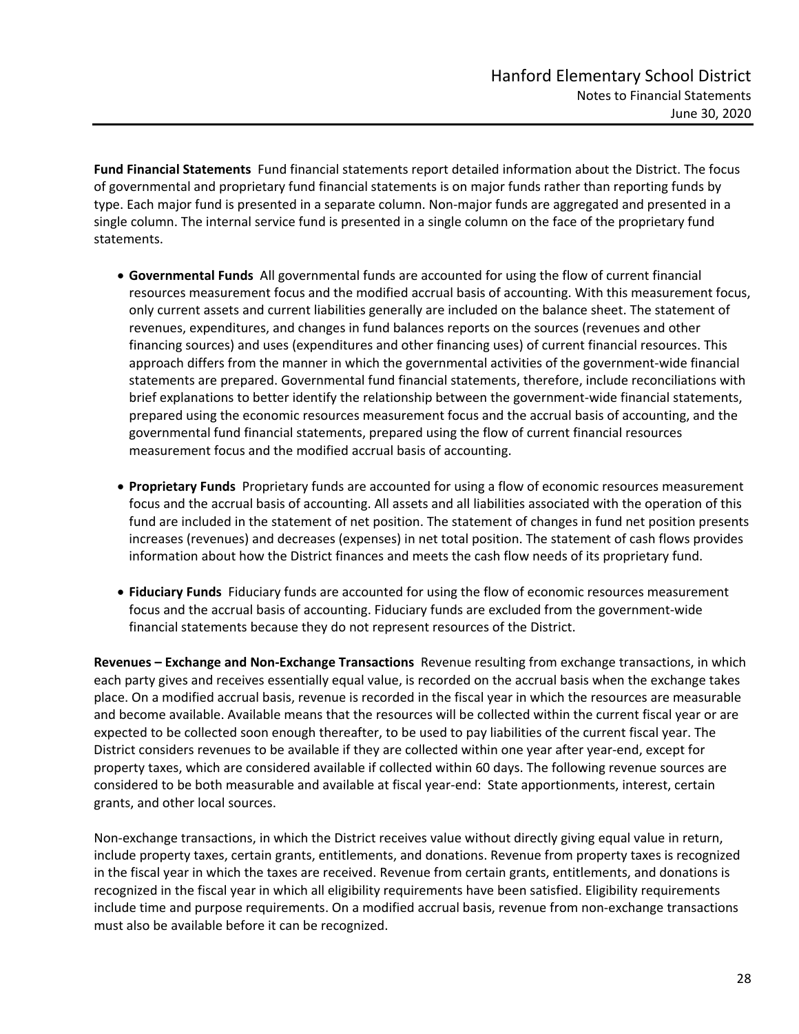**Fund Financial Statements** Fund financial statements report detailed information about the District. The focus of governmental and proprietary fund financial statements is on major funds rather than reporting funds by type. Each major fund is presented in a separate column. Non-major funds are aggregated and presented in a single column. The internal service fund is presented in a single column on the face of the proprietary fund statements.

- **Governmental Funds** All governmental funds are accounted for using the flow of current financial resources measurement focus and the modified accrual basis of accounting. With this measurement focus, only current assets and current liabilities generally are included on the balance sheet. The statement of revenues, expenditures, and changes in fund balances reports on the sources (revenues and other financing sources) and uses (expenditures and other financing uses) of current financial resources. This approach differs from the manner in which the governmental activities of the government-wide financial statements are prepared. Governmental fund financial statements, therefore, include reconciliations with brief explanations to better identify the relationship between the government-wide financial statements, prepared using the economic resources measurement focus and the accrual basis of accounting, and the governmental fund financial statements, prepared using the flow of current financial resources measurement focus and the modified accrual basis of accounting.

- **Proprietary Funds** Proprietary funds are accounted for using a flow of economic resources measurement focus and the accrual basis of accounting. All assets and all liabilities associated with the operation of this fund are included in the statement of net position. The statement of changes in fund net position presents increases (revenues) and decreases (expenses) in net total position. The statement of cash flows provides information about how the District finances and meets the cash flow needs of its proprietary fund.

- **Fiduciary Funds** Fiduciary funds are accounted for using the flow of economic resources measurement focus and the accrual basis of accounting. Fiduciary funds are excluded from the government-wide financial statements because they do not represent resources of the District.

**Revenues – Exchange and Non-Exchange Transactions** Revenue resulting from exchange transactions, in which each party gives and receives essentially equal value, is recorded on the accrual basis when the exchange takes place. On a modified accrual basis, revenue is recorded in the fiscal year in which the resources are measurable and become available. Available means that the resources will be collected within the current fiscal year or are expected to be collected soon enough thereafter, to be used to pay liabilities of the current fiscal year. The District considers revenues to be available if they are collected within one year after year-end, except for property taxes, which are considered available if collected within 60 days. The following revenue sources are considered to be both measurable and available at fiscal year-end: State apportionments, interest, certain grants, and other local sources.

Non-exchange transactions, in which the District receives value without directly giving equal value in return, include property taxes, certain grants, entitlements, and donations. Revenue from property taxes is recognized in the fiscal year in which the taxes are received. Revenue from certain grants, entitlements, and donations is recognized in the fiscal year in which all eligibility requirements have been satisfied. Eligibility requirements include time and purpose requirements. On a modified accrual basis, revenue from non-exchange transactions must also be available before it can be recognized.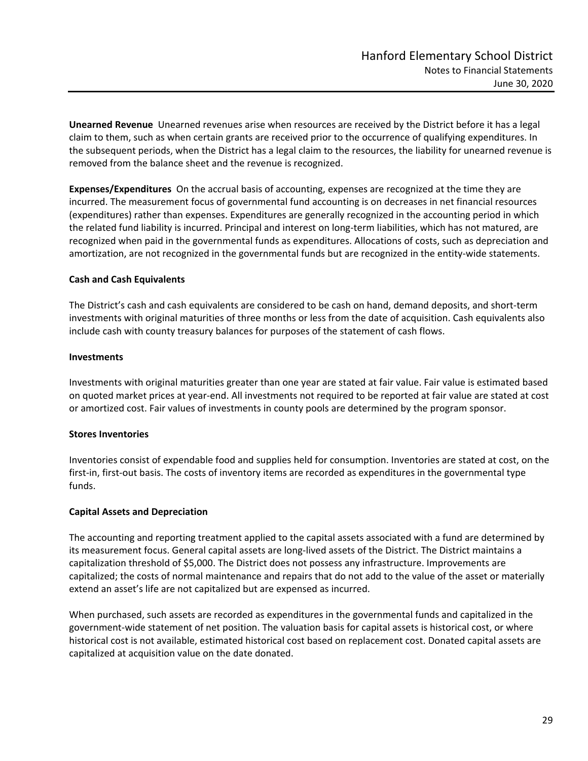**Unearned Revenue** Unearned revenues arise when resources are received by the District before it has a legal claim to them, such as when certain grants are received prior to the occurrence of qualifying expenditures. In the subsequent periods, when the District has a legal claim to the resources, the liability for unearned revenue is removed from the balance sheet and the revenue is recognized.

**Expenses/Expenditures** On the accrual basis of accounting, expenses are recognized at the time they are incurred. The measurement focus of governmental fund accounting is on decreases in net financial resources (expenditures) rather than expenses. Expenditures are generally recognized in the accounting period in which the related fund liability is incurred. Principal and interest on long-term liabilities, which has not matured, are recognized when paid in the governmental funds as expenditures. Allocations of costs, such as depreciation and amortization, are not recognized in the governmental funds but are recognized in the entity-wide statements.

**Cash and Cash Equivalents**

The District's cash and cash equivalents are considered to be cash on hand, demand deposits, and short-term investments with original maturities of three months or less from the date of acquisition. Cash equivalents also include cash with county treasury balances for purposes of the statement of cash flows.

**Investments**

Investments with original maturities greater than one year are stated at fair value. Fair value is estimated based on quoted market prices at year-end. All investments not required to be reported at fair value are stated at cost or amortized cost. Fair values of investments in county pools are determined by the program sponsor.

**Stores Inventories**

Inventories consist of expendable food and supplies held for consumption. Inventories are stated at cost, on the first-in, first-out basis. The costs of inventory items are recorded as expenditures in the governmental type funds.

**Capital Assets and Depreciation**

The accounting and reporting treatment applied to the capital assets associated with a fund are determined by its measurement focus. General capital assets are long-lived assets of the District. The District maintains a capitalization threshold of $5,000. The District does not possess any infrastructure. Improvements are capitalized; the costs of normal maintenance and repairs that do not add to the value of the asset or materially extend an asset's life are not capitalized but are expensed as incurred.

When purchased, such assets are recorded as expenditures in the governmental funds and capitalized in the government-wide statement of net position. The valuation basis for capital assets is historical cost, or where historical cost is not available, estimated historical cost based on replacement cost. Donated capital assets are capitalized at acquisition value on the date donated.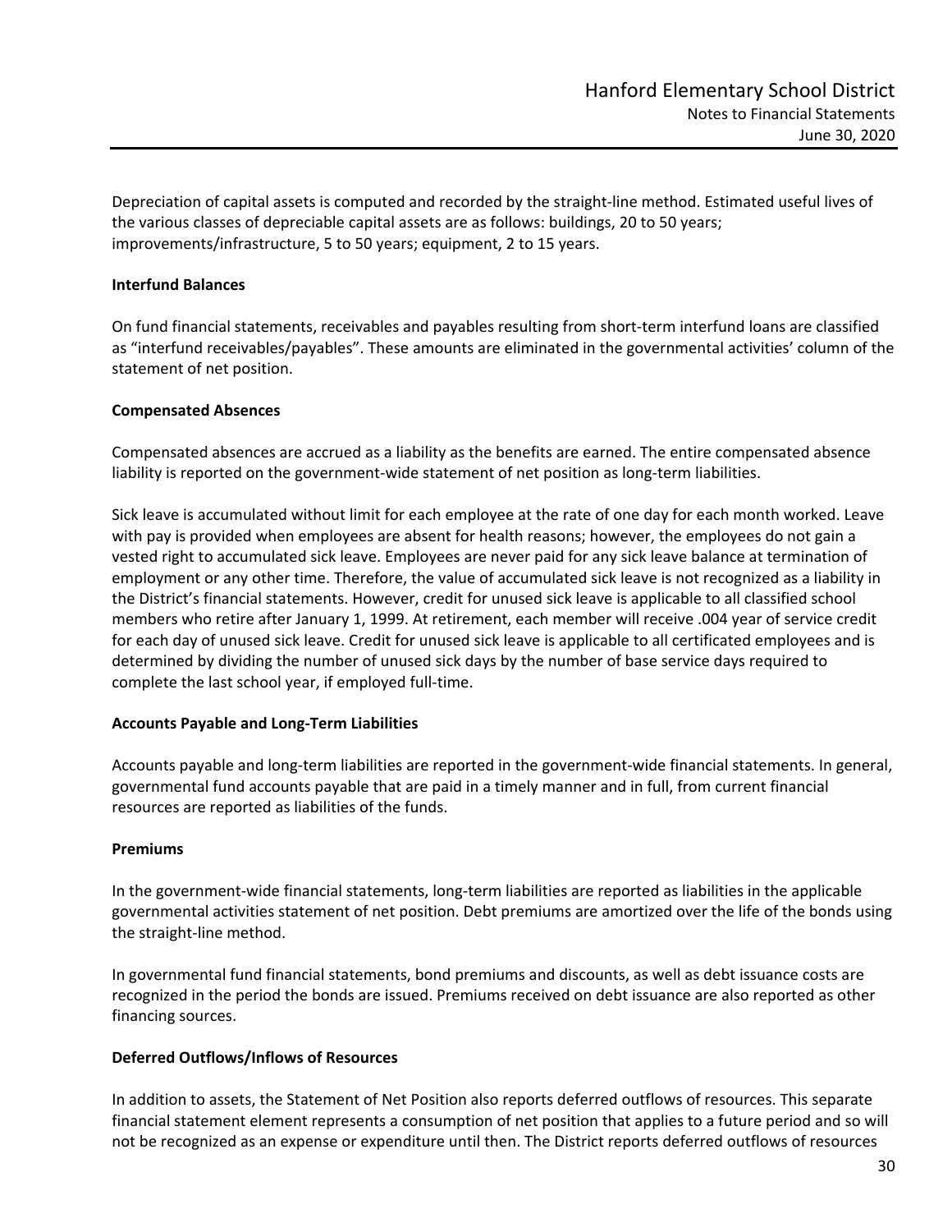Depreciation of capital assets is computed and recorded by the straight-line method. Estimated useful lives of the various classes of depreciable capital assets are as follows: buildings, 20 to 50 years; improvements/infrastructure, 5 to 50 years; equipment, 2 to 15 years.

**Interfund Balances**

On fund financial statements, receivables and payables resulting from short-term interfund loans are classified as "interfund receivables/payables". These amounts are eliminated in the governmental activities' column of the statement of net position.

**Compensated Absences**

Compensated absences are accrued as a liability as the benefits are earned. The entire compensated absence liability is reported on the government-wide statement of net position as long-term liabilities.

Sick leave is accumulated without limit for each employee at the rate of one day for each month worked. Leave with pay is provided when employees are absent for health reasons; however, the employees do not gain a vested right to accumulated sick leave. Employees are never paid for any sick leave balance at termination of employment or any other time. Therefore, the value of accumulated sick leave is not recognized as a liability in the District's financial statements. However, credit for unused sick leave is applicable to all classified school members who retire after January 1, 1999. At retirement, each member will receive .004 year of service credit for each day of unused sick leave. Credit for unused sick leave is applicable to all certificated employees and is determined by dividing the number of unused sick days by the number of base service days required to complete the last school year, if employed full-time.

**Accounts Payable and Long-Term Liabilities**

Accounts payable and long-term liabilities are reported in the government-wide financial statements. In general, governmental fund accounts payable that are paid in a timely manner and in full, from current financial resources are reported as liabilities of the funds.

**Premiums**

In the government-wide financial statements, long-term liabilities are reported as liabilities in the applicable governmental activities statement of net position. Debt premiums are amortized over the life of the bonds using the straight-line method.

In governmental fund financial statements, bond premiums and discounts, as well as debt issuance costs are recognized in the period the bonds are issued. Premiums received on debt issuance are also reported as other financing sources.

**Deferred Outflows/Inflows of Resources**

In addition to assets, the Statement of Net Position also reports deferred outflows of resources. This separate financial statement element represents a consumption of net position that applies to a future period and so will not be recognized as an expense or expenditure until then. The District reports deferred outflows of resources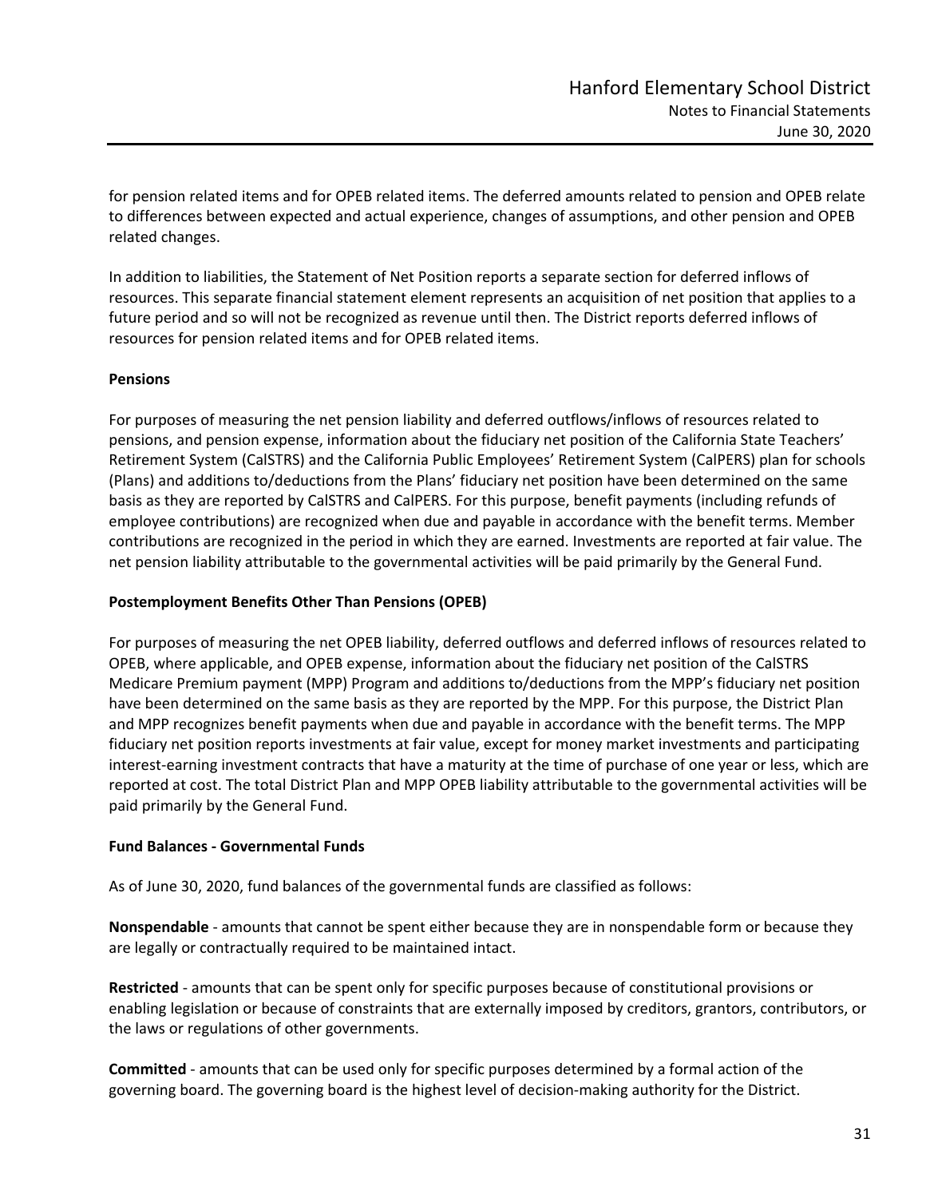for pension related items and for OPEB related items. The deferred amounts related to pension and OPEB relate to differences between expected and actual experience, changes of assumptions, and other pension and OPEB related changes.

In addition to liabilities, the Statement of Net Position reports a separate section for deferred inflows of resources. This separate financial statement element represents an acquisition of net position that applies to a future period and so will not be recognized as revenue until then. The District reports deferred inflows of resources for pension related items and for OPEB related items.

**Pensions**

For purposes of measuring the net pension liability and deferred outflows/inflows of resources related to pensions, and pension expense, information about the fiduciary net position of the California State Teachers' Retirement System (CalSTRS) and the California Public Employees' Retirement System (CalPERS) plan for schools (Plans) and additions to/deductions from the Plans' fiduciary net position have been determined on the same basis as they are reported by CalSTRS and CalPERS. For this purpose, benefit payments (including refunds of employee contributions) are recognized when due and payable in accordance with the benefit terms. Member contributions are recognized in the period in which they are earned. Investments are reported at fair value. The net pension liability attributable to the governmental activities will be paid primarily by the General Fund.

**Postemployment Benefits Other Than Pensions (OPEB)**

For purposes of measuring the net OPEB liability, deferred outflows and deferred inflows of resources related to OPEB, where applicable, and OPEB expense, information about the fiduciary net position of the CalSTRS Medicare Premium payment (MPP) Program and additions to/deductions from the MPP's fiduciary net position have been determined on the same basis as they are reported by the MPP. For this purpose, the District Plan and MPP recognizes benefit payments when due and payable in accordance with the benefit terms. The MPP fiduciary net position reports investments at fair value, except for money market investments and participating interest-earning investment contracts that have a maturity at the time of purchase of one year or less, which are reported at cost. The total District Plan and MPP OPEB liability attributable to the governmental activities will be paid primarily by the General Fund.

**Fund Balances - Governmental Funds**

As of June 30, 2020, fund balances of the governmental funds are classified as follows:

**Nonspendable** - amounts that cannot be spent either because they are in nonspendable form or because they are legally or contractually required to be maintained intact.

**Restricted** - amounts that can be spent only for specific purposes because of constitutional provisions or enabling legislation or because of constraints that are externally imposed by creditors, grantors, contributors, or the laws or regulations of other governments.

**Committed** - amounts that can be used only for specific purposes determined by a formal action of the governing board. The governing board is the highest level of decision-making authority for the District.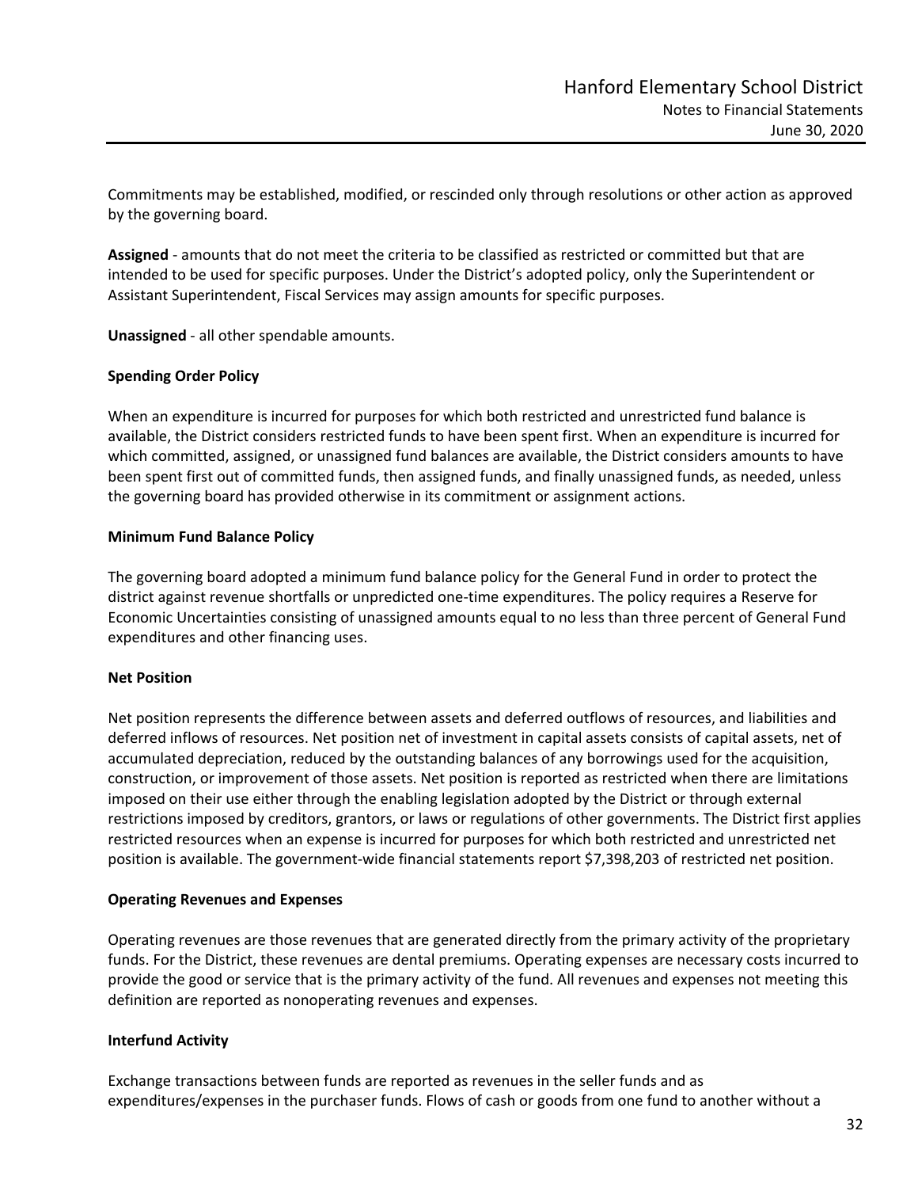Commitments may be established, modified, or rescinded only through resolutions or other action as approved by the governing board.

**Assigned** - amounts that do not meet the criteria to be classified as restricted or committed but that are intended to be used for specific purposes. Under the District's adopted policy, only the Superintendent or Assistant Superintendent, Fiscal Services may assign amounts for specific purposes.

**Unassigned** - all other spendable amounts.

**Spending Order Policy**

When an expenditure is incurred for purposes for which both restricted and unrestricted fund balance is available, the District considers restricted funds to have been spent first. When an expenditure is incurred for which committed, assigned, or unassigned fund balances are available, the District considers amounts to have been spent first out of committed funds, then assigned funds, and finally unassigned funds, as needed, unless the governing board has provided otherwise in its commitment or assignment actions.

**Minimum Fund Balance Policy**

The governing board adopted a minimum fund balance policy for the General Fund in order to protect the district against revenue shortfalls or unpredicted one-time expenditures. The policy requires a Reserve for Economic Uncertainties consisting of unassigned amounts equal to no less than three percent of General Fund expenditures and other financing uses.

**Net Position**

Net position represents the difference between assets and deferred outflows of resources, and liabilities and deferred inflows of resources. Net position net of investment in capital assets consists of capital assets, net of accumulated depreciation, reduced by the outstanding balances of any borrowings used for the acquisition, construction, or improvement of those assets. Net position is reported as restricted when there are limitations imposed on their use either through the enabling legislation adopted by the District or through external restrictions imposed by creditors, grantors, or laws or regulations of other governments. The District first applies restricted resources when an expense is incurred for purposes for which both restricted and unrestricted net position is available. The government-wide financial statements report $7,398,203 of restricted net position.

**Operating Revenues and Expenses**

Operating revenues are those revenues that are generated directly from the primary activity of the proprietary funds. For the District, these revenues are dental premiums. Operating expenses are necessary costs incurred to provide the good or service that is the primary activity of the fund. All revenues and expenses not meeting this definition are reported as nonoperating revenues and expenses.

**Interfund Activity**

Exchange transactions between funds are reported as revenues in the seller funds and as expenditures/expenses in the purchaser funds. Flows of cash or goods from one fund to another without a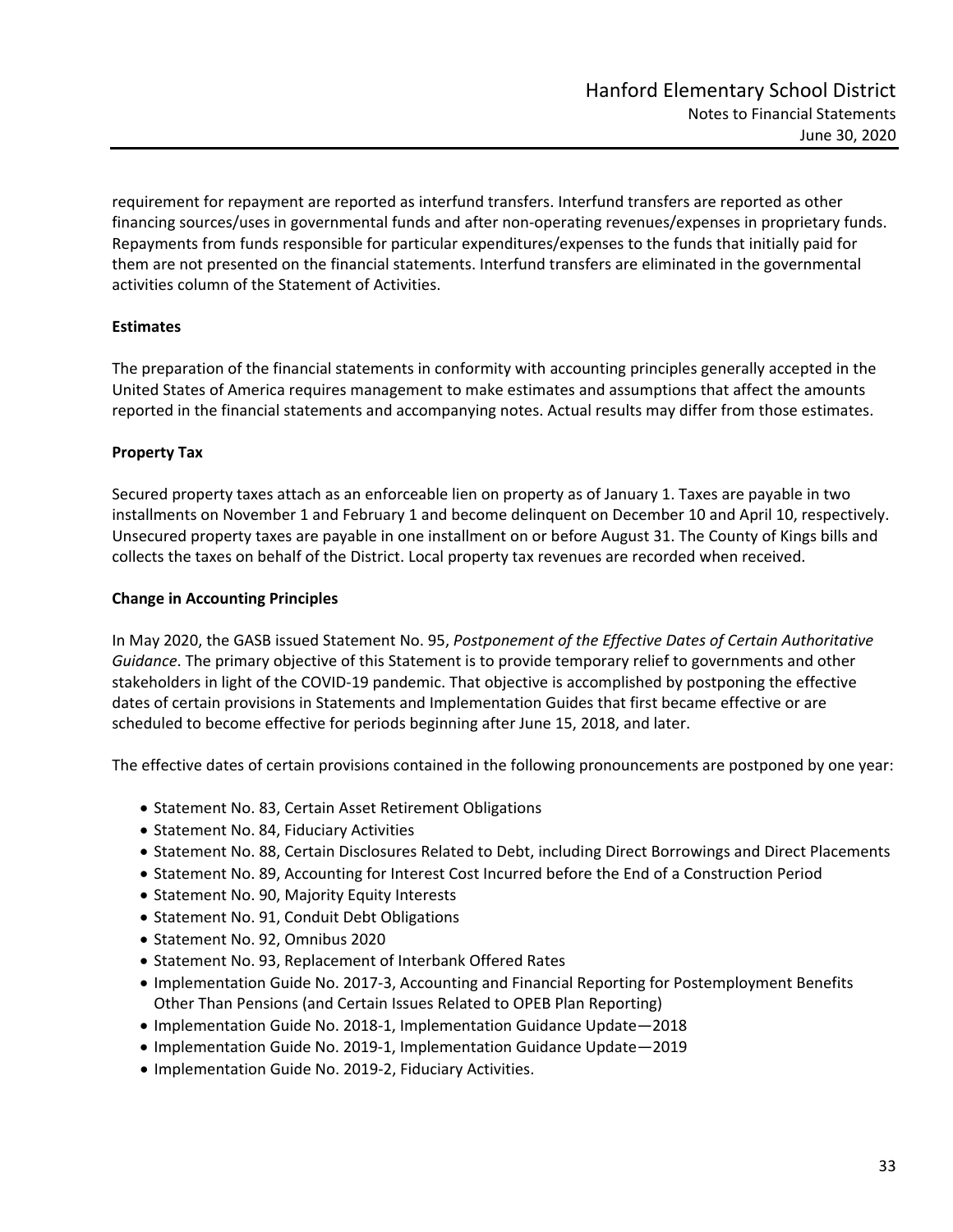requirement for repayment are reported as interfund transfers. Interfund transfers are reported as other financing sources/uses in governmental funds and after non-operating revenues/expenses in proprietary funds. Repayments from funds responsible for particular expenditures/expenses to the funds that initially paid for them are not presented on the financial statements. Interfund transfers are eliminated in the governmental activities column of the Statement of Activities.

**Estimates**

The preparation of the financial statements in conformity with accounting principles generally accepted in the United States of America requires management to make estimates and assumptions that affect the amounts reported in the financial statements and accompanying notes. Actual results may differ from those estimates.

**Property Tax**

Secured property taxes attach as an enforceable lien on property as of January 1. Taxes are payable in two installments on November 1 and February 1 and become delinquent on December 10 and April 10, respectively. Unsecured property taxes are payable in one installment on or before August 31. The County of Kings bills and collects the taxes on behalf of the District. Local property tax revenues are recorded when received.

**Change in Accounting Principles**

In May 2020, the GASB issued Statement No. 95, *Postponement of the Effective Dates of Certain Authoritative Guidance*. The primary objective of this Statement is to provide temporary relief to governments and other stakeholders in light of the COVID-19 pandemic. That objective is accomplished by postponing the effective dates of certain provisions in Statements and Implementation Guides that first became effective or are scheduled to become effective for periods beginning after June 15, 2018, and later.

The effective dates of certain provisions contained in the following pronouncements are postponed by one year:

- Statement No. 83, Certain Asset Retirement Obligations
- Statement No. 84, Fiduciary Activities
- Statement No. 88, Certain Disclosures Related to Debt, including Direct Borrowings and Direct Placements
- Statement No. 89, Accounting for Interest Cost Incurred before the End of a Construction Period
- Statement No. 90, Majority Equity Interests
- Statement No. 91, Conduit Debt Obligations
- Statement No. 92, Omnibus 2020
- Statement No. 93, Replacement of Interbank Offered Rates
- Implementation Guide No. 2017-3, Accounting and Financial Reporting for Postemployment Benefits Other Than Pensions (and Certain Issues Related to OPEB Plan Reporting)
- Implementation Guide No. 2018-1, Implementation Guidance Update—2018
- Implementation Guide No. 2019-1, Implementation Guidance Update—2019
- Implementation Guide No. 2019-2, Fiduciary Activities.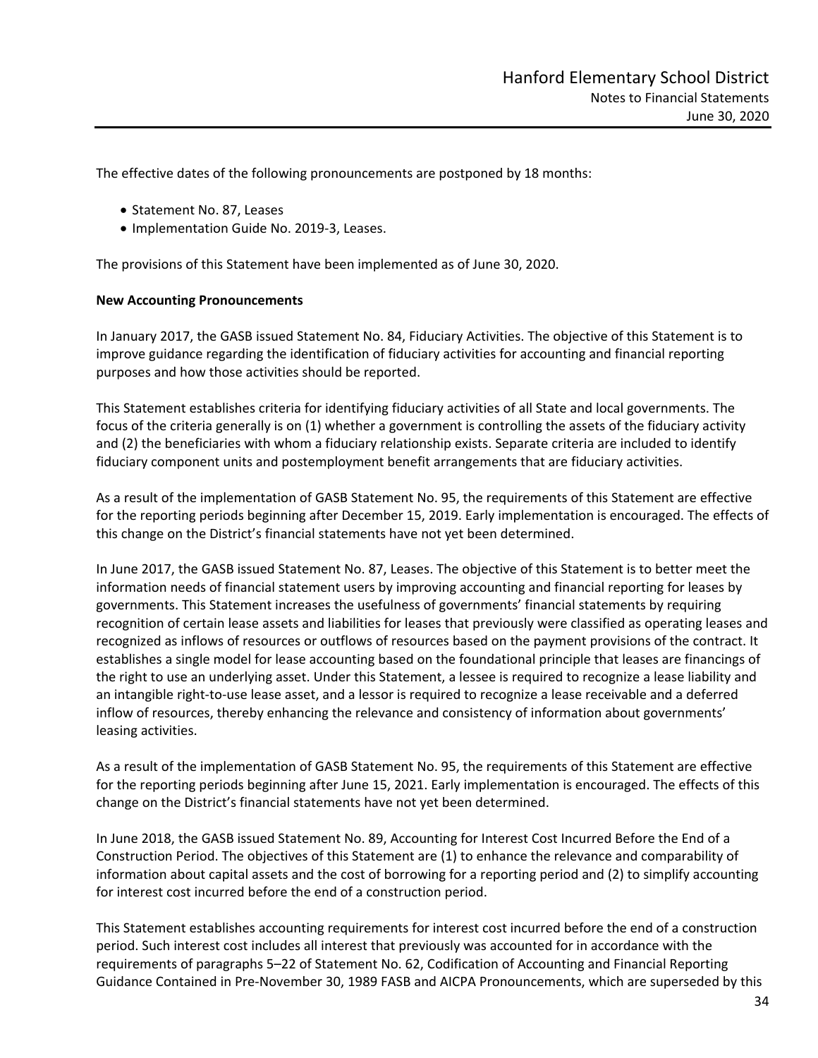The effective dates of the following pronouncements are postponed by 18 months:

- Statement No. 87, Leases
- Implementation Guide No. 2019-3, Leases.

The provisions of this Statement have been implemented as of June 30, 2020.

**New Accounting Pronouncements**

In January 2017, the GASB issued Statement No. 84, Fiduciary Activities. The objective of this Statement is to improve guidance regarding the identification of fiduciary activities for accounting and financial reporting purposes and how those activities should be reported.

This Statement establishes criteria for identifying fiduciary activities of all State and local governments. The focus of the criteria generally is on (1) whether a government is controlling the assets of the fiduciary activity and (2) the beneficiaries with whom a fiduciary relationship exists. Separate criteria are included to identify fiduciary component units and postemployment benefit arrangements that are fiduciary activities.

As a result of the implementation of GASB Statement No. 95, the requirements of this Statement are effective for the reporting periods beginning after December 15, 2019. Early implementation is encouraged. The effects of this change on the District's financial statements have not yet been determined.

In June 2017, the GASB issued Statement No. 87, Leases. The objective of this Statement is to better meet the information needs of financial statement users by improving accounting and financial reporting for leases by governments. This Statement increases the usefulness of governments' financial statements by requiring recognition of certain lease assets and liabilities for leases that previously were classified as operating leases and recognized as inflows of resources or outflows of resources based on the payment provisions of the contract. It establishes a single model for lease accounting based on the foundational principle that leases are financings of the right to use an underlying asset. Under this Statement, a lessee is required to recognize a lease liability and an intangible right-to-use lease asset, and a lessor is required to recognize a lease receivable and a deferred inflow of resources, thereby enhancing the relevance and consistency of information about governments' leasing activities.

As a result of the implementation of GASB Statement No. 95, the requirements of this Statement are effective for the reporting periods beginning after June 15, 2021. Early implementation is encouraged. The effects of this change on the District's financial statements have not yet been determined.

In June 2018, the GASB issued Statement No. 89, Accounting for Interest Cost Incurred Before the End of a Construction Period. The objectives of this Statement are (1) to enhance the relevance and comparability of information about capital assets and the cost of borrowing for a reporting period and (2) to simplify accounting for interest cost incurred before the end of a construction period.

This Statement establishes accounting requirements for interest cost incurred before the end of a construction period. Such interest cost includes all interest that previously was accounted for in accordance with the requirements of paragraphs 5–22 of Statement No. 62, Codification of Accounting and Financial Reporting Guidance Contained in Pre-November 30, 1989 FASB and AICPA Pronouncements, which are superseded by this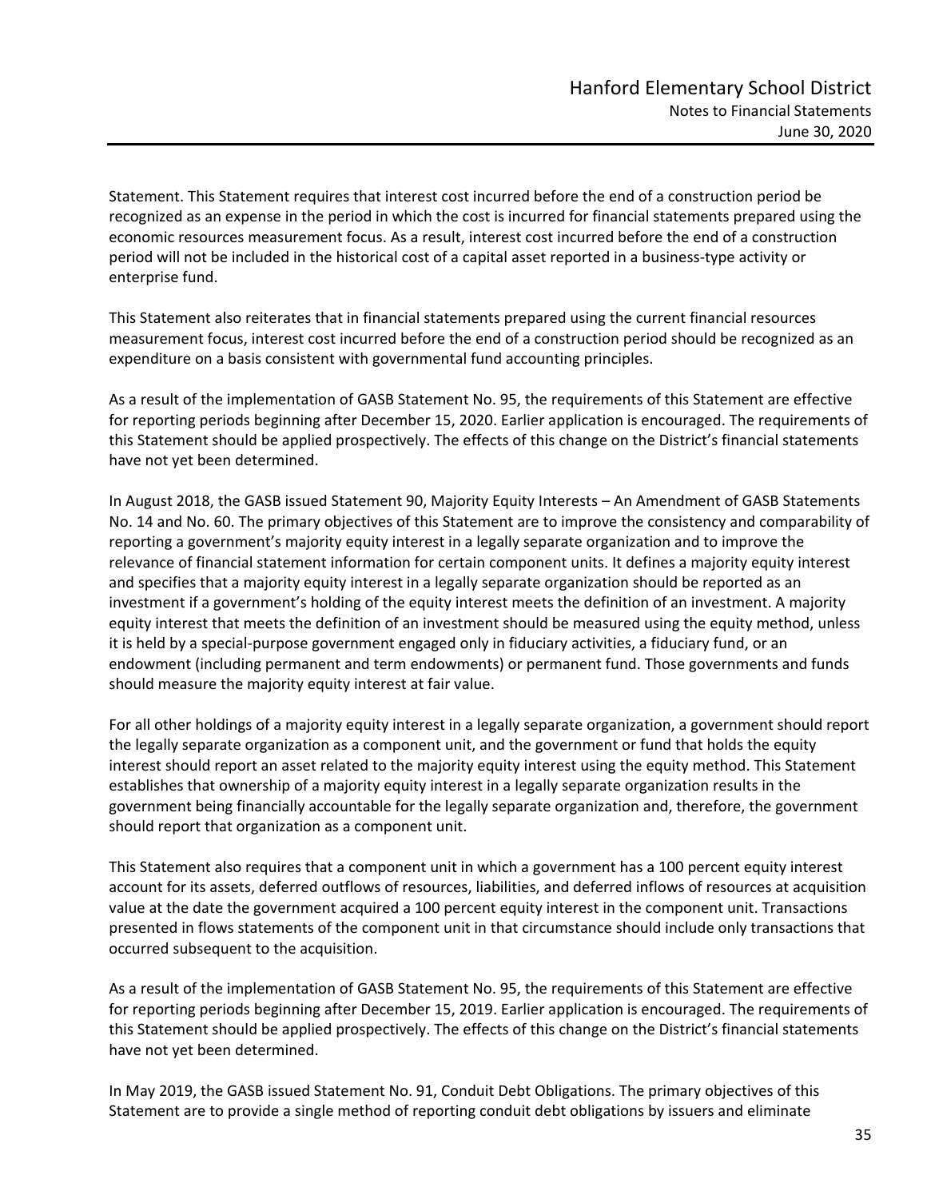Statement. This Statement requires that interest cost incurred before the end of a construction period be recognized as an expense in the period in which the cost is incurred for financial statements prepared using the economic resources measurement focus. As a result, interest cost incurred before the end of a construction period will not be included in the historical cost of a capital asset reported in a business-type activity or enterprise fund.

This Statement also reiterates that in financial statements prepared using the current financial resources measurement focus, interest cost incurred before the end of a construction period should be recognized as an expenditure on a basis consistent with governmental fund accounting principles.

As a result of the implementation of GASB Statement No. 95, the requirements of this Statement are effective for reporting periods beginning after December 15, 2020. Earlier application is encouraged. The requirements of this Statement should be applied prospectively. The effects of this change on the District's financial statements have not yet been determined.

In August 2018, the GASB issued Statement 90, Majority Equity Interests – An Amendment of GASB Statements No. 14 and No. 60. The primary objectives of this Statement are to improve the consistency and comparability of reporting a government's majority equity interest in a legally separate organization and to improve the relevance of financial statement information for certain component units. It defines a majority equity interest and specifies that a majority equity interest in a legally separate organization should be reported as an investment if a government's holding of the equity interest meets the definition of an investment. A majority equity interest that meets the definition of an investment should be measured using the equity method, unless it is held by a special-purpose government engaged only in fiduciary activities, a fiduciary fund, or an endowment (including permanent and term endowments) or permanent fund. Those governments and funds should measure the majority equity interest at fair value.

For all other holdings of a majority equity interest in a legally separate organization, a government should report the legally separate organization as a component unit, and the government or fund that holds the equity interest should report an asset related to the majority equity interest using the equity method. This Statement establishes that ownership of a majority equity interest in a legally separate organization results in the government being financially accountable for the legally separate organization and, therefore, the government should report that organization as a component unit.

This Statement also requires that a component unit in which a government has a 100 percent equity interest account for its assets, deferred outflows of resources, liabilities, and deferred inflows of resources at acquisition value at the date the government acquired a 100 percent equity interest in the component unit. Transactions presented in flows statements of the component unit in that circumstance should include only transactions that occurred subsequent to the acquisition.

As a result of the implementation of GASB Statement No. 95, the requirements of this Statement are effective for reporting periods beginning after December 15, 2019. Earlier application is encouraged. The requirements of this Statement should be applied prospectively. The effects of this change on the District's financial statements have not yet been determined.

In May 2019, the GASB issued Statement No. 91, Conduit Debt Obligations. The primary objectives of this Statement are to provide a single method of reporting conduit debt obligations by issuers and eliminate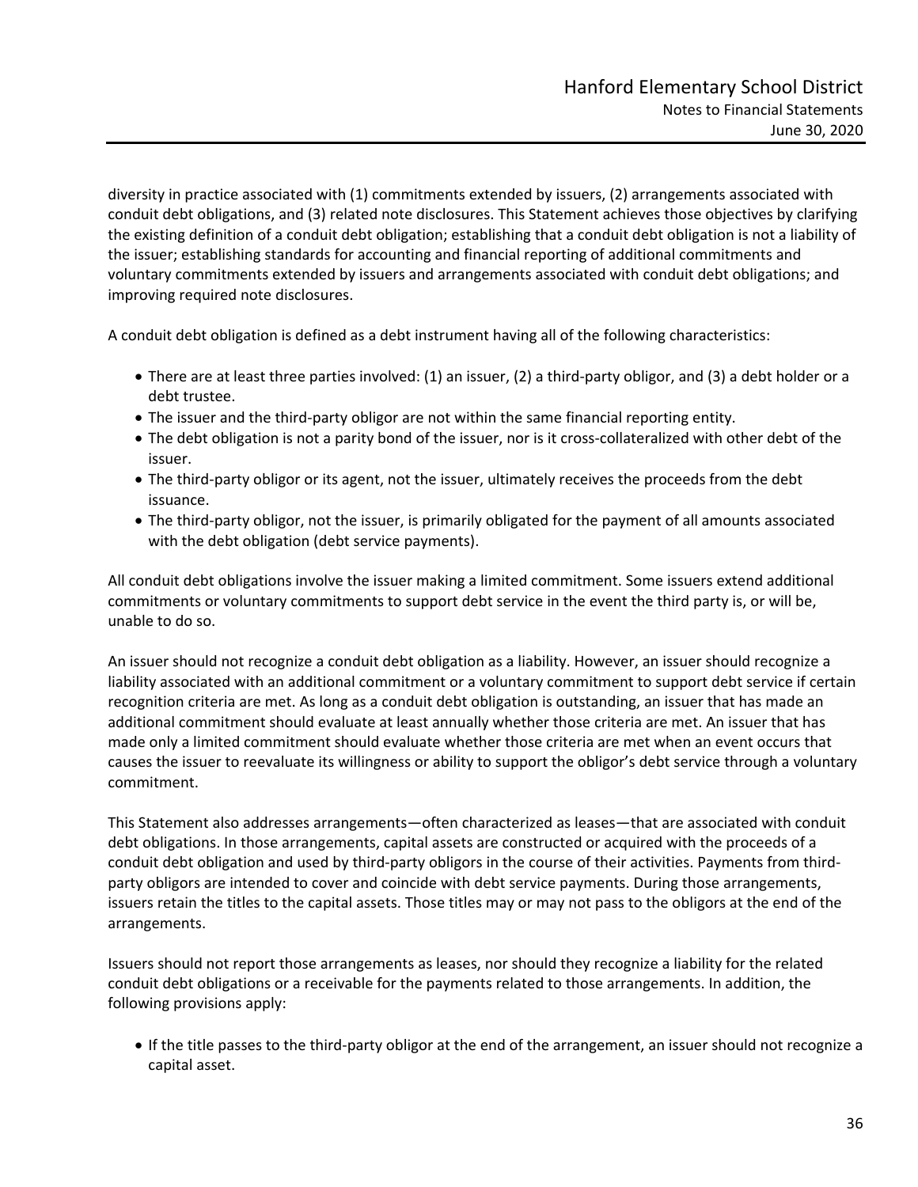diversity in practice associated with (1) commitments extended by issuers, (2) arrangements associated with conduit debt obligations, and (3) related note disclosures. This Statement achieves those objectives by clarifying the existing definition of a conduit debt obligation; establishing that a conduit debt obligation is not a liability of the issuer; establishing standards for accounting and financial reporting of additional commitments and voluntary commitments extended by issuers and arrangements associated with conduit debt obligations; and improving required note disclosures.

A conduit debt obligation is defined as a debt instrument having all of the following characteristics:

- There are at least three parties involved: (1) an issuer, (2) a third-party obligor, and (3) a debt holder or a debt trustee.
- The issuer and the third-party obligor are not within the same financial reporting entity.
- The debt obligation is not a parity bond of the issuer, nor is it cross-collateralized with other debt of the issuer.
- The third-party obligor or its agent, not the issuer, ultimately receives the proceeds from the debt issuance.
- The third-party obligor, not the issuer, is primarily obligated for the payment of all amounts associated with the debt obligation (debt service payments).

All conduit debt obligations involve the issuer making a limited commitment. Some issuers extend additional commitments or voluntary commitments to support debt service in the event the third party is, or will be, unable to do so.

An issuer should not recognize a conduit debt obligation as a liability. However, an issuer should recognize a liability associated with an additional commitment or a voluntary commitment to support debt service if certain recognition criteria are met. As long as a conduit debt obligation is outstanding, an issuer that has made an additional commitment should evaluate at least annually whether those criteria are met. An issuer that has made only a limited commitment should evaluate whether those criteria are met when an event occurs that causes the issuer to reevaluate its willingness or ability to support the obligor's debt service through a voluntary commitment.

This Statement also addresses arrangements—often characterized as leases—that are associated with conduit debt obligations. In those arrangements, capital assets are constructed or acquired with the proceeds of a conduit debt obligation and used by third-party obligors in the course of their activities. Payments from third-party obligors are intended to cover and coincide with debt service payments. During those arrangements, issuers retain the titles to the capital assets. Those titles may or may not pass to the obligors at the end of the arrangements.

Issuers should not report those arrangements as leases, nor should they recognize a liability for the related conduit debt obligations or a receivable for the payments related to those arrangements. In addition, the following provisions apply:

- If the title passes to the third-party obligor at the end of the arrangement, an issuer should not recognize a capital asset.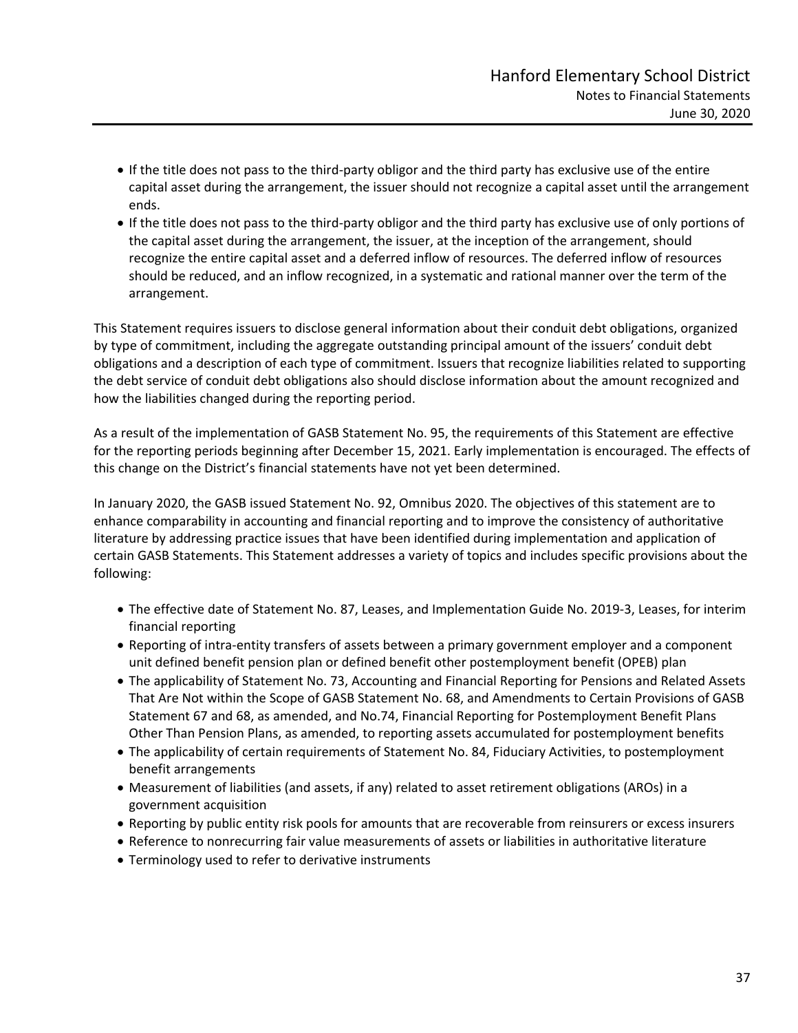- If the title does not pass to the third-party obligor and the third party has exclusive use of the entire capital asset during the arrangement, the issuer should not recognize a capital asset until the arrangement ends.
- If the title does not pass to the third-party obligor and the third party has exclusive use of only portions of the capital asset during the arrangement, the issuer, at the inception of the arrangement, should recognize the entire capital asset and a deferred inflow of resources. The deferred inflow of resources should be reduced, and an inflow recognized, in a systematic and rational manner over the term of the arrangement.

This Statement requires issuers to disclose general information about their conduit debt obligations, organized by type of commitment, including the aggregate outstanding principal amount of the issuers' conduit debt obligations and a description of each type of commitment. Issuers that recognize liabilities related to supporting the debt service of conduit debt obligations also should disclose information about the amount recognized and how the liabilities changed during the reporting period.

As a result of the implementation of GASB Statement No. 95, the requirements of this Statement are effective for the reporting periods beginning after December 15, 2021. Early implementation is encouraged. The effects of this change on the District's financial statements have not yet been determined.

In January 2020, the GASB issued Statement No. 92, Omnibus 2020. The objectives of this statement are to enhance comparability in accounting and financial reporting and to improve the consistency of authoritative literature by addressing practice issues that have been identified during implementation and application of certain GASB Statements. This Statement addresses a variety of topics and includes specific provisions about the following:

- The effective date of Statement No. 87, Leases, and Implementation Guide No. 2019-3, Leases, for interim financial reporting
- Reporting of intra-entity transfers of assets between a primary government employer and a component unit defined benefit pension plan or defined benefit other postemployment benefit (OPEB) plan
- The applicability of Statement No. 73, Accounting and Financial Reporting for Pensions and Related Assets That Are Not within the Scope of GASB Statement No. 68, and Amendments to Certain Provisions of GASB Statement 67 and 68, as amended, and No.74, Financial Reporting for Postemployment Benefit Plans Other Than Pension Plans, as amended, to reporting assets accumulated for postemployment benefits
- The applicability of certain requirements of Statement No. 84, Fiduciary Activities, to postemployment benefit arrangements
- Measurement of liabilities (and assets, if any) related to asset retirement obligations (AROs) in a government acquisition
- Reporting by public entity risk pools for amounts that are recoverable from reinsurers or excess insurers
- Reference to nonrecurring fair value measurements of assets or liabilities in authoritative literature
- Terminology used to refer to derivative instruments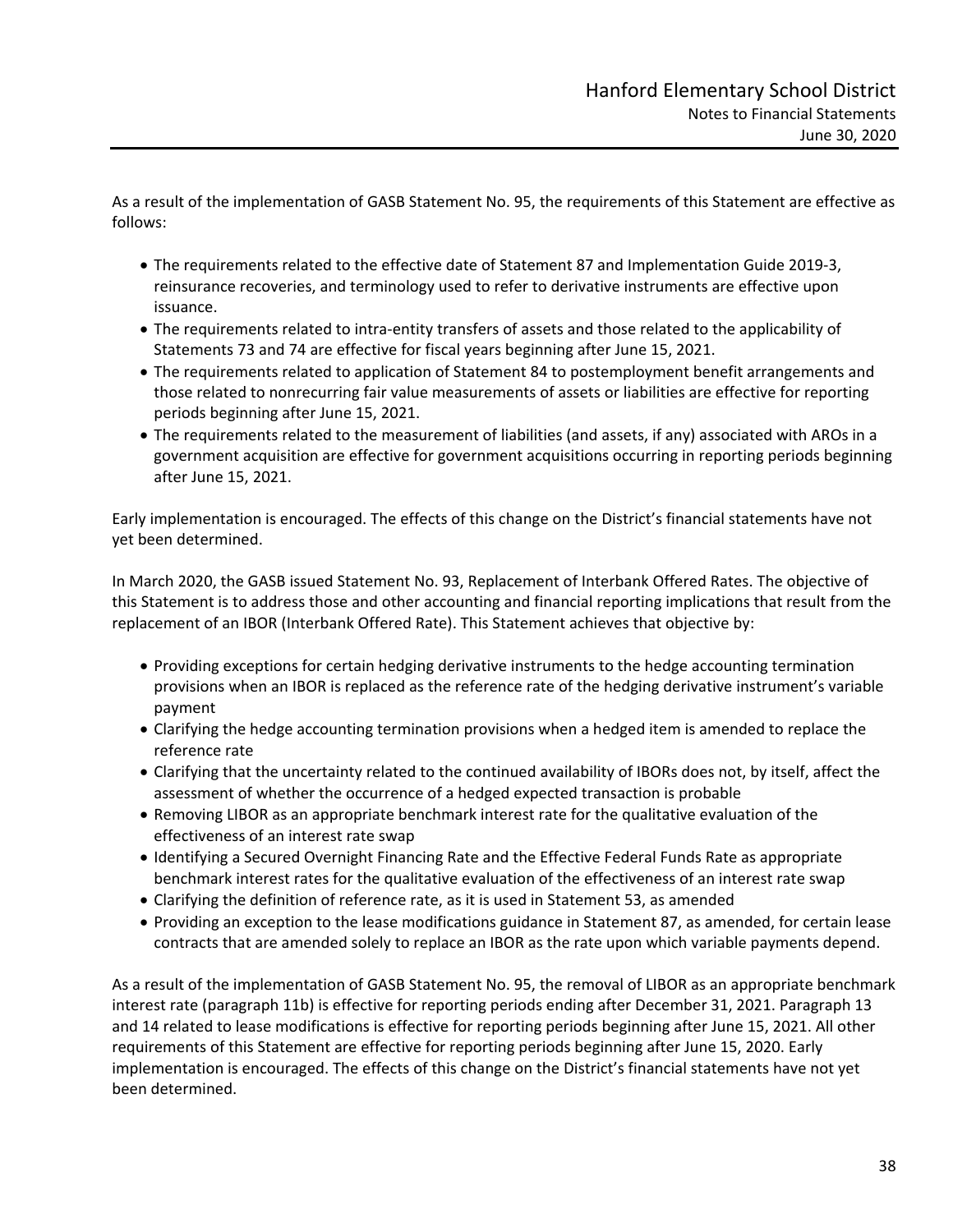As a result of the implementation of GASB Statement No. 95, the requirements of this Statement are effective as follows:

- The requirements related to the effective date of Statement 87 and Implementation Guide 2019-3, reinsurance recoveries, and terminology used to refer to derivative instruments are effective upon issuance.
- The requirements related to intra-entity transfers of assets and those related to the applicability of Statements 73 and 74 are effective for fiscal years beginning after June 15, 2021.
- The requirements related to application of Statement 84 to postemployment benefit arrangements and those related to nonrecurring fair value measurements of assets or liabilities are effective for reporting periods beginning after June 15, 2021.
- The requirements related to the measurement of liabilities (and assets, if any) associated with AROs in a government acquisition are effective for government acquisitions occurring in reporting periods beginning after June 15, 2021.

Early implementation is encouraged. The effects of this change on the District's financial statements have not yet been determined.

In March 2020, the GASB issued Statement No. 93, Replacement of Interbank Offered Rates. The objective of this Statement is to address those and other accounting and financial reporting implications that result from the replacement of an IBOR (Interbank Offered Rate). This Statement achieves that objective by:

- Providing exceptions for certain hedging derivative instruments to the hedge accounting termination provisions when an IBOR is replaced as the reference rate of the hedging derivative instrument's variable payment
- Clarifying the hedge accounting termination provisions when a hedged item is amended to replace the reference rate
- Clarifying that the uncertainty related to the continued availability of IBORs does not, by itself, affect the assessment of whether the occurrence of a hedged expected transaction is probable
- Removing LIBOR as an appropriate benchmark interest rate for the qualitative evaluation of the effectiveness of an interest rate swap
- Identifying a Secured Overnight Financing Rate and the Effective Federal Funds Rate as appropriate benchmark interest rates for the qualitative evaluation of the effectiveness of an interest rate swap
- Clarifying the definition of reference rate, as it is used in Statement 53, as amended
- Providing an exception to the lease modifications guidance in Statement 87, as amended, for certain lease contracts that are amended solely to replace an IBOR as the rate upon which variable payments depend.

As a result of the implementation of GASB Statement No. 95, the removal of LIBOR as an appropriate benchmark interest rate (paragraph 11b) is effective for reporting periods ending after December 31, 2021. Paragraph 13 and 14 related to lease modifications is effective for reporting periods beginning after June 15, 2021. All other requirements of this Statement are effective for reporting periods beginning after June 15, 2020. Early implementation is encouraged. The effects of this change on the District's financial statements have not yet been determined.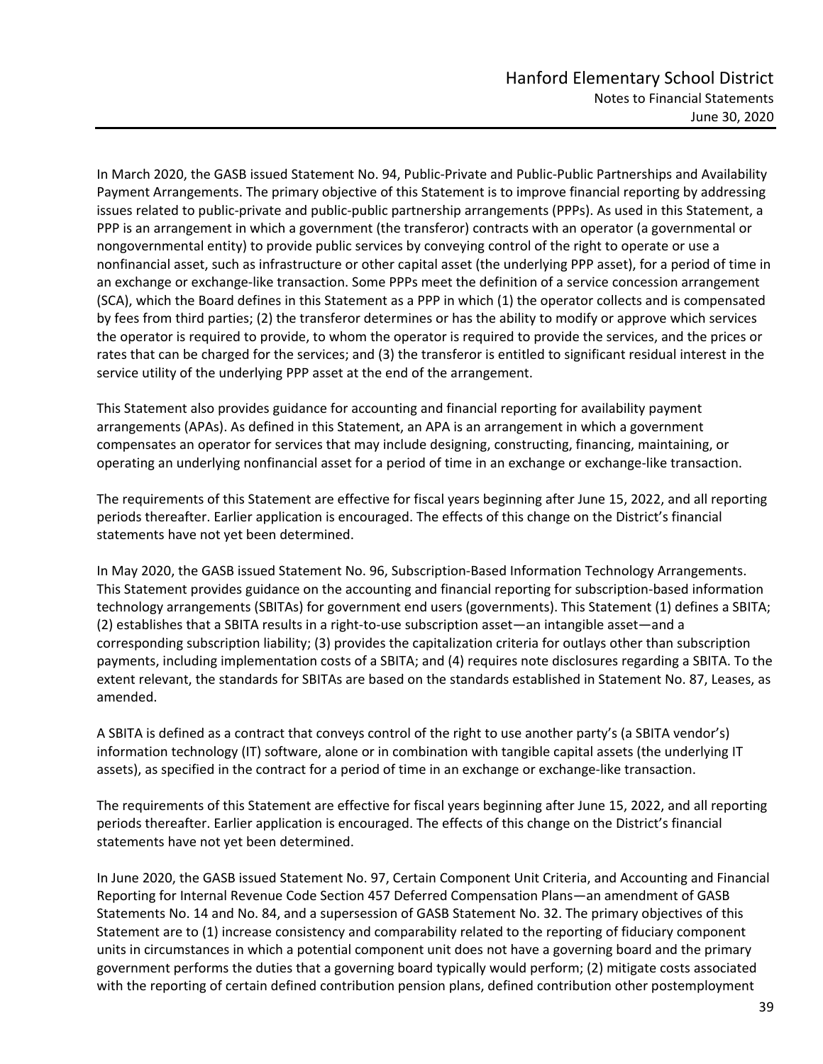In March 2020, the GASB issued Statement No. 94, Public-Private and Public-Public Partnerships and Availability Payment Arrangements. The primary objective of this Statement is to improve financial reporting by addressing issues related to public-private and public-public partnership arrangements (PPPs). As used in this Statement, a PPP is an arrangement in which a government (the transferor) contracts with an operator (a governmental or nongovernmental entity) to provide public services by conveying control of the right to operate or use a nonfinancial asset, such as infrastructure or other capital asset (the underlying PPP asset), for a period of time in an exchange or exchange-like transaction. Some PPPs meet the definition of a service concession arrangement (SCA), which the Board defines in this Statement as a PPP in which (1) the operator collects and is compensated by fees from third parties; (2) the transferor determines or has the ability to modify or approve which services the operator is required to provide, to whom the operator is required to provide the services, and the prices or rates that can be charged for the services; and (3) the transferor is entitled to significant residual interest in the service utility of the underlying PPP asset at the end of the arrangement.

This Statement also provides guidance for accounting and financial reporting for availability payment arrangements (APAs). As defined in this Statement, an APA is an arrangement in which a government compensates an operator for services that may include designing, constructing, financing, maintaining, or operating an underlying nonfinancial asset for a period of time in an exchange or exchange-like transaction.

The requirements of this Statement are effective for fiscal years beginning after June 15, 2022, and all reporting periods thereafter. Earlier application is encouraged. The effects of this change on the District's financial statements have not yet been determined.

In May 2020, the GASB issued Statement No. 96, Subscription-Based Information Technology Arrangements. This Statement provides guidance on the accounting and financial reporting for subscription-based information technology arrangements (SBITAs) for government end users (governments). This Statement (1) defines a SBITA; (2) establishes that a SBITA results in a right-to-use subscription asset—an intangible asset—and a corresponding subscription liability; (3) provides the capitalization criteria for outlays other than subscription payments, including implementation costs of a SBITA; and (4) requires note disclosures regarding a SBITA. To the extent relevant, the standards for SBITAs are based on the standards established in Statement No. 87, Leases, as amended.

A SBITA is defined as a contract that conveys control of the right to use another party's (a SBITA vendor's) information technology (IT) software, alone or in combination with tangible capital assets (the underlying IT assets), as specified in the contract for a period of time in an exchange or exchange-like transaction.

The requirements of this Statement are effective for fiscal years beginning after June 15, 2022, and all reporting periods thereafter. Earlier application is encouraged. The effects of this change on the District's financial statements have not yet been determined.

In June 2020, the GASB issued Statement No. 97, Certain Component Unit Criteria, and Accounting and Financial Reporting for Internal Revenue Code Section 457 Deferred Compensation Plans—an amendment of GASB Statements No. 14 and No. 84, and a supersession of GASB Statement No. 32. The primary objectives of this Statement are to (1) increase consistency and comparability related to the reporting of fiduciary component units in circumstances in which a potential component unit does not have a governing board and the primary government performs the duties that a governing board typically would perform; (2) mitigate costs associated with the reporting of certain defined contribution pension plans, defined contribution other postemployment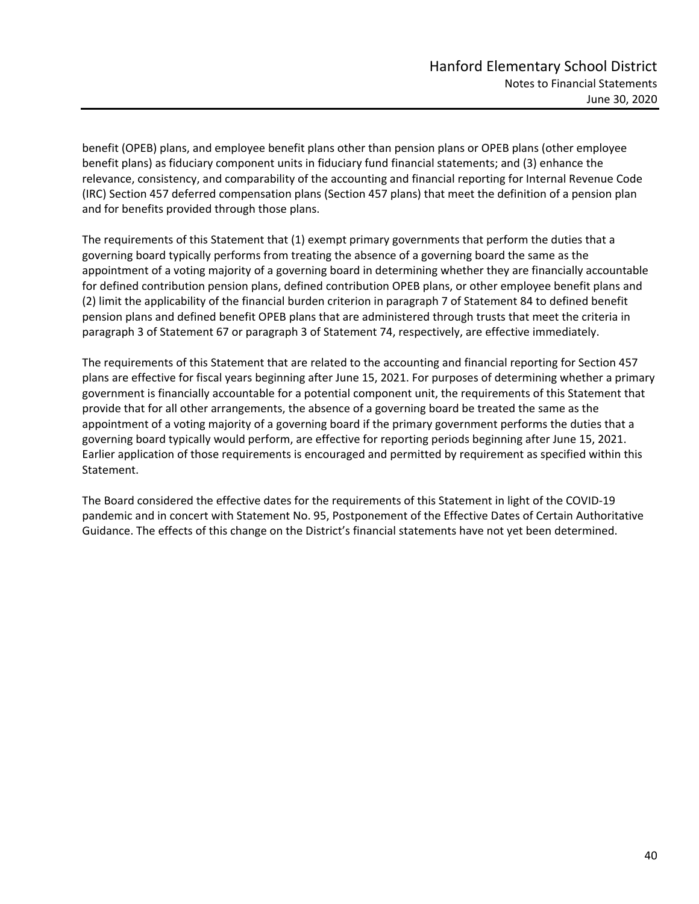benefit (OPEB) plans, and employee benefit plans other than pension plans or OPEB plans (other employee benefit plans) as fiduciary component units in fiduciary fund financial statements; and (3) enhance the relevance, consistency, and comparability of the accounting and financial reporting for Internal Revenue Code (IRC) Section 457 deferred compensation plans (Section 457 plans) that meet the definition of a pension plan and for benefits provided through those plans.

The requirements of this Statement that (1) exempt primary governments that perform the duties that a governing board typically performs from treating the absence of a governing board the same as the appointment of a voting majority of a governing board in determining whether they are financially accountable for defined contribution pension plans, defined contribution OPEB plans, or other employee benefit plans and (2) limit the applicability of the financial burden criterion in paragraph 7 of Statement 84 to defined benefit pension plans and defined benefit OPEB plans that are administered through trusts that meet the criteria in paragraph 3 of Statement 67 or paragraph 3 of Statement 74, respectively, are effective immediately.

The requirements of this Statement that are related to the accounting and financial reporting for Section 457 plans are effective for fiscal years beginning after June 15, 2021. For purposes of determining whether a primary government is financially accountable for a potential component unit, the requirements of this Statement that provide that for all other arrangements, the absence of a governing board be treated the same as the appointment of a voting majority of a governing board if the primary government performs the duties that a governing board typically would perform, are effective for reporting periods beginning after June 15, 2021. Earlier application of those requirements is encouraged and permitted by requirement as specified within this Statement.

The Board considered the effective dates for the requirements of this Statement in light of the COVID-19 pandemic and in concert with Statement No. 95, Postponement of the Effective Dates of Certain Authoritative Guidance. The effects of this change on the District's financial statements have not yet been determined.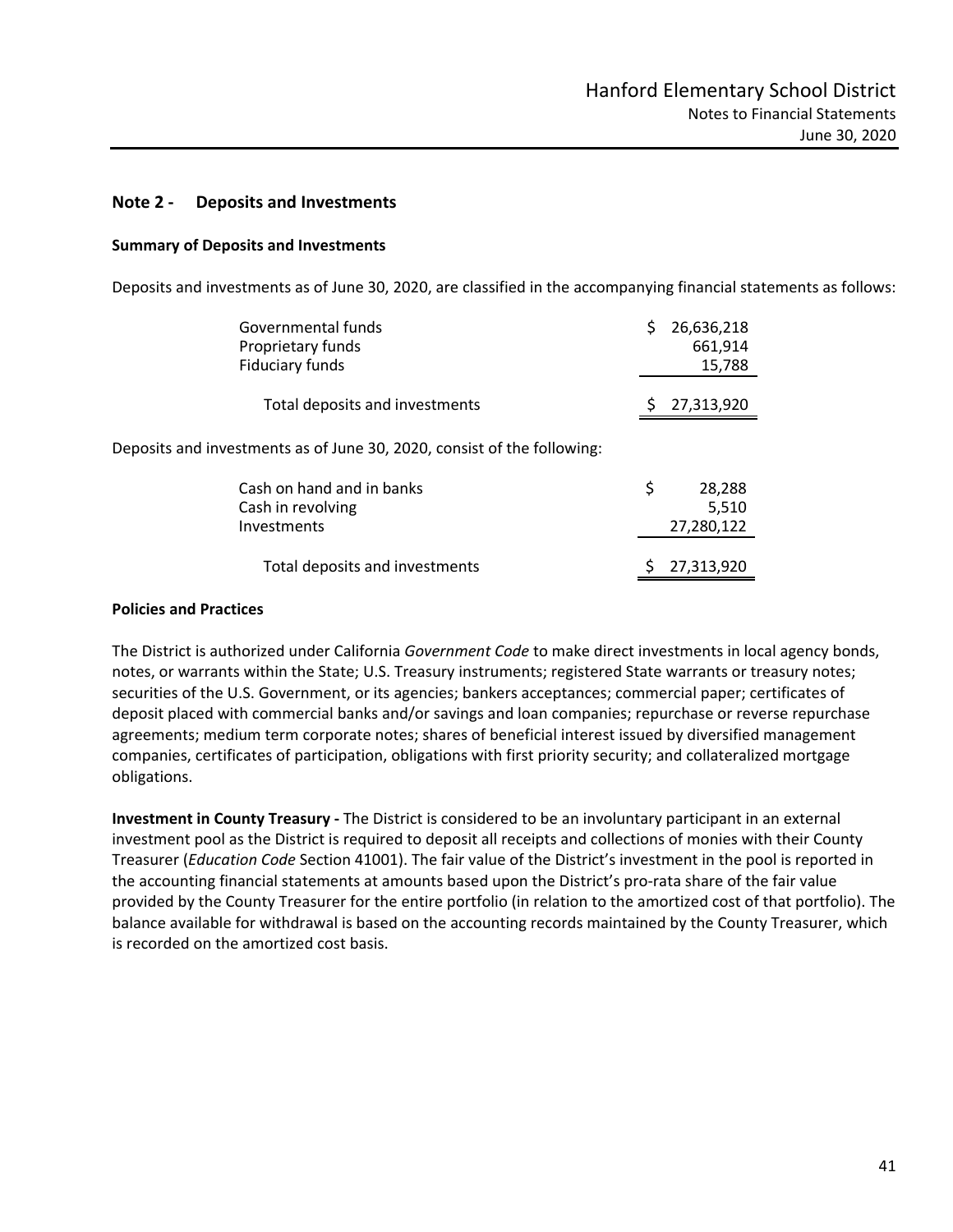## Note 2 - Deposits and Investments

### Summary of Deposits and Investments

Deposits and investments as of June 30, 2020, are classified in the accompanying financial statements as follows:

| | |
|---|---|
| Governmental funds | $ 26,636,218 |
| Proprietary funds | 661,914 |
| Fiduciary funds | 15,788 |
| Total deposits and investments | $ 27,313,920 |

Deposits and investments as of June 30, 2020, consist of the following:

| | |
|---|---|
| Cash on hand and in banks | $ 28,288 |
| Cash in revolving | 5,510 |
| Investments | 27,280,122 |
| Total deposits and investments | $ 27,313,920 |

### Policies and Practices

The District is authorized under California *Government Code* to make direct investments in local agency bonds, notes, or warrants within the State; U.S. Treasury instruments; registered State warrants or treasury notes; securities of the U.S. Government, or its agencies; bankers acceptances; commercial paper; certificates of deposit placed with commercial banks and/or savings and loan companies; repurchase or reverse repurchase agreements; medium term corporate notes; shares of beneficial interest issued by diversified management companies, certificates of participation, obligations with first priority security; and collateralized mortgage obligations.

**Investment in County Treasury -** The District is considered to be an involuntary participant in an external investment pool as the District is required to deposit all receipts and collections of monies with their County Treasurer (*Education Code* Section 41001). The fair value of the District's investment in the pool is reported in the accounting financial statements at amounts based upon the District's pro-rata share of the fair value provided by the County Treasurer for the entire portfolio (in relation to the amortized cost of that portfolio). The balance available for withdrawal is based on the accounting records maintained by the County Treasurer, which is recorded on the amortized cost basis.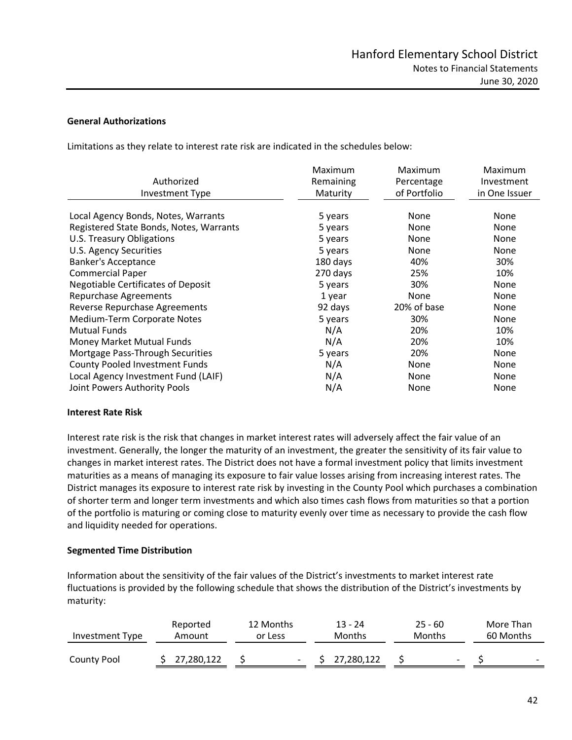**General Authorizations**

Limitations as they relate to interest rate risk are indicated in the schedules below:

| Authorized Investment Type | Maximum Remaining Maturity | Maximum Percentage of Portfolio | Maximum Investment in One Issuer |
|---|---|---|---|
| Local Agency Bonds, Notes, Warrants | 5 years | None | None |
| Registered State Bonds, Notes, Warrants | 5 years | None | None |
| U.S. Treasury Obligations | 5 years | None | None |
| U.S. Agency Securities | 5 years | None | None |
| Banker's Acceptance | 180 days | 40% | 30% |
| Commercial Paper | 270 days | 25% | 10% |
| Negotiable Certificates of Deposit | 5 years | 30% | None |
| Repurchase Agreements | 1 year | None | None |
| Reverse Repurchase Agreements | 92 days | 20% of base | None |
| Medium-Term Corporate Notes | 5 years | 30% | None |
| Mutual Funds | N/A | 20% | 10% |
| Money Market Mutual Funds | N/A | 20% | 10% |
| Mortgage Pass-Through Securities | 5 years | 20% | None |
| County Pooled Investment Funds | N/A | None | None |
| Local Agency Investment Fund (LAIF) | N/A | None | None |
| Joint Powers Authority Pools | N/A | None | None |

**Interest Rate Risk**

Interest rate risk is the risk that changes in market interest rates will adversely affect the fair value of an investment. Generally, the longer the maturity of an investment, the greater the sensitivity of its fair value to changes in market interest rates. The District does not have a formal investment policy that limits investment maturities as a means of managing its exposure to fair value losses arising from increasing interest rates. The District manages its exposure to interest rate risk by investing in the County Pool which purchases a combination of shorter term and longer term investments and which also times cash flows from maturities so that a portion of the portfolio is maturing or coming close to maturity evenly over time as necessary to provide the cash flow and liquidity needed for operations.

**Segmented Time Distribution**

Information about the sensitivity of the fair values of the District's investments to market interest rate fluctuations is provided by the following schedule that shows the distribution of the District's investments by maturity:

| Investment Type | Reported Amount | 12 Months or Less | 13 - 24 Months | 25 - 60 Months | More Than 60 Months |
|---|---|---|---|---|---|
| County Pool | $ 27,280,122 | $ - | $ 27,280,122 | $ - | $ - |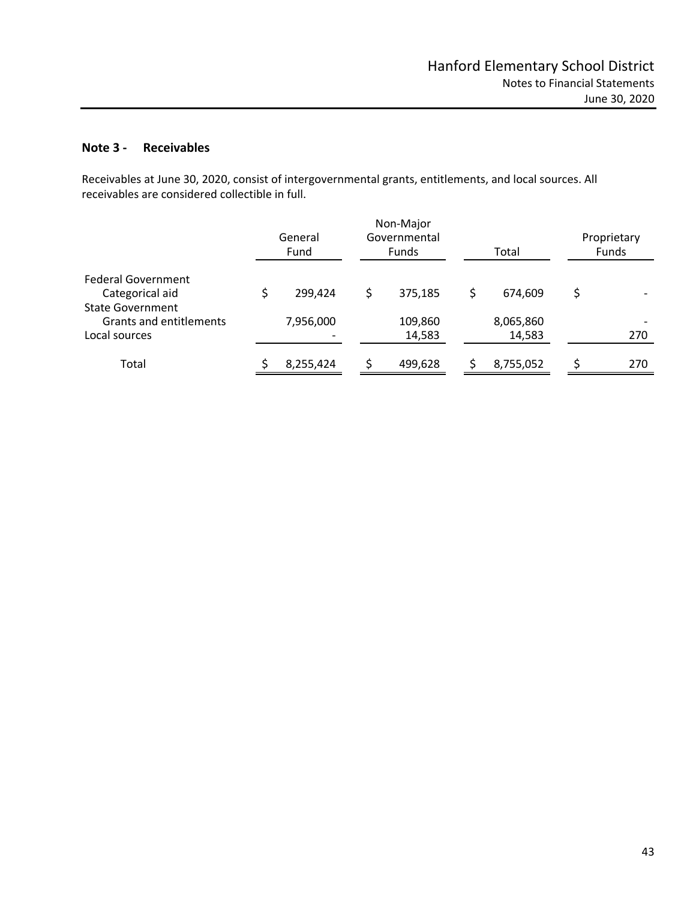## Note 3 - Receivables

Receivables at June 30, 2020, consist of intergovernmental grants, entitlements, and local sources. All receivables are considered collectible in full.

| | General Fund | Non-Major Governmental Funds | Total | Proprietary Funds |
|---|---|---|---|---|
| Federal Government | | | | |
| Categorical aid | $ 299,424 | $ 375,185 | $ 674,609 | $ - |
| State Government | | | | |
| Grants and entitlements | 7,956,000 | 109,860 | 8,065,860 | - |
| Local sources | - | 14,583 | 14,583 | 270 |
| Total | $ 8,255,424 | $ 499,628 | $ 8,755,052 | $ 270 |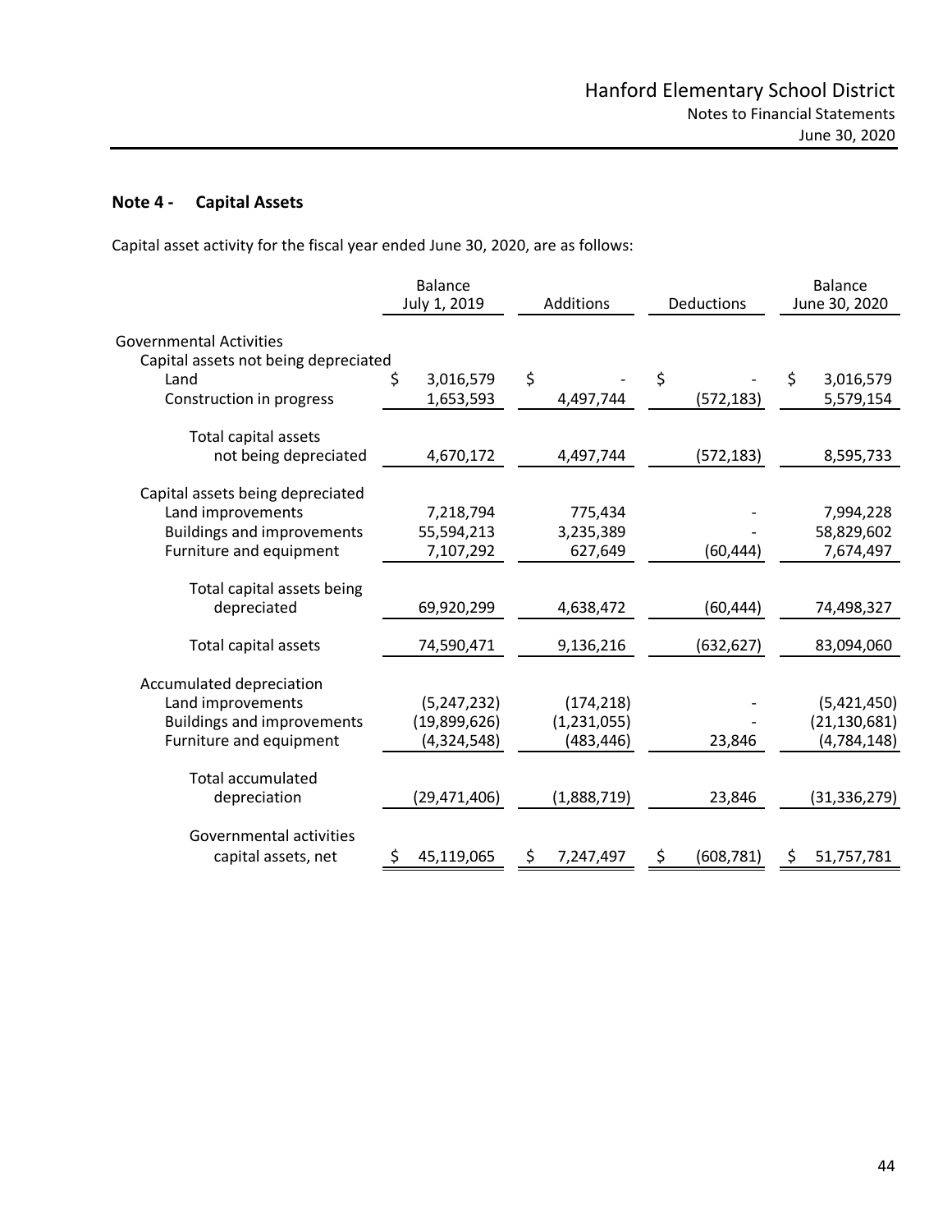## Note 4 - Capital Assets

Capital asset activity for the fiscal year ended June 30, 2020, are as follows:

| | Balance July 1, 2019 | Additions | Deductions | Balance June 30, 2020 |
|---|---|---|---|---|
| **Governmental Activities** | | | | |
| Capital assets not being depreciated | | | | |
| Land | $ 3,016,579 | $ - | $ - | $ 3,016,579 |
| Construction in progress | 1,653,593 | 4,497,744 | (572,183) | 5,579,154 |
| Total capital assets not being depreciated | 4,670,172 | 4,497,744 | (572,183) | 8,595,733 |
| Capital assets being depreciated | | | | |
| Land improvements | 7,218,794 | 775,434 | - | 7,994,228 |
| Buildings and improvements | 55,594,213 | 3,235,389 | - | 58,829,602 |
| Furniture and equipment | 7,107,292 | 627,649 | (60,444) | 7,674,497 |
| Total capital assets being depreciated | 69,920,299 | 4,638,472 | (60,444) | 74,498,327 |
| Total capital assets | 74,590,471 | 9,136,216 | (632,627) | 83,094,060 |
| Accumulated depreciation | | | | |
| Land improvements | (5,247,232) | (174,218) | - | (5,421,450) |
| Buildings and improvements | (19,899,626) | (1,231,055) | - | (21,130,681) |
| Furniture and equipment | (4,324,548) | (483,446) | 23,846 | (4,784,148) |
| Total accumulated depreciation | (29,471,406) | (1,888,719) | 23,846 | (31,336,279) |
| Governmental activities capital assets, net | $ 45,119,065 | $ 7,247,497 | $ (608,781) | $ 51,757,781 |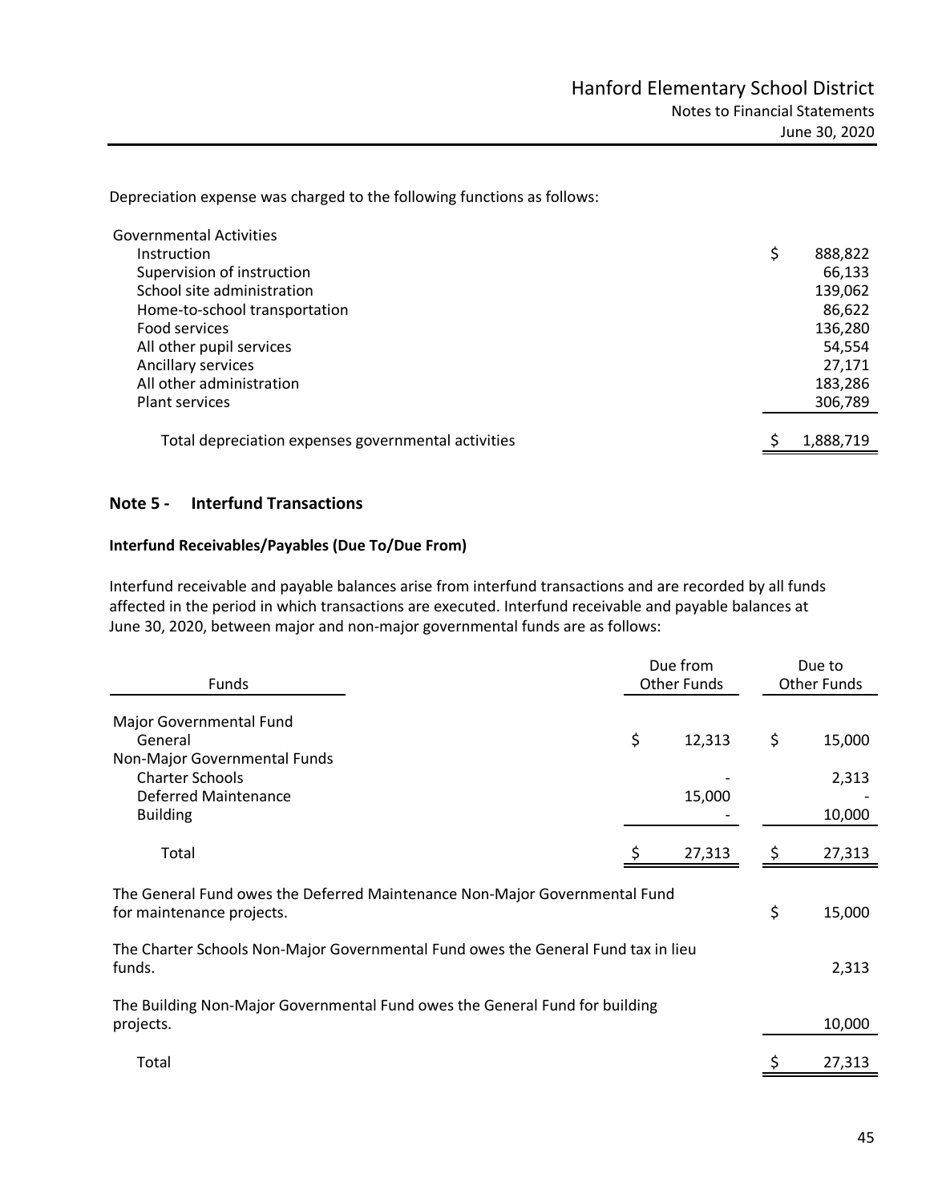Depreciation expense was charged to the following functions as follows:

| | |
|---|---|
| Governmental Activities | |
| Instruction | $ 888,822 |
| Supervision of instruction | 66,133 |
| School site administration | 139,062 |
| Home-to-school transportation | 86,622 |
| Food services | 136,280 |
| All other pupil services | 54,554 |
| Ancillary services | 27,171 |
| All other administration | 183,286 |
| Plant services | 306,789 |
| Total depreciation expenses governmental activities | $ 1,888,719 |

## Note 5 - Interfund Transactions

### Interfund Receivables/Payables (Due To/Due From)

Interfund receivable and payable balances arise from interfund transactions and are recorded by all funds affected in the period in which transactions are executed. Interfund receivable and payable balances at June 30, 2020, between major and non-major governmental funds are as follows:

| Funds | Due from Other Funds | Due to Other Funds |
|---|---|---|
| Major Governmental Fund | | |
| General | $ 12,313 | $ 15,000 |
| Non-Major Governmental Funds | | |
| Charter Schools | - | 2,313 |
| Deferred Maintenance | 15,000 | - |
| Building | - | 10,000 |
| Total | $ 27,313 | $ 27,313 |

| | |
|---|---|
| The General Fund owes the Deferred Maintenance Non-Major Governmental Fund for maintenance projects. | $ 15,000 |
| The Charter Schools Non-Major Governmental Fund owes the General Fund tax in lieu funds. | 2,313 |
| The Building Non-Major Governmental Fund owes the General Fund for building projects. | 10,000 |
| Total | $ 27,313 |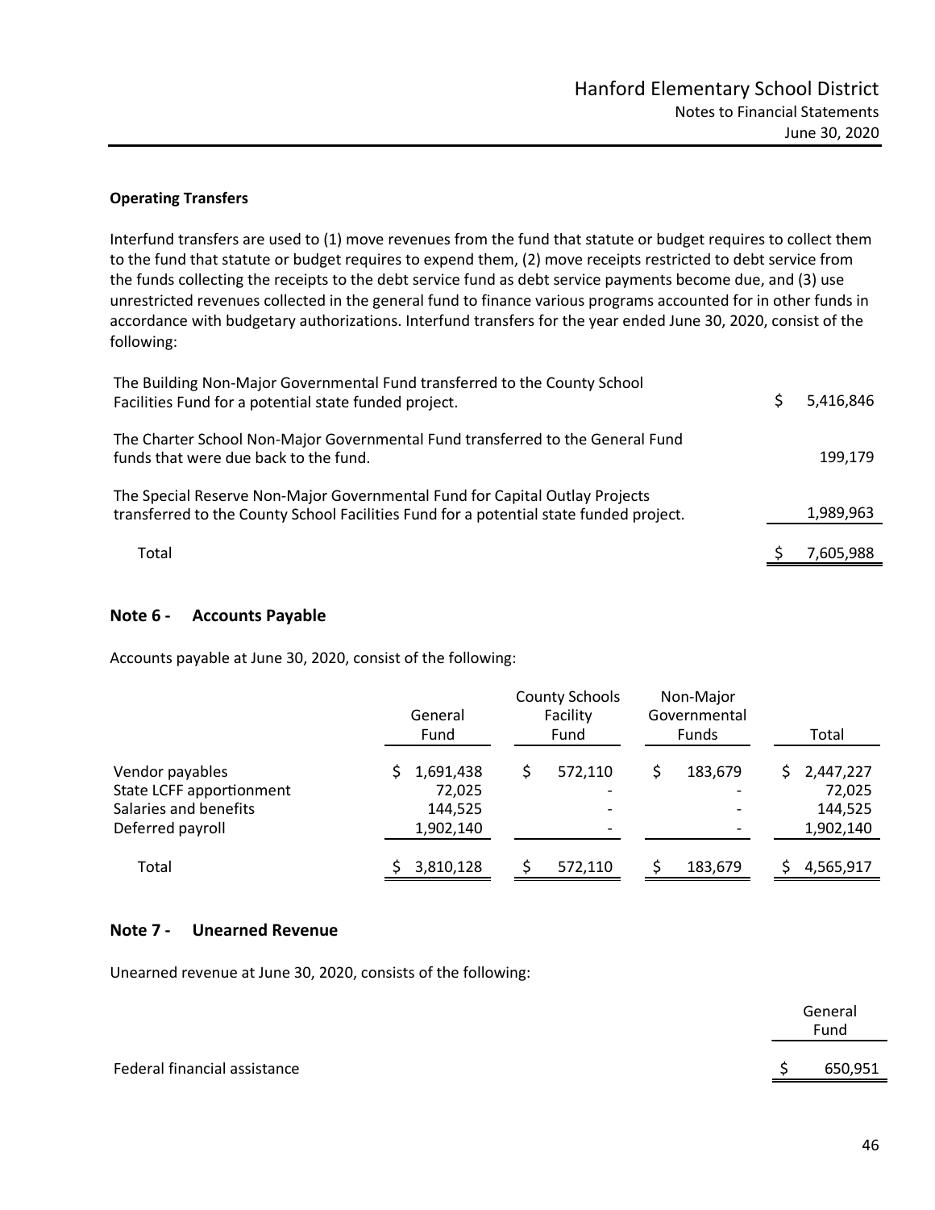**Operating Transfers**

Interfund transfers are used to (1) move revenues from the fund that statute or budget requires to collect them to the fund that statute or budget requires to expend them, (2) move receipts restricted to debt service from the funds collecting the receipts to the debt service fund as debt service payments become due, and (3) use unrestricted revenues collected in the general fund to finance various programs accounted for in other funds in accordance with budgetary authorizations. Interfund transfers for the year ended June 30, 2020, consist of the following:

| | |
|---|---|
| The Building Non-Major Governmental Fund transferred to the County School Facilities Fund for a potential state funded project. | $ 5,416,846 |
| The Charter School Non-Major Governmental Fund transferred to the General Fund funds that were due back to the fund. | 199,179 |
| The Special Reserve Non-Major Governmental Fund for Capital Outlay Projects transferred to the County School Facilities Fund for a potential state funded project. | 1,989,963 |
| Total | $ 7,605,988 |

## Note 6 - Accounts Payable

Accounts payable at June 30, 2020, consist of the following:

| | General Fund | County Schools Facility Fund | Non-Major Governmental Funds | Total |
|---|---|---|---|---|
| Vendor payables | $ 1,691,438 | $ 572,110 | $ 183,679 | $ 2,447,227 |
| State LCFF apportionment | 72,025 | - | - | 72,025 |
| Salaries and benefits | 144,525 | - | - | 144,525 |
| Deferred payroll | 1,902,140 | - | - | 1,902,140 |
| Total | $ 3,810,128 | $ 572,110 | $ 183,679 | $ 4,565,917 |

## Note 7 - Unearned Revenue

Unearned revenue at June 30, 2020, consists of the following:

| | General Fund |
|---|---|
| Federal financial assistance | $ 650,951 |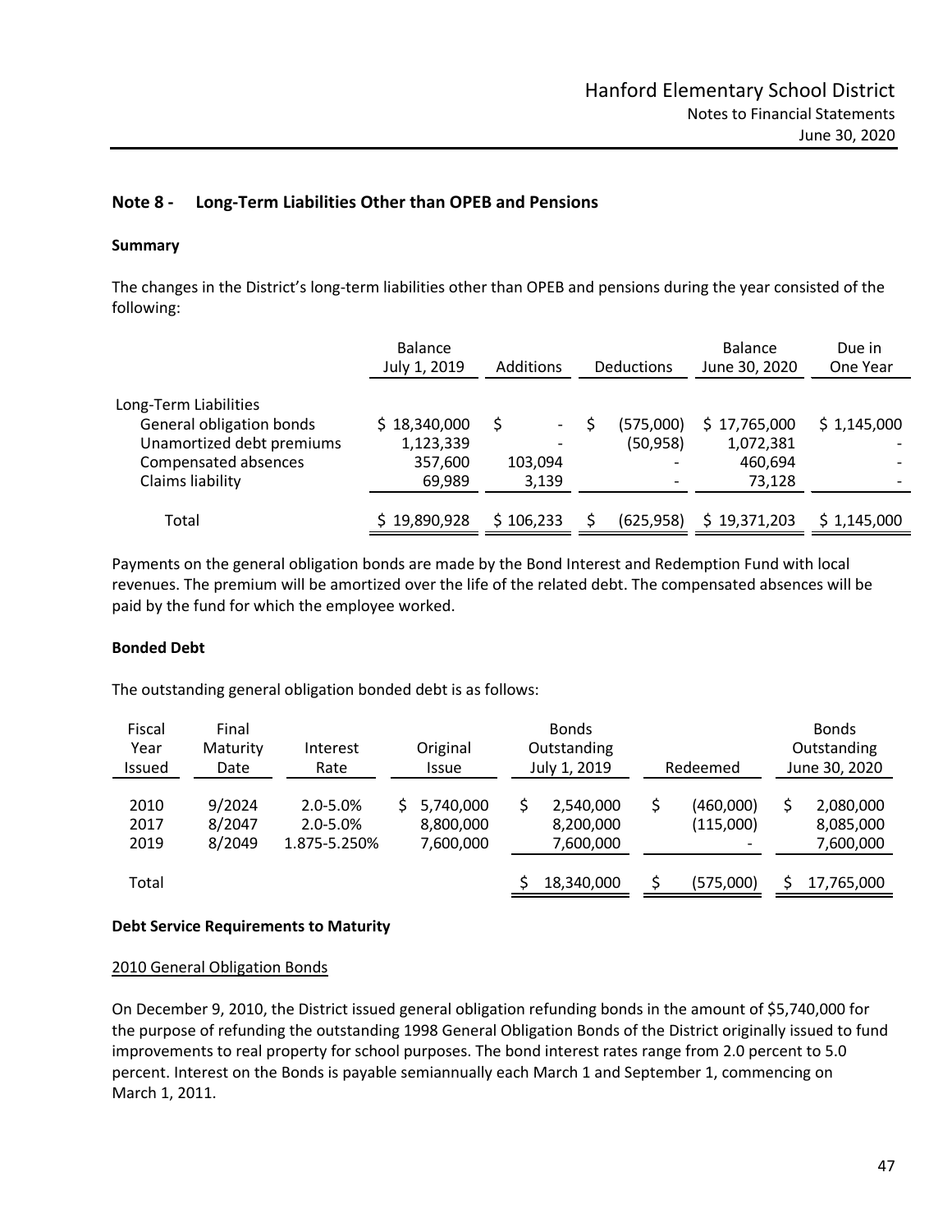## Note 8 - Long-Term Liabilities Other than OPEB and Pensions

### Summary

The changes in the District's long-term liabilities other than OPEB and pensions during the year consisted of the following:

| | Balance July 1, 2019 | Additions | Deductions | Balance June 30, 2020 | Due in One Year |
|---|---|---|---|---|---|
| Long-Term Liabilities | | | | | |
| General obligation bonds | $ 18,340,000 | $ - | $ (575,000) | $ 17,765,000 | $ 1,145,000 |
| Unamortized debt premiums | 1,123,339 | - | (50,958) | 1,072,381 | - |
| Compensated absences | 357,600 | 103,094 | - | 460,694 | - |
| Claims liability | 69,989 | 3,139 | - | 73,128 | - |
| Total | $ 19,890,928 | $ 106,233 | $ (625,958) | $ 19,371,203 | $ 1,145,000 |

Payments on the general obligation bonds are made by the Bond Interest and Redemption Fund with local revenues. The premium will be amortized over the life of the related debt. The compensated absences will be paid by the fund for which the employee worked.

### Bonded Debt

The outstanding general obligation bonded debt is as follows:

| Fiscal Year Issued | Final Maturity Date | Interest Rate | Original Issue | Bonds Outstanding July 1, 2019 | Redeemed | Bonds Outstanding June 30, 2020 |
|---|---|---|---|---|---|---|
| 2010 | 9/2024 | 2.0-5.0% | $ 5,740,000 | $ 2,540,000 | $ (460,000) | $ 2,080,000 |
| 2017 | 8/2047 | 2.0-5.0% | 8,800,000 | 8,200,000 | (115,000) | 8,085,000 |
| 2019 | 8/2049 | 1.875-5.250% | 7,600,000 | 7,600,000 | - | 7,600,000 |
| Total | | | | $ 18,340,000 | $ (575,000) | $ 17,765,000 |

### Debt Service Requirements to Maturity

2010 General Obligation Bonds

On December 9, 2010, the District issued general obligation refunding bonds in the amount of $5,740,000 for the purpose of refunding the outstanding 1998 General Obligation Bonds of the District originally issued to fund improvements to real property for school purposes. The bond interest rates range from 2.0 percent to 5.0 percent. Interest on the Bonds is payable semiannually each March 1 and September 1, commencing on March 1, 2011.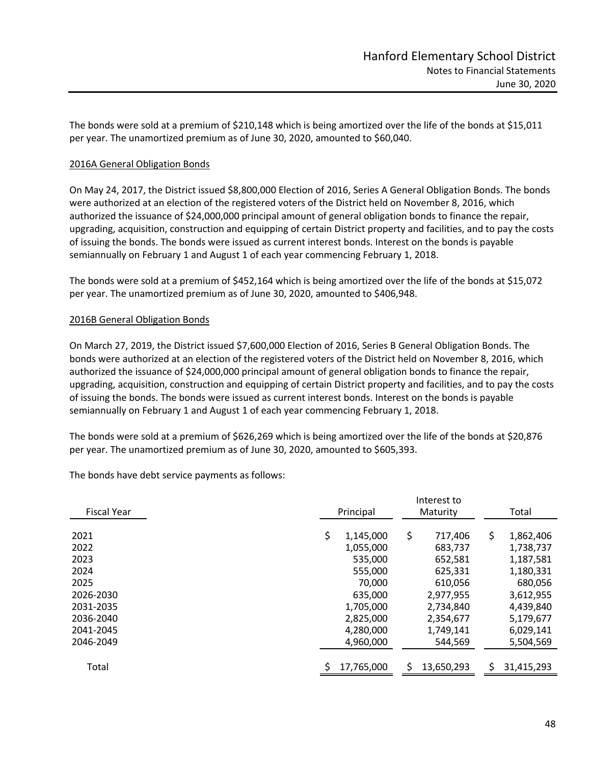The bonds were sold at a premium of $210,148 which is being amortized over the life of the bonds at $15,011 per year. The unamortized premium as of June 30, 2020, amounted to $60,040.

2016A General Obligation Bonds

On May 24, 2017, the District issued $8,800,000 Election of 2016, Series A General Obligation Bonds. The bonds were authorized at an election of the registered voters of the District held on November 8, 2016, which authorized the issuance of $24,000,000 principal amount of general obligation bonds to finance the repair, upgrading, acquisition, construction and equipping of certain District property and facilities, and to pay the costs of issuing the bonds. The bonds were issued as current interest bonds. Interest on the bonds is payable semiannually on February 1 and August 1 of each year commencing February 1, 2018.

The bonds were sold at a premium of $452,164 which is being amortized over the life of the bonds at $15,072 per year. The unamortized premium as of June 30, 2020, amounted to $406,948.

2016B General Obligation Bonds

On March 27, 2019, the District issued $7,600,000 Election of 2016, Series B General Obligation Bonds. The bonds were authorized at an election of the registered voters of the District held on November 8, 2016, which authorized the issuance of $24,000,000 principal amount of general obligation bonds to finance the repair, upgrading, acquisition, construction and equipping of certain District property and facilities, and to pay the costs of issuing the bonds. The bonds were issued as current interest bonds. Interest on the bonds is payable semiannually on February 1 and August 1 of each year commencing February 1, 2018.

The bonds were sold at a premium of $626,269 which is being amortized over the life of the bonds at $20,876 per year. The unamortized premium as of June 30, 2020, amounted to $605,393.

The bonds have debt service payments as follows:

| Fiscal Year | Principal | Interest to Maturity | Total |
|---|---|---|---|
| 2021 | $ 1,145,000 | $ 717,406 | $ 1,862,406 |
| 2022 | 1,055,000 | 683,737 | 1,738,737 |
| 2023 | 535,000 | 652,581 | 1,187,581 |
| 2024 | 555,000 | 625,331 | 1,180,331 |
| 2025 | 70,000 | 610,056 | 680,056 |
| 2026-2030 | 635,000 | 2,977,955 | 3,612,955 |
| 2031-2035 | 1,705,000 | 2,734,840 | 4,439,840 |
| 2036-2040 | 2,825,000 | 2,354,677 | 5,179,677 |
| 2041-2045 | 4,280,000 | 1,749,141 | 6,029,141 |
| 2046-2049 | 4,960,000 | 544,569 | 5,504,569 |
| Total | $ 17,765,000 | $ 13,650,293 | $ 31,415,293 |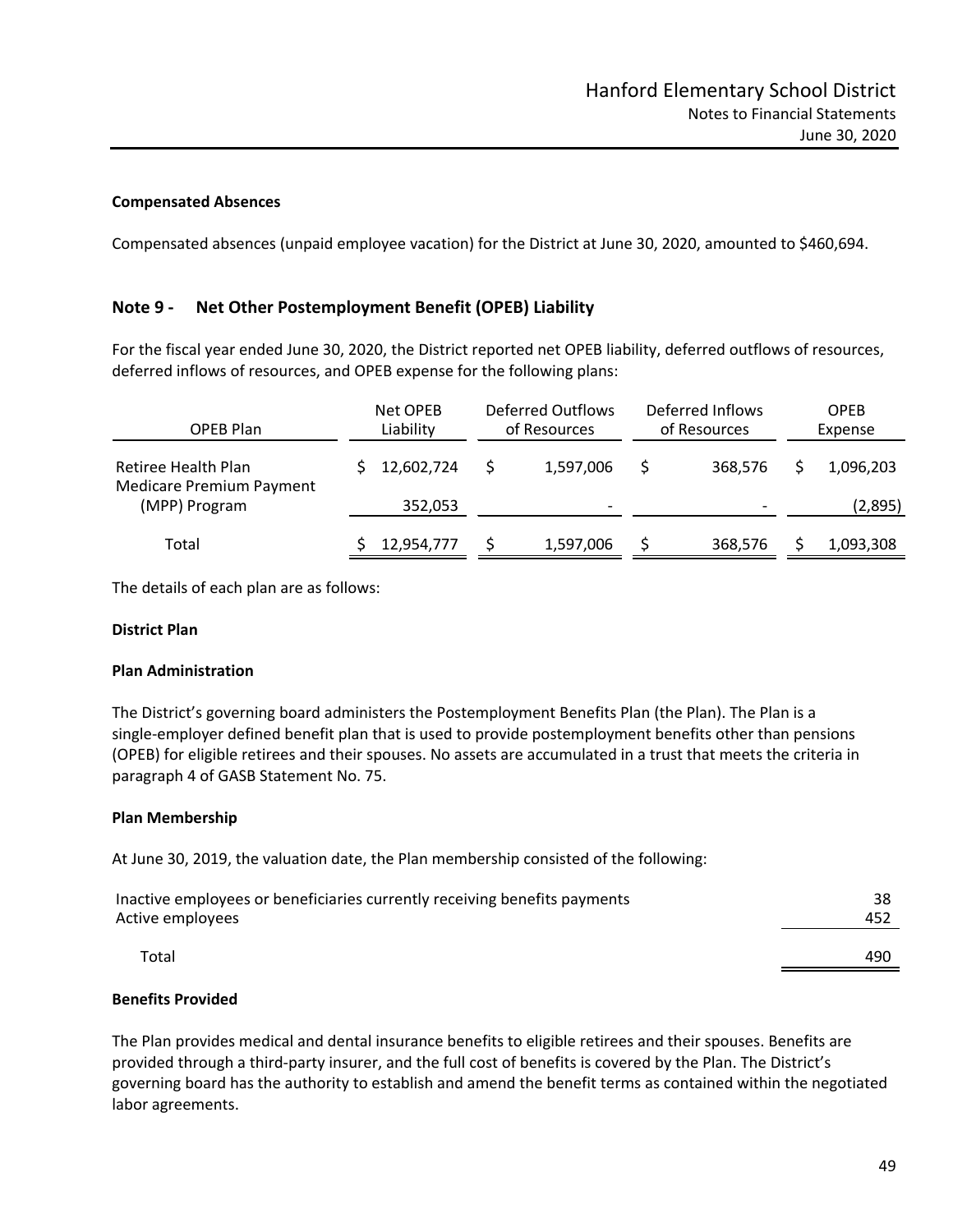**Compensated Absences**

Compensated absences (unpaid employee vacation) for the District at June 30, 2020, amounted to $460,694.

## Note 9 - Net Other Postemployment Benefit (OPEB) Liability

For the fiscal year ended June 30, 2020, the District reported net OPEB liability, deferred outflows of resources, deferred inflows of resources, and OPEB expense for the following plans:

| OPEB Plan | Net OPEB Liability | Deferred Outflows of Resources | Deferred Inflows of Resources | OPEB Expense |
|---|---|---|---|---|
| Retiree Health Plan | $ 12,602,724 | $ 1,597,006 | $ 368,576 | $ 1,096,203 |
| Medicare Premium Payment (MPP) Program | 352,053 | - | - | (2,895) |
| Total | $ 12,954,777 | $ 1,597,006 | $ 368,576 | $ 1,093,308 |

The details of each plan are as follows:

**District Plan**

**Plan Administration**

The District's governing board administers the Postemployment Benefits Plan (the Plan). The Plan is a single-employer defined benefit plan that is used to provide postemployment benefits other than pensions (OPEB) for eligible retirees and their spouses. No assets are accumulated in a trust that meets the criteria in paragraph 4 of GASB Statement No. 75.

**Plan Membership**

At June 30, 2019, the valuation date, the Plan membership consisted of the following:

| | |
|---|---|
| Inactive employees or beneficiaries currently receiving benefits payments | 38 |
| Active employees | 452 |
| Total | 490 |

**Benefits Provided**

The Plan provides medical and dental insurance benefits to eligible retirees and their spouses. Benefits are provided through a third-party insurer, and the full cost of benefits is covered by the Plan. The District's governing board has the authority to establish and amend the benefit terms as contained within the negotiated labor agreements.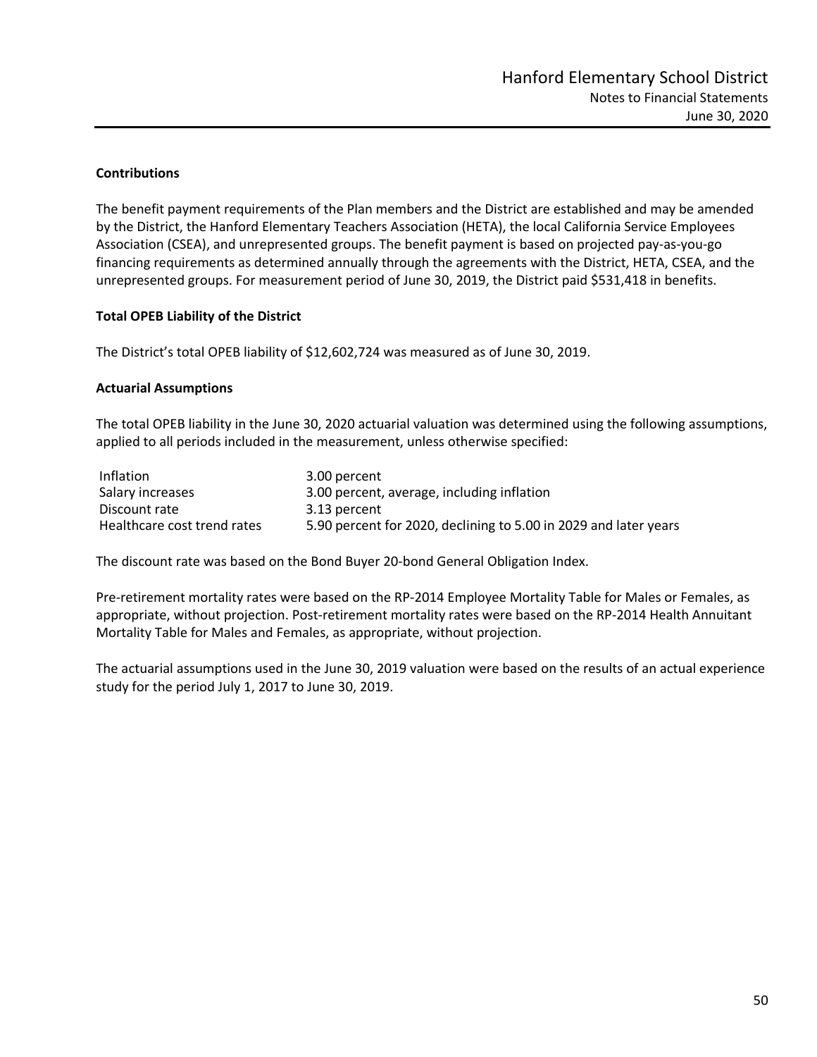### Contributions

The benefit payment requirements of the Plan members and the District are established and may be amended by the District, the Hanford Elementary Teachers Association (HETA), the local California Service Employees Association (CSEA), and unrepresented groups. The benefit payment is based on projected pay-as-you-go financing requirements as determined annually through the agreements with the District, HETA, CSEA, and the unrepresented groups. For measurement period of June 30, 2019, the District paid $531,418 in benefits.

### Total OPEB Liability of the District

The District's total OPEB liability of $12,602,724 was measured as of June 30, 2019.

### Actuarial Assumptions

The total OPEB liability in the June 30, 2020 actuarial valuation was determined using the following assumptions, applied to all periods included in the measurement, unless otherwise specified:

| | |
|---|---|
| Inflation | 3.00 percent |
| Salary increases | 3.00 percent, average, including inflation |
| Discount rate | 3.13 percent |
| Healthcare cost trend rates | 5.90 percent for 2020, declining to 5.00 in 2029 and later years |

The discount rate was based on the Bond Buyer 20-bond General Obligation Index.

Pre-retirement mortality rates were based on the RP-2014 Employee Mortality Table for Males or Females, as appropriate, without projection. Post-retirement mortality rates were based on the RP-2014 Health Annuitant Mortality Table for Males and Females, as appropriate, without projection.

The actuarial assumptions used in the June 30, 2019 valuation were based on the results of an actual experience study for the period July 1, 2017 to June 30, 2019.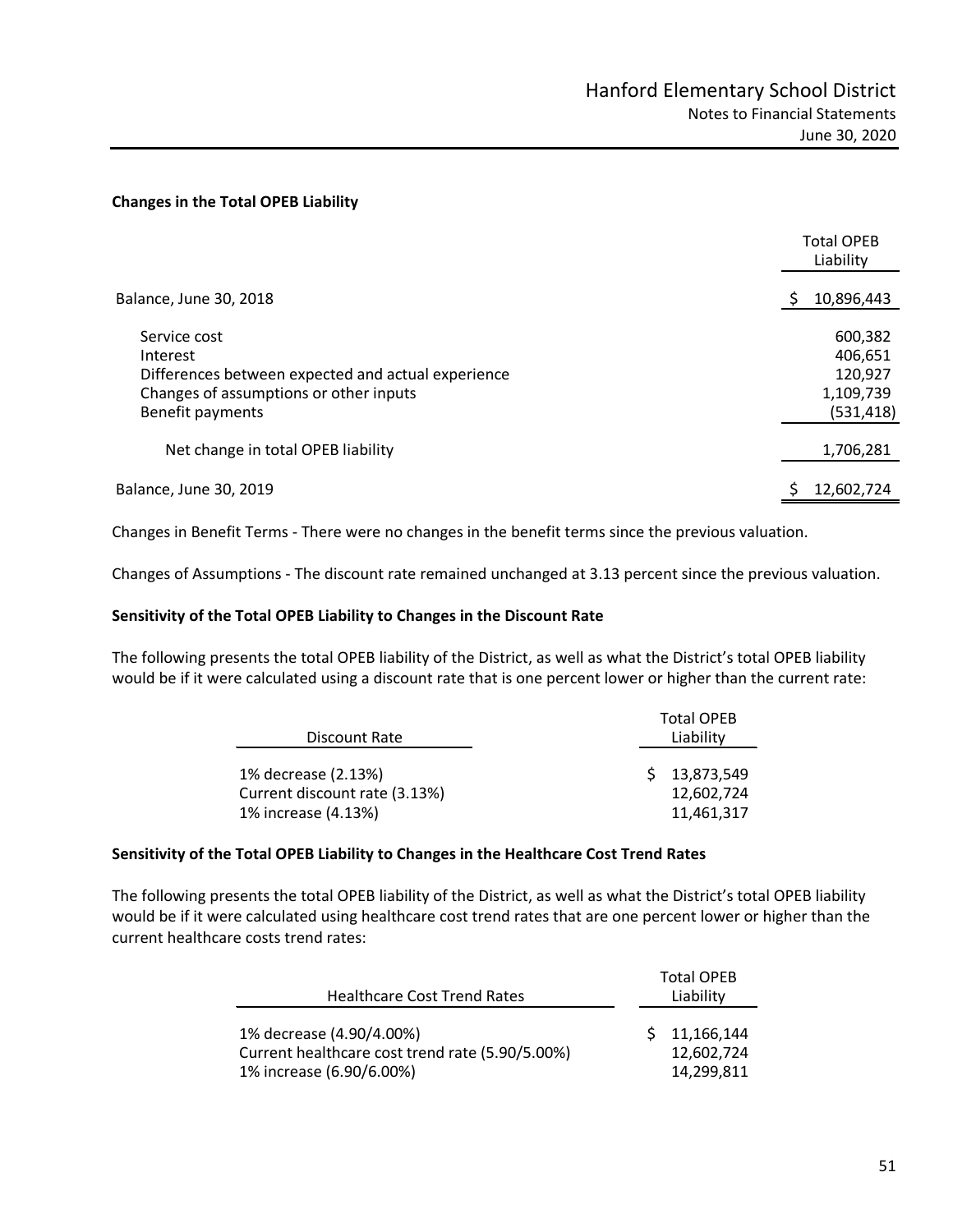**Changes in the Total OPEB Liability**

| | Total OPEB Liability |
|---|---|
| Balance, June 30, 2018 | $ 10,896,443 |
| Service cost | 600,382 |
| Interest | 406,651 |
| Differences between expected and actual experience | 120,927 |
| Changes of assumptions or other inputs | 1,109,739 |
| Benefit payments | (531,418) |
| Net change in total OPEB liability | 1,706,281 |
| Balance, June 30, 2019 | $ 12,602,724 |

Changes in Benefit Terms - There were no changes in the benefit terms since the previous valuation.

Changes of Assumptions - The discount rate remained unchanged at 3.13 percent since the previous valuation.

**Sensitivity of the Total OPEB Liability to Changes in the Discount Rate**

The following presents the total OPEB liability of the District, as well as what the District's total OPEB liability would be if it were calculated using a discount rate that is one percent lower or higher than the current rate:

| Discount Rate | Total OPEB Liability |
|---|---|
| 1% decrease (2.13%) | $ 13,873,549 |
| Current discount rate (3.13%) | 12,602,724 |
| 1% increase (4.13%) | 11,461,317 |

**Sensitivity of the Total OPEB Liability to Changes in the Healthcare Cost Trend Rates**

The following presents the total OPEB liability of the District, as well as what the District's total OPEB liability would be if it were calculated using healthcare cost trend rates that are one percent lower or higher than the current healthcare costs trend rates:

| Healthcare Cost Trend Rates | Total OPEB Liability |
|---|---|
| 1% decrease (4.90/4.00%) | $ 11,166,144 |
| Current healthcare cost trend rate (5.90/5.00%) | 12,602,724 |
| 1% increase (6.90/6.00%) | 14,299,811 |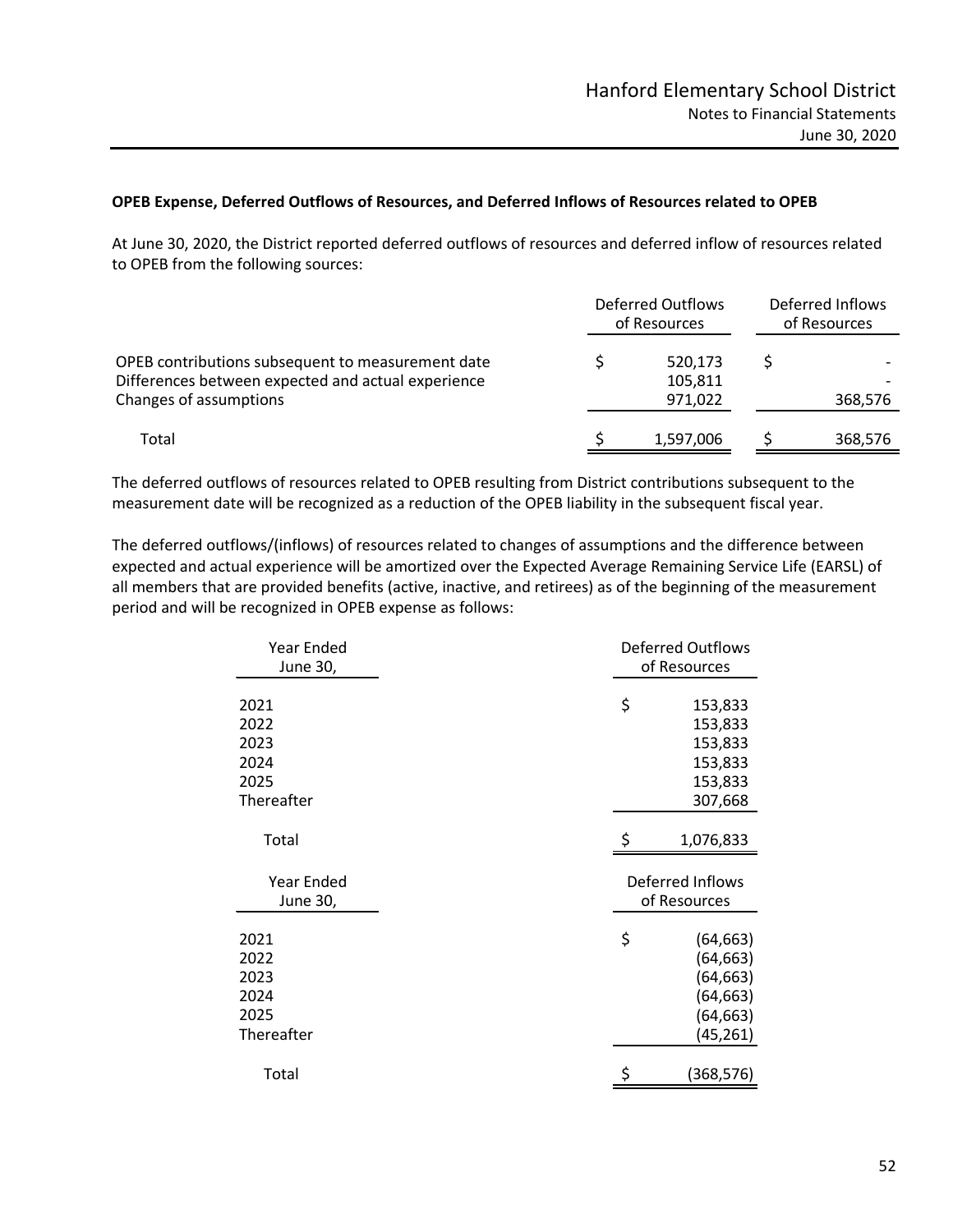**OPEB Expense, Deferred Outflows of Resources, and Deferred Inflows of Resources related to OPEB**

At June 30, 2020, the District reported deferred outflows of resources and deferred inflow of resources related to OPEB from the following sources:

| | Deferred Outflows of Resources | Deferred Inflows of Resources |
|---|---|---|
| OPEB contributions subsequent to measurement date | $ 520,173 | $ - |
| Differences between expected and actual experience | 105,811 | - |
| Changes of assumptions | 971,022 | 368,576 |
| Total | $ 1,597,006 | $ 368,576 |

The deferred outflows of resources related to OPEB resulting from District contributions subsequent to the measurement date will be recognized as a reduction of the OPEB liability in the subsequent fiscal year.

The deferred outflows/(inflows) of resources related to changes of assumptions and the difference between expected and actual experience will be amortized over the Expected Average Remaining Service Life (EARSL) of all members that are provided benefits (active, inactive, and retirees) as of the beginning of the measurement period and will be recognized in OPEB expense as follows:

| Year Ended June 30, | Deferred Outflows of Resources |
|---|---|
| 2021 | $ 153,833 |
| 2022 | 153,833 |
| 2023 | 153,833 |
| 2024 | 153,833 |
| 2025 | 153,833 |
| Thereafter | 307,668 |
| Total | $ 1,076,833 |

| Year Ended June 30, | Deferred Inflows of Resources |
|---|---|
| 2021 | $ (64,663) |
| 2022 | (64,663) |
| 2023 | (64,663) |
| 2024 | (64,663) |
| 2025 | (64,663) |
| Thereafter | (45,261) |
| Total | $ (368,576) |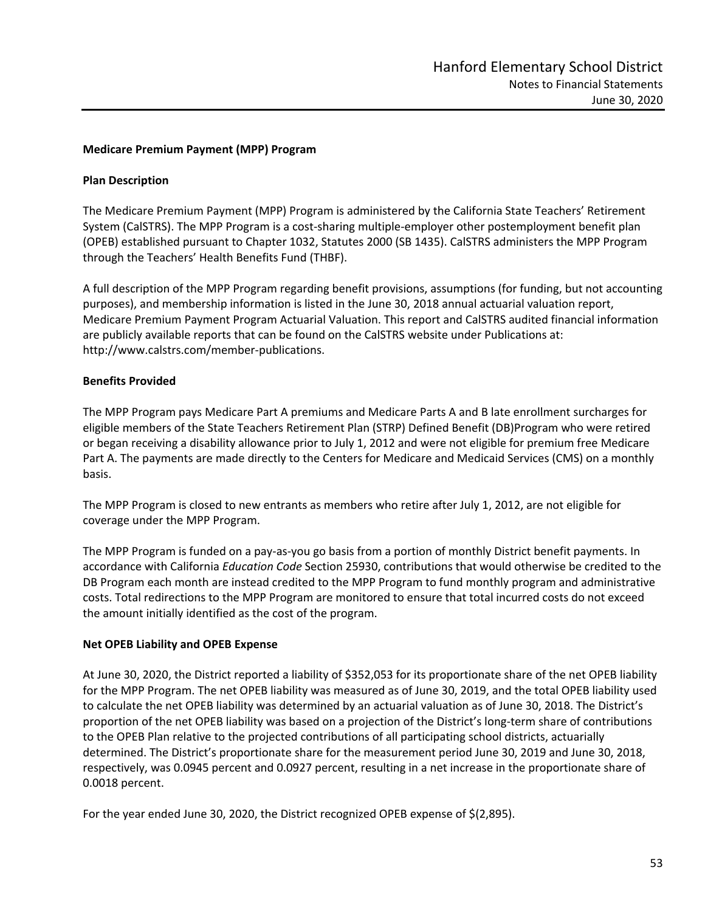**Medicare Premium Payment (MPP) Program**

**Plan Description**

The Medicare Premium Payment (MPP) Program is administered by the California State Teachers' Retirement System (CalSTRS). The MPP Program is a cost-sharing multiple-employer other postemployment benefit plan (OPEB) established pursuant to Chapter 1032, Statutes 2000 (SB 1435). CalSTRS administers the MPP Program through the Teachers' Health Benefits Fund (THBF).

A full description of the MPP Program regarding benefit provisions, assumptions (for funding, but not accounting purposes), and membership information is listed in the June 30, 2018 annual actuarial valuation report, Medicare Premium Payment Program Actuarial Valuation. This report and CalSTRS audited financial information are publicly available reports that can be found on the CalSTRS website under Publications at: http://www.calstrs.com/member-publications.

**Benefits Provided**

The MPP Program pays Medicare Part A premiums and Medicare Parts A and B late enrollment surcharges for eligible members of the State Teachers Retirement Plan (STRP) Defined Benefit (DB)Program who were retired or began receiving a disability allowance prior to July 1, 2012 and were not eligible for premium free Medicare Part A. The payments are made directly to the Centers for Medicare and Medicaid Services (CMS) on a monthly basis.

The MPP Program is closed to new entrants as members who retire after July 1, 2012, are not eligible for coverage under the MPP Program.

The MPP Program is funded on a pay-as-you go basis from a portion of monthly District benefit payments. In accordance with California *Education Code* Section 25930, contributions that would otherwise be credited to the DB Program each month are instead credited to the MPP Program to fund monthly program and administrative costs. Total redirections to the MPP Program are monitored to ensure that total incurred costs do not exceed the amount initially identified as the cost of the program.

**Net OPEB Liability and OPEB Expense**

At June 30, 2020, the District reported a liability of $352,053 for its proportionate share of the net OPEB liability for the MPP Program. The net OPEB liability was measured as of June 30, 2019, and the total OPEB liability used to calculate the net OPEB liability was determined by an actuarial valuation as of June 30, 2018. The District's proportion of the net OPEB liability was based on a projection of the District's long-term share of contributions to the OPEB Plan relative to the projected contributions of all participating school districts, actuarially determined. The District's proportionate share for the measurement period June 30, 2019 and June 30, 2018, respectively, was 0.0945 percent and 0.0927 percent, resulting in a net increase in the proportionate share of 0.0018 percent.

For the year ended June 30, 2020, the District recognized OPEB expense of $(2,895).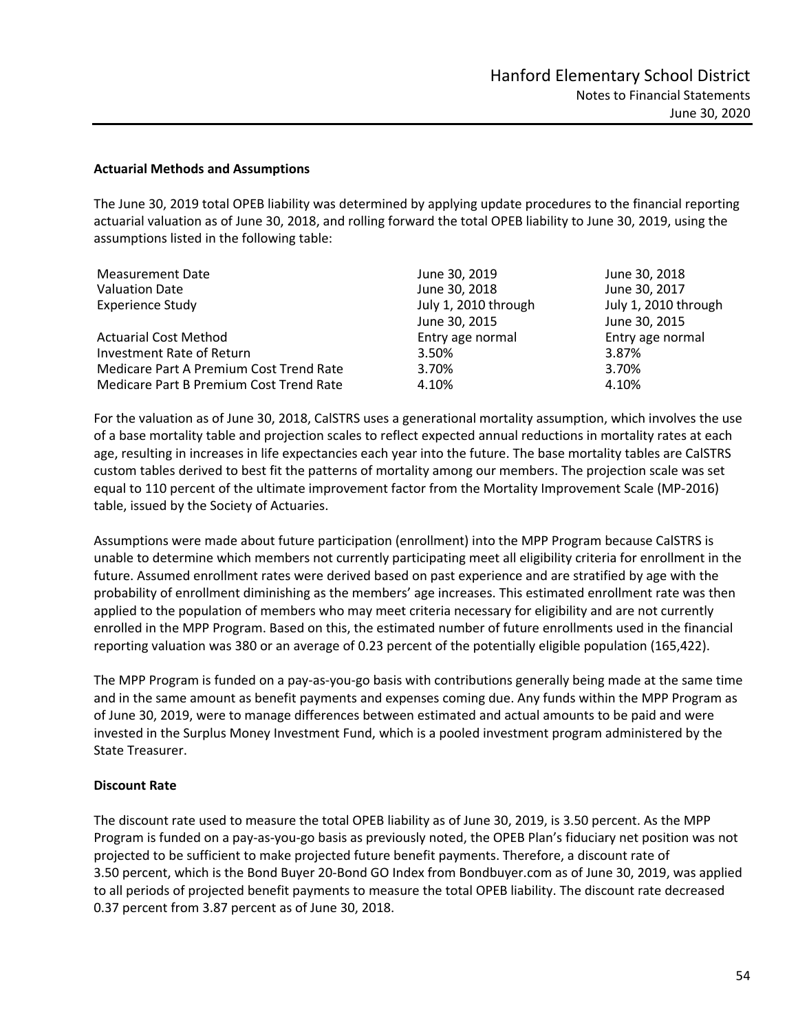### Actuarial Methods and Assumptions

The June 30, 2019 total OPEB liability was determined by applying update procedures to the financial reporting actuarial valuation as of June 30, 2018, and rolling forward the total OPEB liability to June 30, 2019, using the assumptions listed in the following table:

| | | |
|---|---|---|
| Measurement Date | June 30, 2019 | June 30, 2018 |
| Valuation Date | June 30, 2018 | June 30, 2017 |
| Experience Study | July 1, 2010 through June 30, 2015 | July 1, 2010 through June 30, 2015 |
| Actuarial Cost Method | Entry age normal | Entry age normal |
| Investment Rate of Return | 3.50% | 3.87% |
| Medicare Part A Premium Cost Trend Rate | 3.70% | 3.70% |
| Medicare Part B Premium Cost Trend Rate | 4.10% | 4.10% |

For the valuation as of June 30, 2018, CalSTRS uses a generational mortality assumption, which involves the use of a base mortality table and projection scales to reflect expected annual reductions in mortality rates at each age, resulting in increases in life expectancies each year into the future. The base mortality tables are CalSTRS custom tables derived to best fit the patterns of mortality among our members. The projection scale was set equal to 110 percent of the ultimate improvement factor from the Mortality Improvement Scale (MP-2016) table, issued by the Society of Actuaries.

Assumptions were made about future participation (enrollment) into the MPP Program because CalSTRS is unable to determine which members not currently participating meet all eligibility criteria for enrollment in the future. Assumed enrollment rates were derived based on past experience and are stratified by age with the probability of enrollment diminishing as the members' age increases. This estimated enrollment rate was then applied to the population of members who may meet criteria necessary for eligibility and are not currently enrolled in the MPP Program. Based on this, the estimated number of future enrollments used in the financial reporting valuation was 380 or an average of 0.23 percent of the potentially eligible population (165,422).

The MPP Program is funded on a pay-as-you-go basis with contributions generally being made at the same time and in the same amount as benefit payments and expenses coming due. Any funds within the MPP Program as of June 30, 2019, were to manage differences between estimated and actual amounts to be paid and were invested in the Surplus Money Investment Fund, which is a pooled investment program administered by the State Treasurer.

### Discount Rate

The discount rate used to measure the total OPEB liability as of June 30, 2019, is 3.50 percent. As the MPP Program is funded on a pay-as-you-go basis as previously noted, the OPEB Plan's fiduciary net position was not projected to be sufficient to make projected future benefit payments. Therefore, a discount rate of 3.50 percent, which is the Bond Buyer 20-Bond GO Index from Bondbuyer.com as of June 30, 2019, was applied to all periods of projected benefit payments to measure the total OPEB liability. The discount rate decreased 0.37 percent from 3.87 percent as of June 30, 2018.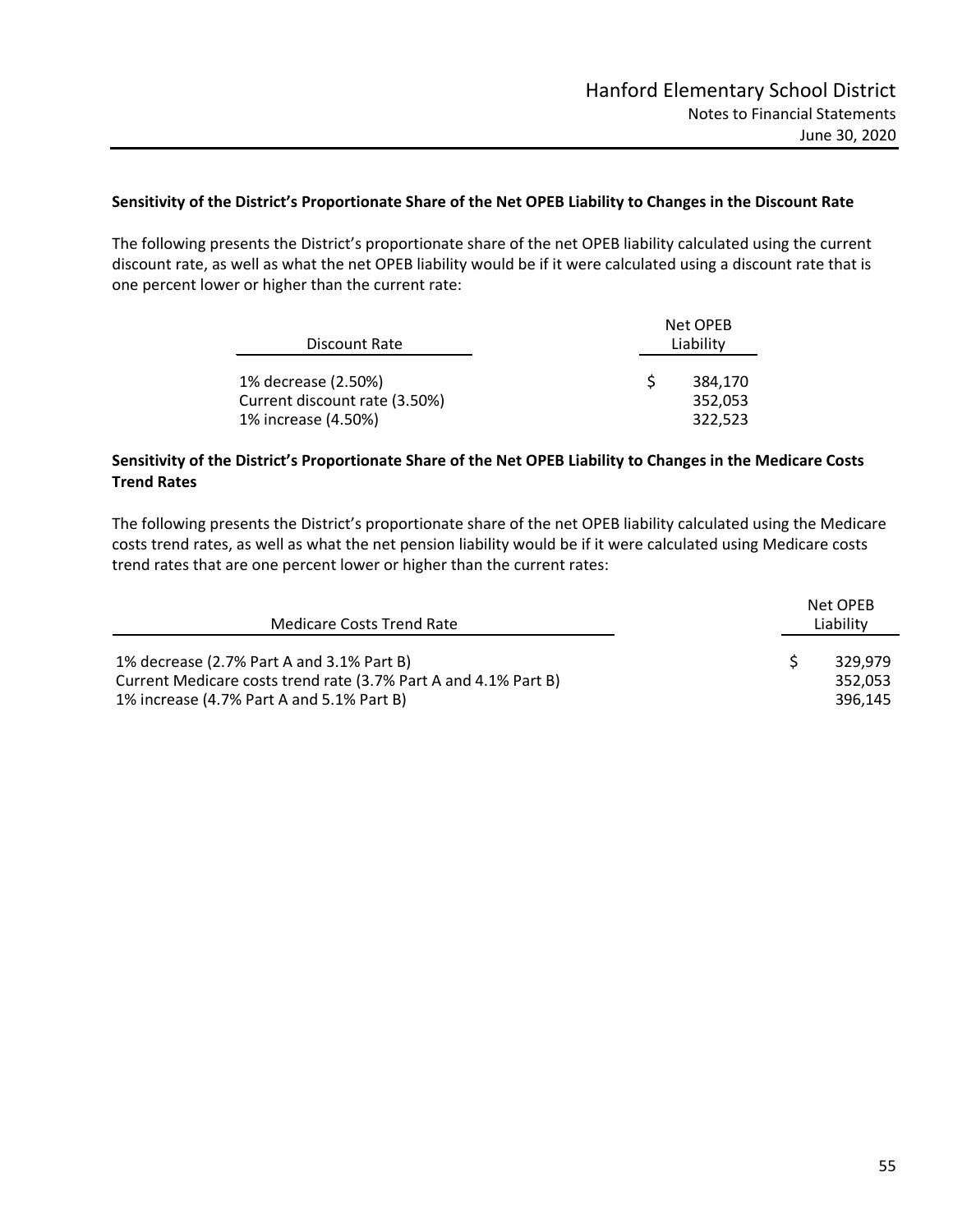**Sensitivity of the District's Proportionate Share of the Net OPEB Liability to Changes in the Discount Rate**

The following presents the District's proportionate share of the net OPEB liability calculated using the current discount rate, as well as what the net OPEB liability would be if it were calculated using a discount rate that is one percent lower or higher than the current rate:

| Discount Rate | Net OPEB Liability |
|---|---|
| 1% decrease (2.50%) | $ 384,170 |
| Current discount rate (3.50%) | 352,053 |
| 1% increase (4.50%) | 322,523 |

**Sensitivity of the District's Proportionate Share of the Net OPEB Liability to Changes in the Medicare Costs Trend Rates**

The following presents the District's proportionate share of the net OPEB liability calculated using the Medicare costs trend rates, as well as what the net pension liability would be if it were calculated using Medicare costs trend rates that are one percent lower or higher than the current rates:

| Medicare Costs Trend Rate | Net OPEB Liability |
|---|---|
| 1% decrease (2.7% Part A and 3.1% Part B) | $ 329,979 |
| Current Medicare costs trend rate (3.7% Part A and 4.1% Part B) | 352,053 |
| 1% increase (4.7% Part A and 5.1% Part B) | 396,145 |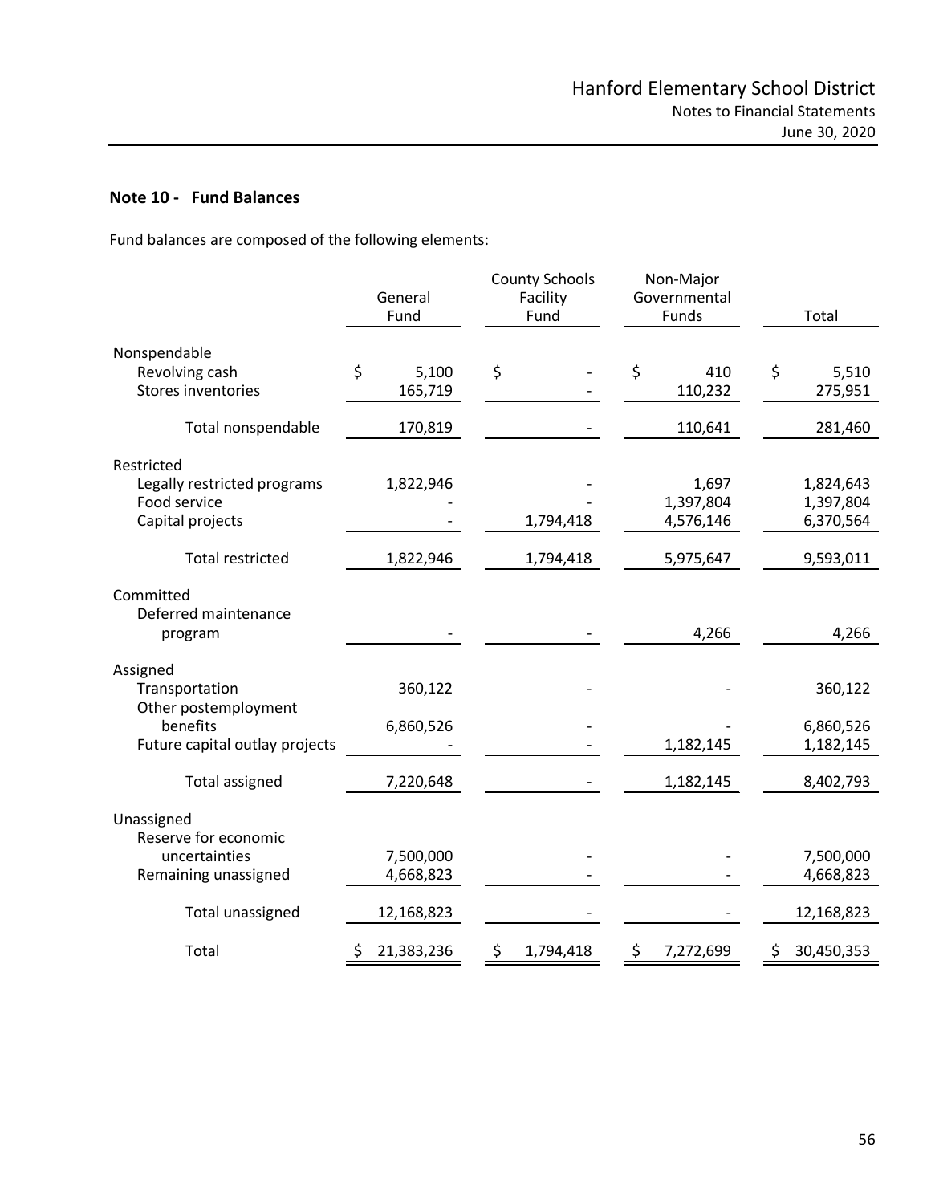## Note 10 - Fund Balances

Fund balances are composed of the following elements:

| | General Fund | County Schools Facility Fund | Non-Major Governmental Funds | Total |
|---|---|---|---|---|
| Nonspendable | | | | |
| Revolving cash | $ 5,100 | $ - | $ 410 | $ 5,510 |
| Stores inventories | 165,719 | - | 110,232 | 275,951 |
| Total nonspendable | 170,819 | - | 110,641 | 281,460 |
| Restricted | | | | |
| Legally restricted programs | 1,822,946 | - | 1,697 | 1,824,643 |
| Food service | - | - | 1,397,804 | 1,397,804 |
| Capital projects | - | 1,794,418 | 4,576,146 | 6,370,564 |
| Total restricted | 1,822,946 | 1,794,418 | 5,975,647 | 9,593,011 |
| Committed | | | | |
| Deferred maintenance program | - | - | 4,266 | 4,266 |
| Assigned | | | | |
| Transportation | 360,122 | - | - | 360,122 |
| Other postemployment benefits | 6,860,526 | - | - | 6,860,526 |
| Future capital outlay projects | - | - | 1,182,145 | 1,182,145 |
| Total assigned | 7,220,648 | - | 1,182,145 | 8,402,793 |
| Unassigned | | | | |
| Reserve for economic uncertainties | 7,500,000 | - | - | 7,500,000 |
| Remaining unassigned | 4,668,823 | - | - | 4,668,823 |
| Total unassigned | 12,168,823 | - | - | 12,168,823 |
| Total | $ 21,383,236 | $ 1,794,418 | $ 7,272,699 | $ 30,450,353 |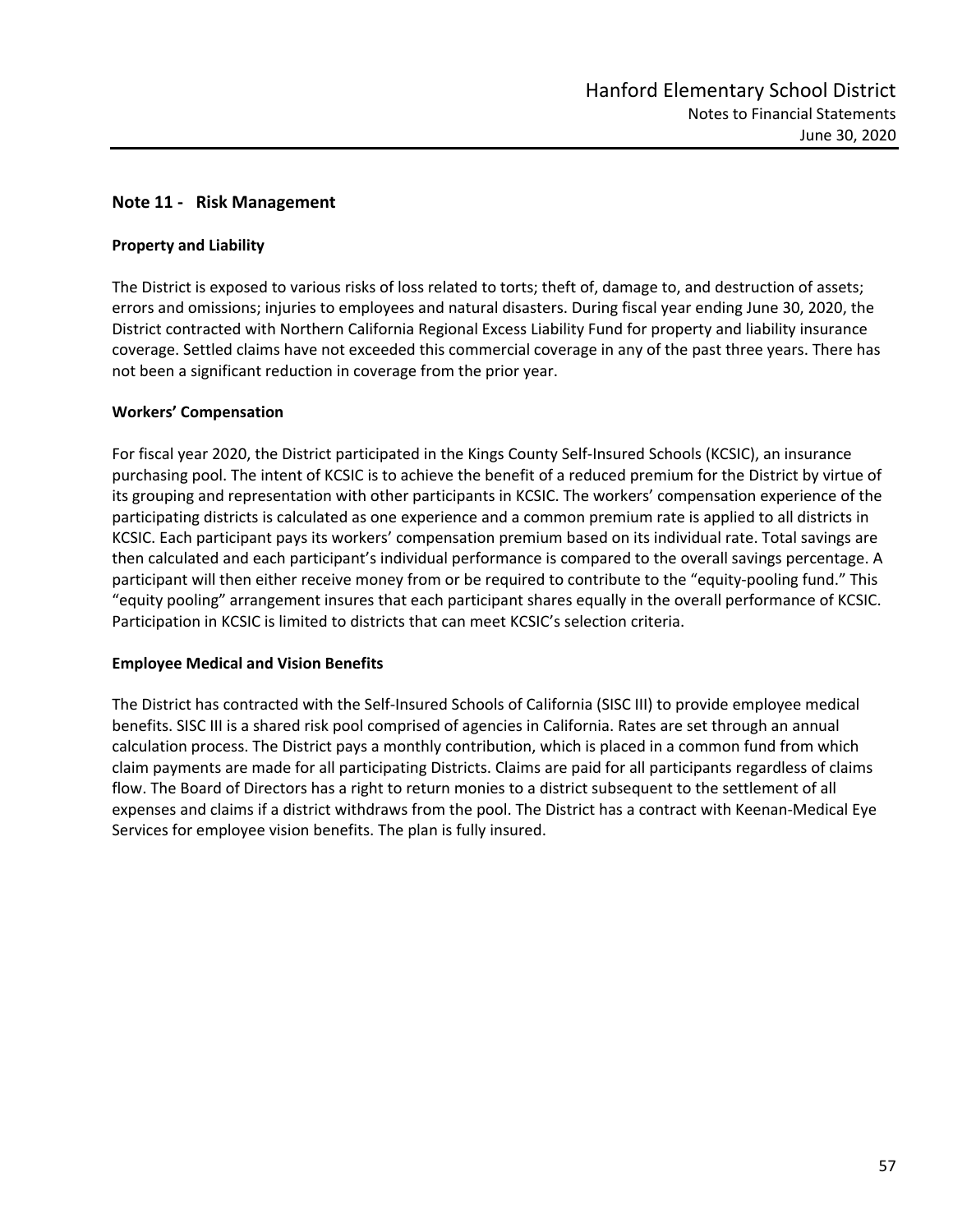## Note 11 - Risk Management

### Property and Liability

The District is exposed to various risks of loss related to torts; theft of, damage to, and destruction of assets; errors and omissions; injuries to employees and natural disasters. During fiscal year ending June 30, 2020, the District contracted with Northern California Regional Excess Liability Fund for property and liability insurance coverage. Settled claims have not exceeded this commercial coverage in any of the past three years. There has not been a significant reduction in coverage from the prior year.

### Workers' Compensation

For fiscal year 2020, the District participated in the Kings County Self-Insured Schools (KCSIC), an insurance purchasing pool. The intent of KCSIC is to achieve the benefit of a reduced premium for the District by virtue of its grouping and representation with other participants in KCSIC. The workers' compensation experience of the participating districts is calculated as one experience and a common premium rate is applied to all districts in KCSIC. Each participant pays its workers' compensation premium based on its individual rate. Total savings are then calculated and each participant's individual performance is compared to the overall savings percentage. A participant will then either receive money from or be required to contribute to the "equity-pooling fund." This "equity pooling" arrangement insures that each participant shares equally in the overall performance of KCSIC. Participation in KCSIC is limited to districts that can meet KCSIC's selection criteria.

### Employee Medical and Vision Benefits

The District has contracted with the Self-Insured Schools of California (SISC III) to provide employee medical benefits. SISC III is a shared risk pool comprised of agencies in California. Rates are set through an annual calculation process. The District pays a monthly contribution, which is placed in a common fund from which claim payments are made for all participating Districts. Claims are paid for all participants regardless of claims flow. The Board of Directors has a right to return monies to a district subsequent to the settlement of all expenses and claims if a district withdraws from the pool. The District has a contract with Keenan-Medical Eye Services for employee vision benefits. The plan is fully insured.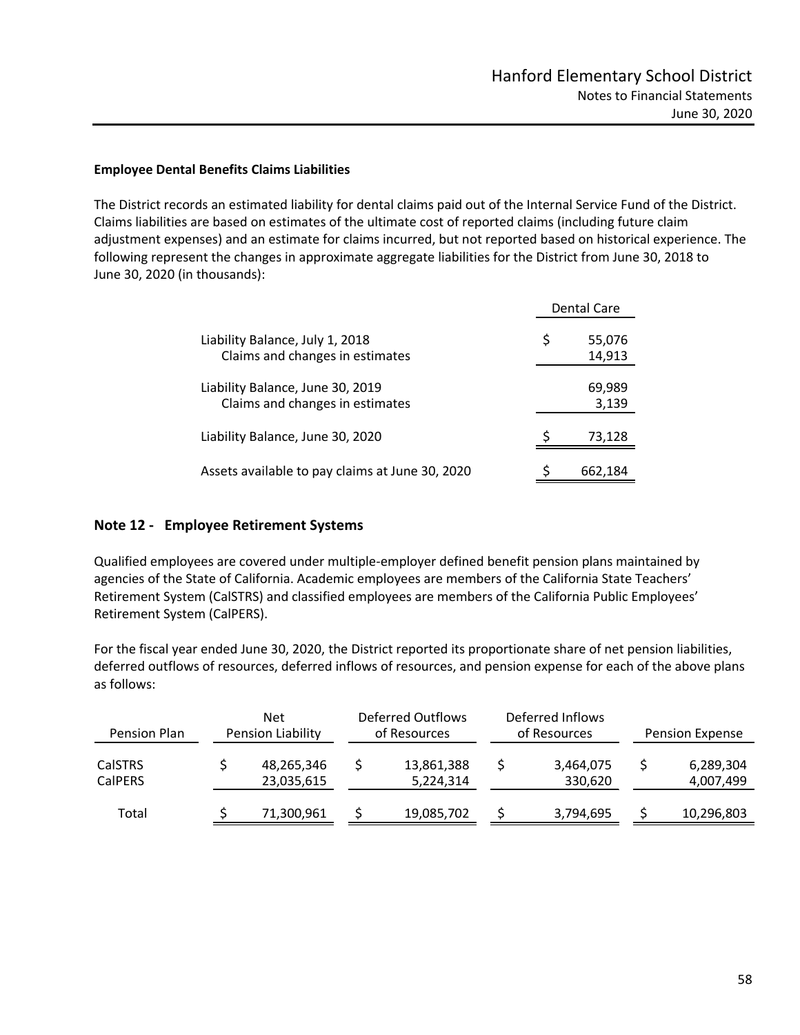**Employee Dental Benefits Claims Liabilities**

The District records an estimated liability for dental claims paid out of the Internal Service Fund of the District. Claims liabilities are based on estimates of the ultimate cost of reported claims (including future claim adjustment expenses) and an estimate for claims incurred, but not reported based on historical experience. The following represent the changes in approximate aggregate liabilities for the District from June 30, 2018 to June 30, 2020 (in thousands):

| | Dental Care |
|---|---|
| Liability Balance, July 1, 2018 | $ 55,076 |
| Claims and changes in estimates | 14,913 |
| Liability Balance, June 30, 2019 | 69,989 |
| Claims and changes in estimates | 3,139 |
| Liability Balance, June 30, 2020 | $ 73,128 |
| Assets available to pay claims at June 30, 2020 | $ 662,184 |

## Note 12 - Employee Retirement Systems

Qualified employees are covered under multiple-employer defined benefit pension plans maintained by agencies of the State of California. Academic employees are members of the California State Teachers' Retirement System (CalSTRS) and classified employees are members of the California Public Employees' Retirement System (CalPERS).

For the fiscal year ended June 30, 2020, the District reported its proportionate share of net pension liabilities, deferred outflows of resources, deferred inflows of resources, and pension expense for each of the above plans as follows:

| Pension Plan | Net Pension Liability | Deferred Outflows of Resources | Deferred Inflows of Resources | Pension Expense |
|---|---|---|---|---|
| CalSTRS | $ 48,265,346 | $ 13,861,388 | $ 3,464,075 | $ 6,289,304 |
| CalPERS | 23,035,615 | 5,224,314 | 330,620 | 4,007,499 |
| Total | $ 71,300,961 | $ 19,085,702 | $ 3,794,695 | $ 10,296,803 |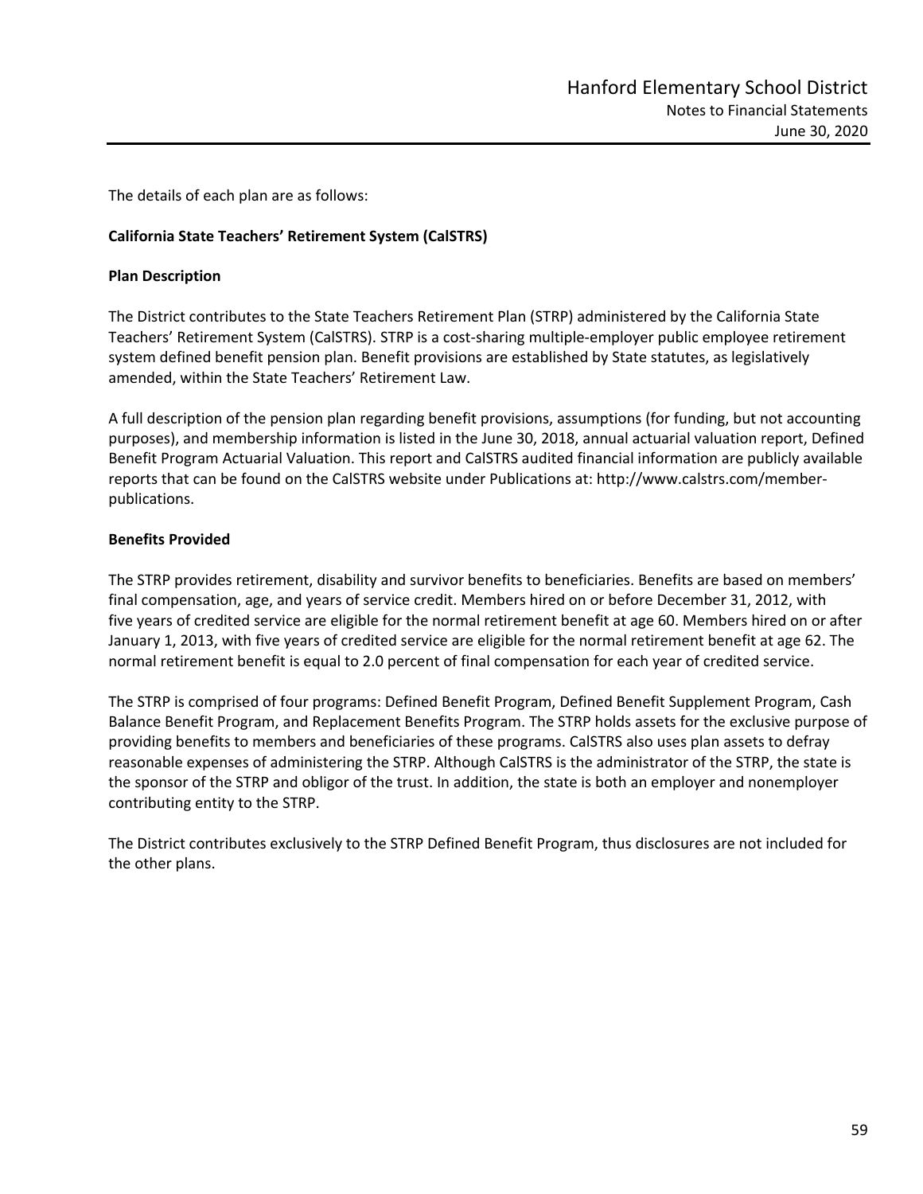The details of each plan are as follows:

**California State Teachers' Retirement System (CalSTRS)**

**Plan Description**

The District contributes to the State Teachers Retirement Plan (STRP) administered by the California State Teachers' Retirement System (CalSTRS). STRP is a cost-sharing multiple-employer public employee retirement system defined benefit pension plan. Benefit provisions are established by State statutes, as legislatively amended, within the State Teachers' Retirement Law.

A full description of the pension plan regarding benefit provisions, assumptions (for funding, but not accounting purposes), and membership information is listed in the June 30, 2018, annual actuarial valuation report, Defined Benefit Program Actuarial Valuation. This report and CalSTRS audited financial information are publicly available reports that can be found on the CalSTRS website under Publications at: http://www.calstrs.com/member-publications.

**Benefits Provided**

The STRP provides retirement, disability and survivor benefits to beneficiaries. Benefits are based on members' final compensation, age, and years of service credit. Members hired on or before December 31, 2012, with five years of credited service are eligible for the normal retirement benefit at age 60. Members hired on or after January 1, 2013, with five years of credited service are eligible for the normal retirement benefit at age 62. The normal retirement benefit is equal to 2.0 percent of final compensation for each year of credited service.

The STRP is comprised of four programs: Defined Benefit Program, Defined Benefit Supplement Program, Cash Balance Benefit Program, and Replacement Benefits Program. The STRP holds assets for the exclusive purpose of providing benefits to members and beneficiaries of these programs. CalSTRS also uses plan assets to defray reasonable expenses of administering the STRP. Although CalSTRS is the administrator of the STRP, the state is the sponsor of the STRP and obligor of the trust. In addition, the state is both an employer and nonemployer contributing entity to the STRP.

The District contributes exclusively to the STRP Defined Benefit Program, thus disclosures are not included for the other plans.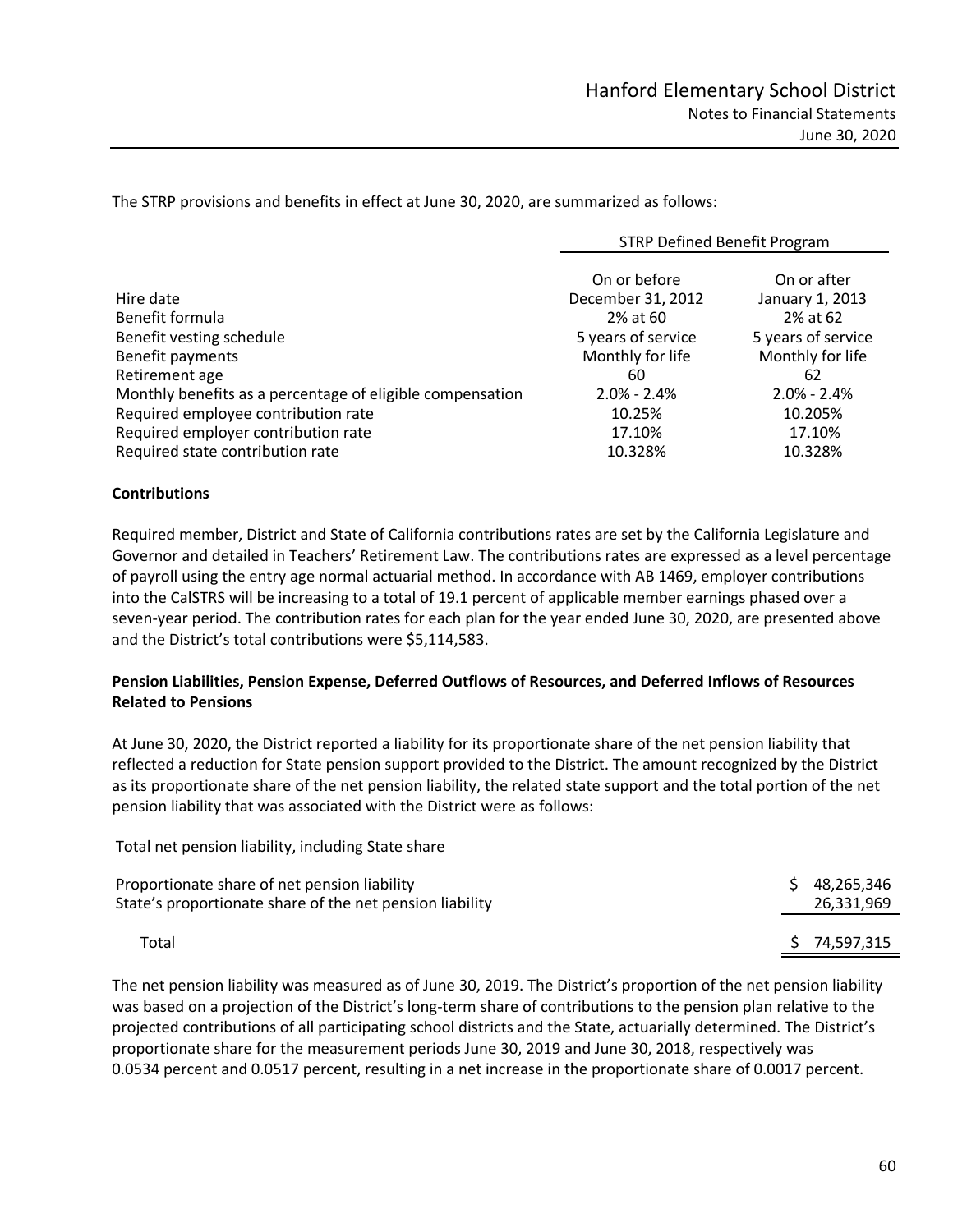The STRP provisions and benefits in effect at June 30, 2020, are summarized as follows:

| | STRP Defined Benefit Program | |
|---|---|---|
| Hire date | On or before December 31, 2012 | On or after January 1, 2013 |
| Benefit formula | 2% at 60 | 2% at 62 |
| Benefit vesting schedule | 5 years of service | 5 years of service |
| Benefit payments | Monthly for life | Monthly for life |
| Retirement age | 60 | 62 |
| Monthly benefits as a percentage of eligible compensation | 2.0% - 2.4% | 2.0% - 2.4% |
| Required employee contribution rate | 10.25% | 10.205% |
| Required employer contribution rate | 17.10% | 17.10% |
| Required state contribution rate | 10.328% | 10.328% |

**Contributions**

Required member, District and State of California contributions rates are set by the California Legislature and Governor and detailed in Teachers' Retirement Law. The contributions rates are expressed as a level percentage of payroll using the entry age normal actuarial method. In accordance with AB 1469, employer contributions into the CalSTRS will be increasing to a total of 19.1 percent of applicable member earnings phased over a seven-year period. The contribution rates for each plan for the year ended June 30, 2020, are presented above and the District's total contributions were $5,114,583.

**Pension Liabilities, Pension Expense, Deferred Outflows of Resources, and Deferred Inflows of Resources Related to Pensions**

At June 30, 2020, the District reported a liability for its proportionate share of the net pension liability that reflected a reduction for State pension support provided to the District. The amount recognized by the District as its proportionate share of the net pension liability, the related state support and the total portion of the net pension liability that was associated with the District were as follows:

| Total net pension liability, including State share | |
|---|---|
| Proportionate share of net pension liability | $ 48,265,346 |
| State's proportionate share of the net pension liability | 26,331,969 |
| Total | $ 74,597,315 |

The net pension liability was measured as of June 30, 2019. The District's proportion of the net pension liability was based on a projection of the District's long-term share of contributions to the pension plan relative to the projected contributions of all participating school districts and the State, actuarially determined. The District's proportionate share for the measurement periods June 30, 2019 and June 30, 2018, respectively was 0.0534 percent and 0.0517 percent, resulting in a net increase in the proportionate share of 0.0017 percent.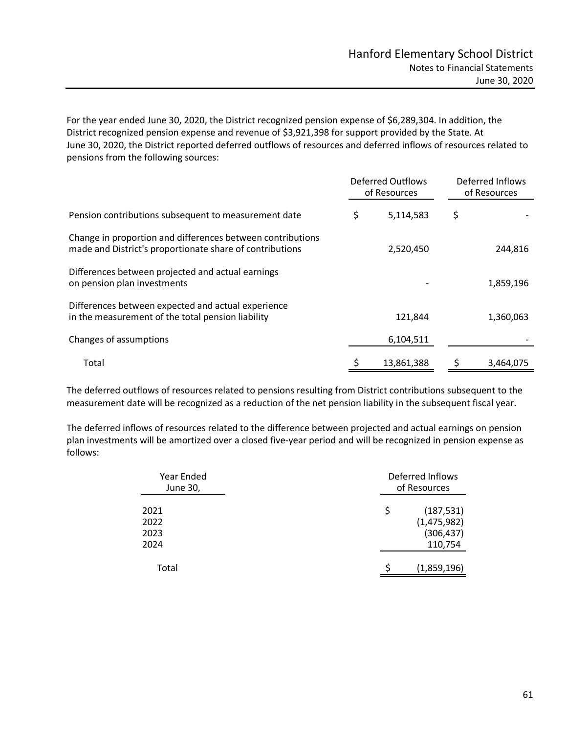For the year ended June 30, 2020, the District recognized pension expense of $6,289,304. In addition, the District recognized pension expense and revenue of $3,921,398 for support provided by the State. At June 30, 2020, the District reported deferred outflows of resources and deferred inflows of resources related to pensions from the following sources:

| | Deferred Outflows of Resources | Deferred Inflows of Resources |
|---|---|---|
| Pension contributions subsequent to measurement date | $ 5,114,583 | $ - |
| Change in proportion and differences between contributions made and District's proportionate share of contributions | 2,520,450 | 244,816 |
| Differences between projected and actual earnings on pension plan investments | - | 1,859,196 |
| Differences between expected and actual experience in the measurement of the total pension liability | 121,844 | 1,360,063 |
| Changes of assumptions | 6,104,511 | - |
| Total | $ 13,861,388 | $ 3,464,075 |

The deferred outflows of resources related to pensions resulting from District contributions subsequent to the measurement date will be recognized as a reduction of the net pension liability in the subsequent fiscal year.

The deferred inflows of resources related to the difference between projected and actual earnings on pension plan investments will be amortized over a closed five-year period and will be recognized in pension expense as follows:

| Year Ended June 30, | Deferred Inflows of Resources |
|---|---|
| 2021 | $ (187,531) |
| 2022 | (1,475,982) |
| 2023 | (306,437) |
| 2024 | 110,754 |
| Total | $ (1,859,196) |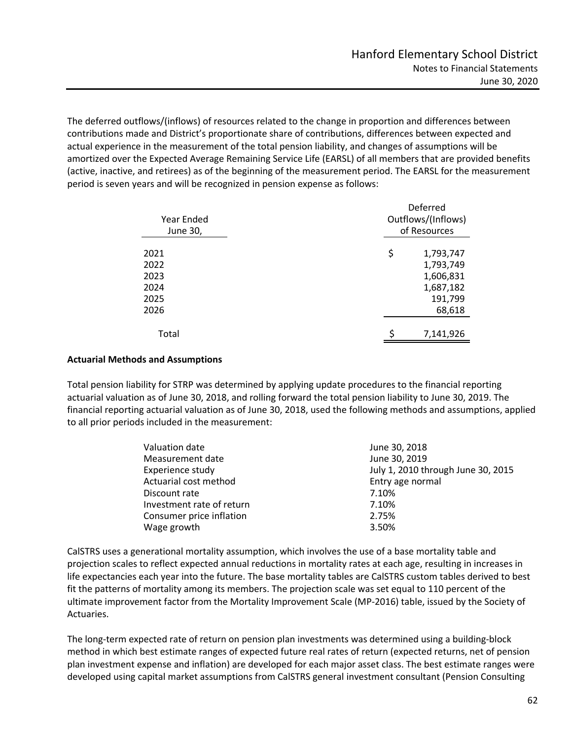The deferred outflows/(inflows) of resources related to the change in proportion and differences between contributions made and District's proportionate share of contributions, differences between expected and actual experience in the measurement of the total pension liability, and changes of assumptions will be amortized over the Expected Average Remaining Service Life (EARSL) of all members that are provided benefits (active, inactive, and retirees) as of the beginning of the measurement period. The EARSL for the measurement period is seven years and will be recognized in pension expense as follows:

| Year Ended June 30, | Deferred Outflows/(Inflows) of Resources |
|---|---|
| 2021 | $ 1,793,747 |
| 2022 | 1,793,749 |
| 2023 | 1,606,831 |
| 2024 | 1,687,182 |
| 2025 | 191,799 |
| 2026 | 68,618 |
| Total | $ 7,141,926 |

**Actuarial Methods and Assumptions**

Total pension liability for STRP was determined by applying update procedures to the financial reporting actuarial valuation as of June 30, 2018, and rolling forward the total pension liability to June 30, 2019. The financial reporting actuarial valuation as of June 30, 2018, used the following methods and assumptions, applied to all prior periods included in the measurement:

| | |
|---|---|
| Valuation date | June 30, 2018 |
| Measurement date | June 30, 2019 |
| Experience study | July 1, 2010 through June 30, 2015 |
| Actuarial cost method | Entry age normal |
| Discount rate | 7.10% |
| Investment rate of return | 7.10% |
| Consumer price inflation | 2.75% |
| Wage growth | 3.50% |

CalSTRS uses a generational mortality assumption, which involves the use of a base mortality table and projection scales to reflect expected annual reductions in mortality rates at each age, resulting in increases in life expectancies each year into the future. The base mortality tables are CalSTRS custom tables derived to best fit the patterns of mortality among its members. The projection scale was set equal to 110 percent of the ultimate improvement factor from the Mortality Improvement Scale (MP-2016) table, issued by the Society of Actuaries.

The long-term expected rate of return on pension plan investments was determined using a building-block method in which best estimate ranges of expected future real rates of return (expected returns, net of pension plan investment expense and inflation) are developed for each major asset class. The best estimate ranges were developed using capital market assumptions from CalSTRS general investment consultant (Pension Consulting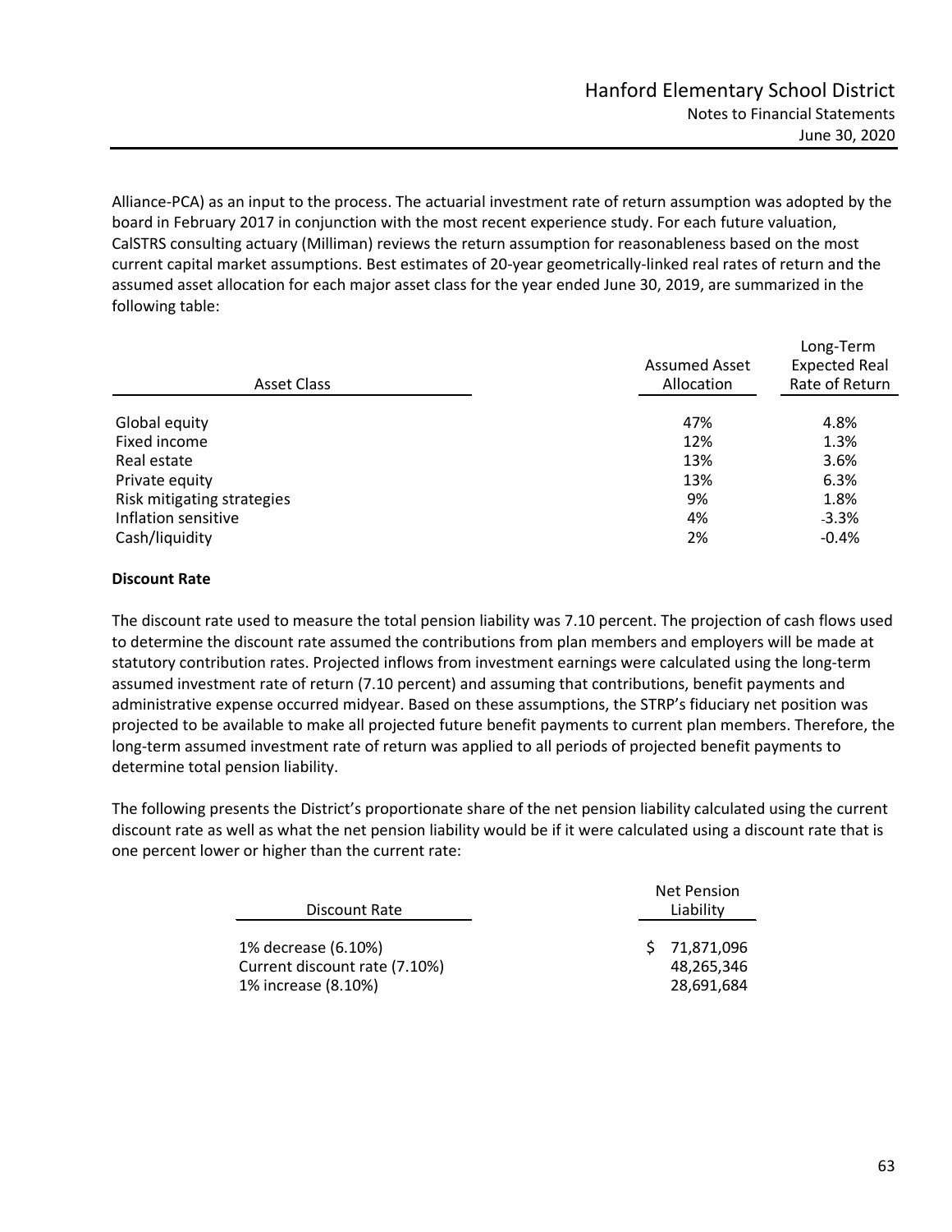Alliance-PCA) as an input to the process. The actuarial investment rate of return assumption was adopted by the board in February 2017 in conjunction with the most recent experience study. For each future valuation, CalSTRS consulting actuary (Milliman) reviews the return assumption for reasonableness based on the most current capital market assumptions. Best estimates of 20-year geometrically-linked real rates of return and the assumed asset allocation for each major asset class for the year ended June 30, 2019, are summarized in the following table:

| Asset Class | Assumed Asset Allocation | Long-Term Expected Real Rate of Return |
|---|---|---|
| Global equity | 47% | 4.8% |
| Fixed income | 12% | 1.3% |
| Real estate | 13% | 3.6% |
| Private equity | 13% | 6.3% |
| Risk mitigating strategies | 9% | 1.8% |
| Inflation sensitive | 4% | -3.3% |
| Cash/liquidity | 2% | -0.4% |

**Discount Rate**

The discount rate used to measure the total pension liability was 7.10 percent. The projection of cash flows used to determine the discount rate assumed the contributions from plan members and employers will be made at statutory contribution rates. Projected inflows from investment earnings were calculated using the long-term assumed investment rate of return (7.10 percent) and assuming that contributions, benefit payments and administrative expense occurred midyear. Based on these assumptions, the STRP's fiduciary net position was projected to be available to make all projected future benefit payments to current plan members. Therefore, the long-term assumed investment rate of return was applied to all periods of projected benefit payments to determine total pension liability.

The following presents the District's proportionate share of the net pension liability calculated using the current discount rate as well as what the net pension liability would be if it were calculated using a discount rate that is one percent lower or higher than the current rate:

| Discount Rate | Net Pension Liability |
|---|---|
| 1% decrease (6.10%) | $ 71,871,096 |
| Current discount rate (7.10%) | 48,265,346 |
| 1% increase (8.10%) | 28,691,684 |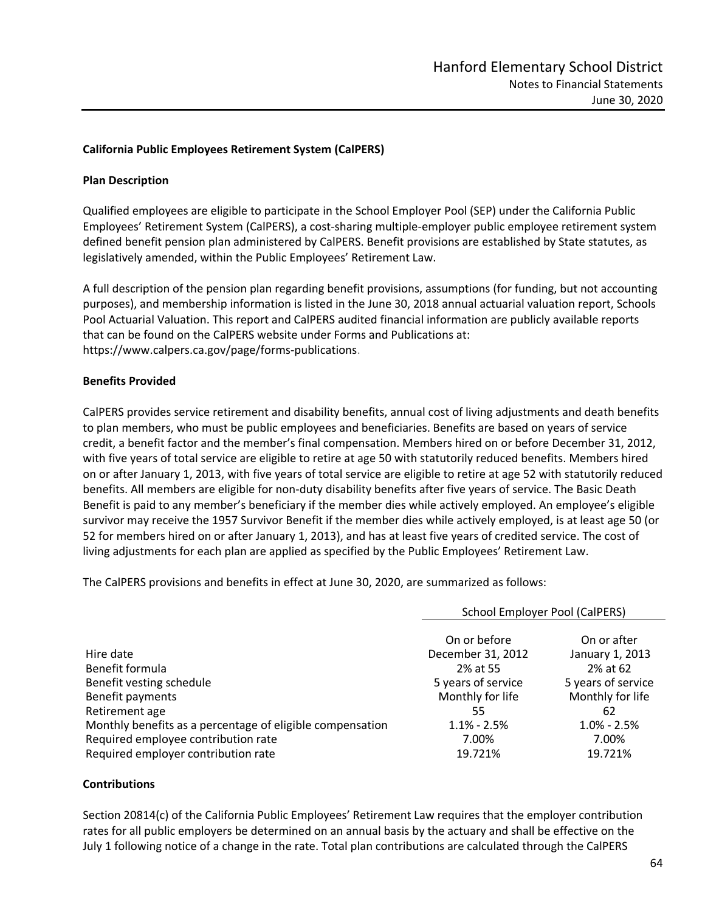**California Public Employees Retirement System (CalPERS)**

**Plan Description**

Qualified employees are eligible to participate in the School Employer Pool (SEP) under the California Public Employees' Retirement System (CalPERS), a cost-sharing multiple-employer public employee retirement system defined benefit pension plan administered by CalPERS. Benefit provisions are established by State statutes, as legislatively amended, within the Public Employees' Retirement Law.

A full description of the pension plan regarding benefit provisions, assumptions (for funding, but not accounting purposes), and membership information is listed in the June 30, 2018 annual actuarial valuation report, Schools Pool Actuarial Valuation. This report and CalPERS audited financial information are publicly available reports that can be found on the CalPERS website under Forms and Publications at: https://www.calpers.ca.gov/page/forms-publications.

**Benefits Provided**

CalPERS provides service retirement and disability benefits, annual cost of living adjustments and death benefits to plan members, who must be public employees and beneficiaries. Benefits are based on years of service credit, a benefit factor and the member's final compensation. Members hired on or before December 31, 2012, with five years of total service are eligible to retire at age 50 with statutorily reduced benefits. Members hired on or after January 1, 2013, with five years of total service are eligible to retire at age 52 with statutorily reduced benefits. All members are eligible for non-duty disability benefits after five years of service. The Basic Death Benefit is paid to any member's beneficiary if the member dies while actively employed. An employee's eligible survivor may receive the 1957 Survivor Benefit if the member dies while actively employed, is at least age 50 (or 52 for members hired on or after January 1, 2013), and has at least five years of credited service. The cost of living adjustments for each plan are applied as specified by the Public Employees' Retirement Law.

The CalPERS provisions and benefits in effect at June 30, 2020, are summarized as follows:

| | School Employer Pool (CalPERS) | |
|---|---|---|
| | On or before | On or after |
| Hire date | December 31, 2012 | January 1, 2013 |
| Benefit formula | 2% at 55 | 2% at 62 |
| Benefit vesting schedule | 5 years of service | 5 years of service |
| Benefit payments | Monthly for life | Monthly for life |
| Retirement age | 55 | 62 |
| Monthly benefits as a percentage of eligible compensation | 1.1% - 2.5% | 1.0% - 2.5% |
| Required employee contribution rate | 7.00% | 7.00% |
| Required employer contribution rate | 19.721% | 19.721% |

**Contributions**

Section 20814(c) of the California Public Employees' Retirement Law requires that the employer contribution rates for all public employers be determined on an annual basis by the actuary and shall be effective on the July 1 following notice of a change in the rate. Total plan contributions are calculated through the CalPERS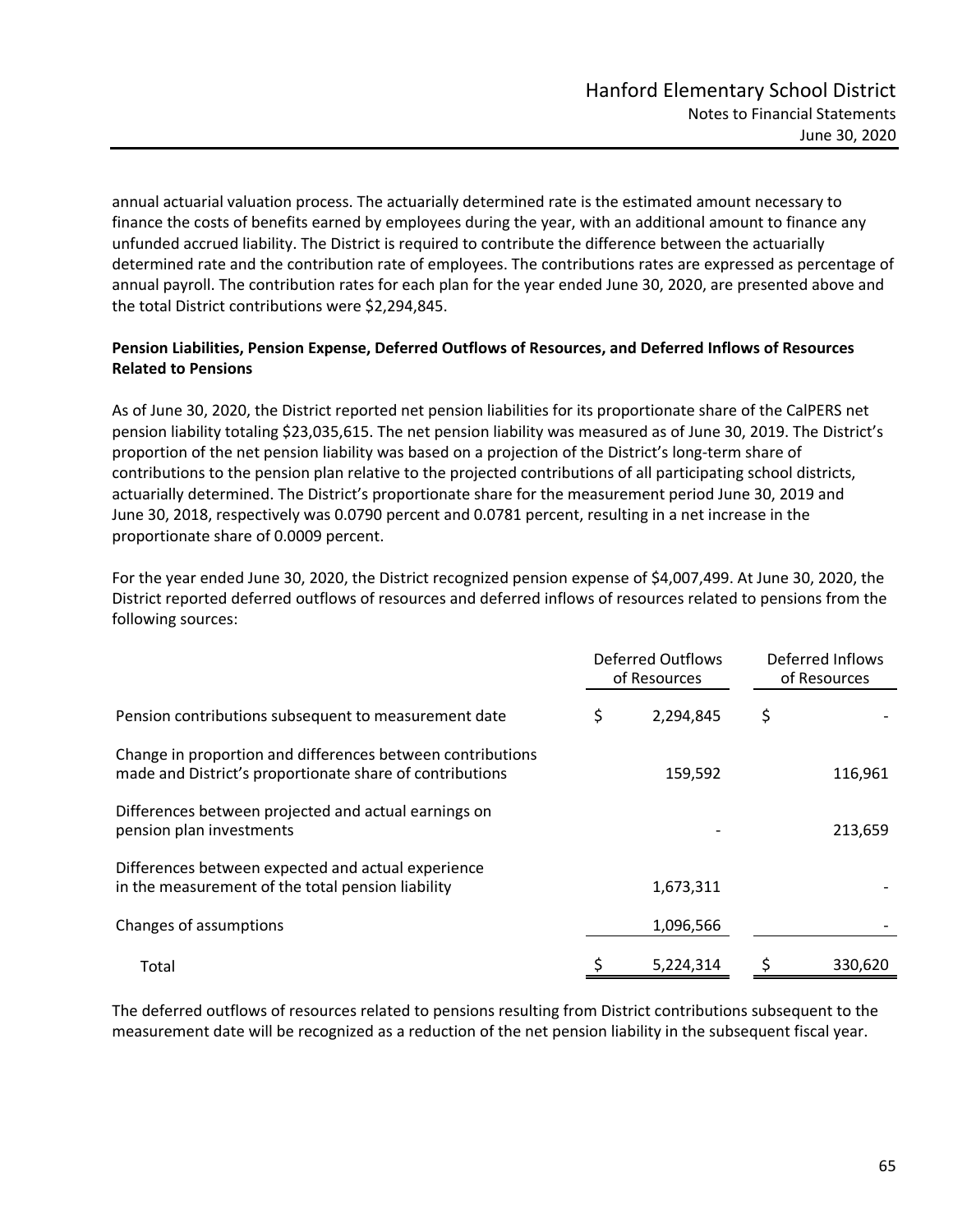annual actuarial valuation process. The actuarially determined rate is the estimated amount necessary to finance the costs of benefits earned by employees during the year, with an additional amount to finance any unfunded accrued liability. The District is required to contribute the difference between the actuarially determined rate and the contribution rate of employees. The contributions rates are expressed as percentage of annual payroll. The contribution rates for each plan for the year ended June 30, 2020, are presented above and the total District contributions were $2,294,845.

**Pension Liabilities, Pension Expense, Deferred Outflows of Resources, and Deferred Inflows of Resources Related to Pensions**

As of June 30, 2020, the District reported net pension liabilities for its proportionate share of the CalPERS net pension liability totaling $23,035,615. The net pension liability was measured as of June 30, 2019. The District's proportion of the net pension liability was based on a projection of the District's long-term share of contributions to the pension plan relative to the projected contributions of all participating school districts, actuarially determined. The District's proportionate share for the measurement period June 30, 2019 and June 30, 2018, respectively was 0.0790 percent and 0.0781 percent, resulting in a net increase in the proportionate share of 0.0009 percent.

For the year ended June 30, 2020, the District recognized pension expense of $4,007,499. At June 30, 2020, the District reported deferred outflows of resources and deferred inflows of resources related to pensions from the following sources:

| | Deferred Outflows of Resources | Deferred Inflows of Resources |
|---|---|---|
| Pension contributions subsequent to measurement date | $ 2,294,845 | $ - |
| Change in proportion and differences between contributions made and District's proportionate share of contributions | 159,592 | 116,961 |
| Differences between projected and actual earnings on pension plan investments | - | 213,659 |
| Differences between expected and actual experience in the measurement of the total pension liability | 1,673,311 | - |
| Changes of assumptions | 1,096,566 | - |
| Total | $ 5,224,314 | $ 330,620 |

The deferred outflows of resources related to pensions resulting from District contributions subsequent to the measurement date will be recognized as a reduction of the net pension liability in the subsequent fiscal year.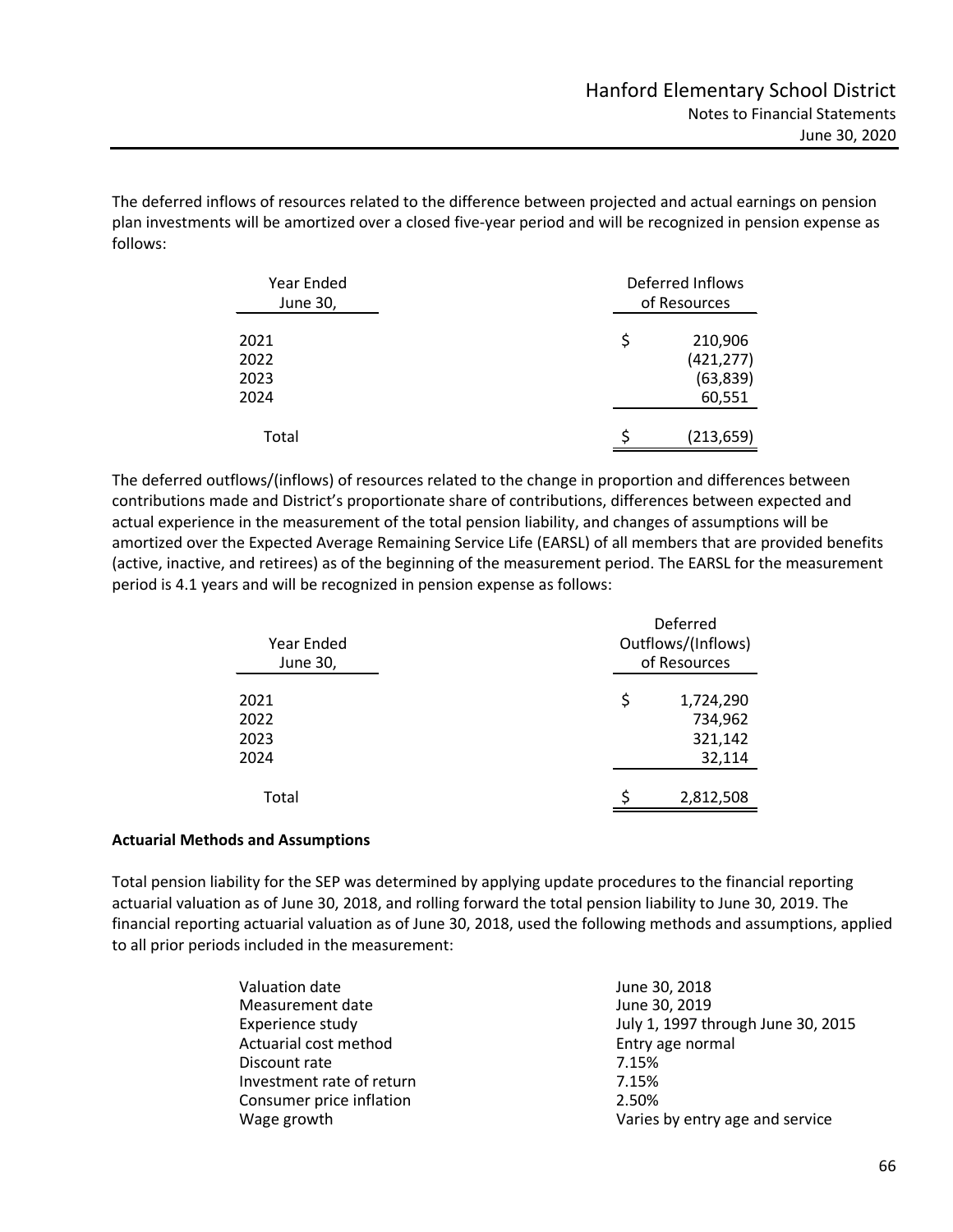The deferred inflows of resources related to the difference between projected and actual earnings on pension plan investments will be amortized over a closed five-year period and will be recognized in pension expense as follows:

| Year Ended June 30, | Deferred Inflows of Resources |
|---|---|
| 2021 | $ 210,906 |
| 2022 | (421,277) |
| 2023 | (63,839) |
| 2024 | 60,551 |
| Total | $ (213,659) |

The deferred outflows/(inflows) of resources related to the change in proportion and differences between contributions made and District's proportionate share of contributions, differences between expected and actual experience in the measurement of the total pension liability, and changes of assumptions will be amortized over the Expected Average Remaining Service Life (EARSL) of all members that are provided benefits (active, inactive, and retirees) as of the beginning of the measurement period. The EARSL for the measurement period is 4.1 years and will be recognized in pension expense as follows:

| Year Ended June 30, | Deferred Outflows/(Inflows) of Resources |
|---|---|
| 2021 | $ 1,724,290 |
| 2022 | 734,962 |
| 2023 | 321,142 |
| 2024 | 32,114 |
| Total | $ 2,812,508 |

**Actuarial Methods and Assumptions**

Total pension liability for the SEP was determined by applying update procedures to the financial reporting actuarial valuation as of June 30, 2018, and rolling forward the total pension liability to June 30, 2019. The financial reporting actuarial valuation as of June 30, 2018, used the following methods and assumptions, applied to all prior periods included in the measurement:

| | |
|---|---|
| Valuation date | June 30, 2018 |
| Measurement date | June 30, 2019 |
| Experience study | July 1, 1997 through June 30, 2015 |
| Actuarial cost method | Entry age normal |
| Discount rate | 7.15% |
| Investment rate of return | 7.15% |
| Consumer price inflation | 2.50% |
| Wage growth | Varies by entry age and service |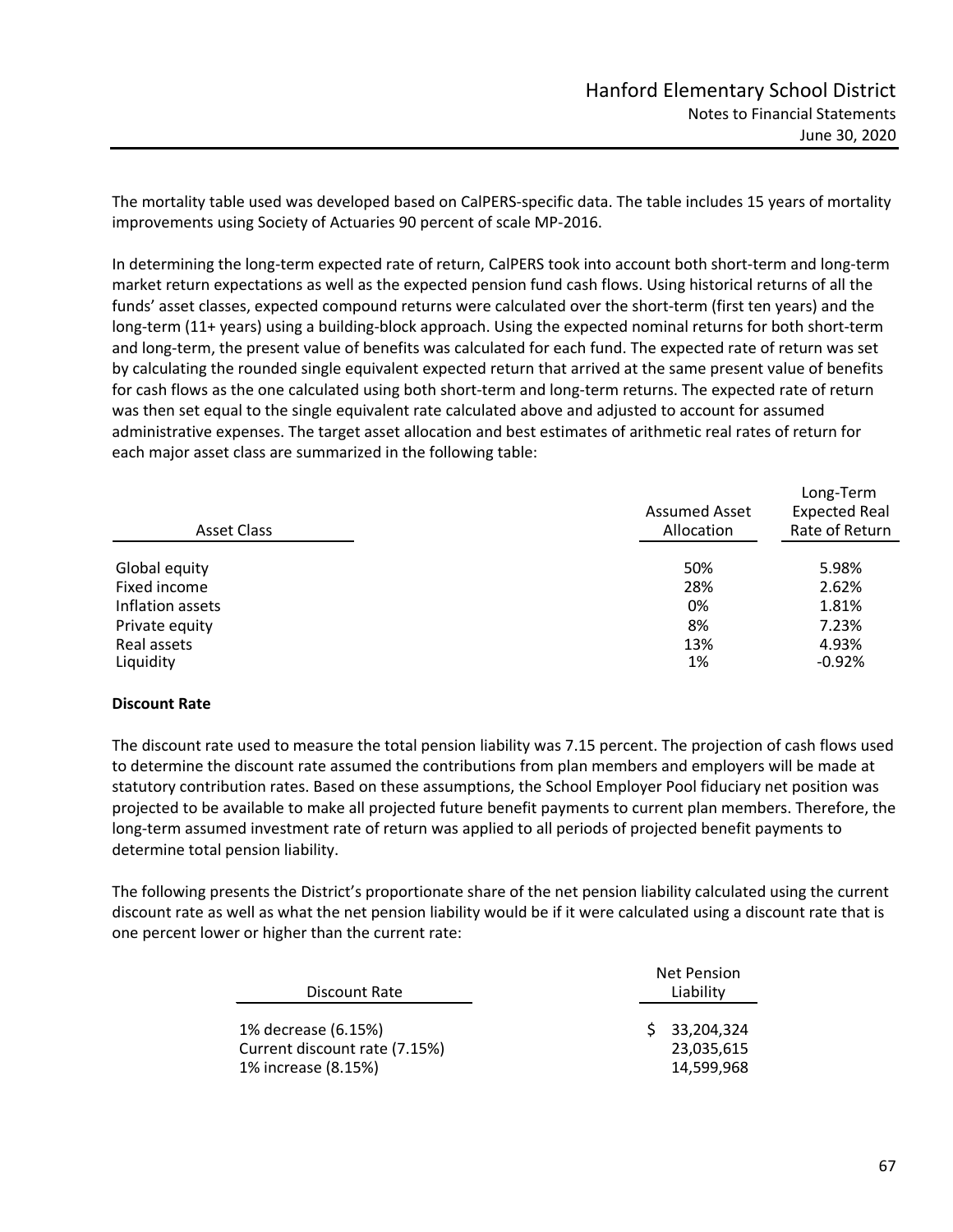The mortality table used was developed based on CalPERS-specific data. The table includes 15 years of mortality improvements using Society of Actuaries 90 percent of scale MP-2016.

In determining the long-term expected rate of return, CalPERS took into account both short-term and long-term market return expectations as well as the expected pension fund cash flows. Using historical returns of all the funds' asset classes, expected compound returns were calculated over the short-term (first ten years) and the long-term (11+ years) using a building-block approach. Using the expected nominal returns for both short-term and long-term, the present value of benefits was calculated for each fund. The expected rate of return was set by calculating the rounded single equivalent expected return that arrived at the same present value of benefits for cash flows as the one calculated using both short-term and long-term returns. The expected rate of return was then set equal to the single equivalent rate calculated above and adjusted to account for assumed administrative expenses. The target asset allocation and best estimates of arithmetic real rates of return for each major asset class are summarized in the following table:

| Asset Class | Assumed Asset Allocation | Long-Term Expected Real Rate of Return |
|---|---|---|
| Global equity | 50% | 5.98% |
| Fixed income | 28% | 2.62% |
| Inflation assets | 0% | 1.81% |
| Private equity | 8% | 7.23% |
| Real assets | 13% | 4.93% |
| Liquidity | 1% | -0.92% |

**Discount Rate**

The discount rate used to measure the total pension liability was 7.15 percent. The projection of cash flows used to determine the discount rate assumed the contributions from plan members and employers will be made at statutory contribution rates. Based on these assumptions, the School Employer Pool fiduciary net position was projected to be available to make all projected future benefit payments to current plan members. Therefore, the long-term assumed investment rate of return was applied to all periods of projected benefit payments to determine total pension liability.

The following presents the District's proportionate share of the net pension liability calculated using the current discount rate as well as what the net pension liability would be if it were calculated using a discount rate that is one percent lower or higher than the current rate:

| Discount Rate | Net Pension Liability |
|---|---|
| 1% decrease (6.15%) | $ 33,204,324 |
| Current discount rate (7.15%) | 23,035,615 |
| 1% increase (8.15%) | 14,599,968 |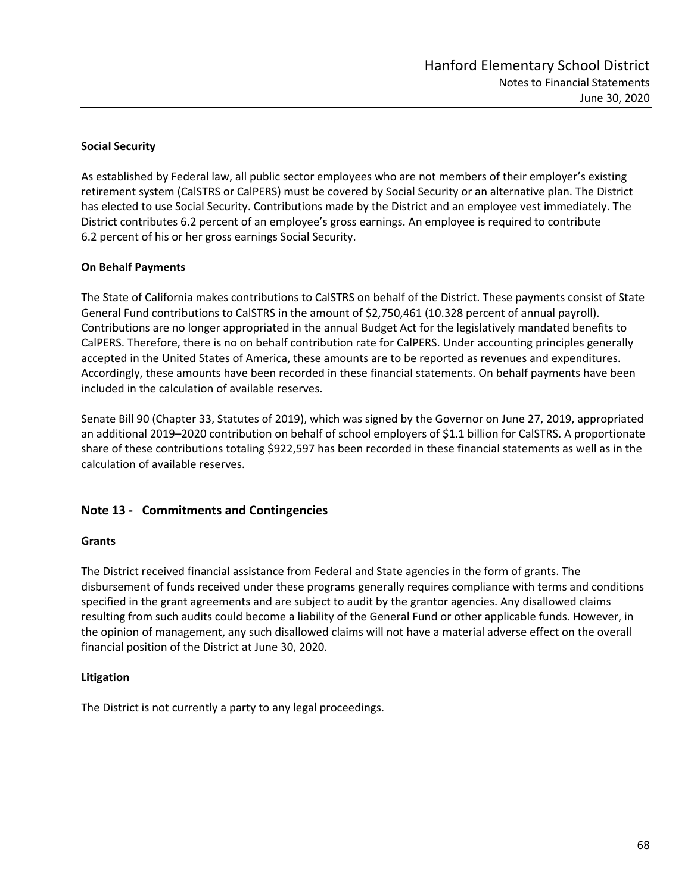**Social Security**

As established by Federal law, all public sector employees who are not members of their employer's existing retirement system (CalSTRS or CalPERS) must be covered by Social Security or an alternative plan. The District has elected to use Social Security. Contributions made by the District and an employee vest immediately. The District contributes 6.2 percent of an employee's gross earnings. An employee is required to contribute 6.2 percent of his or her gross earnings Social Security.

**On Behalf Payments**

The State of California makes contributions to CalSTRS on behalf of the District. These payments consist of State General Fund contributions to CalSTRS in the amount of $2,750,461 (10.328 percent of annual payroll). Contributions are no longer appropriated in the annual Budget Act for the legislatively mandated benefits to CalPERS. Therefore, there is no on behalf contribution rate for CalPERS. Under accounting principles generally accepted in the United States of America, these amounts are to be reported as revenues and expenditures. Accordingly, these amounts have been recorded in these financial statements. On behalf payments have been included in the calculation of available reserves.

Senate Bill 90 (Chapter 33, Statutes of 2019), which was signed by the Governor on June 27, 2019, appropriated an additional 2019–2020 contribution on behalf of school employers of $1.1 billion for CalSTRS. A proportionate share of these contributions totaling $922,597 has been recorded in these financial statements as well as in the calculation of available reserves.

## Note 13 - Commitments and Contingencies

**Grants**

The District received financial assistance from Federal and State agencies in the form of grants. The disbursement of funds received under these programs generally requires compliance with terms and conditions specified in the grant agreements and are subject to audit by the grantor agencies. Any disallowed claims resulting from such audits could become a liability of the General Fund or other applicable funds. However, in the opinion of management, any such disallowed claims will not have a material adverse effect on the overall financial position of the District at June 30, 2020.

**Litigation**

The District is not currently a party to any legal proceedings.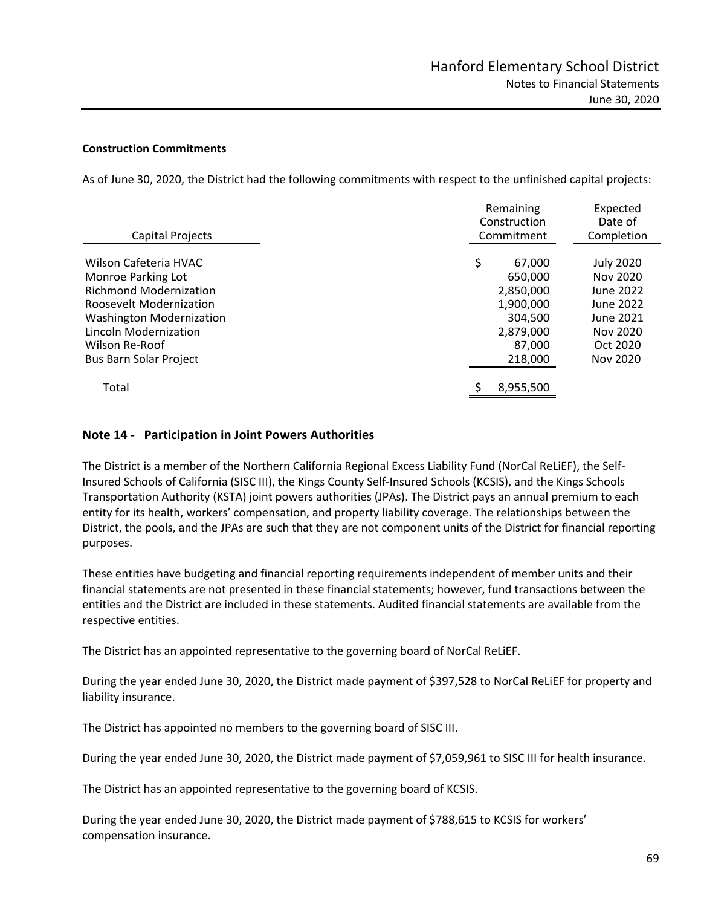**Construction Commitments**

As of June 30, 2020, the District had the following commitments with respect to the unfinished capital projects:

| Capital Projects | Remaining Construction Commitment | Expected Date of Completion |
|---|---|---|
| Wilson Cafeteria HVAC | $ 67,000 | July 2020 |
| Monroe Parking Lot | 650,000 | Nov 2020 |
| Richmond Modernization | 2,850,000 | June 2022 |
| Roosevelt Modernization | 1,900,000 | June 2022 |
| Washington Modernization | 304,500 | June 2021 |
| Lincoln Modernization | 2,879,000 | Nov 2020 |
| Wilson Re-Roof | 87,000 | Oct 2020 |
| Bus Barn Solar Project | 218,000 | Nov 2020 |
| Total | $ 8,955,500 | |

## Note 14 - Participation in Joint Powers Authorities

The District is a member of the Northern California Regional Excess Liability Fund (NorCal ReLiEF), the Self-Insured Schools of California (SISC III), the Kings County Self-Insured Schools (KCSIS), and the Kings Schools Transportation Authority (KSTA) joint powers authorities (JPAs). The District pays an annual premium to each entity for its health, workers' compensation, and property liability coverage. The relationships between the District, the pools, and the JPAs are such that they are not component units of the District for financial reporting purposes.

These entities have budgeting and financial reporting requirements independent of member units and their financial statements are not presented in these financial statements; however, fund transactions between the entities and the District are included in these statements. Audited financial statements are available from the respective entities.

The District has an appointed representative to the governing board of NorCal ReLiEF.

During the year ended June 30, 2020, the District made payment of $397,528 to NorCal ReLiEF for property and liability insurance.

The District has appointed no members to the governing board of SISC III.

During the year ended June 30, 2020, the District made payment of $7,059,961 to SISC III for health insurance.

The District has an appointed representative to the governing board of KCSIS.

During the year ended June 30, 2020, the District made payment of $788,615 to KCSIS for workers' compensation insurance.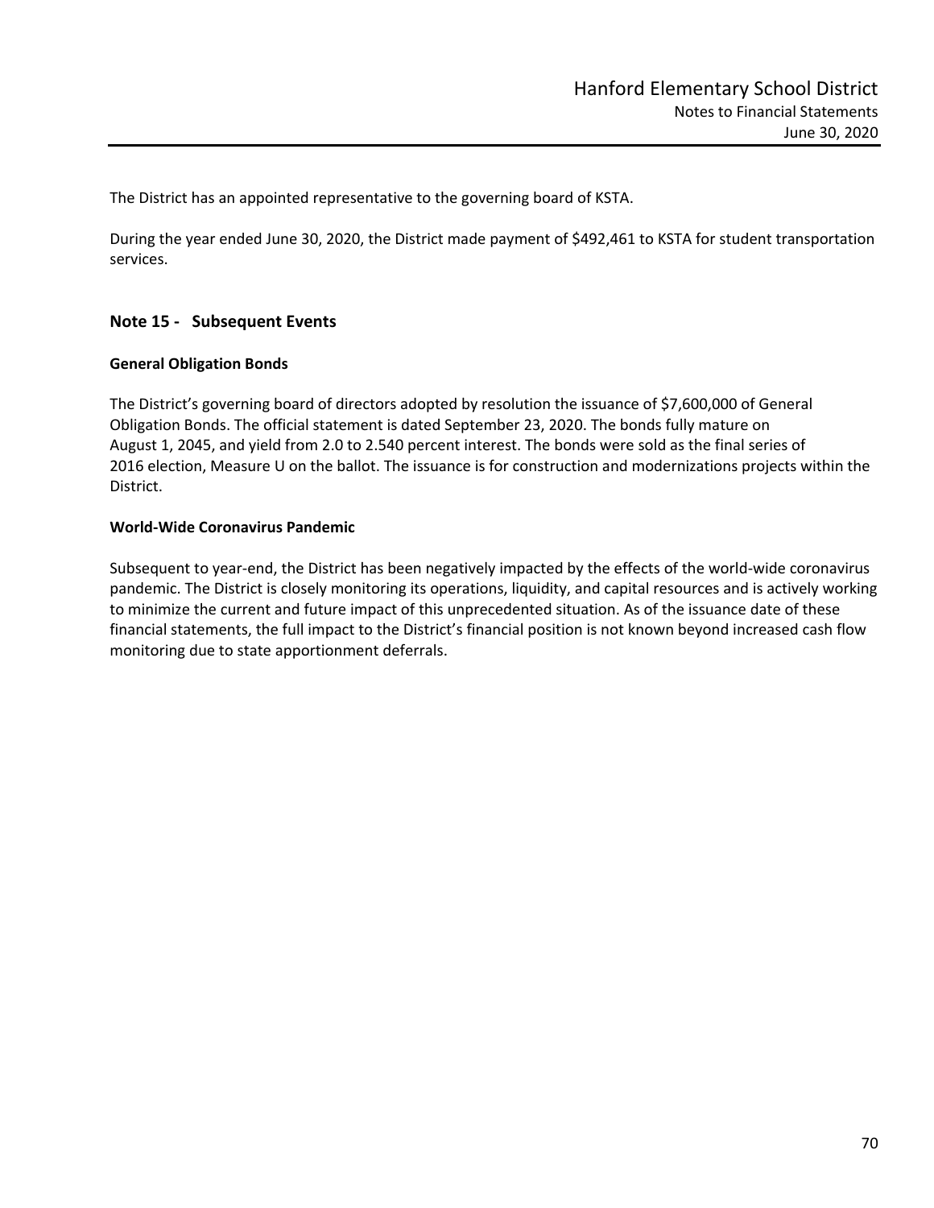The District has an appointed representative to the governing board of KSTA.

During the year ended June 30, 2020, the District made payment of $492,461 to KSTA for student transportation services.

## Note 15 - Subsequent Events

### General Obligation Bonds

The District's governing board of directors adopted by resolution the issuance of $7,600,000 of General Obligation Bonds. The official statement is dated September 23, 2020. The bonds fully mature on August 1, 2045, and yield from 2.0 to 2.540 percent interest. The bonds were sold as the final series of 2016 election, Measure U on the ballot. The issuance is for construction and modernizations projects within the District.

### World-Wide Coronavirus Pandemic

Subsequent to year-end, the District has been negatively impacted by the effects of the world-wide coronavirus pandemic. The District is closely monitoring its operations, liquidity, and capital resources and is actively working to minimize the current and future impact of this unprecedented situation. As of the issuance date of these financial statements, the full impact to the District's financial position is not known beyond increased cash flow monitoring due to state apportionment deferrals.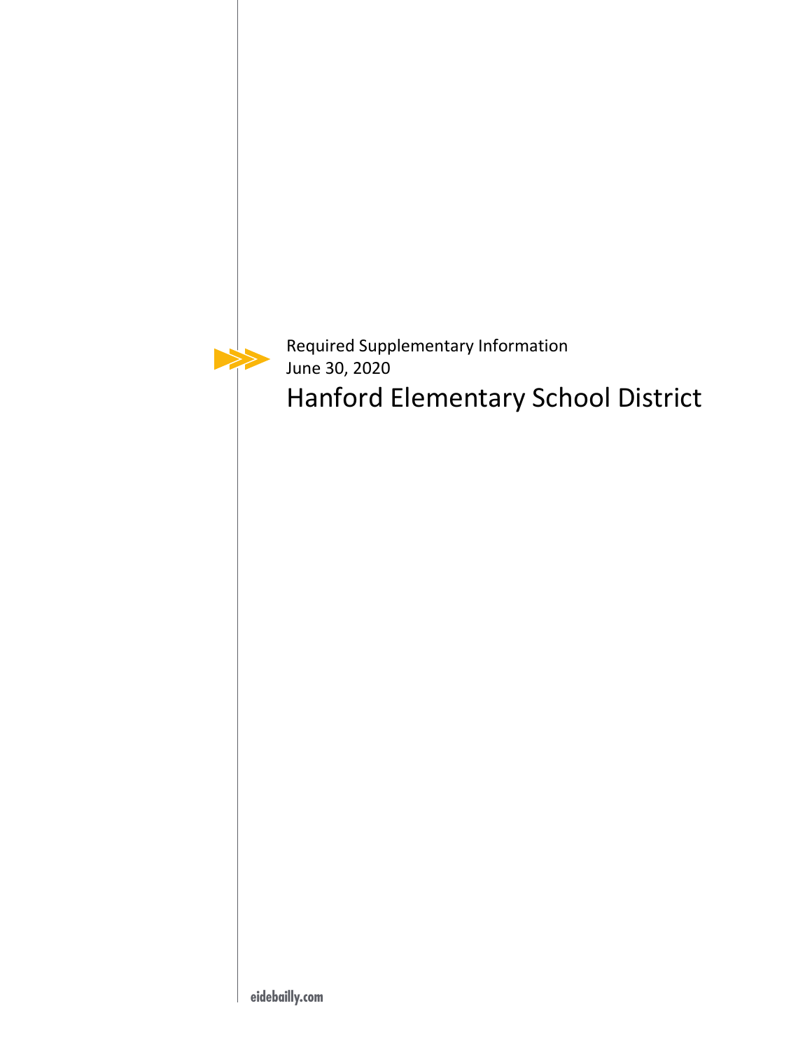Required Supplementary Information
June 30, 2020

# Hanford Elementary School District

eidebailly.com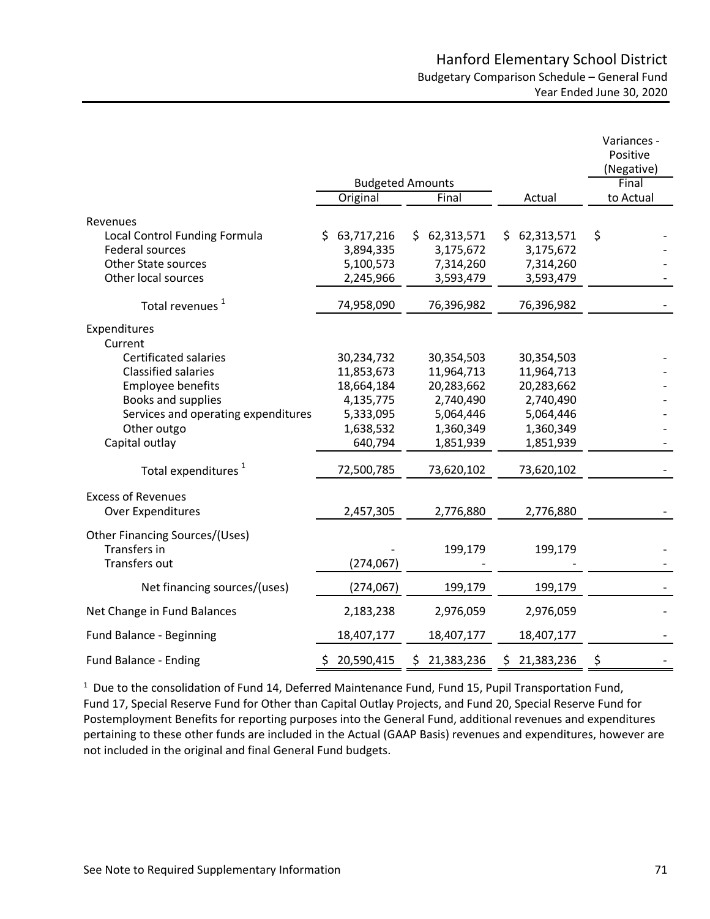# Hanford Elementary School District

## Budgetary Comparison Schedule – General Fund

### Year Ended June 30, 2020

| | Budgeted Amounts | | | Variances - Positive (Negative) |
|---|---|---|---|---|
| | Original | Final | Actual | Final to Actual |
| **Revenues** | | | | |
| Local Control Funding Formula | $ 63,717,216 | $ 62,313,571 | $ 62,313,571 | $ - |
| Federal sources | 3,894,335 | 3,175,672 | 3,175,672 | - |
| Other State sources | 5,100,573 | 7,314,260 | 7,314,260 | - |
| Other local sources | 2,245,966 | 3,593,479 | 3,593,479 | - |
| Total revenues [1] | 74,958,090 | 76,396,982 | 76,396,982 | - |
| **Expenditures** | | | | |
| Current | | | | |
| Certificated salaries | 30,234,732 | 30,354,503 | 30,354,503 | - |
| Classified salaries | 11,853,673 | 11,964,713 | 11,964,713 | - |
| Employee benefits | 18,664,184 | 20,283,662 | 20,283,662 | - |
| Books and supplies | 4,135,775 | 2,740,490 | 2,740,490 | - |
| Services and operating expenditures | 5,333,095 | 5,064,446 | 5,064,446 | - |
| Other outgo | 1,638,532 | 1,360,349 | 1,360,349 | - |
| Capital outlay | 640,794 | 1,851,939 | 1,851,939 | - |
| Total expenditures [1] | 72,500,785 | 73,620,102 | 73,620,102 | - |
| **Excess of Revenues Over Expenditures** | 2,457,305 | 2,776,880 | 2,776,880 | - |
| **Other Financing Sources/(Uses)** | | | | |
| Transfers in | - | 199,179 | 199,179 | - |
| Transfers out | (274,067) | - | - | - |
| Net financing sources/(uses) | (274,067) | 199,179 | 199,179 | - |
| **Net Change in Fund Balances** | 2,183,238 | 2,976,059 | 2,976,059 | - |
| **Fund Balance - Beginning** | 18,407,177 | 18,407,177 | 18,407,177 | - |
| **Fund Balance - Ending** | $ 20,590,415 | $ 21,383,236 | $ 21,383,236 | $ - |

[1] Due to the consolidation of Fund 14, Deferred Maintenance Fund, Fund 15, Pupil Transportation Fund, Fund 17, Special Reserve Fund for Other than Capital Outlay Projects, and Fund 20, Special Reserve Fund for Postemployment Benefits for reporting purposes into the General Fund, additional revenues and expenditures pertaining to these other funds are included in the Actual (GAAP Basis) revenues and expenditures, however are not included in the original and final General Fund budgets.

See Note to Required Supplementary Information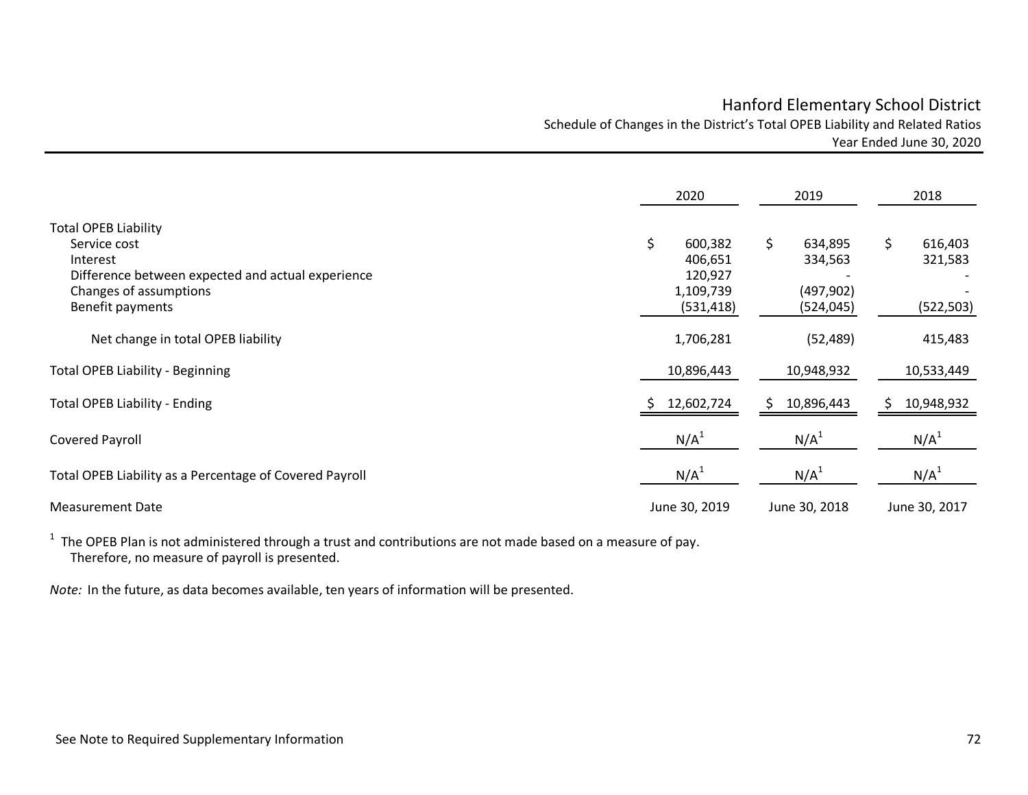# Hanford Elementary School District

## Schedule of Changes in the District's Total OPEB Liability and Related Ratios

### Year Ended June 30, 2020

| | 2020 | 2019 | 2018 |
|---|---|---|---|
| **Total OPEB Liability** | | | |
| Service cost | $ 600,382 | $ 634,895 | $ 616,403 |
| Interest | 406,651 | 334,563 | 321,583 |
| Difference between expected and actual experience | 120,927 | - | - |
| Changes of assumptions | 1,109,739 | (497,902) | - |
| Benefit payments | (531,418) | (524,045) | (522,503) |
| Net change in total OPEB liability | 1,706,281 | (52,489) | 415,483 |
| Total OPEB Liability - Beginning | 10,896,443 | 10,948,932 | 10,533,449 |
| Total OPEB Liability - Ending | $ 12,602,724 | $ 10,896,443 | $ 10,948,932 |
| Covered Payroll | N/A[1] | N/A[1] | N/A[1] |
| Total OPEB Liability as a Percentage of Covered Payroll | N/A[1] | N/A[1] | N/A[1] |
| Measurement Date | June 30, 2019 | June 30, 2018 | June 30, 2017 |

[1] The OPEB Plan is not administered through a trust and contributions are not made based on a measure of pay. Therefore, no measure of payroll is presented.

*Note:* In the future, as data becomes available, ten years of information will be presented.

See Note to Required Supplementary Information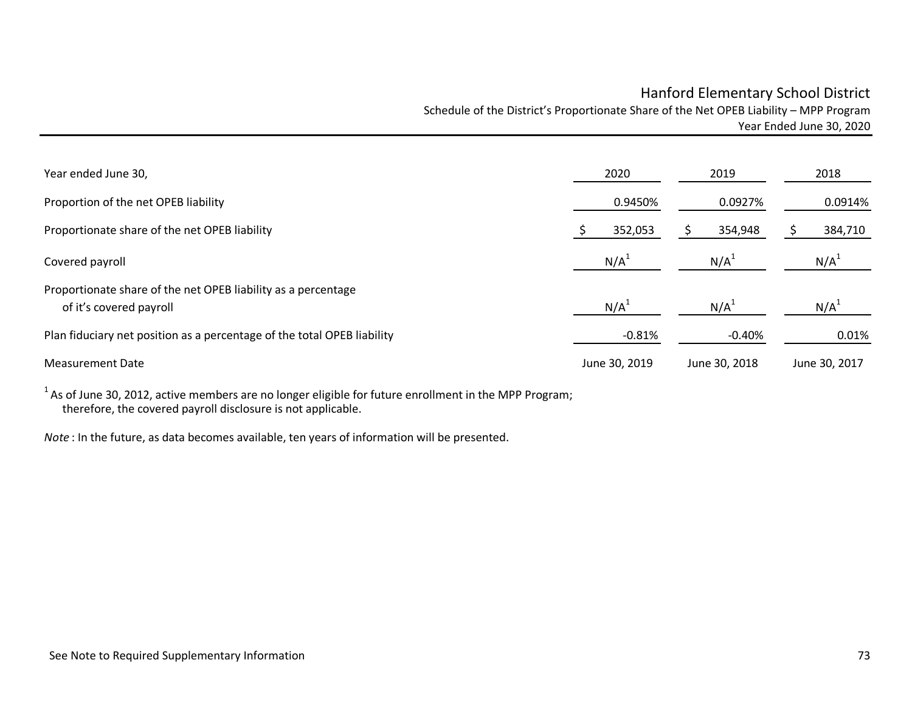# Hanford Elementary School District

## Schedule of the District's Proportionate Share of the Net OPEB Liability – MPP Program

### Year Ended June 30, 2020

| Year ended June 30, | 2020 | 2019 | 2018 |
|---|---|---|---|
| Proportion of the net OPEB liability | 0.9450% | 0.0927% | 0.0914% |
| Proportionate share of the net OPEB liability | $ 352,053 | $ 354,948 | $ 384,710 |
| Covered payroll | N/A[1] | N/A[1] | N/A[1] |
| Proportionate share of the net OPEB liability as a percentage of it's covered payroll | N/A[1] | N/A[1] | N/A[1] |
| Plan fiduciary net position as a percentage of the total OPEB liability | -0.81% | -0.40% | 0.01% |
| Measurement Date | June 30, 2019 | June 30, 2018 | June 30, 2017 |

[1] As of June 30, 2012, active members are no longer eligible for future enrollment in the MPP Program; therefore, the covered payroll disclosure is not applicable.

*Note* : In the future, as data becomes available, ten years of information will be presented.

See Note to Required Supplementary Information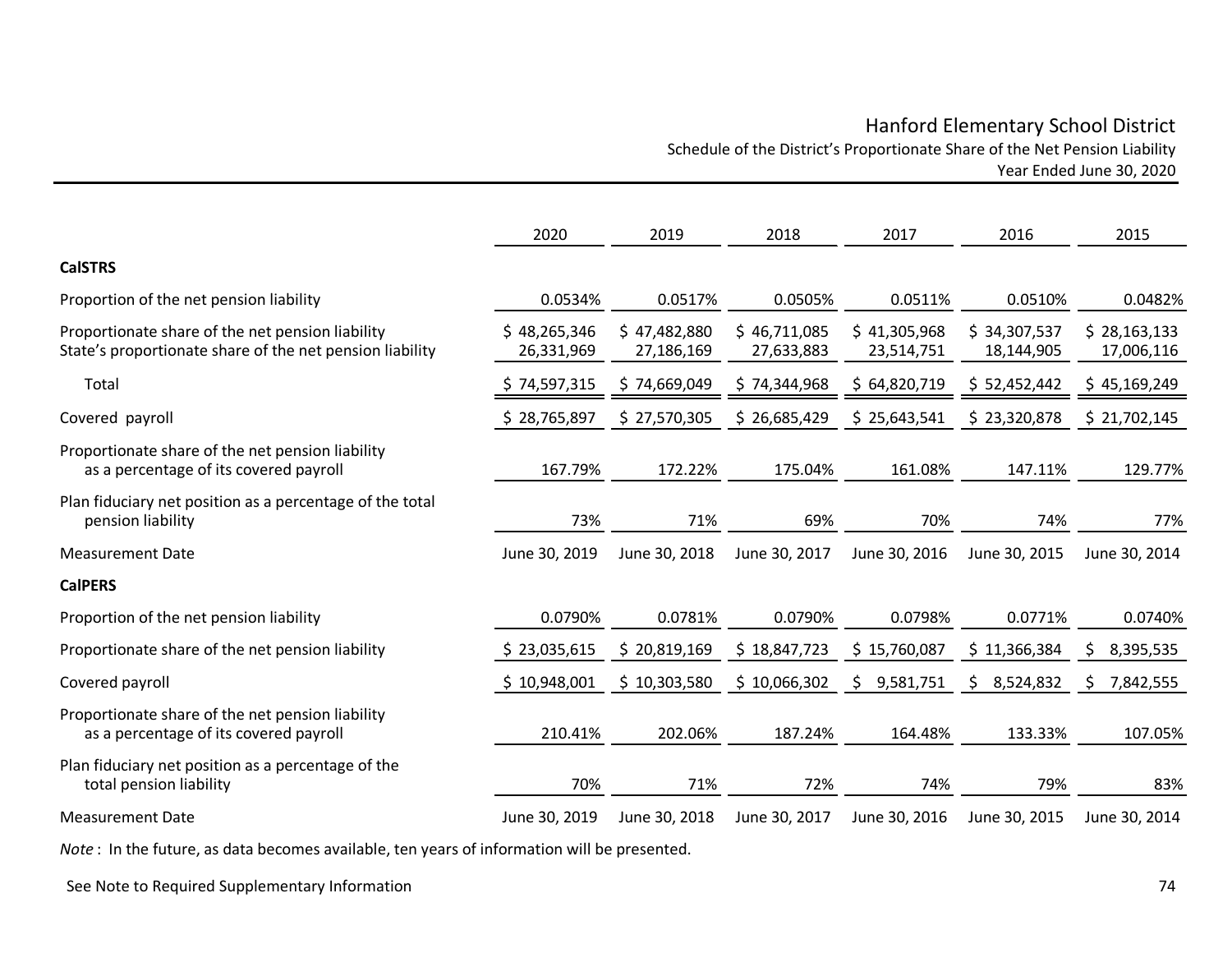# Hanford Elementary School District

## Schedule of the District's Proportionate Share of the Net Pension Liability

### Year Ended June 30, 2020

| | 2020 | 2019 | 2018 | 2017 | 2016 | 2015 |
|---|---|---|---|---|---|---|
| **CalSTRS** | | | | | | |
| Proportion of the net pension liability | 0.0534% | 0.0517% | 0.0505% | 0.0511% | 0.0510% | 0.0482% |
| Proportionate share of the net pension liability | $ 48,265,346 | $ 47,482,880 | $ 46,711,085 | $ 41,305,968 | $ 34,307,537 | $ 28,163,133 |
| State's proportionate share of the net pension liability | 26,331,969 | 27,186,169 | 27,633,883 | 23,514,751 | 18,144,905 | 17,006,116 |
| Total | $ 74,597,315 | $ 74,669,049 | $ 74,344,968 | $ 64,820,719 | $ 52,452,442 | $ 45,169,249 |
| Covered payroll | $ 28,765,897 | $ 27,570,305 | $ 26,685,429 | $ 25,643,541 | $ 23,320,878 | $ 21,702,145 |
| Proportionate share of the net pension liability as a percentage of its covered payroll | 167.79% | 172.22% | 175.04% | 161.08% | 147.11% | 129.77% |
| Plan fiduciary net position as a percentage of the total pension liability | 73% | 71% | 69% | 70% | 74% | 77% |
| Measurement Date | June 30, 2019 | June 30, 2018 | June 30, 2017 | June 30, 2016 | June 30, 2015 | June 30, 2014 |
| **CalPERS** | | | | | | |
| Proportion of the net pension liability | 0.0790% | 0.0781% | 0.0790% | 0.0798% | 0.0771% | 0.0740% |
| Proportionate share of the net pension liability | $ 23,035,615 | $ 20,819,169 | $ 18,847,723 | $ 15,760,087 | $ 11,366,384 | $ 8,395,535 |
| Covered payroll | $ 10,948,001 | $ 10,303,580 | $ 10,066,302 | $ 9,581,751 | $ 8,524,832 | $ 7,842,555 |
| Proportionate share of the net pension liability as a percentage of its covered payroll | 210.41% | 202.06% | 187.24% | 164.48% | 133.33% | 107.05% |
| Plan fiduciary net position as a percentage of the total pension liability | 70% | 71% | 72% | 74% | 79% | 83% |
| Measurement Date | June 30, 2019 | June 30, 2018 | June 30, 2017 | June 30, 2016 | June 30, 2015 | June 30, 2014 |

*Note* : In the future, as data becomes available, ten years of information will be presented.

See Note to Required Supplementary Information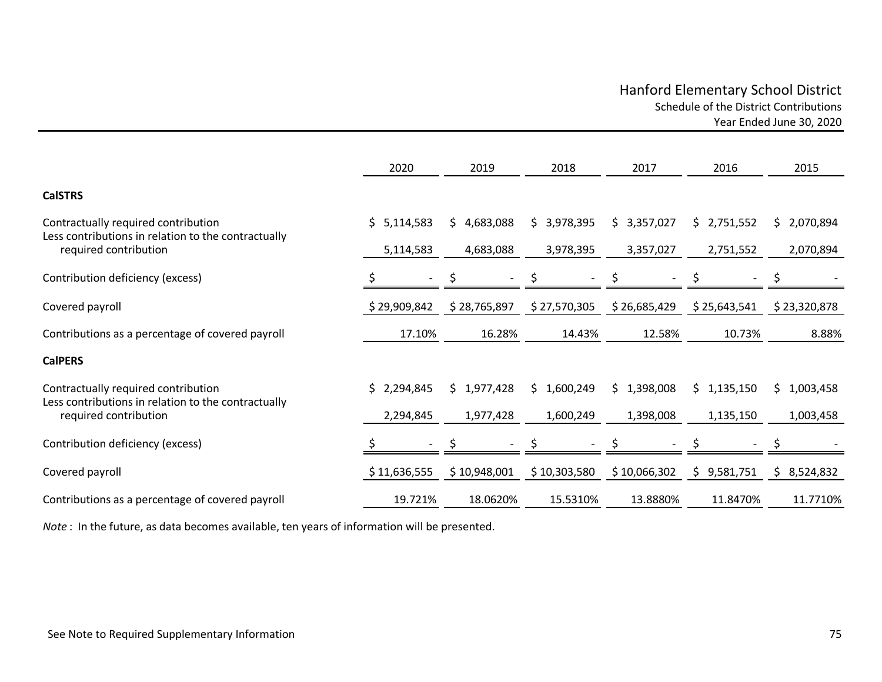# Hanford Elementary School District

## Schedule of the District Contributions

### Year Ended June 30, 2020

| | 2020 | 2019 | 2018 | 2017 | 2016 | 2015 |
|---|---|---|---|---|---|---|
| **CalSTRS** | | | | | | |
| Contractually required contribution | $ 5,114,583 | $ 4,683,088 | $ 3,978,395 | $ 3,357,027 | $ 2,751,552 | $ 2,070,894 |
| Less contributions in relation to the contractually required contribution | 5,114,583 | 4,683,088 | 3,978,395 | 3,357,027 | 2,751,552 | 2,070,894 |
| Contribution deficiency (excess) | $ - | $ - | $ - | $ - | $ - | $ - |
| Covered payroll | $ 29,909,842 | $ 28,765,897 | $ 27,570,305 | $ 26,685,429 | $ 25,643,541 | $ 23,320,878 |
| Contributions as a percentage of covered payroll | 17.10% | 16.28% | 14.43% | 12.58% | 10.73% | 8.88% |
| **CalPERS** | | | | | | |
| Contractually required contribution | $ 2,294,845 | $ 1,977,428 | $ 1,600,249 | $ 1,398,008 | $ 1,135,150 | $ 1,003,458 |
| Less contributions in relation to the contractually required contribution | 2,294,845 | 1,977,428 | 1,600,249 | 1,398,008 | 1,135,150 | 1,003,458 |
| Contribution deficiency (excess) | $ - | $ - | $ - | $ - | $ - | $ - |
| Covered payroll | $ 11,636,555 | $ 10,948,001 | $ 10,303,580 | $ 10,066,302 | $ 9,581,751 | $ 8,524,832 |
| Contributions as a percentage of covered payroll | 19.721% | 18.0620% | 15.5310% | 13.8880% | 11.8470% | 11.7710% |

*Note* : In the future, as data becomes available, ten years of information will be presented.

See Note to Required Supplementary Information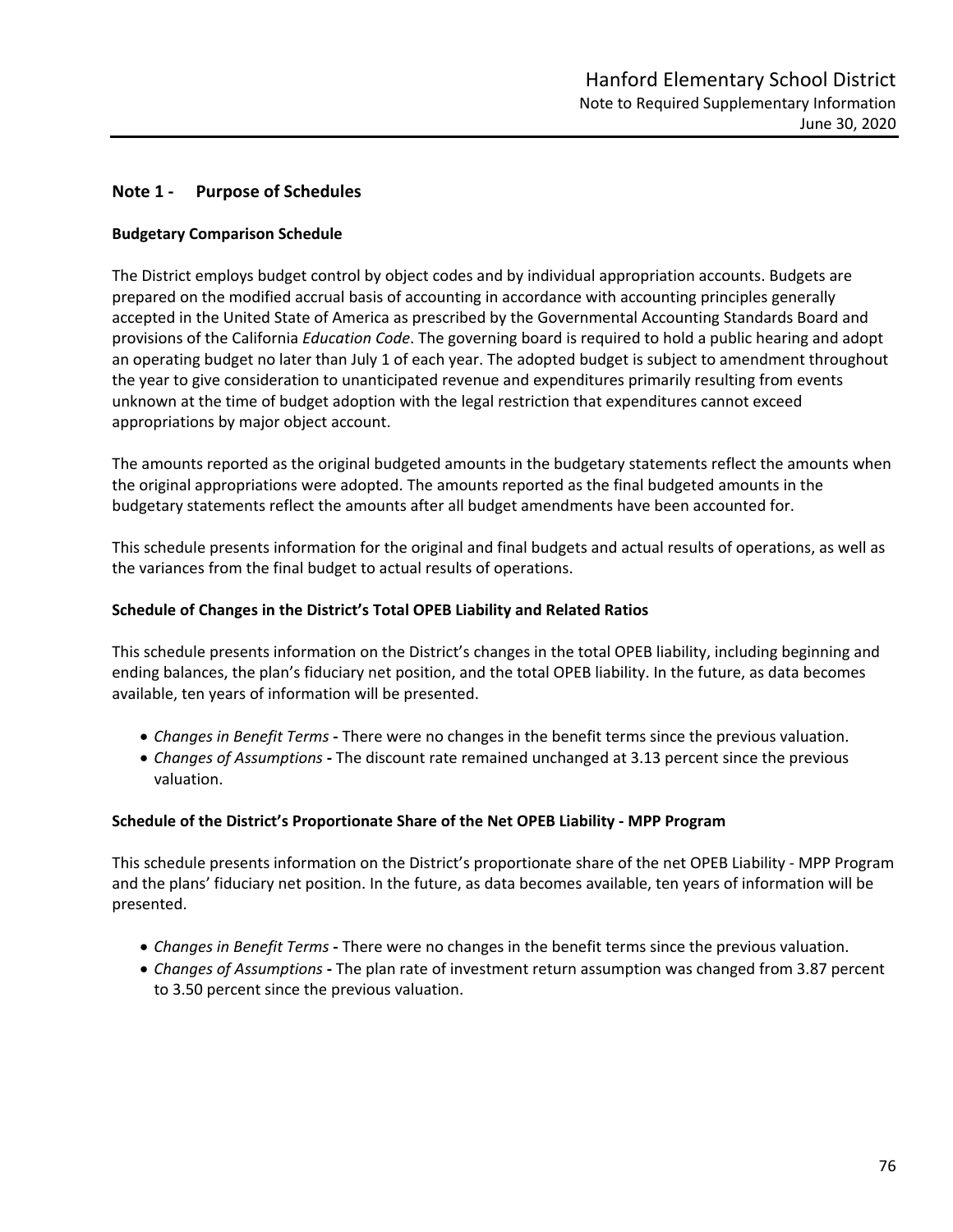## Note 1 - Purpose of Schedules

### Budgetary Comparison Schedule

The District employs budget control by object codes and by individual appropriation accounts. Budgets are prepared on the modified accrual basis of accounting in accordance with accounting principles generally accepted in the United State of America as prescribed by the Governmental Accounting Standards Board and provisions of the California *Education Code*. The governing board is required to hold a public hearing and adopt an operating budget no later than July 1 of each year. The adopted budget is subject to amendment throughout the year to give consideration to unanticipated revenue and expenditures primarily resulting from events unknown at the time of budget adoption with the legal restriction that expenditures cannot exceed appropriations by major object account.

The amounts reported as the original budgeted amounts in the budgetary statements reflect the amounts when the original appropriations were adopted. The amounts reported as the final budgeted amounts in the budgetary statements reflect the amounts after all budget amendments have been accounted for.

This schedule presents information for the original and final budgets and actual results of operations, as well as the variances from the final budget to actual results of operations.

### Schedule of Changes in the District's Total OPEB Liability and Related Ratios

This schedule presents information on the District's changes in the total OPEB liability, including beginning and ending balances, the plan's fiduciary net position, and the total OPEB liability. In the future, as data becomes available, ten years of information will be presented.

- *Changes in Benefit Terms* **-** There were no changes in the benefit terms since the previous valuation.
- *Changes of Assumptions* **-** The discount rate remained unchanged at 3.13 percent since the previous valuation.

### Schedule of the District's Proportionate Share of the Net OPEB Liability - MPP Program

This schedule presents information on the District's proportionate share of the net OPEB Liability - MPP Program and the plans' fiduciary net position. In the future, as data becomes available, ten years of information will be presented.

- *Changes in Benefit Terms* **-** There were no changes in the benefit terms since the previous valuation.
- *Changes of Assumptions* **-** The plan rate of investment return assumption was changed from 3.87 percent to 3.50 percent since the previous valuation.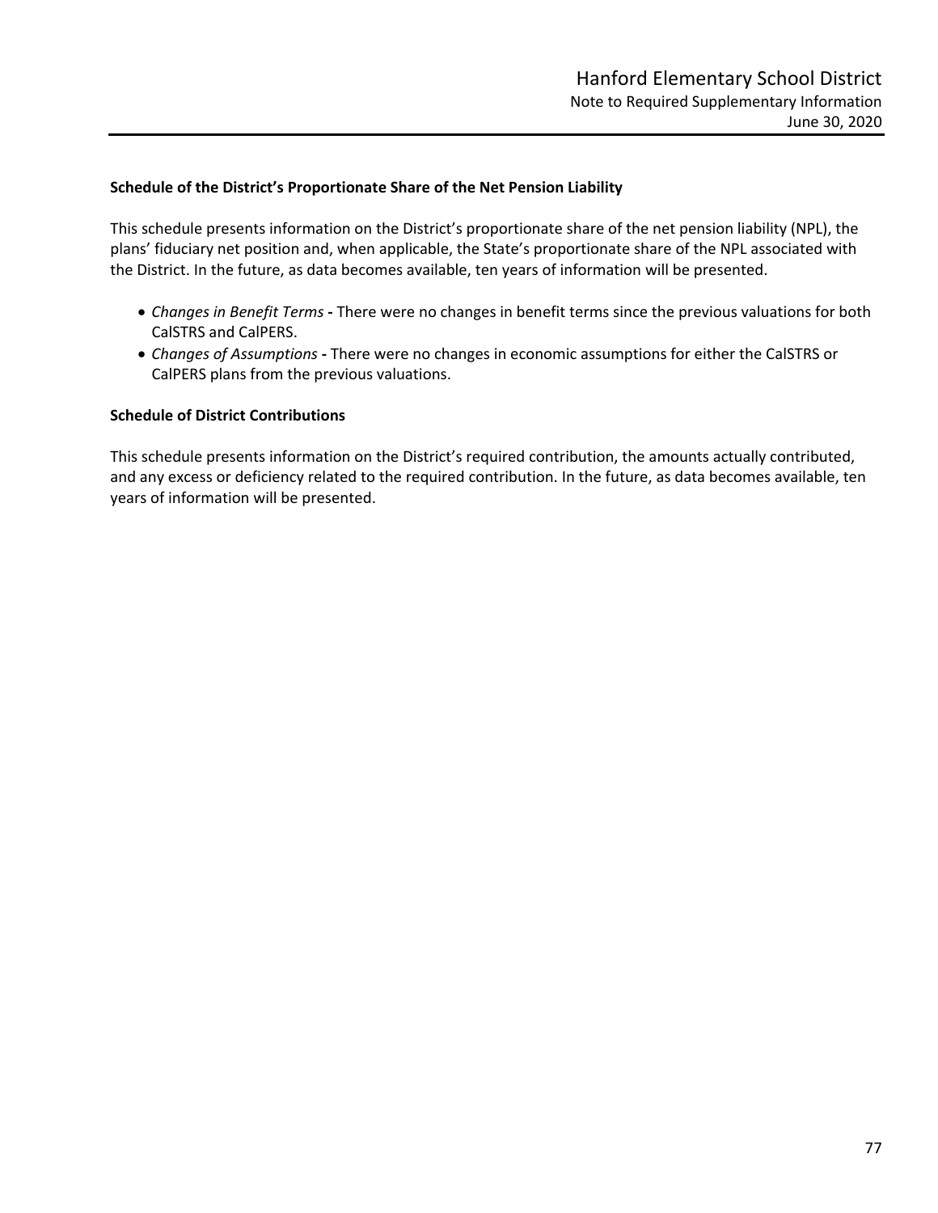## Schedule of the District's Proportionate Share of the Net Pension Liability

This schedule presents information on the District's proportionate share of the net pension liability (NPL), the plans' fiduciary net position and, when applicable, the State's proportionate share of the NPL associated with the District. In the future, as data becomes available, ten years of information will be presented.

- *Changes in Benefit Terms* **-** There were no changes in benefit terms since the previous valuations for both CalSTRS and CalPERS.
- *Changes of Assumptions* **-** There were no changes in economic assumptions for either the CalSTRS or CalPERS plans from the previous valuations.

## Schedule of District Contributions

This schedule presents information on the District's required contribution, the amounts actually contributed, and any excess or deficiency related to the required contribution. In the future, as data becomes available, ten years of information will be presented.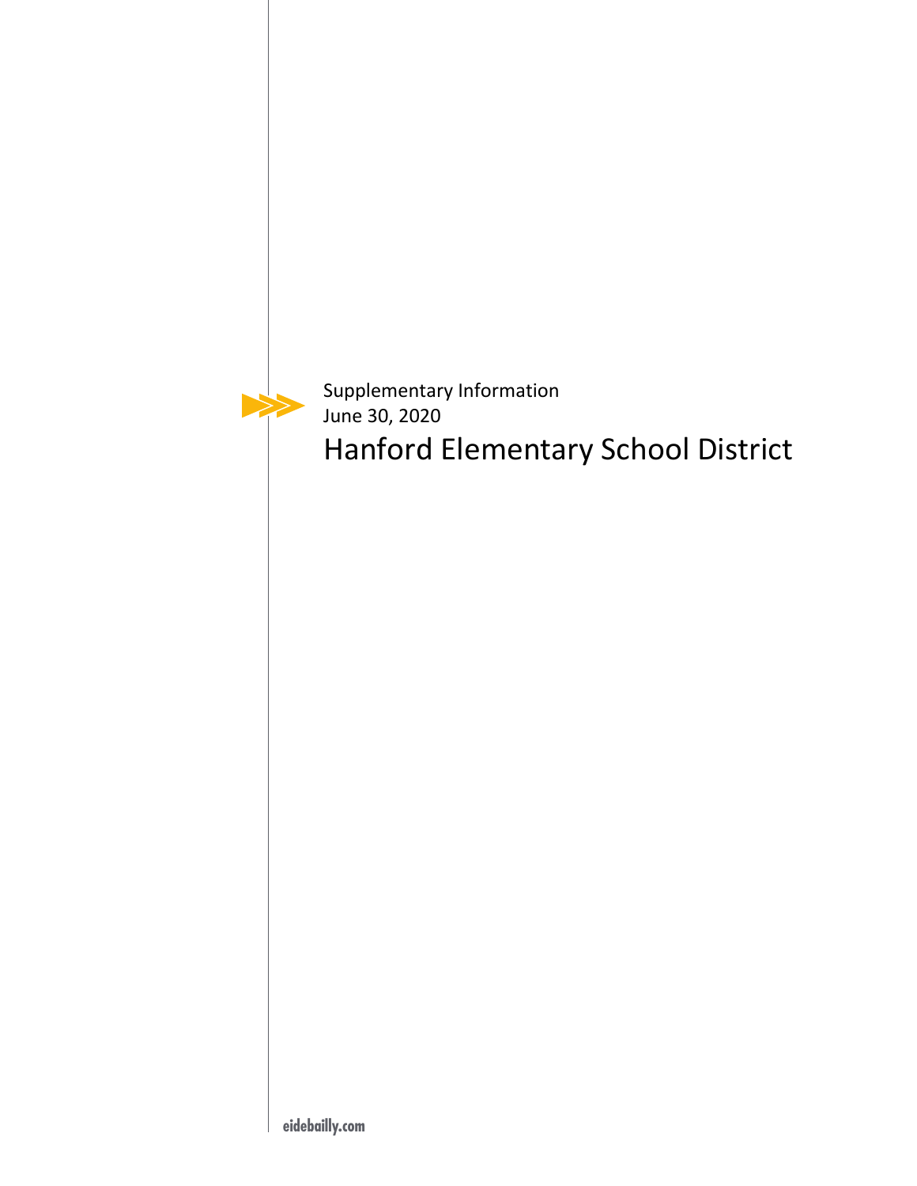Supplementary Information
June 30, 2020

# Hanford Elementary School District

eidebailly.com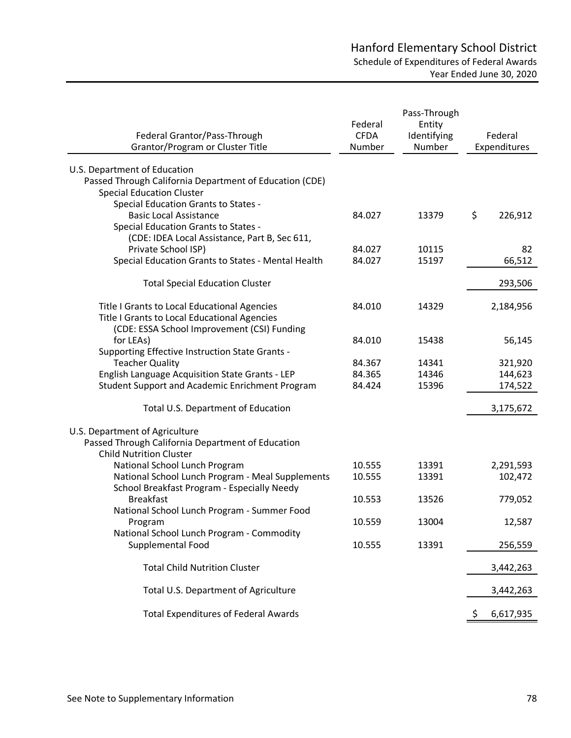# Hanford Elementary School District

## Schedule of Expenditures of Federal Awards

### Year Ended June 30, 2020

| Federal Grantor/Pass-Through Grantor/Program or Cluster Title | Federal CFDA Number | Pass-Through Entity Identifying Number | Federal Expenditures |
|---|---|---|---|
| U.S. Department of Education | | | |
| Passed Through California Department of Education (CDE) | | | |
| Special Education Cluster | | | |
| Special Education Grants to States - Basic Local Assistance | 84.027 | 13379 | $ 226,912 |
| Special Education Grants to States - (CDE: IDEA Local Assistance, Part B, Sec 611, Private School ISP) | 84.027 | 10115 | 82 |
| Special Education Grants to States - Mental Health | 84.027 | 15197 | 66,512 |
| Total Special Education Cluster | | | 293,506 |
| Title I Grants to Local Educational Agencies | 84.010 | 14329 | 2,184,956 |
| Title I Grants to Local Educational Agencies (CDE: ESSA School Improvement (CSI) Funding for LEAs) | 84.010 | 15438 | 56,145 |
| Supporting Effective Instruction State Grants - Teacher Quality | 84.367 | 14341 | 321,920 |
| English Language Acquisition State Grants - LEP | 84.365 | 14346 | 144,623 |
| Student Support and Academic Enrichment Program | 84.424 | 15396 | 174,522 |
| Total U.S. Department of Education | | | 3,175,672 |
| U.S. Department of Agriculture | | | |
| Passed Through California Department of Education | | | |
| Child Nutrition Cluster | | | |
| National School Lunch Program | 10.555 | 13391 | 2,291,593 |
| National School Lunch Program - Meal Supplements | 10.555 | 13391 | 102,472 |
| School Breakfast Program - Especially Needy Breakfast | 10.553 | 13526 | 779,052 |
| National School Lunch Program - Summer Food Program | 10.559 | 13004 | 12,587 |
| National School Lunch Program - Commodity Supplemental Food | 10.555 | 13391 | 256,559 |
| Total Child Nutrition Cluster | | | 3,442,263 |
| Total U.S. Department of Agriculture | | | 3,442,263 |
| Total Expenditures of Federal Awards | | | $ 6,617,935 |

See Note to Supplementary Information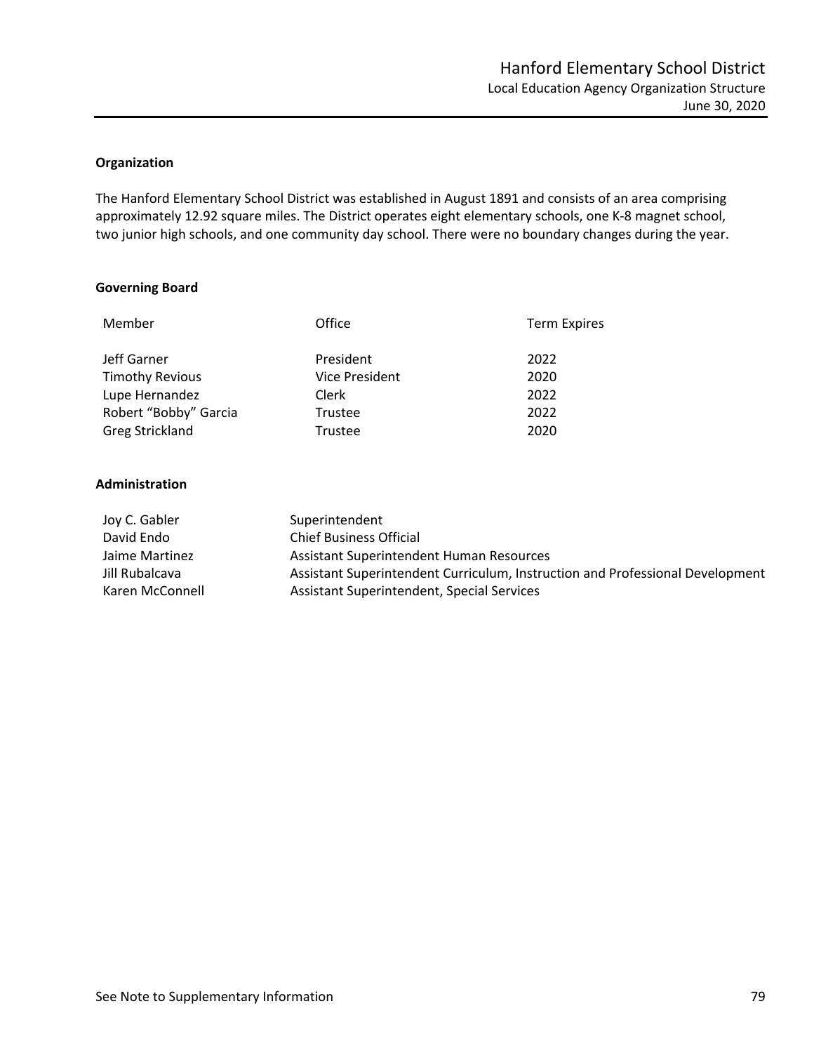# Hanford Elementary School District

## Local Education Agency Organization Structure

## June 30, 2020

### Organization

The Hanford Elementary School District was established in August 1891 and consists of an area comprising approximately 12.92 square miles. The District operates eight elementary schools, one K-8 magnet school, two junior high schools, and one community day school. There were no boundary changes during the year.

### Governing Board

| Member | Office | Term Expires |
|---|---|---|
| Jeff Garner | President | 2022 |
| Timothy Revious | Vice President | 2020 |
| Lupe Hernandez | Clerk | 2022 |
| Robert “Bobby” Garcia | Trustee | 2022 |
| Greg Strickland | Trustee | 2020 |

### Administration

| | |
|---|---|
| Joy C. Gabler | Superintendent |
| David Endo | Chief Business Official |
| Jaime Martinez | Assistant Superintendent Human Resources |
| Jill Rubalcava | Assistant Superintendent Curriculum, Instruction and Professional Development |
| Karen McConnell | Assistant Superintendent, Special Services |

See Note to Supplementary Information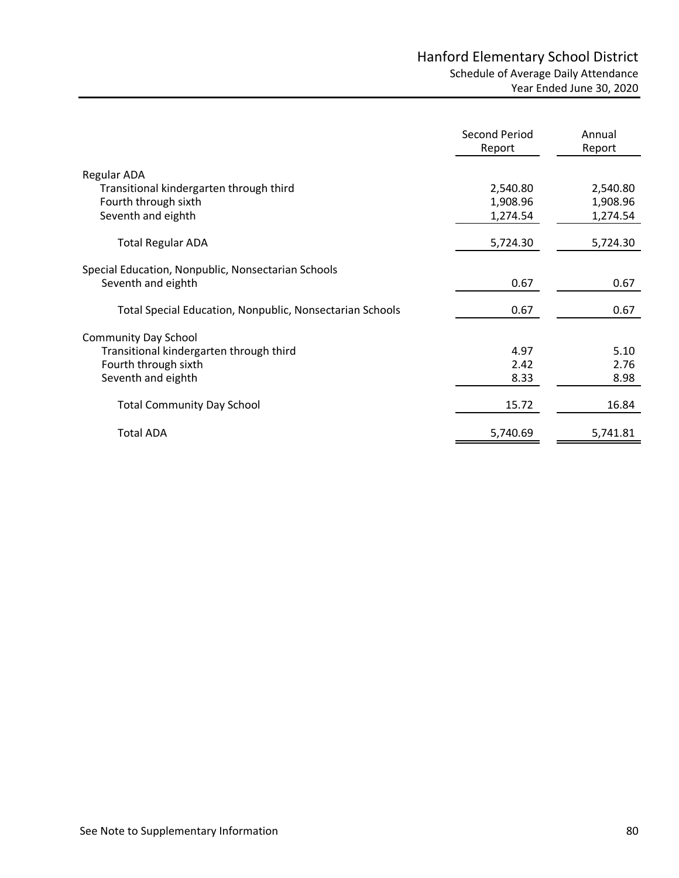# Hanford Elementary School District

## Schedule of Average Daily Attendance

### Year Ended June 30, 2020

| | Second Period Report | Annual Report |
|---|---|---|
| Regular ADA | | |
| Transitional kindergarten through third | 2,540.80 | 2,540.80 |
| Fourth through sixth | 1,908.96 | 1,908.96 |
| Seventh and eighth | 1,274.54 | 1,274.54 |
| Total Regular ADA | 5,724.30 | 5,724.30 |
| Special Education, Nonpublic, Nonsectarian Schools | | |
| Seventh and eighth | 0.67 | 0.67 |
| Total Special Education, Nonpublic, Nonsectarian Schools | 0.67 | 0.67 |
| Community Day School | | |
| Transitional kindergarten through third | 4.97 | 5.10 |
| Fourth through sixth | 2.42 | 2.76 |
| Seventh and eighth | 8.33 | 8.98 |
| Total Community Day School | 15.72 | 16.84 |
| Total ADA | 5,740.69 | 5,741.81 |

See Note to Supplementary Information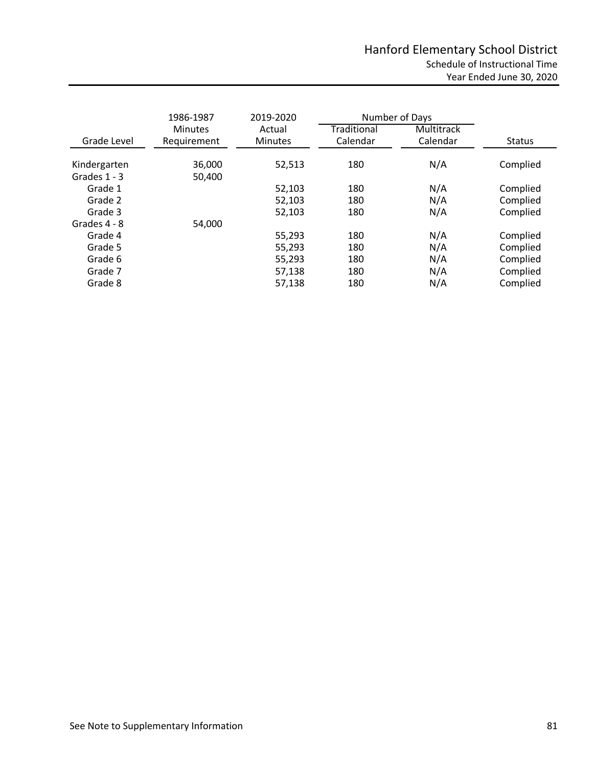# Hanford Elementary School District

## Schedule of Instructional Time

### Year Ended June 30, 2020

| Grade Level | 1986-1987 Minutes Requirement | 2019-2020 Actual Minutes | Number of Days Traditional Calendar | Number of Days Multitrack Calendar | Status |
|---|---|---|---|---|---|
| Kindergarten | 36,000 | 52,513 | 180 | N/A | Complied |
| Grades 1 - 3 | 50,400 | | | | |
| Grade 1 | | 52,103 | 180 | N/A | Complied |
| Grade 2 | | 52,103 | 180 | N/A | Complied |
| Grade 3 | | 52,103 | 180 | N/A | Complied |
| Grades 4 - 8 | 54,000 | | | | |
| Grade 4 | | 55,293 | 180 | N/A | Complied |
| Grade 5 | | 55,293 | 180 | N/A | Complied |
| Grade 6 | | 55,293 | 180 | N/A | Complied |
| Grade 7 | | 57,138 | 180 | N/A | Complied |
| Grade 8 | | 57,138 | 180 | N/A | Complied |

See Note to Supplementary Information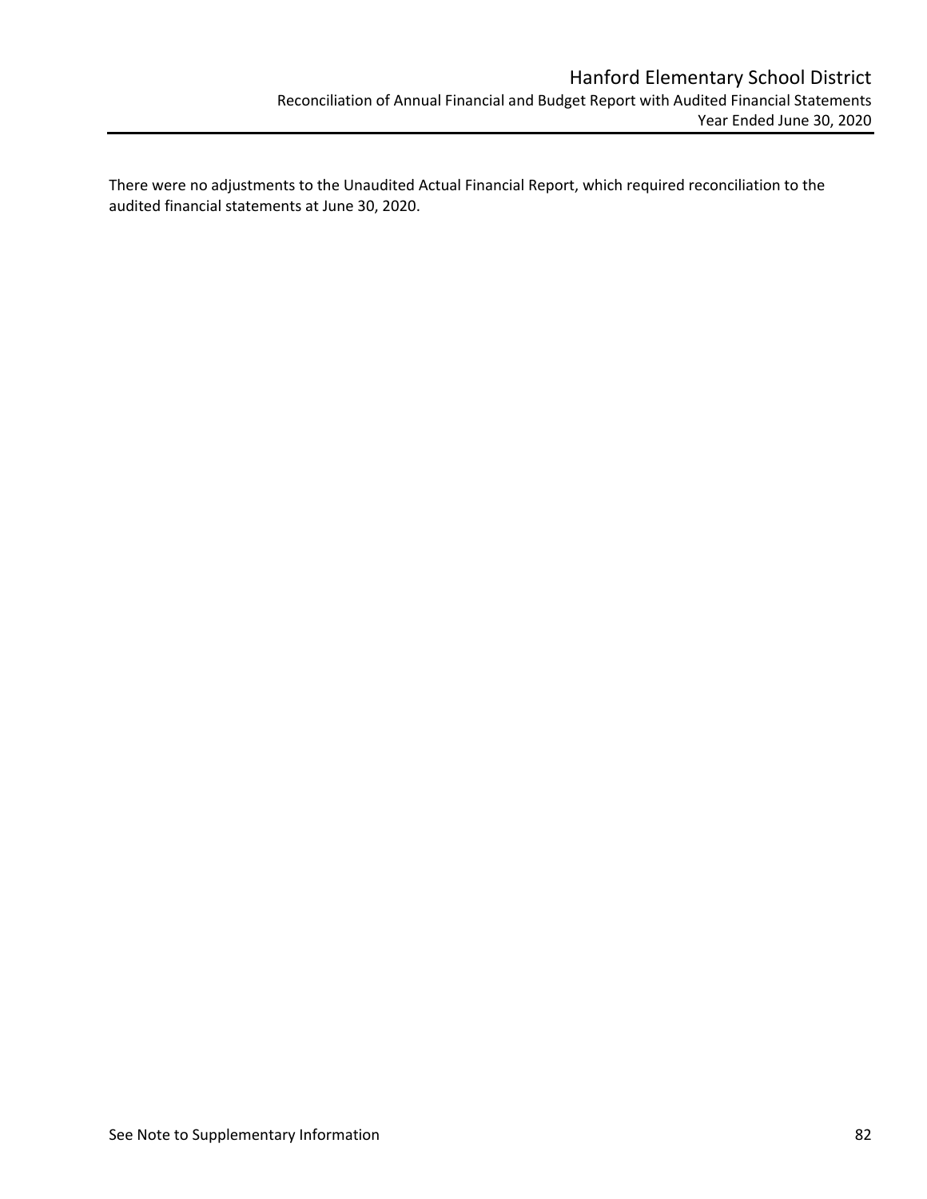# Hanford Elementary School District

## Reconciliation of Annual Financial and Budget Report with Audited Financial Statements

### Year Ended June 30, 2020

There were no adjustments to the Unaudited Actual Financial Report, which required reconciliation to the audited financial statements at June 30, 2020.

See Note to Supplementary Information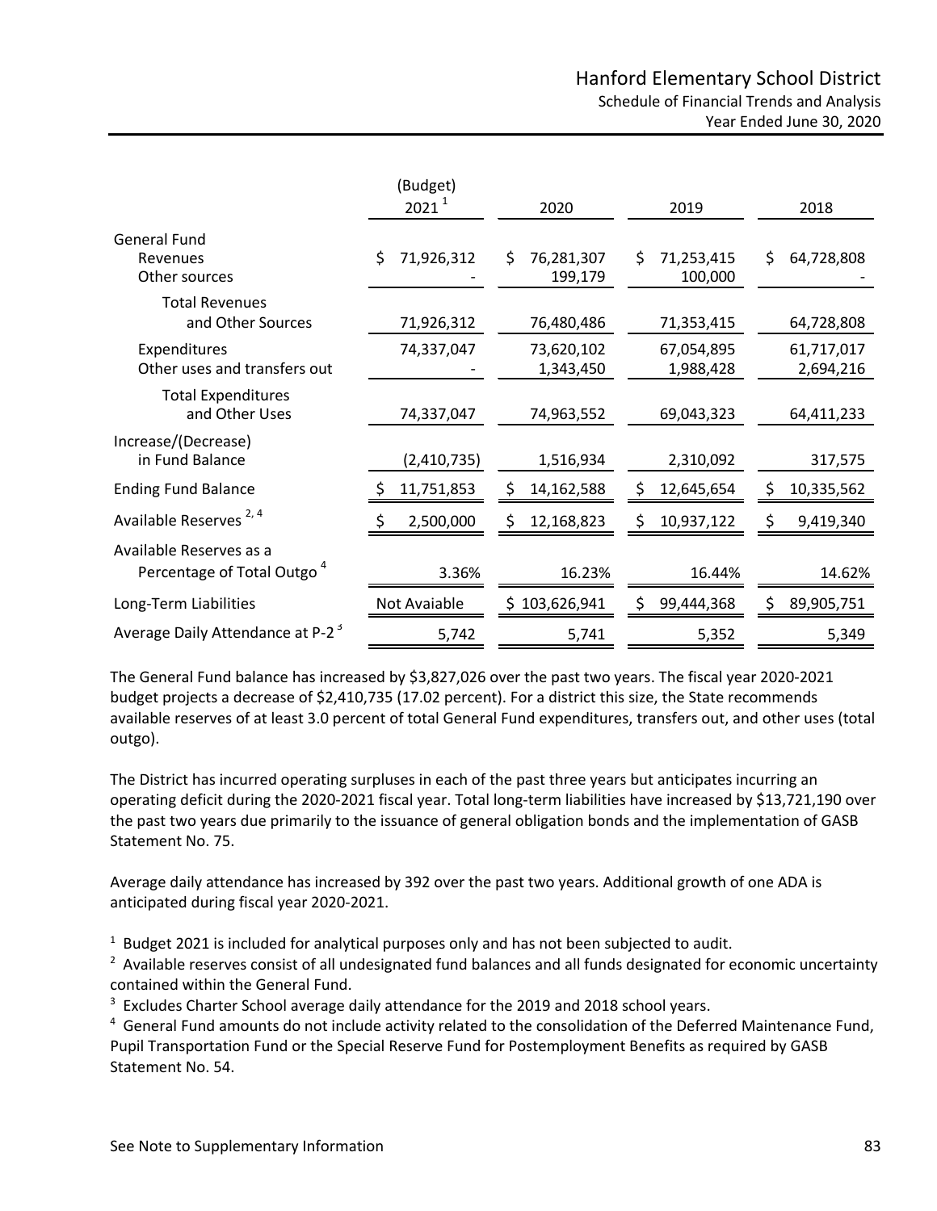# Hanford Elementary School District

Schedule of Financial Trends and Analysis
Year Ended June 30, 2020

| | (Budget) 2021 [1] | 2020 | 2019 | 2018 |
|---|---|---|---|---|
| General Fund | | | | |
| Revenues | $ 71,926,312 | $ 76,281,307 | $ 71,253,415 | $ 64,728,808 |
| Other sources | - | 199,179 | 100,000 | - |
| Total Revenues and Other Sources | 71,926,312 | 76,480,486 | 71,353,415 | 64,728,808 |
| Expenditures | 74,337,047 | 73,620,102 | 67,054,895 | 61,717,017 |
| Other uses and transfers out | - | 1,343,450 | 1,988,428 | 2,694,216 |
| Total Expenditures and Other Uses | 74,337,047 | 74,963,552 | 69,043,323 | 64,411,233 |
| Increase/(Decrease) in Fund Balance | (2,410,735) | 1,516,934 | 2,310,092 | 317,575 |
| Ending Fund Balance | $ 11,751,853 | $ 14,162,588 | $ 12,645,654 | $ 10,335,562 |
| Available Reserves [2, 4] | $ 2,500,000 | $ 12,168,823 | $ 10,937,122 | $ 9,419,340 |
| Available Reserves as a Percentage of Total Outgo [4] | 3.36% | 16.23% | 16.44% | 14.62% |
| Long-Term Liabilities | Not Avaiable | $ 103,626,941 | $ 99,444,368 | $ 89,905,751 |
| Average Daily Attendance at P-2 [3] | 5,742 | 5,741 | 5,352 | 5,349 |

The General Fund balance has increased by $3,827,026 over the past two years. The fiscal year 2020-2021 budget projects a decrease of $2,410,735 (17.02 percent). For a district this size, the State recommends available reserves of at least 3.0 percent of total General Fund expenditures, transfers out, and other uses (total outgo).

The District has incurred operating surpluses in each of the past three years but anticipates incurring an operating deficit during the 2020-2021 fiscal year. Total long-term liabilities have increased by $13,721,190 over the past two years due primarily to the issuance of general obligation bonds and the implementation of GASB Statement No. 75.

Average daily attendance has increased by 392 over the past two years. Additional growth of one ADA is anticipated during fiscal year 2020-2021.

[1] Budget 2021 is included for analytical purposes only and has not been subjected to audit.

[2] Available reserves consist of all undesignated fund balances and all funds designated for economic uncertainty contained within the General Fund.

[3] Excludes Charter School average daily attendance for the 2019 and 2018 school years.

[4] General Fund amounts do not include activity related to the consolidation of the Deferred Maintenance Fund, Pupil Transportation Fund or the Special Reserve Fund for Postemployment Benefits as required by GASB Statement No. 54.

See Note to Supplementary Information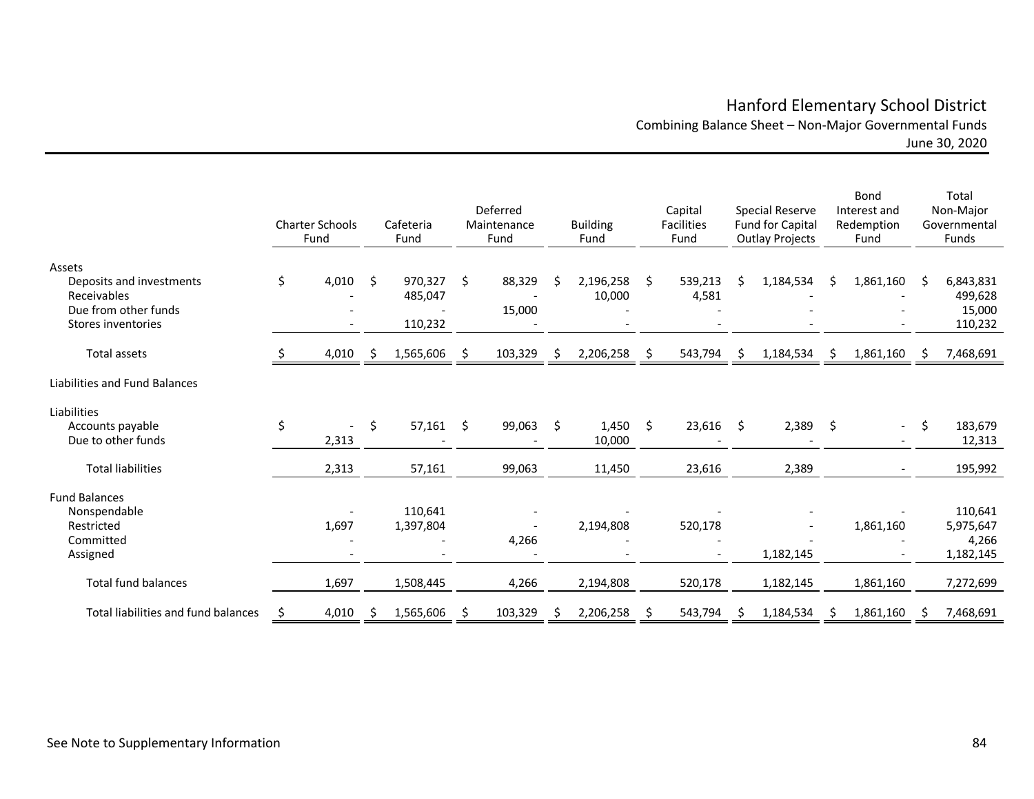# Hanford Elementary School District

## Combining Balance Sheet – Non-Major Governmental Funds

June 30, 2020

| | Charter Schools Fund | Cafeteria Fund | Deferred Maintenance Fund | Building Fund | Capital Facilities Fund | Special Reserve Fund for Capital Outlay Projects | Bond Interest and Redemption Fund | Total Non-Major Governmental Funds |
|---|---|---|---|---|---|---|---|---|
| **Assets** | | | | | | | | |
| Deposits and investments | $ 4,010 | $ 970,327 | $ 88,329 | $ 2,196,258 | $ 539,213 | $ 1,184,534 | $ 1,861,160 | $ 6,843,831 |
| Receivables | - | 485,047 | - | 10,000 | 4,581 | - | - | 499,628 |
| Due from other funds | - | - | 15,000 | - | - | - | - | 15,000 |
| Stores inventories | - | 110,232 | - | - | - | - | - | 110,232 |
| Total assets | $ 4,010 | $ 1,565,606 | $ 103,329 | $ 2,206,258 | $ 543,794 | $ 1,184,534 | $ 1,861,160 | $ 7,468,691 |
| **Liabilities and Fund Balances** | | | | | | | | |
| **Liabilities** | | | | | | | | |
| Accounts payable | $ - | $ 57,161 | $ 99,063 | $ 1,450 | $ 23,616 | $ 2,389 | $ - | $ 183,679 |
| Due to other funds | 2,313 | - | - | 10,000 | - | - | - | 12,313 |
| Total liabilities | 2,313 | 57,161 | 99,063 | 11,450 | 23,616 | 2,389 | - | 195,992 |
| **Fund Balances** | | | | | | | | |
| Nonspendable | - | 110,641 | - | - | - | - | - | 110,641 |
| Restricted | 1,697 | 1,397,804 | - | 2,194,808 | 520,178 | - | 1,861,160 | 5,975,647 |
| Committed | - | - | 4,266 | - | - | - | - | 4,266 |
| Assigned | - | - | - | - | - | 1,182,145 | - | 1,182,145 |
| Total fund balances | 1,697 | 1,508,445 | 4,266 | 2,194,808 | 520,178 | 1,182,145 | 1,861,160 | 7,272,699 |
| Total liabilities and fund balances | $ 4,010 | $ 1,565,606 | $ 103,329 | $ 2,206,258 | $ 543,794 | $ 1,184,534 | $ 1,861,160 | $ 7,468,691 |

See Note to Supplementary Information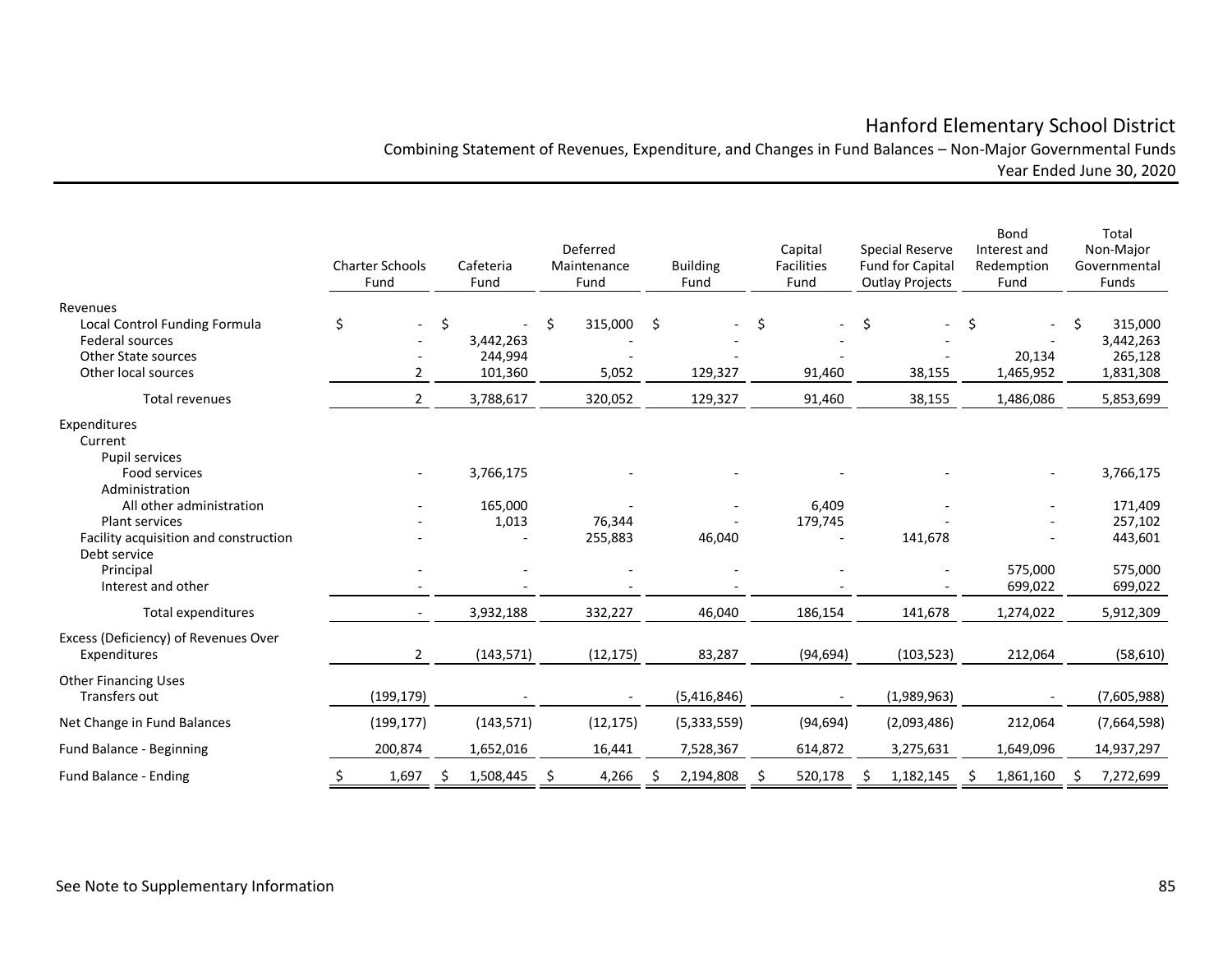# Hanford Elementary School District

## Combining Statement of Revenues, Expenditure, and Changes in Fund Balances – Non-Major Governmental Funds

### Year Ended June 30, 2020

| | Charter Schools Fund | Cafeteria Fund | Deferred Maintenance Fund | Building Fund | Capital Facilities Fund | Special Reserve Fund for Capital Outlay Projects | Bond Interest and Redemption Fund | Total Non-Major Governmental Funds |
|---|---|---|---|---|---|---|---|---|
| **Revenues** | | | | | | | | |
| Local Control Funding Formula | $ - | $ - | $ 315,000 | $ - | $ - | $ - | $ - | $ 315,000 |
| Federal sources | - | 3,442,263 | - | - | - | - | - | 3,442,263 |
| Other State sources | - | 244,994 | - | - | - | - | 20,134 | 265,128 |
| Other local sources | 2 | 101,360 | 5,052 | 129,327 | 91,460 | 38,155 | 1,465,952 | 1,831,308 |
| Total revenues | 2 | 3,788,617 | 320,052 | 129,327 | 91,460 | 38,155 | 1,486,086 | 5,853,699 |
| **Expenditures** | | | | | | | | |
| Current | | | | | | | | |
| Pupil services | | | | | | | | |
| Food services | - | 3,766,175 | - | - | - | - | - | 3,766,175 |
| Administration | | | | | | | | |
| All other administration | - | 165,000 | - | - | 6,409 | - | - | 171,409 |
| Plant services | - | 1,013 | 76,344 | - | 179,745 | - | - | 257,102 |
| Facility acquisition and construction | - | - | 255,883 | 46,040 | - | 141,678 | - | 443,601 |
| Debt service | | | | | | | | |
| Principal | - | - | - | - | - | - | 575,000 | 575,000 |
| Interest and other | - | - | - | - | - | - | 699,022 | 699,022 |
| Total expenditures | - | 3,932,188 | 332,227 | 46,040 | 186,154 | 141,678 | 1,274,022 | 5,912,309 |
| Excess (Deficiency) of Revenues Over Expenditures | 2 | (143,571) | (12,175) | 83,287 | (94,694) | (103,523) | 212,064 | (58,610) |
| **Other Financing Uses** | | | | | | | | |
| Transfers out | (199,179) | - | - | (5,416,846) | - | (1,989,963) | - | (7,605,988) |
| Net Change in Fund Balances | (199,177) | (143,571) | (12,175) | (5,333,559) | (94,694) | (2,093,486) | 212,064 | (7,664,598) |
| Fund Balance - Beginning | 200,874 | 1,652,016 | 16,441 | 7,528,367 | 614,872 | 3,275,631 | 1,649,096 | 14,937,297 |
| Fund Balance - Ending | $ 1,697 | $ 1,508,445 | $ 4,266 | $ 2,194,808 | $ 520,178 | $ 1,182,145 | $ 1,861,160 | $ 7,272,699 |

See Note to Supplementary Information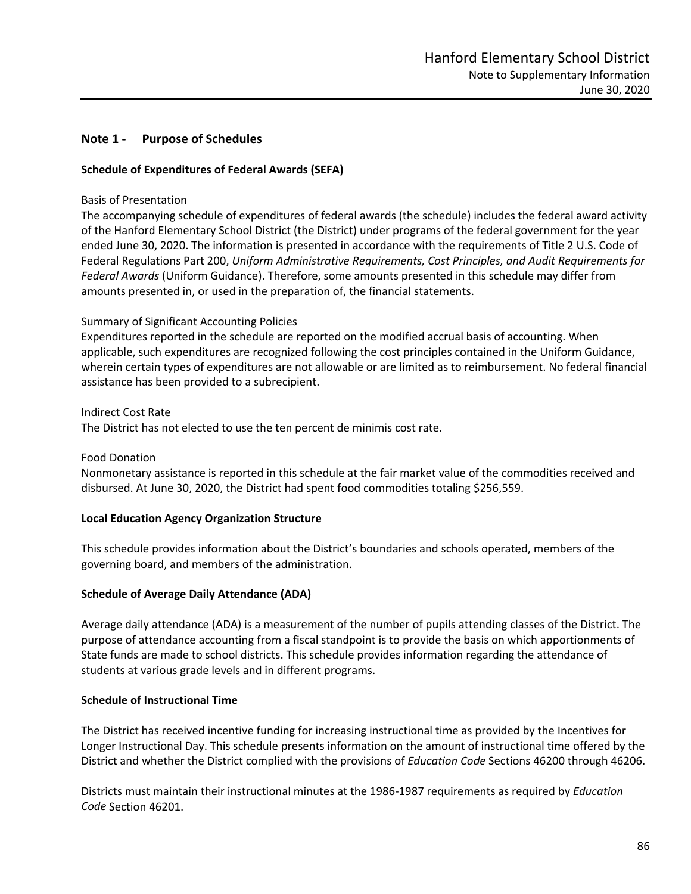## Note 1 - Purpose of Schedules

### Schedule of Expenditures of Federal Awards (SEFA)

Basis of Presentation

The accompanying schedule of expenditures of federal awards (the schedule) includes the federal award activity of the Hanford Elementary School District (the District) under programs of the federal government for the year ended June 30, 2020. The information is presented in accordance with the requirements of Title 2 U.S. Code of Federal Regulations Part 200, *Uniform Administrative Requirements, Cost Principles, and Audit Requirements for Federal Awards* (Uniform Guidance). Therefore, some amounts presented in this schedule may differ from amounts presented in, or used in the preparation of, the financial statements.

Summary of Significant Accounting Policies

Expenditures reported in the schedule are reported on the modified accrual basis of accounting. When applicable, such expenditures are recognized following the cost principles contained in the Uniform Guidance, wherein certain types of expenditures are not allowable or are limited as to reimbursement. No federal financial assistance has been provided to a subrecipient.

Indirect Cost Rate

The District has not elected to use the ten percent de minimis cost rate.

Food Donation

Nonmonetary assistance is reported in this schedule at the fair market value of the commodities received and disbursed. At June 30, 2020, the District had spent food commodities totaling $256,559.

### Local Education Agency Organization Structure

This schedule provides information about the District's boundaries and schools operated, members of the governing board, and members of the administration.

### Schedule of Average Daily Attendance (ADA)

Average daily attendance (ADA) is a measurement of the number of pupils attending classes of the District. The purpose of attendance accounting from a fiscal standpoint is to provide the basis on which apportionments of State funds are made to school districts. This schedule provides information regarding the attendance of students at various grade levels and in different programs.

### Schedule of Instructional Time

The District has received incentive funding for increasing instructional time as provided by the Incentives for Longer Instructional Day. This schedule presents information on the amount of instructional time offered by the District and whether the District complied with the provisions of *Education Code* Sections 46200 through 46206.

Districts must maintain their instructional minutes at the 1986-1987 requirements as required by *Education Code* Section 46201.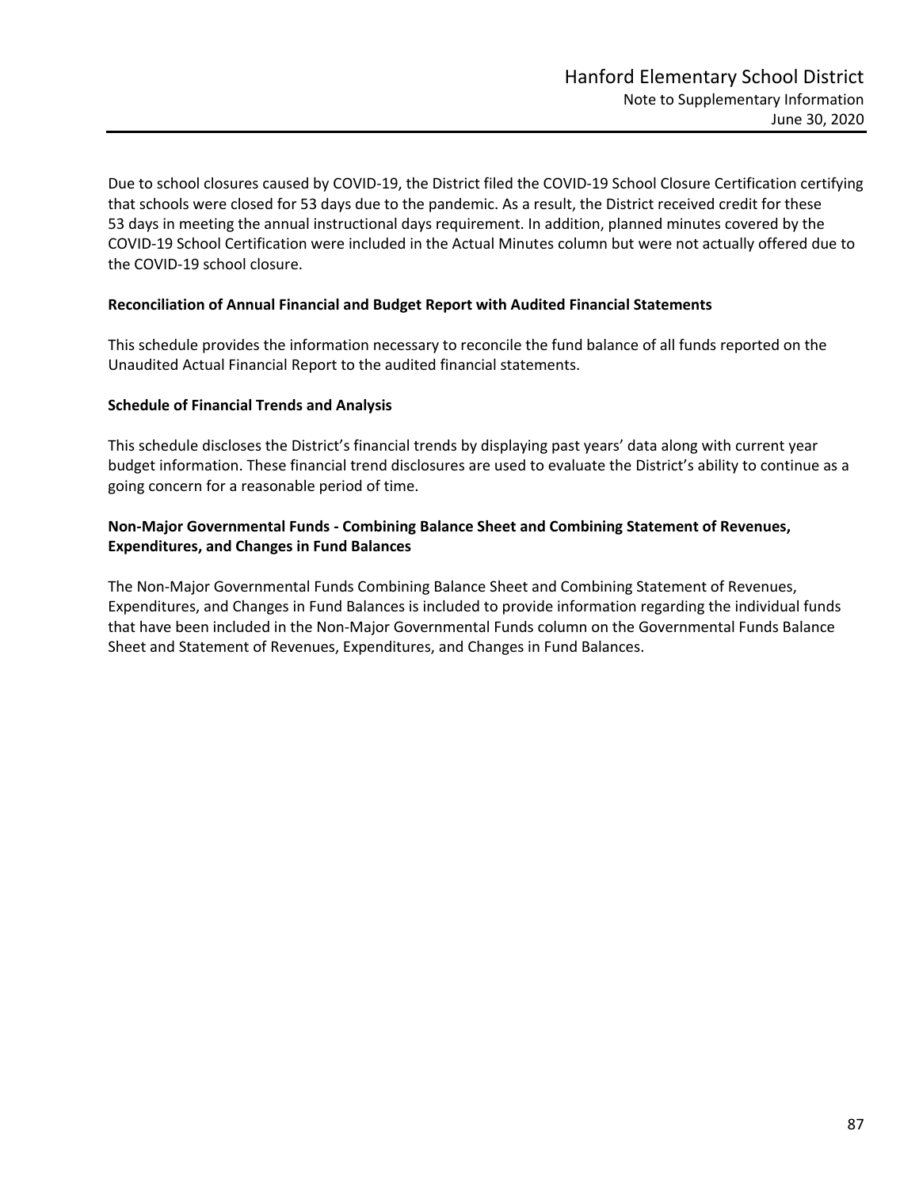Due to school closures caused by COVID-19, the District filed the COVID-19 School Closure Certification certifying that schools were closed for 53 days due to the pandemic. As a result, the District received credit for these 53 days in meeting the annual instructional days requirement. In addition, planned minutes covered by the COVID-19 School Certification were included in the Actual Minutes column but were not actually offered due to the COVID-19 school closure.

**Reconciliation of Annual Financial and Budget Report with Audited Financial Statements**

This schedule provides the information necessary to reconcile the fund balance of all funds reported on the Unaudited Actual Financial Report to the audited financial statements.

**Schedule of Financial Trends and Analysis**

This schedule discloses the District's financial trends by displaying past years' data along with current year budget information. These financial trend disclosures are used to evaluate the District's ability to continue as a going concern for a reasonable period of time.

**Non-Major Governmental Funds - Combining Balance Sheet and Combining Statement of Revenues, Expenditures, and Changes in Fund Balances**

The Non-Major Governmental Funds Combining Balance Sheet and Combining Statement of Revenues, Expenditures, and Changes in Fund Balances is included to provide information regarding the individual funds that have been included in the Non-Major Governmental Funds column on the Governmental Funds Balance Sheet and Statement of Revenues, Expenditures, and Changes in Fund Balances.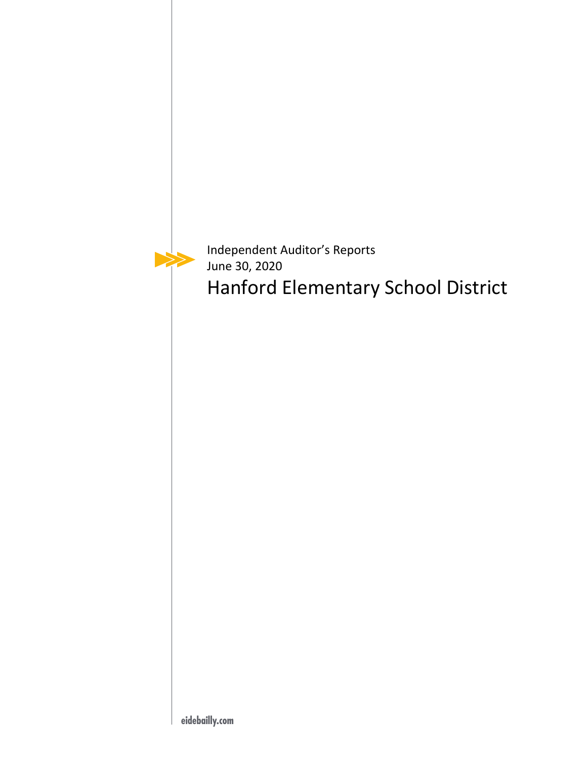Independent Auditor's Reports

June 30, 2020

# Hanford Elementary School District

eidebailly.com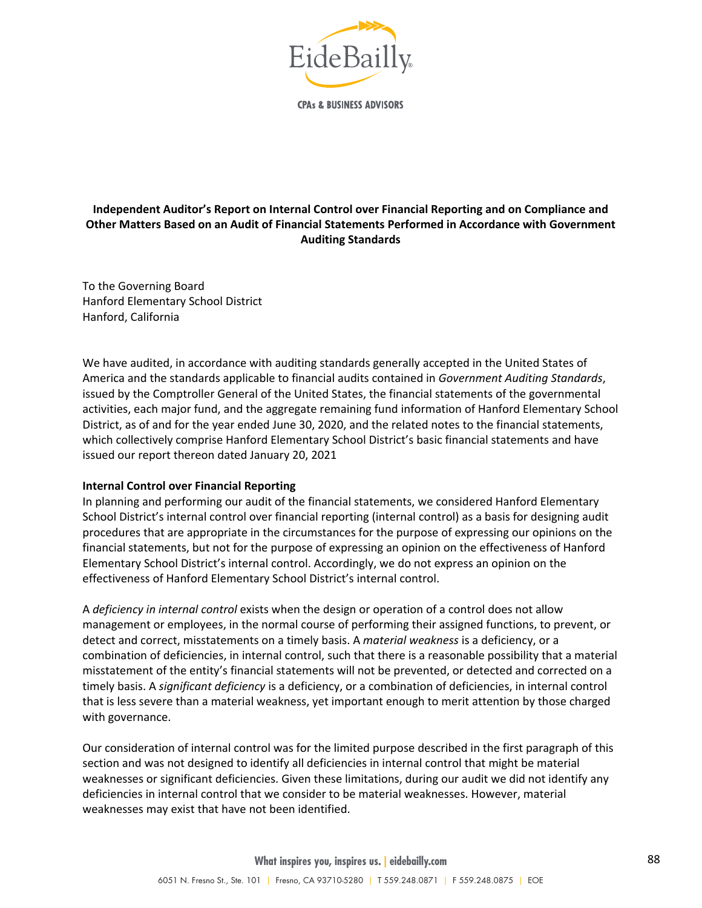# Independent Auditor's Report on Internal Control over Financial Reporting and on Compliance and Other Matters Based on an Audit of Financial Statements Performed in Accordance with Government Auditing Standards

To the Governing Board
Hanford Elementary School District
Hanford, California

We have audited, in accordance with auditing standards generally accepted in the United States of America and the standards applicable to financial audits contained in *Government Auditing Standards*, issued by the Comptroller General of the United States, the financial statements of the governmental activities, each major fund, and the aggregate remaining fund information of Hanford Elementary School District, as of and for the year ended June 30, 2020, and the related notes to the financial statements, which collectively comprise Hanford Elementary School District's basic financial statements and have issued our report thereon dated January 20, 2021

**Internal Control over Financial Reporting**

In planning and performing our audit of the financial statements, we considered Hanford Elementary School District's internal control over financial reporting (internal control) as a basis for designing audit procedures that are appropriate in the circumstances for the purpose of expressing our opinions on the financial statements, but not for the purpose of expressing an opinion on the effectiveness of Hanford Elementary School District's internal control. Accordingly, we do not express an opinion on the effectiveness of Hanford Elementary School District's internal control.

A *deficiency in internal control* exists when the design or operation of a control does not allow management or employees, in the normal course of performing their assigned functions, to prevent, or detect and correct, misstatements on a timely basis. A *material weakness* is a deficiency, or a combination of deficiencies, in internal control, such that there is a reasonable possibility that a material misstatement of the entity's financial statements will not be prevented, or detected and corrected on a timely basis. A *significant deficiency* is a deficiency, or a combination of deficiencies, in internal control that is less severe than a material weakness, yet important enough to merit attention by those charged with governance.

Our consideration of internal control was for the limited purpose described in the first paragraph of this section and was not designed to identify all deficiencies in internal control that might be material weaknesses or significant deficiencies. Given these limitations, during our audit we did not identify any deficiencies in internal control that we consider to be material weaknesses. However, material weaknesses may exist that have not been identified.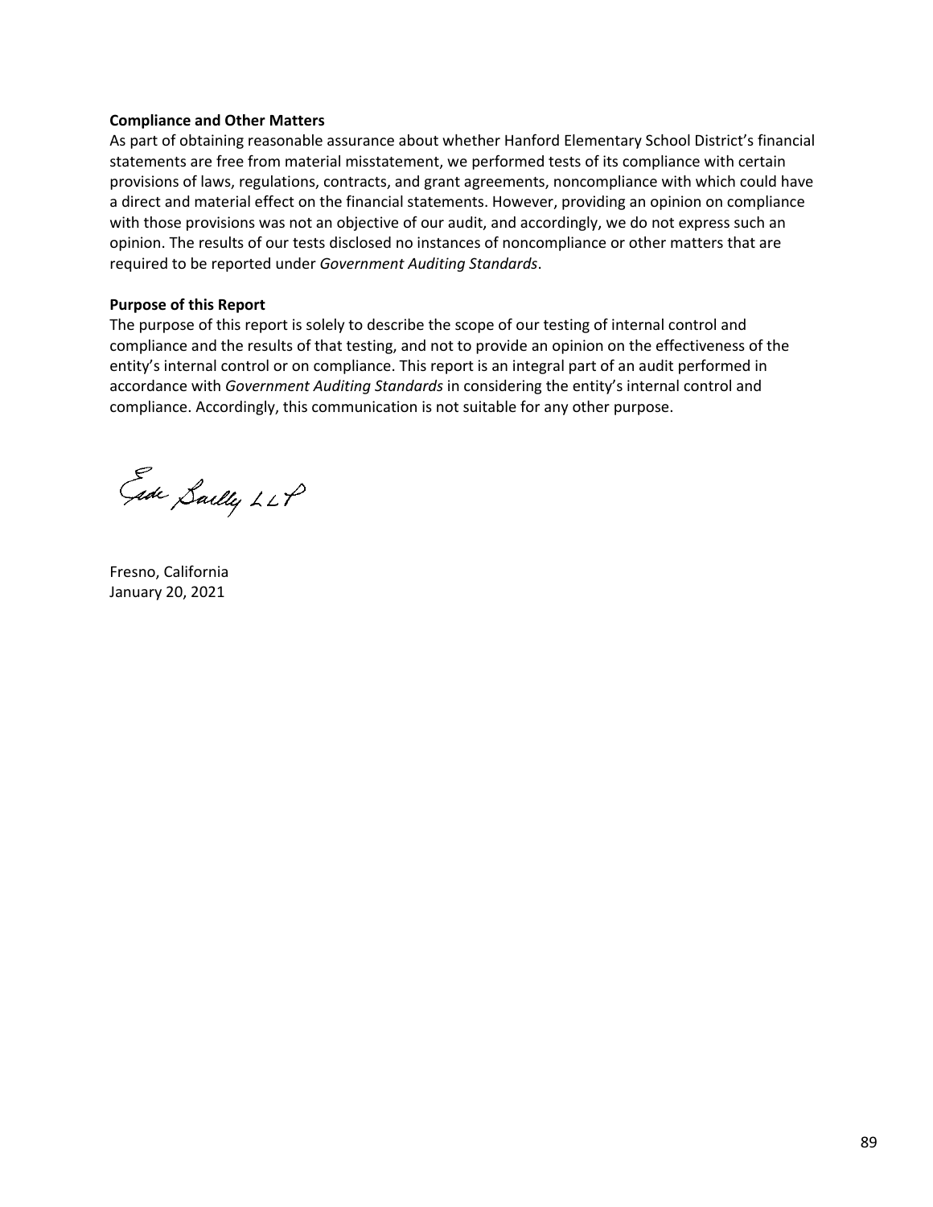**Compliance and Other Matters**

As part of obtaining reasonable assurance about whether Hanford Elementary School District's financial statements are free from material misstatement, we performed tests of its compliance with certain provisions of laws, regulations, contracts, and grant agreements, noncompliance with which could have a direct and material effect on the financial statements. However, providing an opinion on compliance with those provisions was not an objective of our audit, and accordingly, we do not express such an opinion. The results of our tests disclosed no instances of noncompliance or other matters that are required to be reported under *Government Auditing Standards*.

**Purpose of this Report**

The purpose of this report is solely to describe the scope of our testing of internal control and compliance and the results of that testing, and not to provide an opinion on the effectiveness of the entity's internal control or on compliance. This report is an integral part of an audit performed in accordance with *Government Auditing Standards* in considering the entity's internal control and compliance. Accordingly, this communication is not suitable for any other purpose.

Eide Bailly LLP

Fresno, California
January 20, 2021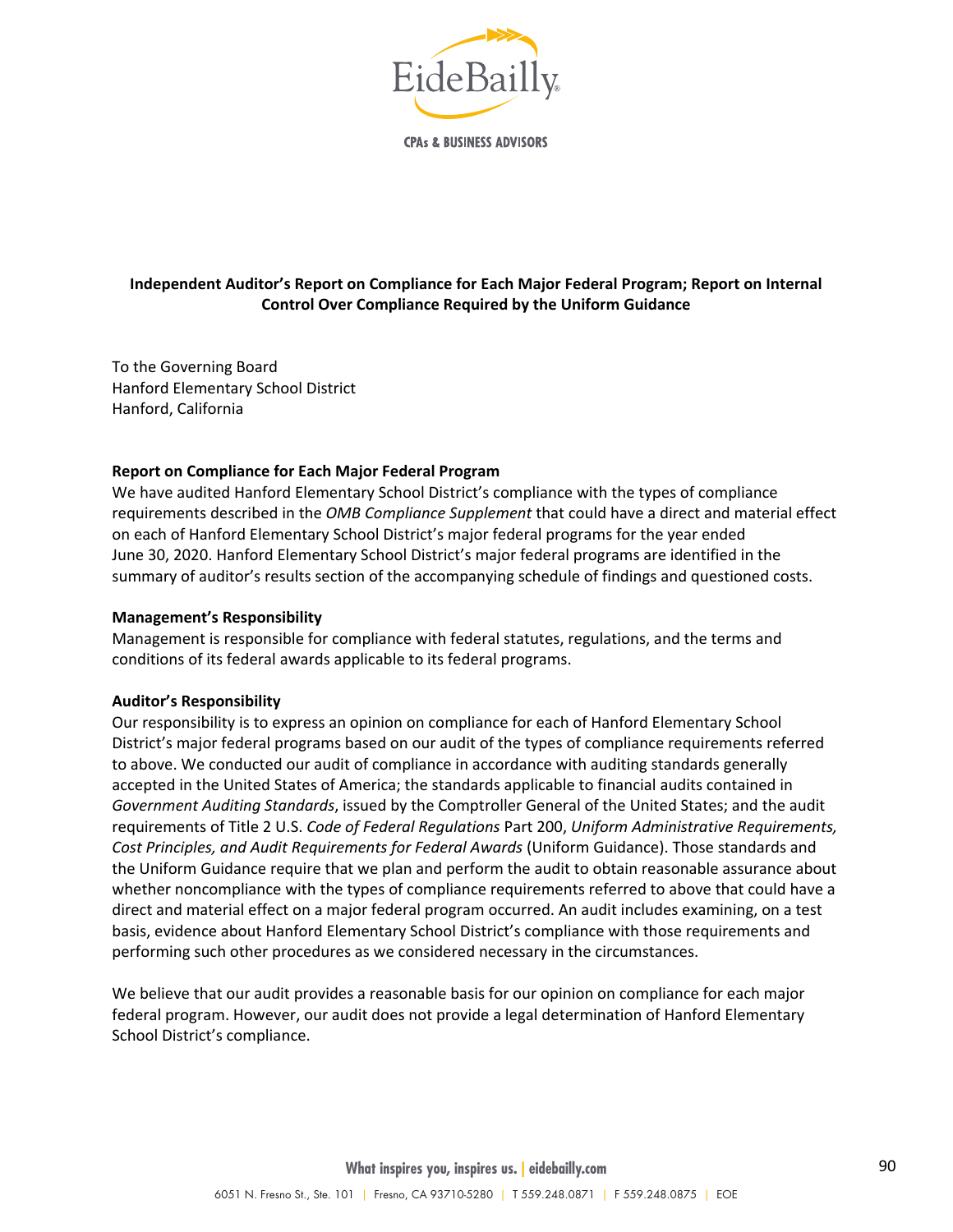**Independent Auditor's Report on Compliance for Each Major Federal Program; Report on Internal Control Over Compliance Required by the Uniform Guidance**

To the Governing Board
Hanford Elementary School District
Hanford, California

**Report on Compliance for Each Major Federal Program**

We have audited Hanford Elementary School District's compliance with the types of compliance requirements described in the *OMB Compliance Supplement* that could have a direct and material effect on each of Hanford Elementary School District's major federal programs for the year ended June 30, 2020. Hanford Elementary School District's major federal programs are identified in the summary of auditor's results section of the accompanying schedule of findings and questioned costs.

**Management's Responsibility**

Management is responsible for compliance with federal statutes, regulations, and the terms and conditions of its federal awards applicable to its federal programs.

**Auditor's Responsibility**

Our responsibility is to express an opinion on compliance for each of Hanford Elementary School District's major federal programs based on our audit of the types of compliance requirements referred to above. We conducted our audit of compliance in accordance with auditing standards generally accepted in the United States of America; the standards applicable to financial audits contained in *Government Auditing Standards*, issued by the Comptroller General of the United States; and the audit requirements of Title 2 U.S. *Code of Federal Regulations* Part 200, *Uniform Administrative Requirements, Cost Principles, and Audit Requirements for Federal Awards* (Uniform Guidance). Those standards and the Uniform Guidance require that we plan and perform the audit to obtain reasonable assurance about whether noncompliance with the types of compliance requirements referred to above that could have a direct and material effect on a major federal program occurred. An audit includes examining, on a test basis, evidence about Hanford Elementary School District's compliance with those requirements and performing such other procedures as we considered necessary in the circumstances.

We believe that our audit provides a reasonable basis for our opinion on compliance for each major federal program. However, our audit does not provide a legal determination of Hanford Elementary School District's compliance.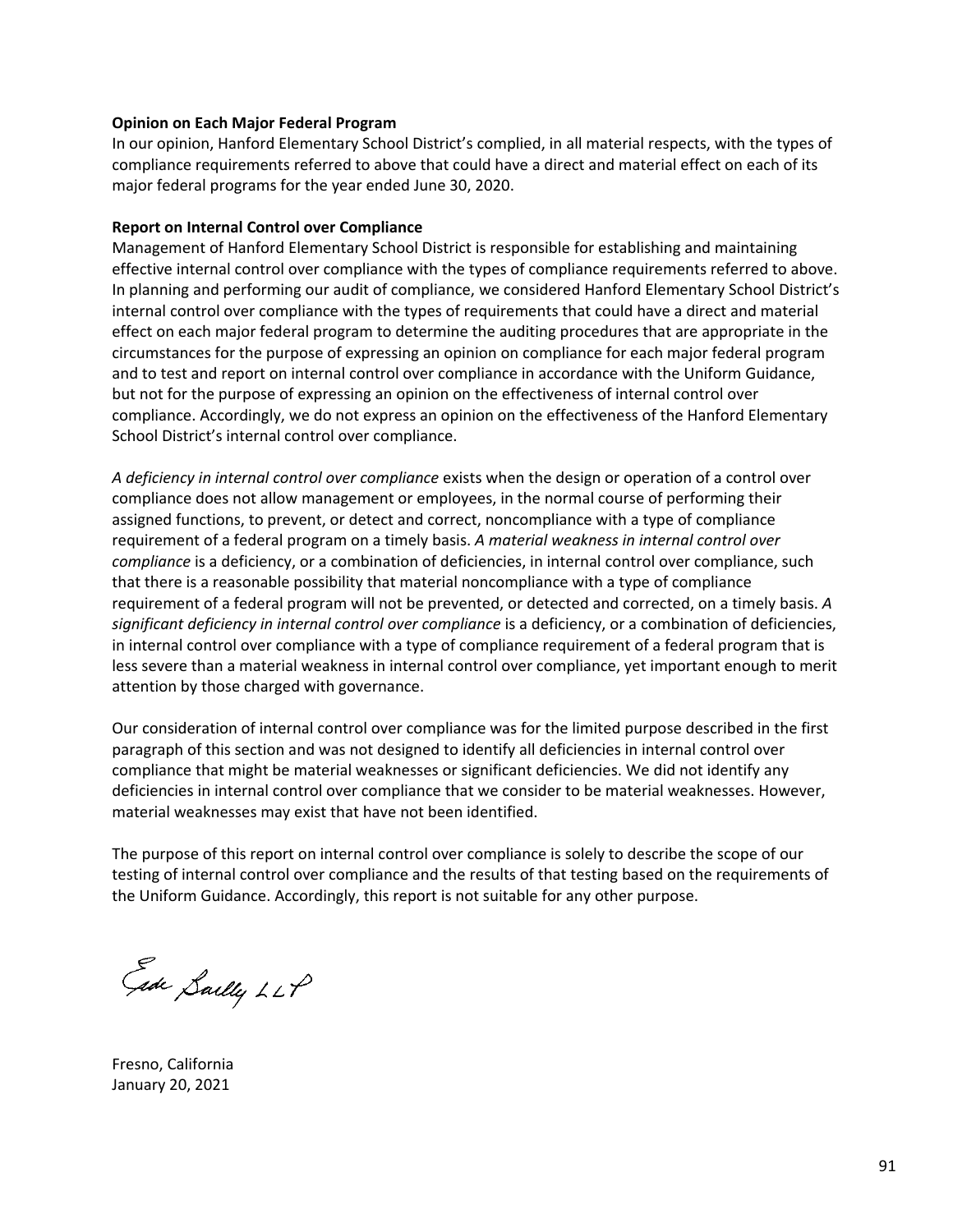**Opinion on Each Major Federal Program**

In our opinion, Hanford Elementary School District's complied, in all material respects, with the types of compliance requirements referred to above that could have a direct and material effect on each of its major federal programs for the year ended June 30, 2020.

**Report on Internal Control over Compliance**

Management of Hanford Elementary School District is responsible for establishing and maintaining effective internal control over compliance with the types of compliance requirements referred to above. In planning and performing our audit of compliance, we considered Hanford Elementary School District's internal control over compliance with the types of requirements that could have a direct and material effect on each major federal program to determine the auditing procedures that are appropriate in the circumstances for the purpose of expressing an opinion on compliance for each major federal program and to test and report on internal control over compliance in accordance with the Uniform Guidance, but not for the purpose of expressing an opinion on the effectiveness of internal control over compliance. Accordingly, we do not express an opinion on the effectiveness of the Hanford Elementary School District's internal control over compliance.

*A deficiency in internal control over compliance* exists when the design or operation of a control over compliance does not allow management or employees, in the normal course of performing their assigned functions, to prevent, or detect and correct, noncompliance with a type of compliance requirement of a federal program on a timely basis. *A material weakness in internal control over compliance* is a deficiency, or a combination of deficiencies, in internal control over compliance, such that there is a reasonable possibility that material noncompliance with a type of compliance requirement of a federal program will not be prevented, or detected and corrected, on a timely basis. *A significant deficiency in internal control over compliance* is a deficiency, or a combination of deficiencies, in internal control over compliance with a type of compliance requirement of a federal program that is less severe than a material weakness in internal control over compliance, yet important enough to merit attention by those charged with governance.

Our consideration of internal control over compliance was for the limited purpose described in the first paragraph of this section and was not designed to identify all deficiencies in internal control over compliance that might be material weaknesses or significant deficiencies. We did not identify any deficiencies in internal control over compliance that we consider to be material weaknesses. However, material weaknesses may exist that have not been identified.

The purpose of this report on internal control over compliance is solely to describe the scope of our testing of internal control over compliance and the results of that testing based on the requirements of the Uniform Guidance. Accordingly, this report is not suitable for any other purpose.

Eide Bailly LLP

Fresno, California
January 20, 2021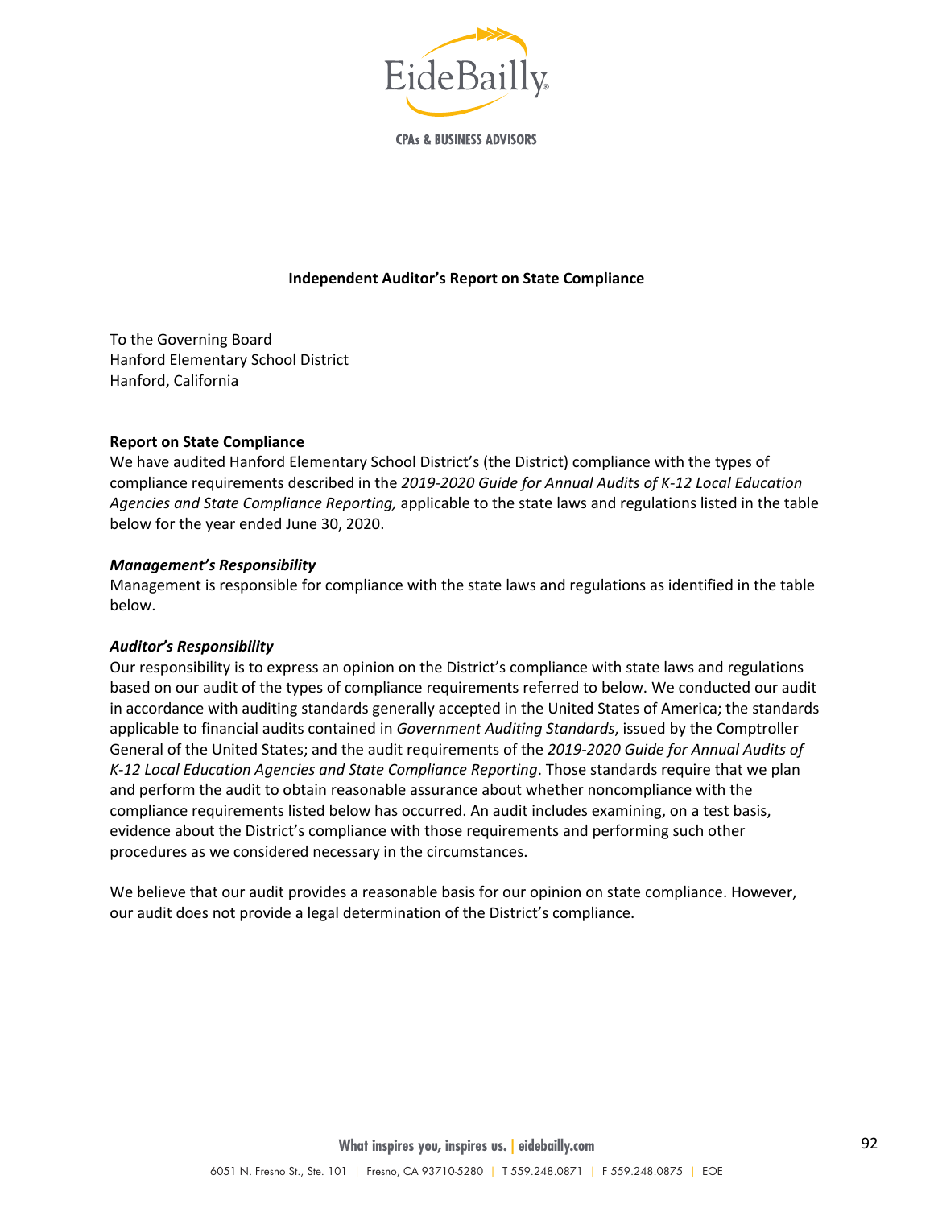**Independent Auditor's Report on State Compliance**

To the Governing Board
Hanford Elementary School District
Hanford, California

**Report on State Compliance**

We have audited Hanford Elementary School District's (the District) compliance with the types of compliance requirements described in the *2019-2020 Guide for Annual Audits of K-12 Local Education Agencies and State Compliance Reporting,* applicable to the state laws and regulations listed in the table below for the year ended June 30, 2020.

***Management's Responsibility***

Management is responsible for compliance with the state laws and regulations as identified in the table below.

***Auditor's Responsibility***

Our responsibility is to express an opinion on the District's compliance with state laws and regulations based on our audit of the types of compliance requirements referred to below. We conducted our audit in accordance with auditing standards generally accepted in the United States of America; the standards applicable to financial audits contained in *Government Auditing Standards*, issued by the Comptroller General of the United States; and the audit requirements of the *2019-2020 Guide for Annual Audits of K-12 Local Education Agencies and State Compliance Reporting*. Those standards require that we plan and perform the audit to obtain reasonable assurance about whether noncompliance with the compliance requirements listed below has occurred. An audit includes examining, on a test basis, evidence about the District's compliance with those requirements and performing such other procedures as we considered necessary in the circumstances.

We believe that our audit provides a reasonable basis for our opinion on state compliance. However, our audit does not provide a legal determination of the District's compliance.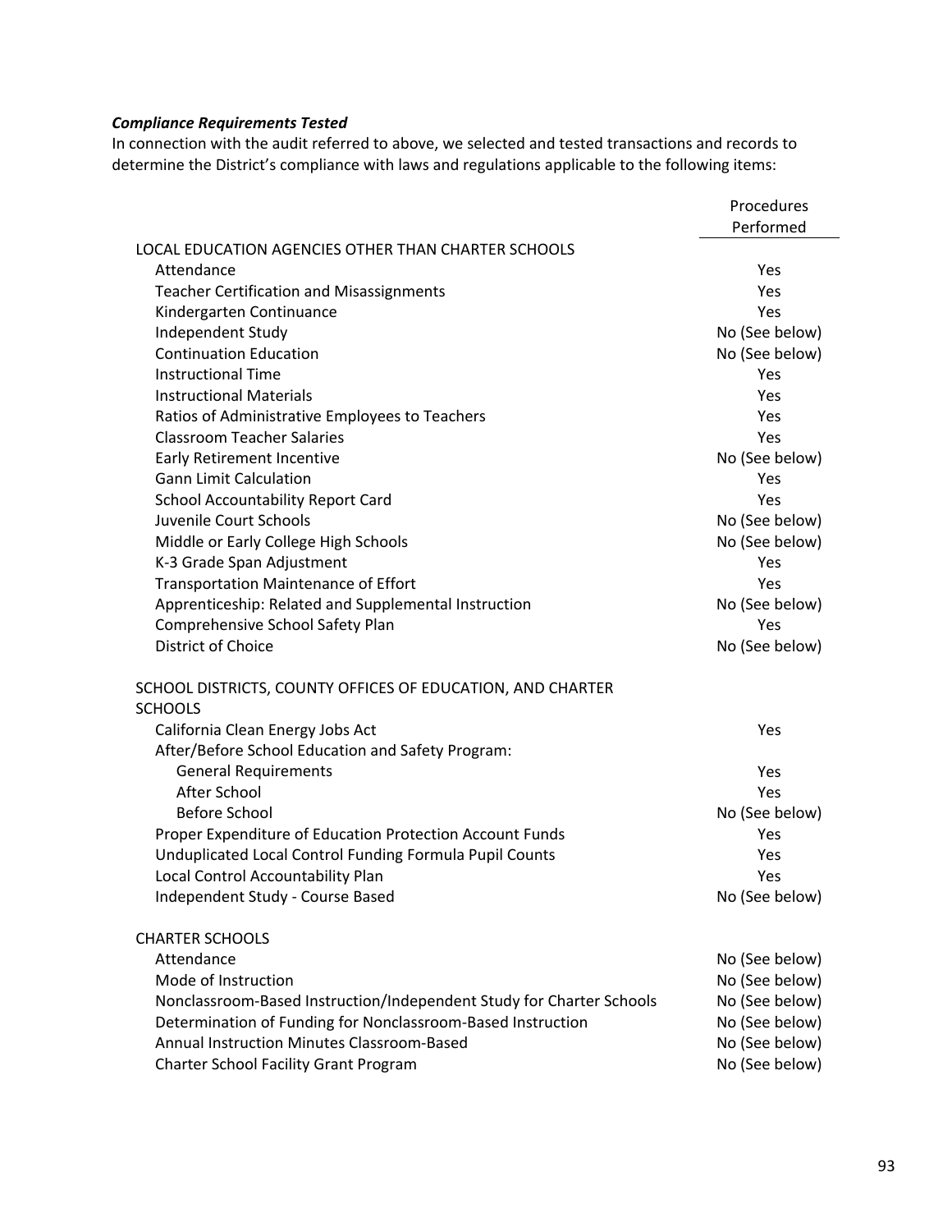***Compliance Requirements Tested***

In connection with the audit referred to above, we selected and tested transactions and records to determine the District's compliance with laws and regulations applicable to the following items:

| | Procedures Performed |
|---|---|
| LOCAL EDUCATION AGENCIES OTHER THAN CHARTER SCHOOLS | |
| Attendance | Yes |
| Teacher Certification and Misassignments | Yes |
| Kindergarten Continuance | Yes |
| Independent Study | No (See below) |
| Continuation Education | No (See below) |
| Instructional Time | Yes |
| Instructional Materials | Yes |
| Ratios of Administrative Employees to Teachers | Yes |
| Classroom Teacher Salaries | Yes |
| Early Retirement Incentive | No (See below) |
| Gann Limit Calculation | Yes |
| School Accountability Report Card | Yes |
| Juvenile Court Schools | No (See below) |
| Middle or Early College High Schools | No (See below) |
| K-3 Grade Span Adjustment | Yes |
| Transportation Maintenance of Effort | Yes |
| Apprenticeship: Related and Supplemental Instruction | No (See below) |
| Comprehensive School Safety Plan | Yes |
| District of Choice | No (See below) |
| SCHOOL DISTRICTS, COUNTY OFFICES OF EDUCATION, AND CHARTER SCHOOLS | |
| California Clean Energy Jobs Act | Yes |
| After/Before School Education and Safety Program: | |
| General Requirements | Yes |
| After School | Yes |
| Before School | No (See below) |
| Proper Expenditure of Education Protection Account Funds | Yes |
| Unduplicated Local Control Funding Formula Pupil Counts | Yes |
| Local Control Accountability Plan | Yes |
| Independent Study - Course Based | No (See below) |
| CHARTER SCHOOLS | |
| Attendance | No (See below) |
| Mode of Instruction | No (See below) |
| Nonclassroom-Based Instruction/Independent Study for Charter Schools | No (See below) |
| Determination of Funding for Nonclassroom-Based Instruction | No (See below) |
| Annual Instruction Minutes Classroom-Based | No (See below) |
| Charter School Facility Grant Program | No (See below) |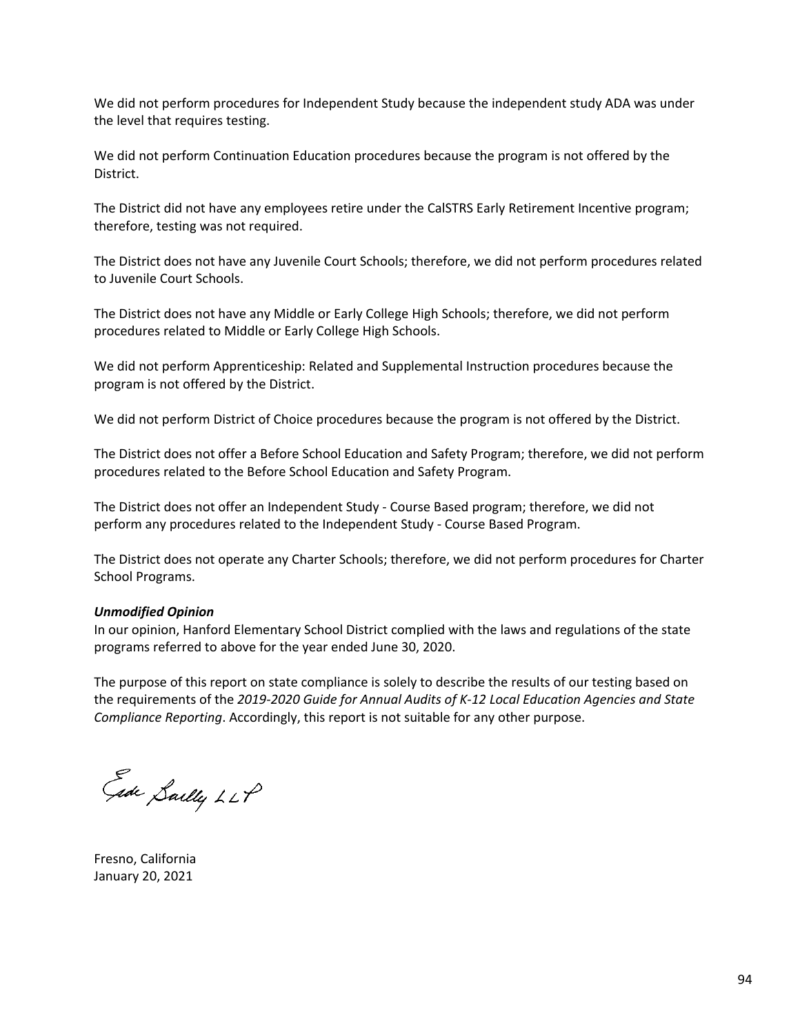We did not perform procedures for Independent Study because the independent study ADA was under the level that requires testing.

We did not perform Continuation Education procedures because the program is not offered by the District.

The District did not have any employees retire under the CalSTRS Early Retirement Incentive program; therefore, testing was not required.

The District does not have any Juvenile Court Schools; therefore, we did not perform procedures related to Juvenile Court Schools.

The District does not have any Middle or Early College High Schools; therefore, we did not perform procedures related to Middle or Early College High Schools.

We did not perform Apprenticeship: Related and Supplemental Instruction procedures because the program is not offered by the District.

We did not perform District of Choice procedures because the program is not offered by the District.

The District does not offer a Before School Education and Safety Program; therefore, we did not perform procedures related to the Before School Education and Safety Program.

The District does not offer an Independent Study - Course Based program; therefore, we did not perform any procedures related to the Independent Study - Course Based Program.

The District does not operate any Charter Schools; therefore, we did not perform procedures for Charter School Programs.

***Unmodified Opinion***

In our opinion, Hanford Elementary School District complied with the laws and regulations of the state programs referred to above for the year ended June 30, 2020.

The purpose of this report on state compliance is solely to describe the results of our testing based on the requirements of the *2019-2020 Guide for Annual Audits of K-12 Local Education Agencies and State Compliance Reporting*. Accordingly, this report is not suitable for any other purpose.

Eide Bailly LLP

Fresno, California
January 20, 2021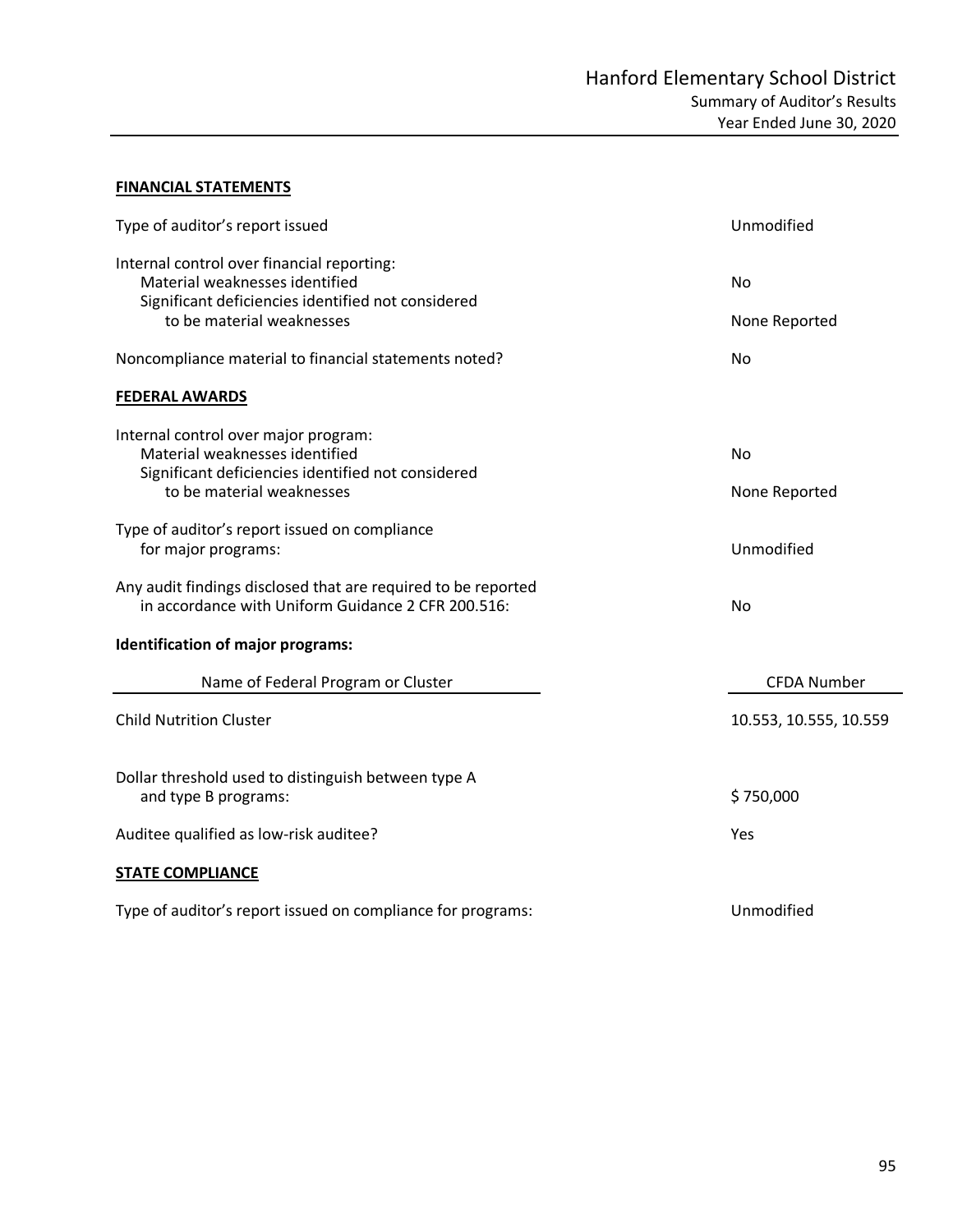# Hanford Elementary School District

## Summary of Auditor's Results

### Year Ended June 30, 2020

**FINANCIAL STATEMENTS**

| | |
|---|---|
| Type of auditor's report issued | Unmodified |
| Internal control over financial reporting: | |
| Material weaknesses identified | No |
| Significant deficiencies identified not considered to be material weaknesses | None Reported |
| Noncompliance material to financial statements noted? | No |

**FEDERAL AWARDS**

| | |
|---|---|
| Internal control over major program: | |
| Material weaknesses identified | No |
| Significant deficiencies identified not considered to be material weaknesses | None Reported |
| Type of auditor's report issued on compliance for major programs: | Unmodified |
| Any audit findings disclosed that are required to be reported in accordance with Uniform Guidance 2 CFR 200.516: | No |

**Identification of major programs:**

| Name of Federal Program or Cluster | CFDA Number |
|---|---|
| Child Nutrition Cluster | 10.553, 10.555, 10.559 |

| | |
|---|---|
| Dollar threshold used to distinguish between type A and type B programs: | $ 750,000 |
| Auditee qualified as low-risk auditee? | Yes |

**STATE COMPLIANCE**

| | |
|---|---|
| Type of auditor's report issued on compliance for programs: | Unmodified |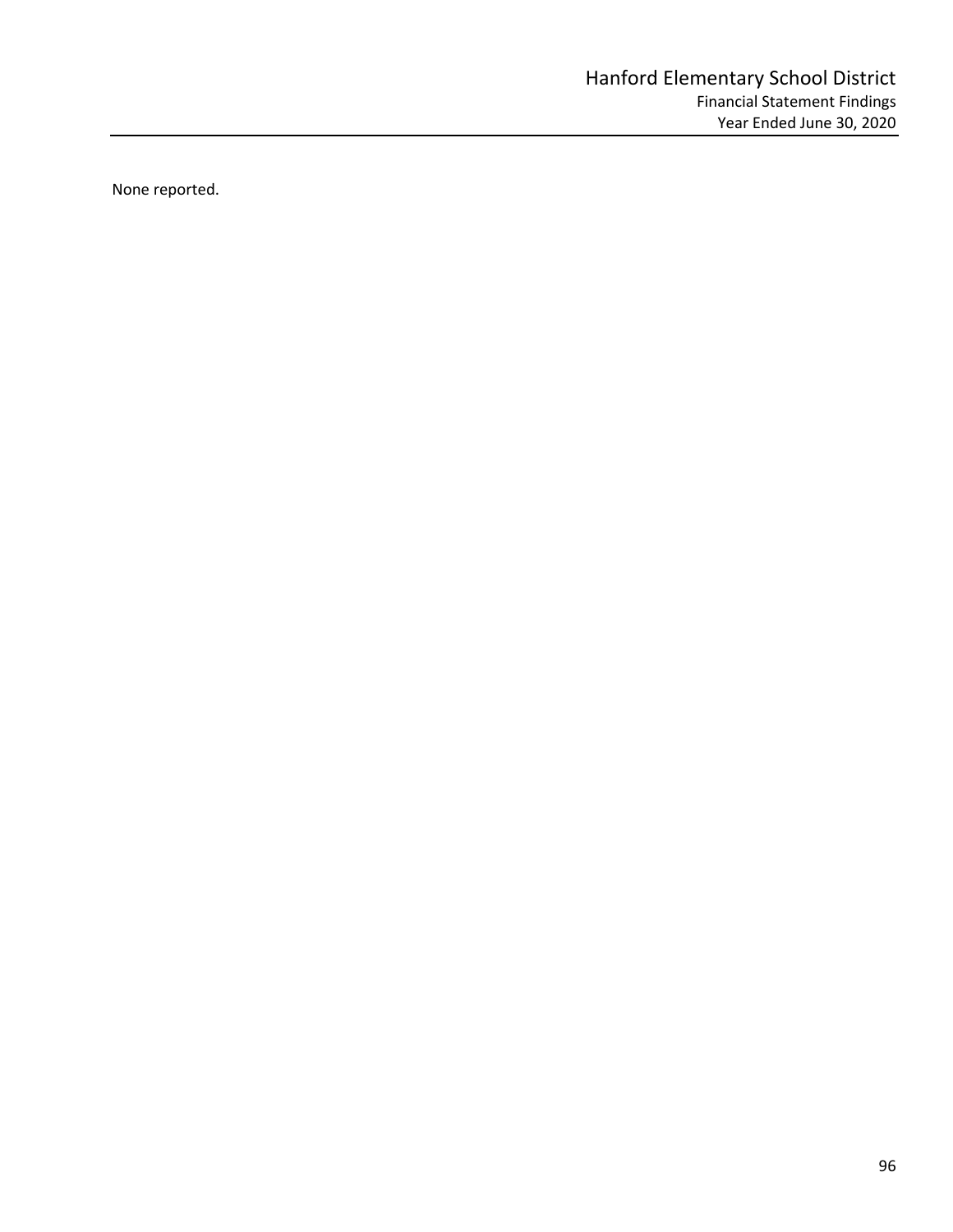# Hanford Elementary School District

## Financial Statement Findings

Year Ended June 30, 2020

None reported.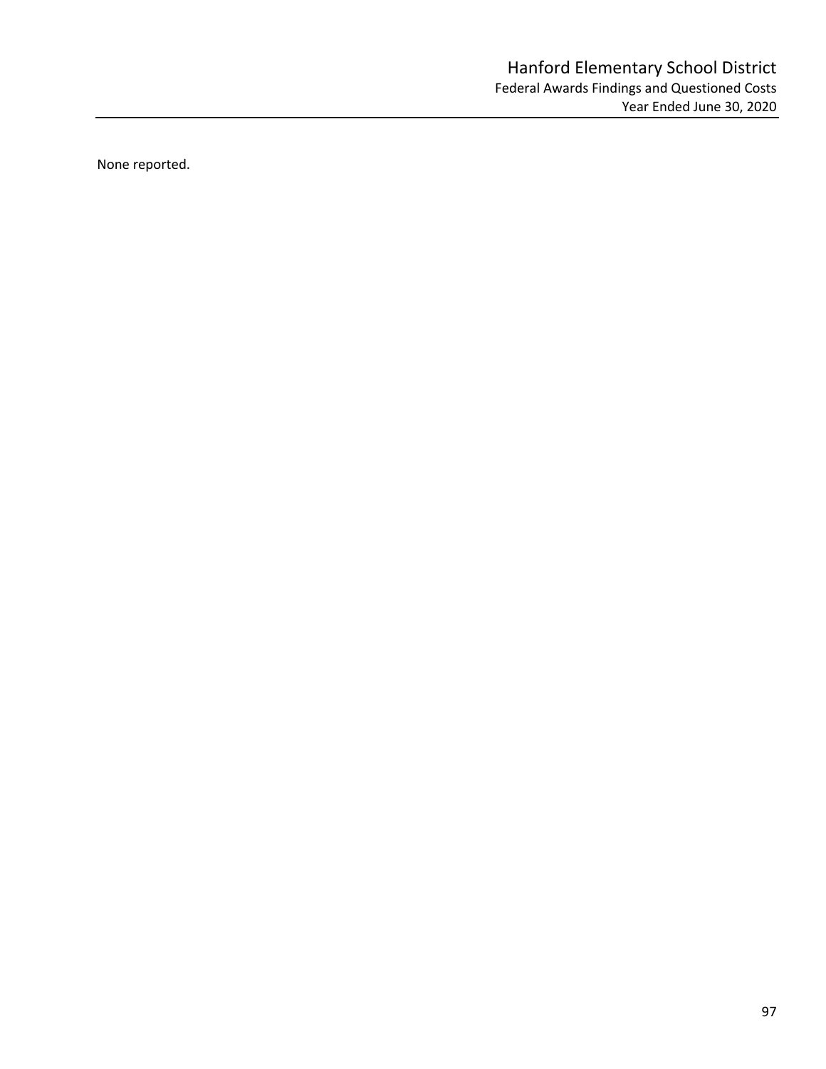None reported.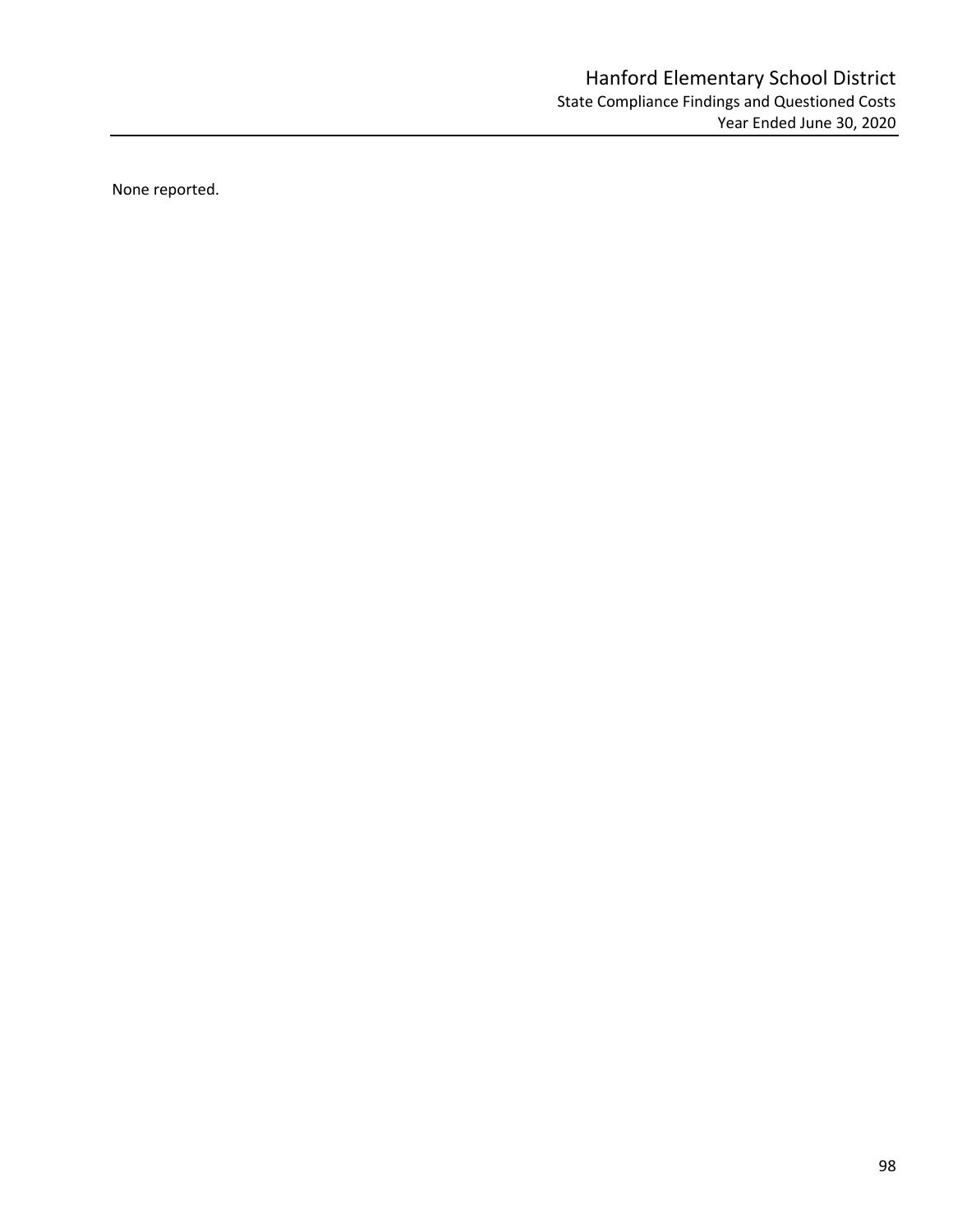# Hanford Elementary School District

## State Compliance Findings and Questioned Costs

Year Ended June 30, 2020

None reported.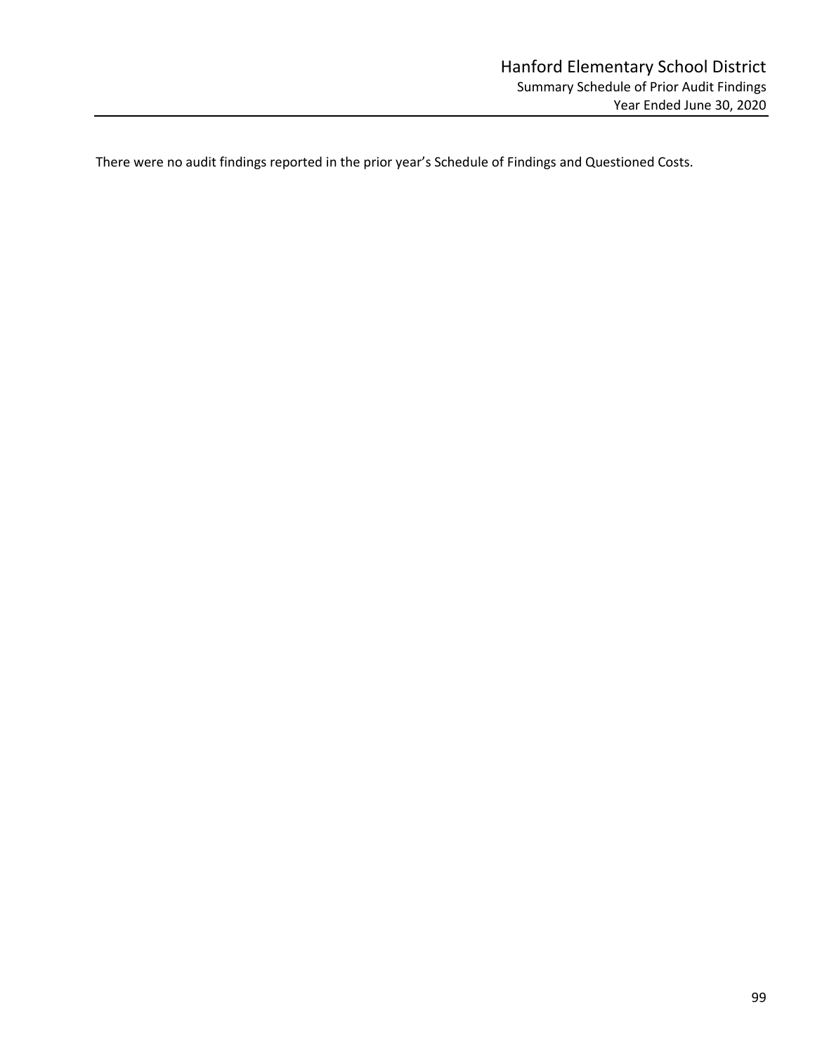# Hanford Elementary School District

## Summary Schedule of Prior Audit Findings

### Year Ended June 30, 2020

There were no audit findings reported in the prior year's Schedule of Findings and Questioned Costs.